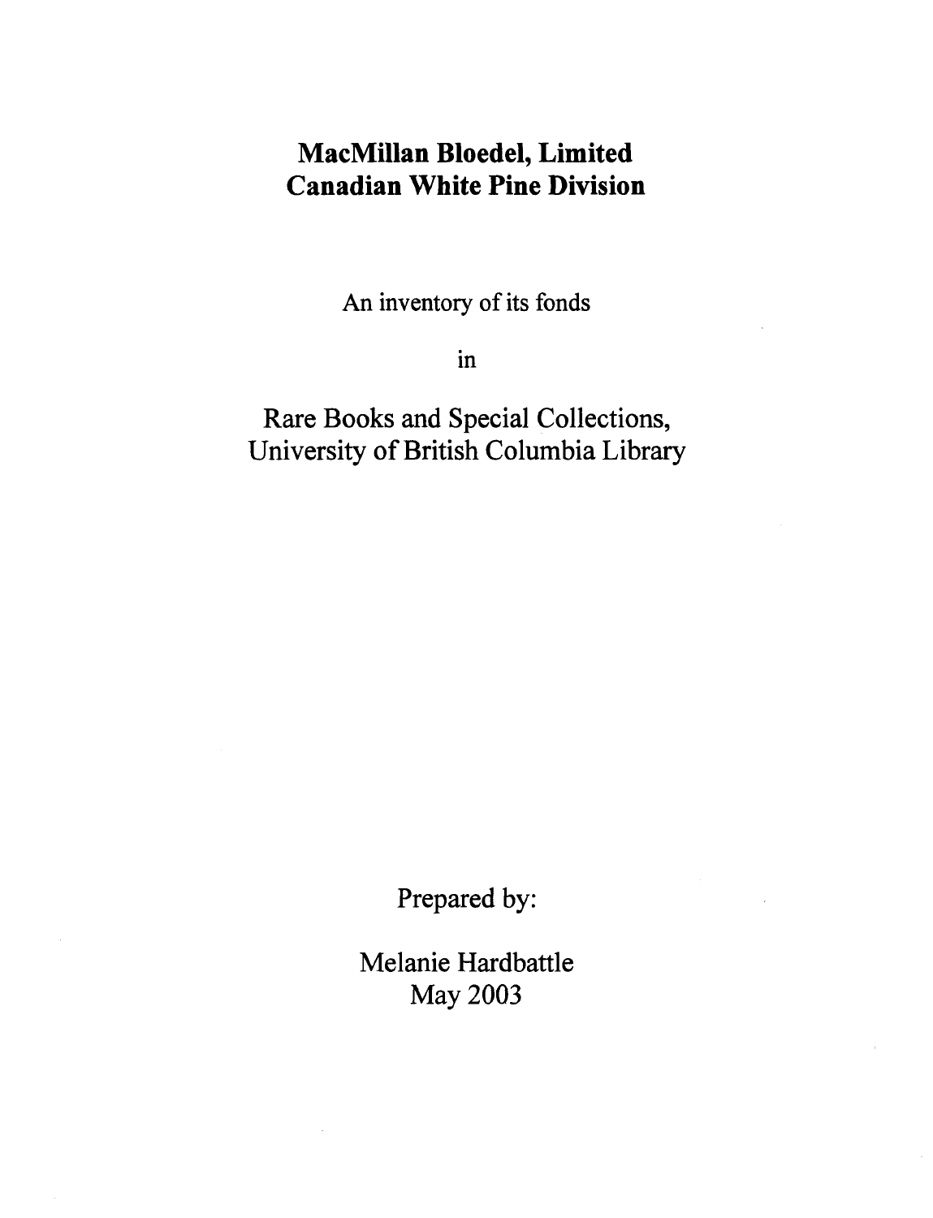# MacMillan Bloedel, Limited
# Canadian White Pine Division

An inventory of its fonds

in

Rare Books and Special Collections, University of British Columbia Library

Prepared by:

Melanie Hardbattle
May 2003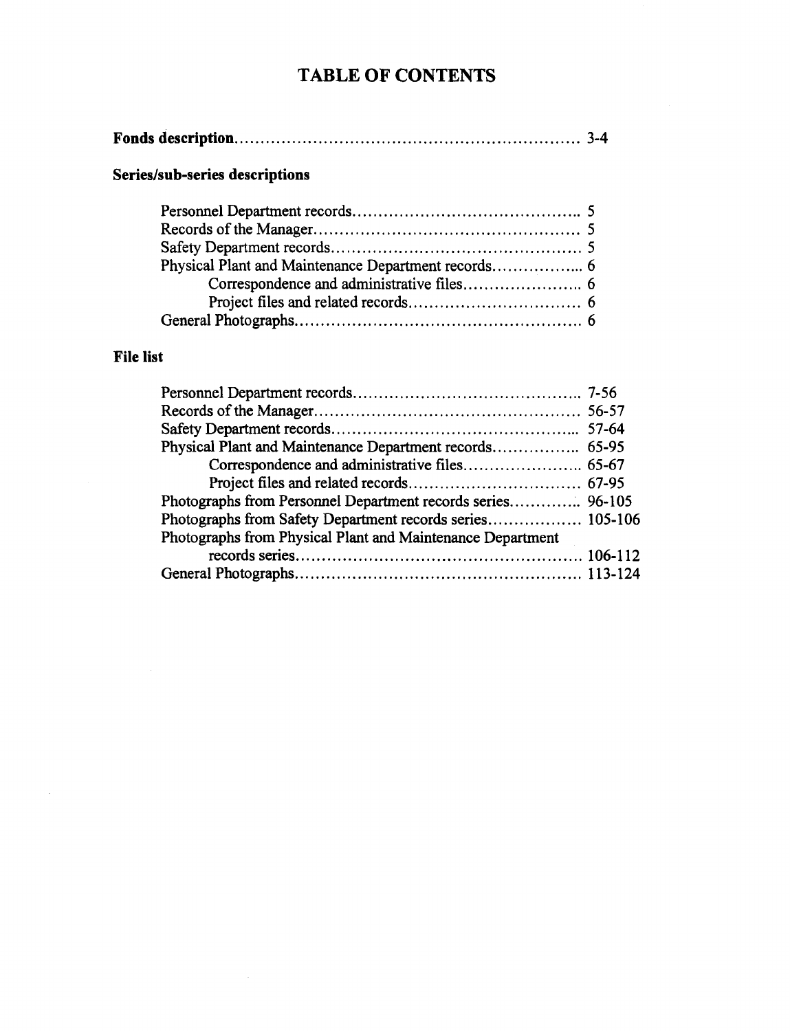# TABLE OF CONTENTS

**Fonds description**.............................................................. 3-4

**Series/sub-series descriptions**

- Personnel Department records........................................ 5
- Records of the Manager................................................ 5
- Safety Department records............................................ 5
- Physical Plant and Maintenance Department records................ 6
  - Correspondence and administrative files....................... 6
  - Project files and related records................................ 6
- General Photographs................................................... 6

**File list**

- Personnel Department records........................................ 7-56
- Records of the Manager................................................ 56-57
- Safety Department records............................................ 57-64
- Physical Plant and Maintenance Department records................ 65-95
  - Correspondence and administrative files....................... 65-67
  - Project files and related records................................ 67-95
- Photographs from Personnel Department records series............. 96-105
- Photographs from Safety Department records series.................. 105-106
- Photographs from Physical Plant and Maintenance Department records series................................................... 106-112
- General Photographs................................................... 113-124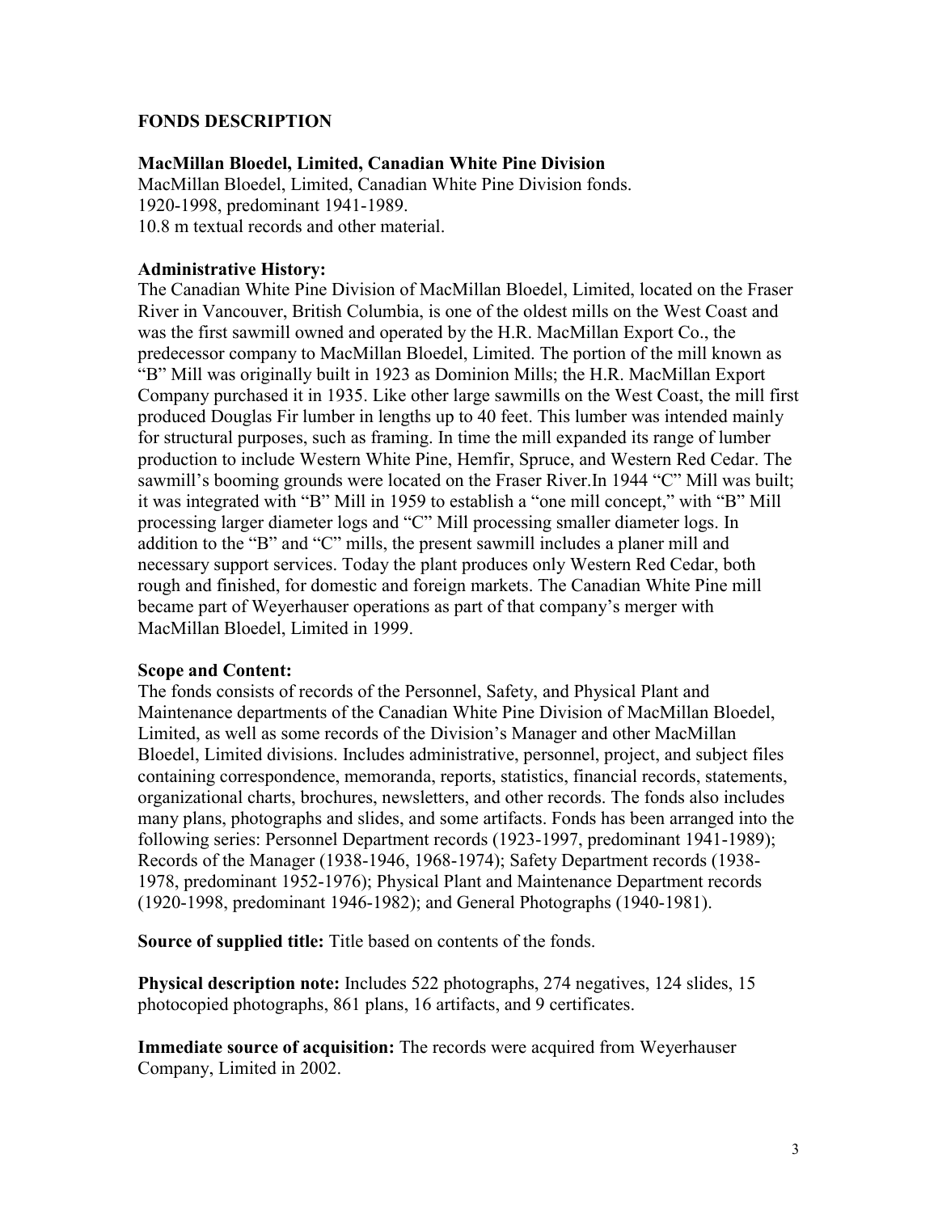## FONDS DESCRIPTION

### MacMillan Bloedel, Limited, Canadian White Pine Division

MacMillan Bloedel, Limited, Canadian White Pine Division fonds.
1920-1998, predominant 1941-1989.
10.8 m textual records and other material.

**Administrative History:**
The Canadian White Pine Division of MacMillan Bloedel, Limited, located on the Fraser River in Vancouver, British Columbia, is one of the oldest mills on the West Coast and was the first sawmill owned and operated by the H.R. MacMillan Export Co., the predecessor company to MacMillan Bloedel, Limited. The portion of the mill known as "B" Mill was originally built in 1923 as Dominion Mills; the H.R. MacMillan Export Company purchased it in 1935. Like other large sawmills on the West Coast, the mill first produced Douglas Fir lumber in lengths up to 40 feet. This lumber was intended mainly for structural purposes, such as framing. In time the mill expanded its range of lumber production to include Western White Pine, Hemfir, Spruce, and Western Red Cedar. The sawmill's booming grounds were located on the Fraser River.In 1944 "C" Mill was built; it was integrated with "B" Mill in 1959 to establish a "one mill concept," with "B" Mill processing larger diameter logs and "C" Mill processing smaller diameter logs. In addition to the "B" and "C" mills, the present sawmill includes a planer mill and necessary support services. Today the plant produces only Western Red Cedar, both rough and finished, for domestic and foreign markets. The Canadian White Pine mill became part of Weyerhauser operations as part of that company's merger with MacMillan Bloedel, Limited in 1999.

**Scope and Content:**
The fonds consists of records of the Personnel, Safety, and Physical Plant and Maintenance departments of the Canadian White Pine Division of MacMillan Bloedel, Limited, as well as some records of the Division's Manager and other MacMillan Bloedel, Limited divisions. Includes administrative, personnel, project, and subject files containing correspondence, memoranda, reports, statistics, financial records, statements, organizational charts, brochures, newsletters, and other records. The fonds also includes many plans, photographs and slides, and some artifacts. Fonds has been arranged into the following series: Personnel Department records (1923-1997, predominant 1941-1989); Records of the Manager (1938-1946, 1968-1974); Safety Department records (1938-1978, predominant 1952-1976); Physical Plant and Maintenance Department records (1920-1998, predominant 1946-1982); and General Photographs (1940-1981).

**Source of supplied title:** Title based on contents of the fonds.

**Physical description note:** Includes 522 photographs, 274 negatives, 124 slides, 15 photocopied photographs, 861 plans, 16 artifacts, and 9 certificates.

**Immediate source of acquisition:** The records were acquired from Weyerhauser Company, Limited in 2002.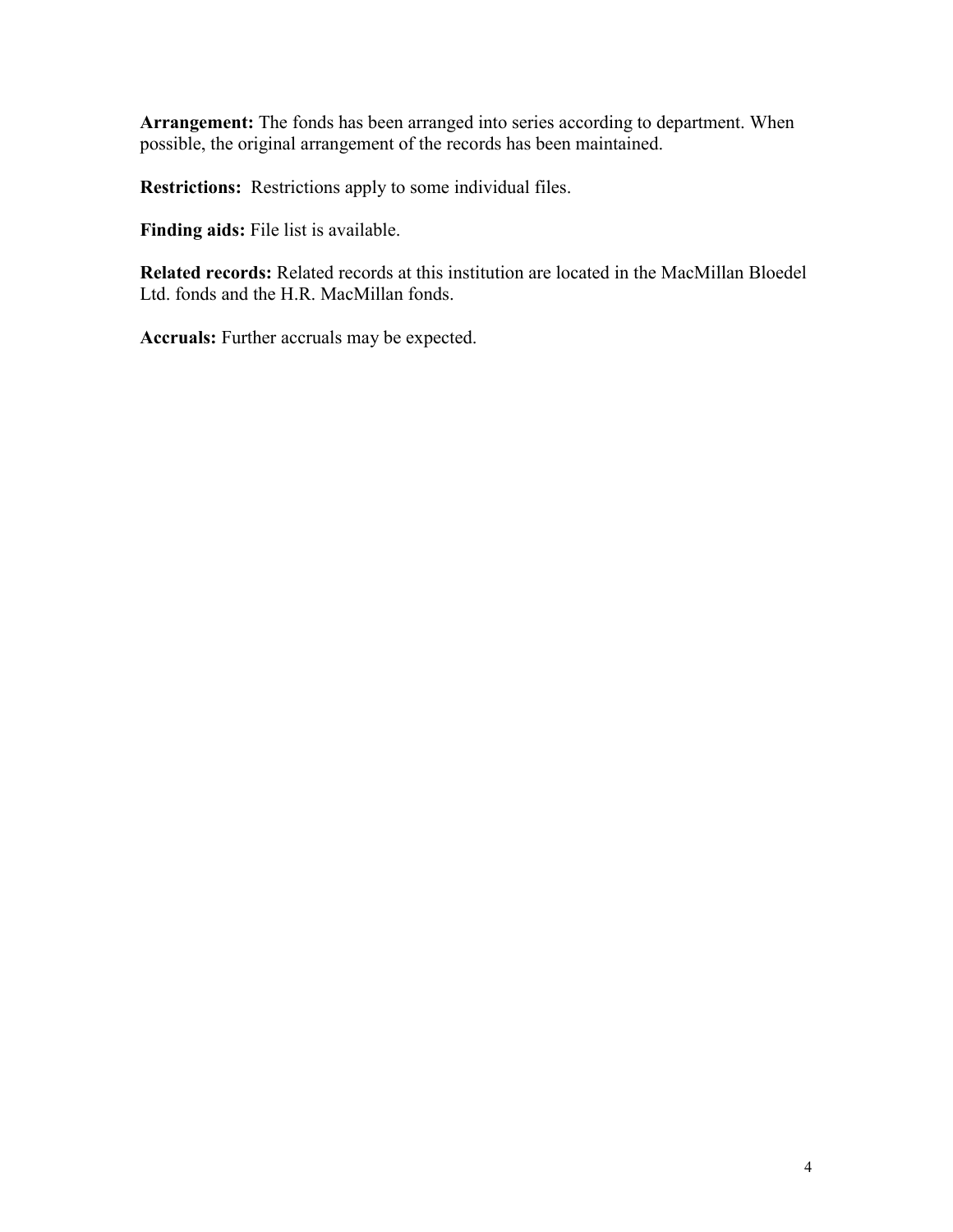**Arrangement:** The fonds has been arranged into series according to department. When possible, the original arrangement of the records has been maintained.

**Restrictions:** Restrictions apply to some individual files.

**Finding aids:** File list is available.

**Related records:** Related records at this institution are located in the MacMillan Bloedel Ltd. fonds and the H.R. MacMillan fonds.

**Accruals:** Further accruals may be expected.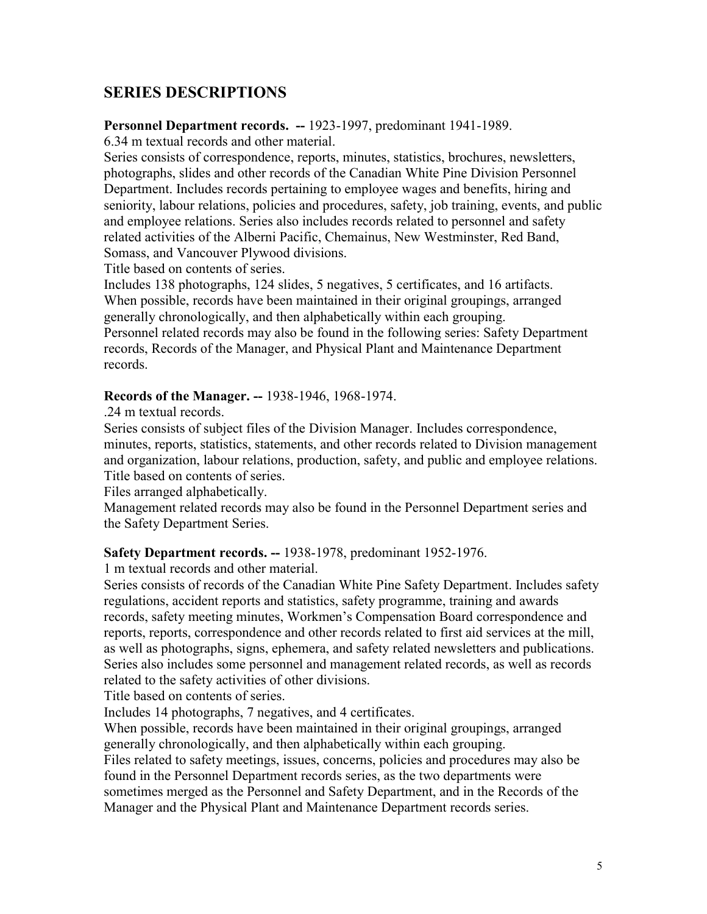## SERIES DESCRIPTIONS

**Personnel Department records. --** 1923-1997, predominant 1941-1989.
6.34 m textual records and other material.
Series consists of correspondence, reports, minutes, statistics, brochures, newsletters, photographs, slides and other records of the Canadian White Pine Division Personnel Department. Includes records pertaining to employee wages and benefits, hiring and seniority, labour relations, policies and procedures, safety, job training, events, and public and employee relations. Series also includes records related to personnel and safety related activities of the Alberni Pacific, Chemainus, New Westminster, Red Band, Somass, and Vancouver Plywood divisions.
Title based on contents of series.
Includes 138 photographs, 124 slides, 5 negatives, 5 certificates, and 16 artifacts.
When possible, records have been maintained in their original groupings, arranged generally chronologically, and then alphabetically within each grouping.
Personnel related records may also be found in the following series: Safety Department records, Records of the Manager, and Physical Plant and Maintenance Department records.

**Records of the Manager. --** 1938-1946, 1968-1974.
.24 m textual records.
Series consists of subject files of the Division Manager. Includes correspondence, minutes, reports, statistics, statements, and other records related to Division management and organization, labour relations, production, safety, and public and employee relations.
Title based on contents of series.
Files arranged alphabetically.
Management related records may also be found in the Personnel Department series and the Safety Department Series.

**Safety Department records. --** 1938-1978, predominant 1952-1976.
1 m textual records and other material.
Series consists of records of the Canadian White Pine Safety Department. Includes safety regulations, accident reports and statistics, safety programme, training and awards records, safety meeting minutes, Workmen's Compensation Board correspondence and reports, reports, correspondence and other records related to first aid services at the mill, as well as photographs, signs, ephemera, and safety related newsletters and publications. Series also includes some personnel and management related records, as well as records related to the safety activities of other divisions.
Title based on contents of series.
Includes 14 photographs, 7 negatives, and 4 certificates.
When possible, records have been maintained in their original groupings, arranged generally chronologically, and then alphabetically within each grouping.
Files related to safety meetings, issues, concerns, policies and procedures may also be found in the Personnel Department records series, as the two departments were sometimes merged as the Personnel and Safety Department, and in the Records of the Manager and the Physical Plant and Maintenance Department records series.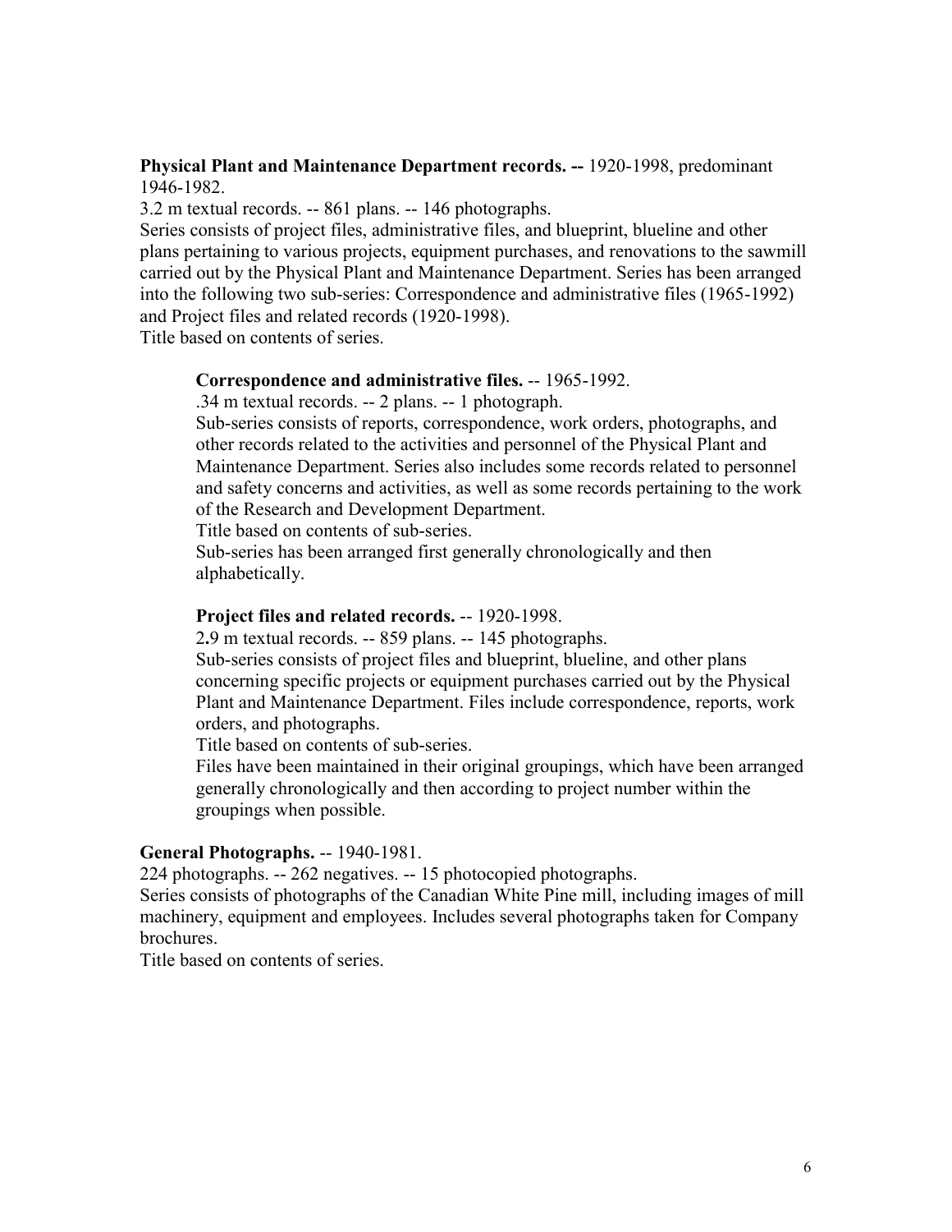**Physical Plant and Maintenance Department records. --** 1920-1998, predominant 1946-1982.

3.2 m textual records. -- 861 plans. -- 146 photographs.

Series consists of project files, administrative files, and blueprint, blueline and other plans pertaining to various projects, equipment purchases, and renovations to the sawmill carried out by the Physical Plant and Maintenance Department. Series has been arranged into the following two sub-series: Correspondence and administrative files (1965-1992) and Project files and related records (1920-1998).

Title based on contents of series.

> **Correspondence and administrative files.** -- 1965-1992.
>
> .34 m textual records. -- 2 plans. -- 1 photograph.
>
> Sub-series consists of reports, correspondence, work orders, photographs, and other records related to the activities and personnel of the Physical Plant and Maintenance Department. Series also includes some records related to personnel and safety concerns and activities, as well as some records pertaining to the work of the Research and Development Department.
>
> Title based on contents of sub-series.
>
> Sub-series has been arranged first generally chronologically and then alphabetically.
>
> **Project files and related records.** -- 1920-1998.
>
> 2.9 m textual records. -- 859 plans. -- 145 photographs.
>
> Sub-series consists of project files and blueprint, blueline, and other plans concerning specific projects or equipment purchases carried out by the Physical Plant and Maintenance Department. Files include correspondence, reports, work orders, and photographs.
>
> Title based on contents of sub-series.
>
> Files have been maintained in their original groupings, which have been arranged generally chronologically and then according to project number within the groupings when possible.

**General Photographs.** -- 1940-1981.

224 photographs. -- 262 negatives. -- 15 photocopied photographs.

Series consists of photographs of the Canadian White Pine mill, including images of mill machinery, equipment and employees. Includes several photographs taken for Company brochures.

Title based on contents of series.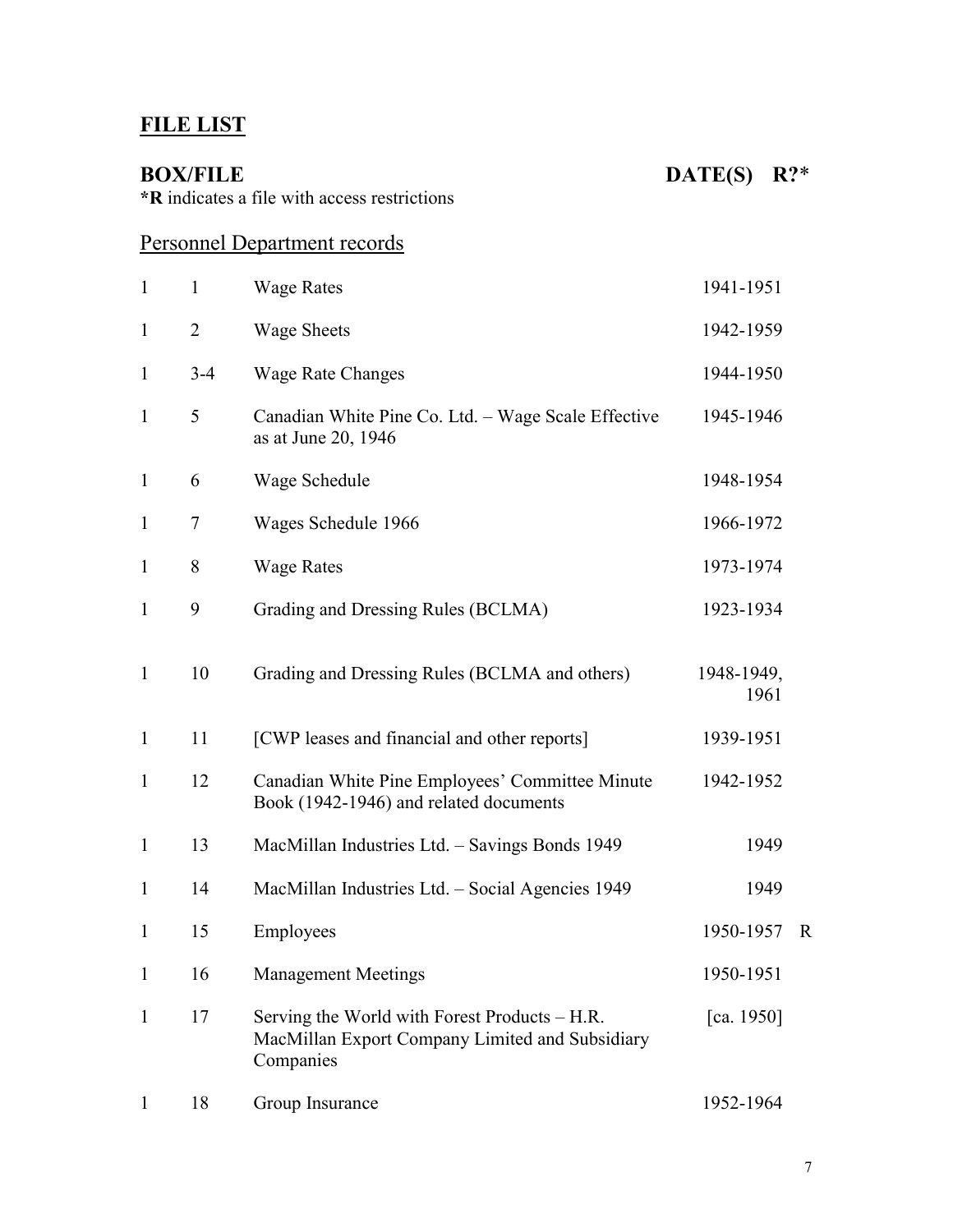## FILE LIST

**BOX/FILE** **DATE(S) R?***

***R** indicates a file with access restrictions

### Personnel Department records

| Box | File | Title | Date(s) | R? |
|---|---|---|---|---|
| 1 | 1 | Wage Rates | 1941-1951 | |
| 1 | 2 | Wage Sheets | 1942-1959 | |
| 1 | 3-4 | Wage Rate Changes | 1944-1950 | |
| 1 | 5 | Canadian White Pine Co. Ltd. – Wage Scale Effective as at June 20, 1946 | 1945-1946 | |
| 1 | 6 | Wage Schedule | 1948-1954 | |
| 1 | 7 | Wages Schedule 1966 | 1966-1972 | |
| 1 | 8 | Wage Rates | 1973-1974 | |
| 1 | 9 | Grading and Dressing Rules (BCLMA) | 1923-1934 | |
| 1 | 10 | Grading and Dressing Rules (BCLMA and others) | 1948-1949, 1961 | |
| 1 | 11 | [CWP leases and financial and other reports] | 1939-1951 | |
| 1 | 12 | Canadian White Pine Employees' Committee Minute Book (1942-1946) and related documents | 1942-1952 | |
| 1 | 13 | MacMillan Industries Ltd. – Savings Bonds 1949 | 1949 | |
| 1 | 14 | MacMillan Industries Ltd. – Social Agencies 1949 | 1949 | |
| 1 | 15 | Employees | 1950-1957 | R |
| 1 | 16 | Management Meetings | 1950-1951 | |
| 1 | 17 | Serving the World with Forest Products – H.R. MacMillan Export Company Limited and Subsidiary Companies | [ca. 1950] | |
| 1 | 18 | Group Insurance | 1952-1964 | |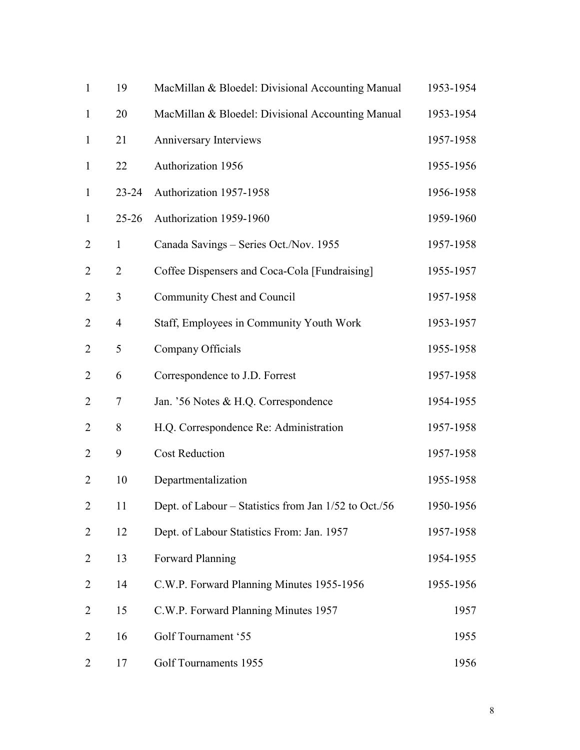| | | | |
|---|---|---|---|
| 1 | 19 | MacMillan & Bloedel: Divisional Accounting Manual | 1953-1954 |
| 1 | 20 | MacMillan & Bloedel: Divisional Accounting Manual | 1953-1954 |
| 1 | 21 | Anniversary Interviews | 1957-1958 |
| 1 | 22 | Authorization 1956 | 1955-1956 |
| 1 | 23-24 | Authorization 1957-1958 | 1956-1958 |
| 1 | 25-26 | Authorization 1959-1960 | 1959-1960 |
| 2 | 1 | Canada Savings – Series Oct./Nov. 1955 | 1957-1958 |
| 2 | 2 | Coffee Dispensers and Coca-Cola [Fundraising] | 1955-1957 |
| 2 | 3 | Community Chest and Council | 1957-1958 |
| 2 | 4 | Staff, Employees in Community Youth Work | 1953-1957 |
| 2 | 5 | Company Officials | 1955-1958 |
| 2 | 6 | Correspondence to J.D. Forrest | 1957-1958 |
| 2 | 7 | Jan. '56 Notes & H.Q. Correspondence | 1954-1955 |
| 2 | 8 | H.Q. Correspondence Re: Administration | 1957-1958 |
| 2 | 9 | Cost Reduction | 1957-1958 |
| 2 | 10 | Departmentalization | 1955-1958 |
| 2 | 11 | Dept. of Labour – Statistics from Jan 1/52 to Oct./56 | 1950-1956 |
| 2 | 12 | Dept. of Labour Statistics From: Jan. 1957 | 1957-1958 |
| 2 | 13 | Forward Planning | 1954-1955 |
| 2 | 14 | C.W.P. Forward Planning Minutes 1955-1956 | 1955-1956 |
| 2 | 15 | C.W.P. Forward Planning Minutes 1957 | 1957 |
| 2 | 16 | Golf Tournament '55 | 1955 |
| 2 | 17 | Golf Tournaments 1955 | 1956 |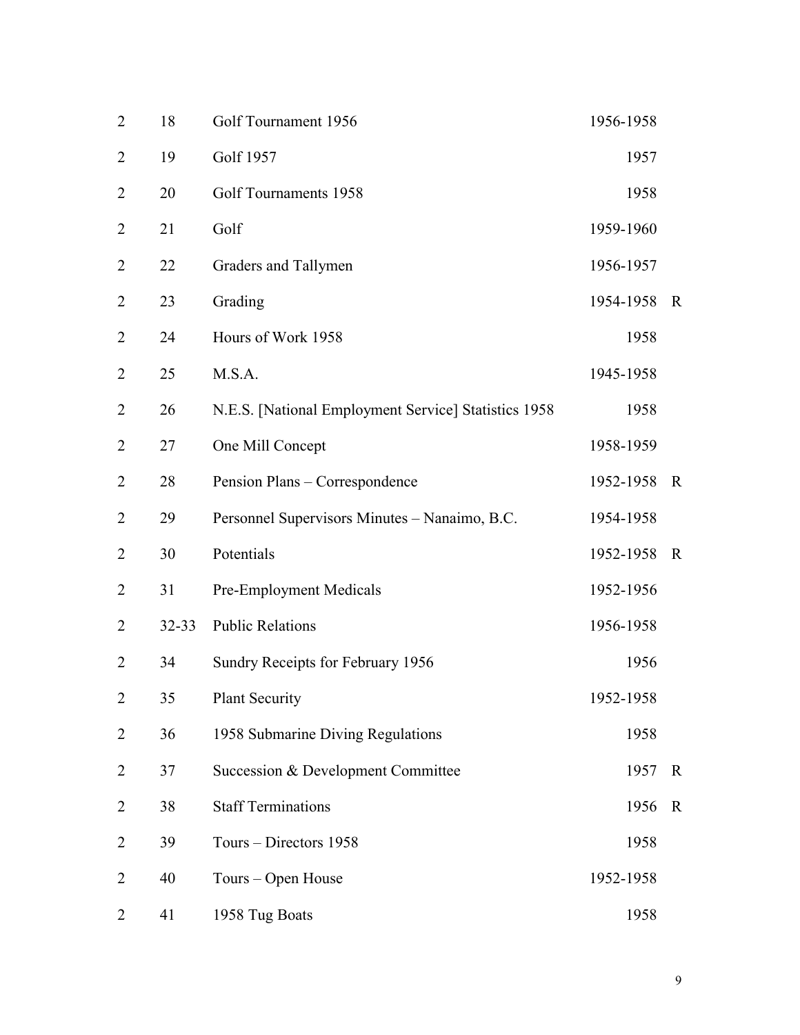| | | | | |
|---|---|---|---|---|
| 2 | 18 | Golf Tournament 1956 | 1956-1958 | |
| 2 | 19 | Golf 1957 | 1957 | |
| 2 | 20 | Golf Tournaments 1958 | 1958 | |
| 2 | 21 | Golf | 1959-1960 | |
| 2 | 22 | Graders and Tallymen | 1956-1957 | |
| 2 | 23 | Grading | 1954-1958 | R |
| 2 | 24 | Hours of Work 1958 | 1958 | |
| 2 | 25 | M.S.A. | 1945-1958 | |
| 2 | 26 | N.E.S. [National Employment Service] Statistics 1958 | 1958 | |
| 2 | 27 | One Mill Concept | 1958-1959 | |
| 2 | 28 | Pension Plans – Correspondence | 1952-1958 | R |
| 2 | 29 | Personnel Supervisors Minutes – Nanaimo, B.C. | 1954-1958 | |
| 2 | 30 | Potentials | 1952-1958 | R |
| 2 | 31 | Pre-Employment Medicals | 1952-1956 | |
| 2 | 32-33 | Public Relations | 1956-1958 | |
| 2 | 34 | Sundry Receipts for February 1956 | 1956 | |
| 2 | 35 | Plant Security | 1952-1958 | |
| 2 | 36 | 1958 Submarine Diving Regulations | 1958 | |
| 2 | 37 | Succession & Development Committee | 1957 | R |
| 2 | 38 | Staff Terminations | 1956 | R |
| 2 | 39 | Tours – Directors 1958 | 1958 | |
| 2 | 40 | Tours – Open House | 1952-1958 | |
| 2 | 41 | 1958 Tug Boats | 1958 | |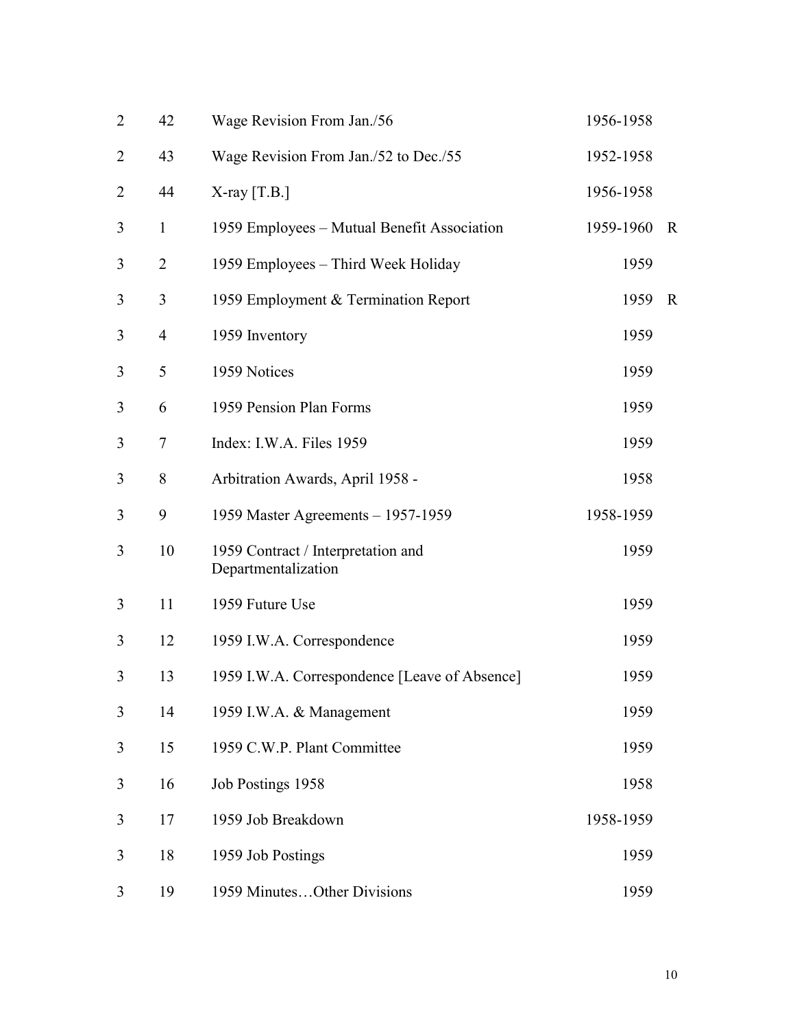| | | | | |
|---|---|---|---|---|
| 2 | 42 | Wage Revision From Jan./56 | 1956-1958 | |
| 2 | 43 | Wage Revision From Jan./52 to Dec./55 | 1952-1958 | |
| 2 | 44 | X-ray [T.B.] | 1956-1958 | |
| 3 | 1 | 1959 Employees – Mutual Benefit Association | 1959-1960 | R |
| 3 | 2 | 1959 Employees – Third Week Holiday | 1959 | |
| 3 | 3 | 1959 Employment & Termination Report | 1959 | R |
| 3 | 4 | 1959 Inventory | 1959 | |
| 3 | 5 | 1959 Notices | 1959 | |
| 3 | 6 | 1959 Pension Plan Forms | 1959 | |
| 3 | 7 | Index: I.W.A. Files 1959 | 1959 | |
| 3 | 8 | Arbitration Awards, April 1958 - | 1958 | |
| 3 | 9 | 1959 Master Agreements – 1957-1959 | 1958-1959 | |
| 3 | 10 | 1959 Contract / Interpretation and Departmentalization | 1959 | |
| 3 | 11 | 1959 Future Use | 1959 | |
| 3 | 12 | 1959 I.W.A. Correspondence | 1959 | |
| 3 | 13 | 1959 I.W.A. Correspondence [Leave of Absence] | 1959 | |
| 3 | 14 | 1959 I.W.A. & Management | 1959 | |
| 3 | 15 | 1959 C.W.P. Plant Committee | 1959 | |
| 3 | 16 | Job Postings 1958 | 1958 | |
| 3 | 17 | 1959 Job Breakdown | 1958-1959 | |
| 3 | 18 | 1959 Job Postings | 1959 | |
| 3 | 19 | 1959 Minutes…Other Divisions | 1959 | |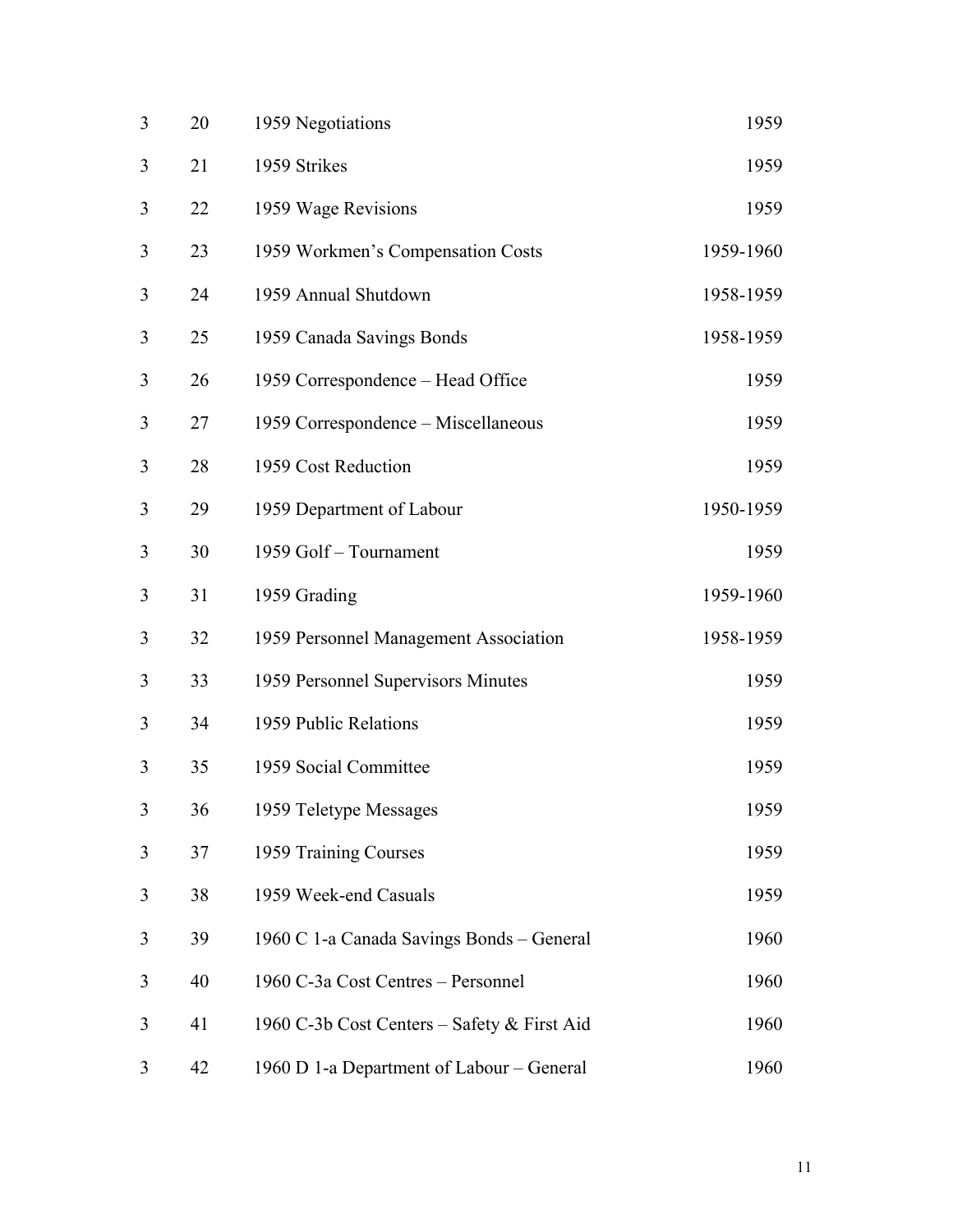| | | | |
|---|---|---|---|
| 3 | 20 | 1959 Negotiations | 1959 |
| 3 | 21 | 1959 Strikes | 1959 |
| 3 | 22 | 1959 Wage Revisions | 1959 |
| 3 | 23 | 1959 Workmen's Compensation Costs | 1959-1960 |
| 3 | 24 | 1959 Annual Shutdown | 1958-1959 |
| 3 | 25 | 1959 Canada Savings Bonds | 1958-1959 |
| 3 | 26 | 1959 Correspondence – Head Office | 1959 |
| 3 | 27 | 1959 Correspondence – Miscellaneous | 1959 |
| 3 | 28 | 1959 Cost Reduction | 1959 |
| 3 | 29 | 1959 Department of Labour | 1950-1959 |
| 3 | 30 | 1959 Golf – Tournament | 1959 |
| 3 | 31 | 1959 Grading | 1959-1960 |
| 3 | 32 | 1959 Personnel Management Association | 1958-1959 |
| 3 | 33 | 1959 Personnel Supervisors Minutes | 1959 |
| 3 | 34 | 1959 Public Relations | 1959 |
| 3 | 35 | 1959 Social Committee | 1959 |
| 3 | 36 | 1959 Teletype Messages | 1959 |
| 3 | 37 | 1959 Training Courses | 1959 |
| 3 | 38 | 1959 Week-end Casuals | 1959 |
| 3 | 39 | 1960 C 1-a Canada Savings Bonds – General | 1960 |
| 3 | 40 | 1960 C-3a Cost Centres – Personnel | 1960 |
| 3 | 41 | 1960 C-3b Cost Centers – Safety & First Aid | 1960 |
| 3 | 42 | 1960 D 1-a Department of Labour – General | 1960 |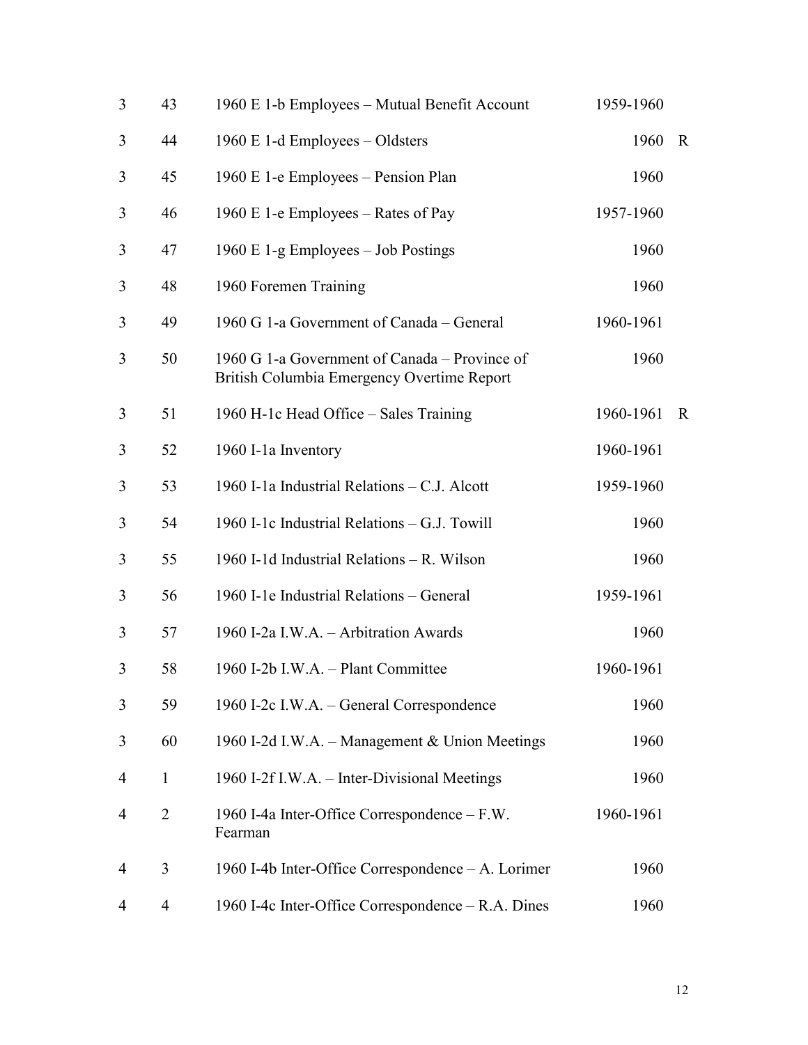| | | | | |
|---|---|---|---|---|
| 3 | 43 | 1960 E 1-b Employees – Mutual Benefit Account | 1959-1960 | |
| 3 | 44 | 1960 E 1-d Employees – Oldsters | 1960 | R |
| 3 | 45 | 1960 E 1-e Employees – Pension Plan | 1960 | |
| 3 | 46 | 1960 E 1-e Employees – Rates of Pay | 1957-1960 | |
| 3 | 47 | 1960 E 1-g Employees – Job Postings | 1960 | |
| 3 | 48 | 1960 Foremen Training | 1960 | |
| 3 | 49 | 1960 G 1-a Government of Canada – General | 1960-1961 | |
| 3 | 50 | 1960 G 1-a Government of Canada – Province of British Columbia Emergency Overtime Report | 1960 | |
| 3 | 51 | 1960 H-1c Head Office – Sales Training | 1960-1961 | R |
| 3 | 52 | 1960 I-1a Inventory | 1960-1961 | |
| 3 | 53 | 1960 I-1a Industrial Relations – C.J. Alcott | 1959-1960 | |
| 3 | 54 | 1960 I-1c Industrial Relations – G.J. Towill | 1960 | |
| 3 | 55 | 1960 I-1d Industrial Relations – R. Wilson | 1960 | |
| 3 | 56 | 1960 I-1e Industrial Relations – General | 1959-1961 | |
| 3 | 57 | 1960 I-2a I.W.A. – Arbitration Awards | 1960 | |
| 3 | 58 | 1960 I-2b I.W.A. – Plant Committee | 1960-1961 | |
| 3 | 59 | 1960 I-2c I.W.A. – General Correspondence | 1960 | |
| 3 | 60 | 1960 I-2d I.W.A. – Management & Union Meetings | 1960 | |
| 4 | 1 | 1960 I-2f I.W.A. – Inter-Divisional Meetings | 1960 | |
| 4 | 2 | 1960 I-4a Inter-Office Correspondence – F.W. Fearman | 1960-1961 | |
| 4 | 3 | 1960 I-4b Inter-Office Correspondence – A. Lorimer | 1960 | |
| 4 | 4 | 1960 I-4c Inter-Office Correspondence – R.A. Dines | 1960 | |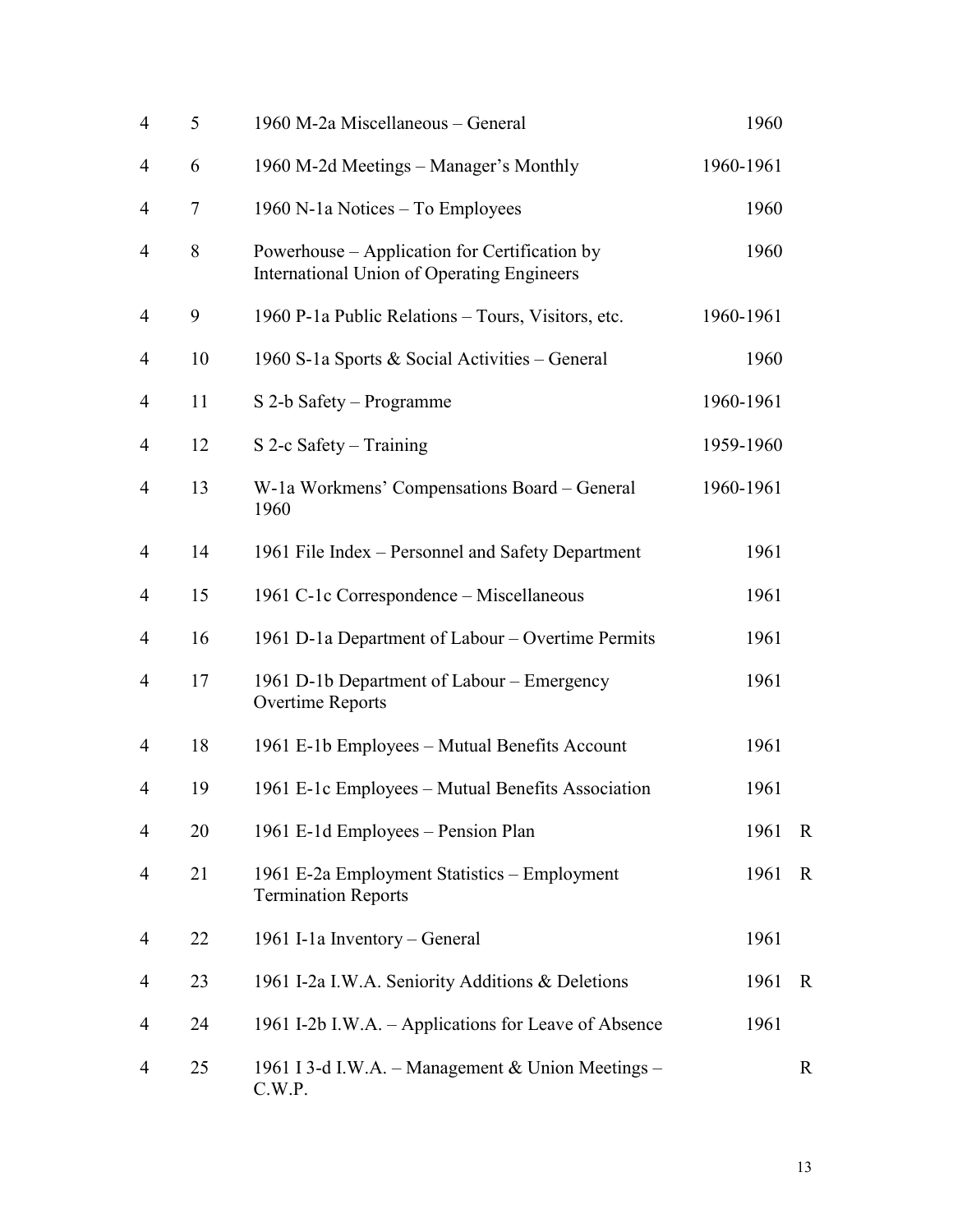| | | | | |
|---|---|---|---|---|
| 4 | 5 | 1960 M-2a Miscellaneous – General | 1960 | |
| 4 | 6 | 1960 M-2d Meetings – Manager's Monthly | 1960-1961 | |
| 4 | 7 | 1960 N-1a Notices – To Employees | 1960 | |
| 4 | 8 | Powerhouse – Application for Certification by International Union of Operating Engineers | 1960 | |
| 4 | 9 | 1960 P-1a Public Relations – Tours, Visitors, etc. | 1960-1961 | |
| 4 | 10 | 1960 S-1a Sports & Social Activities – General | 1960 | |
| 4 | 11 | S 2-b Safety – Programme | 1960-1961 | |
| 4 | 12 | S 2-c Safety – Training | 1959-1960 | |
| 4 | 13 | W-1a Workmens' Compensations Board – General 1960 | 1960-1961 | |
| 4 | 14 | 1961 File Index – Personnel and Safety Department | 1961 | |
| 4 | 15 | 1961 C-1c Correspondence – Miscellaneous | 1961 | |
| 4 | 16 | 1961 D-1a Department of Labour – Overtime Permits | 1961 | |
| 4 | 17 | 1961 D-1b Department of Labour – Emergency Overtime Reports | 1961 | |
| 4 | 18 | 1961 E-1b Employees – Mutual Benefits Account | 1961 | |
| 4 | 19 | 1961 E-1c Employees – Mutual Benefits Association | 1961 | |
| 4 | 20 | 1961 E-1d Employees – Pension Plan | 1961 | R |
| 4 | 21 | 1961 E-2a Employment Statistics – Employment Termination Reports | 1961 | R |
| 4 | 22 | 1961 I-1a Inventory – General | 1961 | |
| 4 | 23 | 1961 I-2a I.W.A. Seniority Additions & Deletions | 1961 | R |
| 4 | 24 | 1961 I-2b I.W.A. – Applications for Leave of Absence | 1961 | |
| 4 | 25 | 1961 I 3-d I.W.A. – Management & Union Meetings – C.W.P. | | R |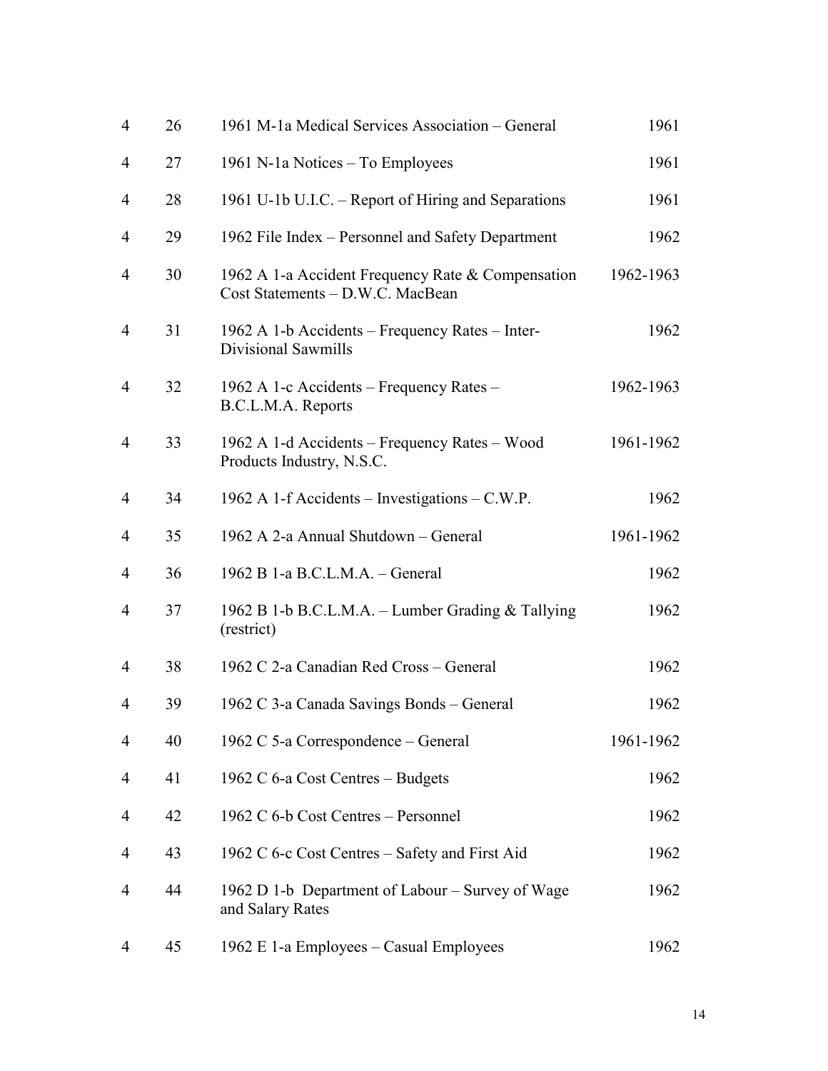| | | | |
|---|---|---|---|
| 4 | 26 | 1961 M-1a Medical Services Association – General | 1961 |
| 4 | 27 | 1961 N-1a Notices – To Employees | 1961 |
| 4 | 28 | 1961 U-1b U.I.C. – Report of Hiring and Separations | 1961 |
| 4 | 29 | 1962 File Index – Personnel and Safety Department | 1962 |
| 4 | 30 | 1962 A 1-a Accident Frequency Rate & Compensation Cost Statements – D.W.C. MacBean | 1962-1963 |
| 4 | 31 | 1962 A 1-b Accidents – Frequency Rates – Inter-Divisional Sawmills | 1962 |
| 4 | 32 | 1962 A 1-c Accidents – Frequency Rates – B.C.L.M.A. Reports | 1962-1963 |
| 4 | 33 | 1962 A 1-d Accidents – Frequency Rates – Wood Products Industry, N.S.C. | 1961-1962 |
| 4 | 34 | 1962 A 1-f Accidents – Investigations – C.W.P. | 1962 |
| 4 | 35 | 1962 A 2-a Annual Shutdown – General | 1961-1962 |
| 4 | 36 | 1962 B 1-a B.C.L.M.A. – General | 1962 |
| 4 | 37 | 1962 B 1-b B.C.L.M.A. – Lumber Grading & Tallying (restrict) | 1962 |
| 4 | 38 | 1962 C 2-a Canadian Red Cross – General | 1962 |
| 4 | 39 | 1962 C 3-a Canada Savings Bonds – General | 1962 |
| 4 | 40 | 1962 C 5-a Correspondence – General | 1961-1962 |
| 4 | 41 | 1962 C 6-a Cost Centres – Budgets | 1962 |
| 4 | 42 | 1962 C 6-b Cost Centres – Personnel | 1962 |
| 4 | 43 | 1962 C 6-c Cost Centres – Safety and First Aid | 1962 |
| 4 | 44 | 1962 D 1-b Department of Labour – Survey of Wage and Salary Rates | 1962 |
| 4 | 45 | 1962 E 1-a Employees – Casual Employees | 1962 |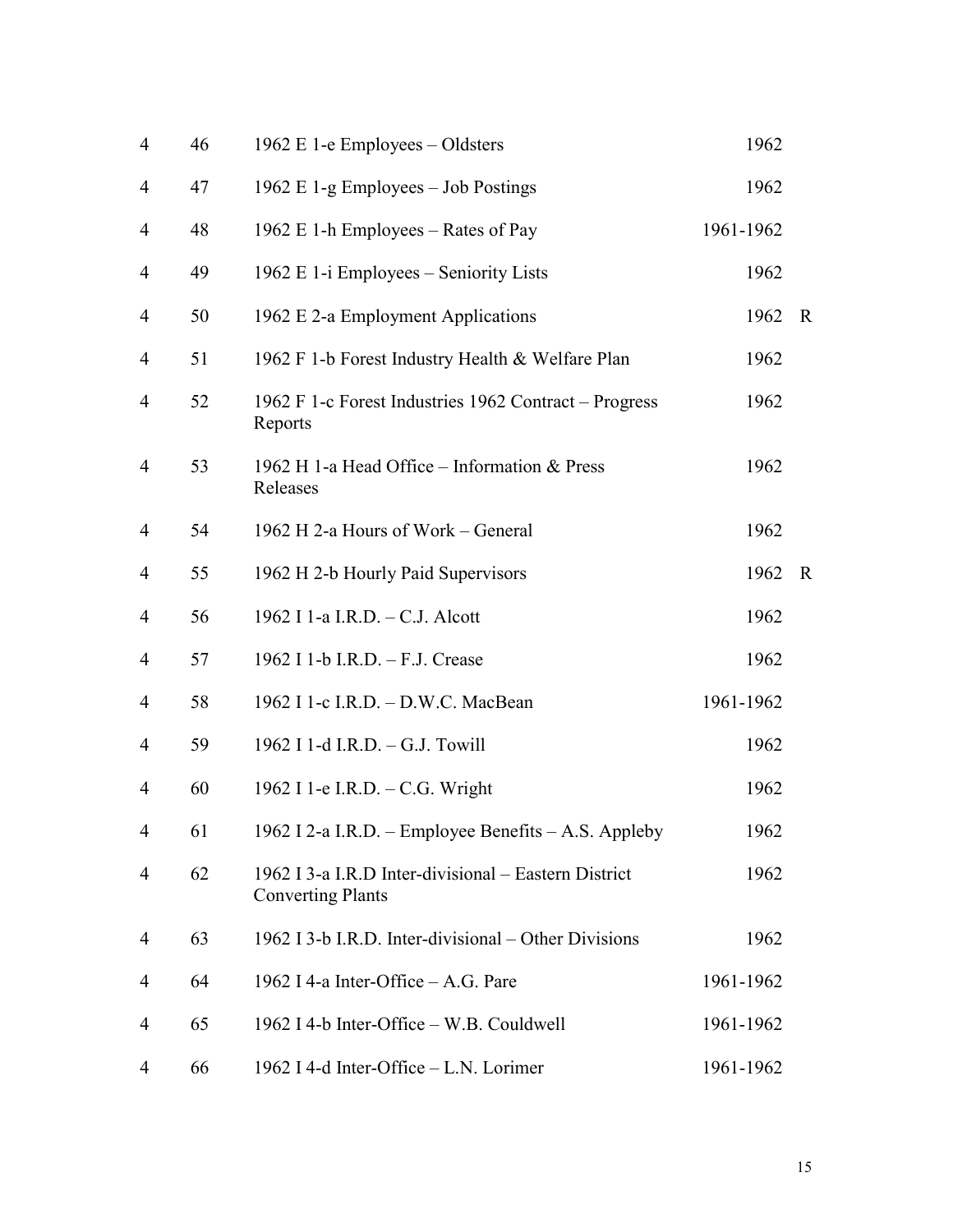| | | | | |
|---|---|---|---|---|
| 4 | 46 | 1962 E 1-e Employees – Oldsters | 1962 | |
| 4 | 47 | 1962 E 1-g Employees – Job Postings | 1962 | |
| 4 | 48 | 1962 E 1-h Employees – Rates of Pay | 1961-1962 | |
| 4 | 49 | 1962 E 1-i Employees – Seniority Lists | 1962 | |
| 4 | 50 | 1962 E 2-a Employment Applications | 1962 | R |
| 4 | 51 | 1962 F 1-b Forest Industry Health & Welfare Plan | 1962 | |
| 4 | 52 | 1962 F 1-c Forest Industries 1962 Contract – Progress Reports | 1962 | |
| 4 | 53 | 1962 H 1-a Head Office – Information & Press Releases | 1962 | |
| 4 | 54 | 1962 H 2-a Hours of Work – General | 1962 | |
| 4 | 55 | 1962 H 2-b Hourly Paid Supervisors | 1962 | R |
| 4 | 56 | 1962 I 1-a I.R.D. – C.J. Alcott | 1962 | |
| 4 | 57 | 1962 I 1-b I.R.D. – F.J. Crease | 1962 | |
| 4 | 58 | 1962 I 1-c I.R.D. – D.W.C. MacBean | 1961-1962 | |
| 4 | 59 | 1962 I 1-d I.R.D. – G.J. Towill | 1962 | |
| 4 | 60 | 1962 I 1-e I.R.D. – C.G. Wright | 1962 | |
| 4 | 61 | 1962 I 2-a I.R.D. – Employee Benefits – A.S. Appleby | 1962 | |
| 4 | 62 | 1962 I 3-a I.R.D Inter-divisional – Eastern District Converting Plants | 1962 | |
| 4 | 63 | 1962 I 3-b I.R.D. Inter-divisional – Other Divisions | 1962 | |
| 4 | 64 | 1962 I 4-a Inter-Office – A.G. Pare | 1961-1962 | |
| 4 | 65 | 1962 I 4-b Inter-Office – W.B. Couldwell | 1961-1962 | |
| 4 | 66 | 1962 I 4-d Inter-Office – L.N. Lorimer | 1961-1962 | |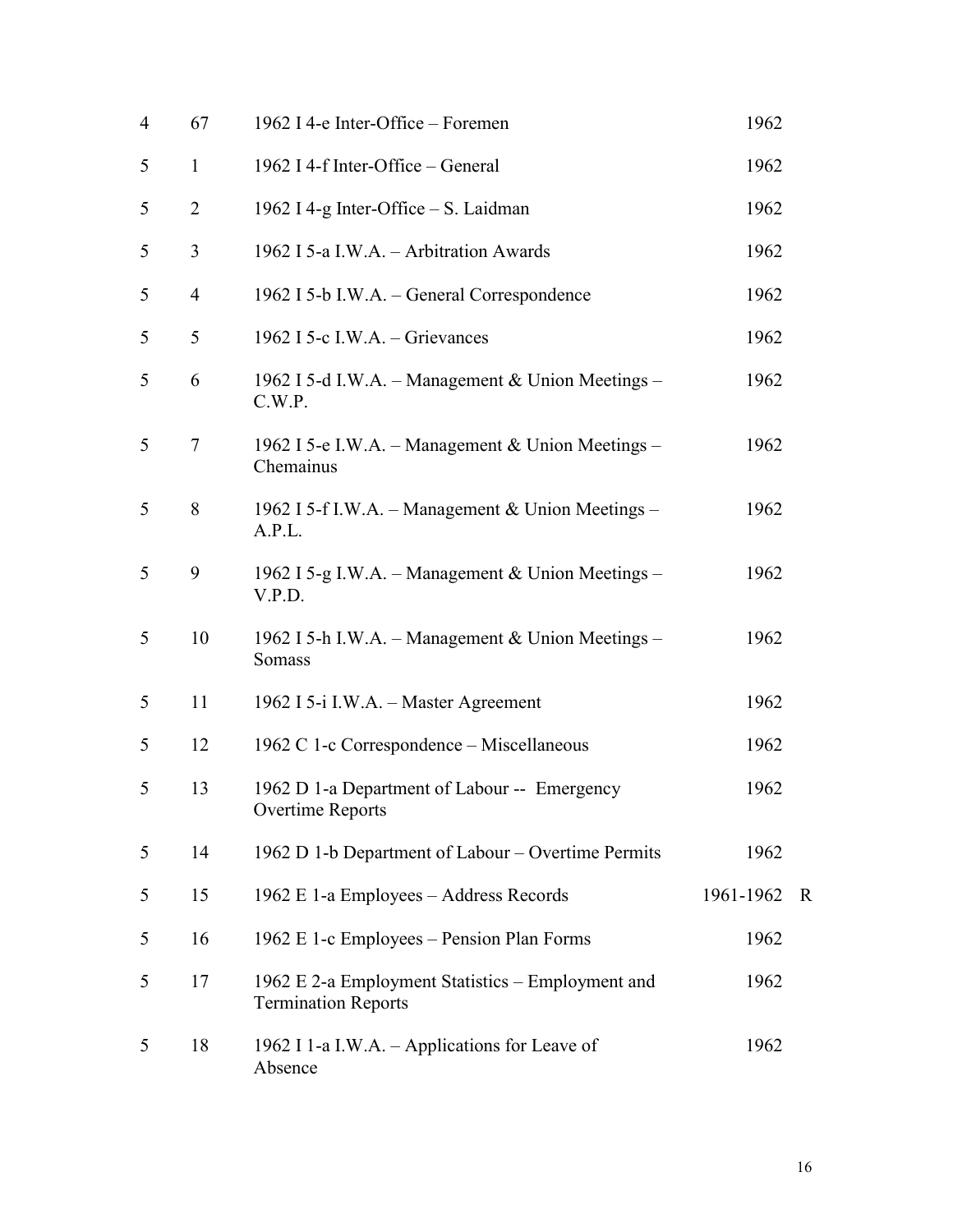| | | | | |
|---|---|---|---|---|
| 4 | 67 | 1962 I 4-e Inter-Office – Foremen | 1962 | |
| 5 | 1 | 1962 I 4-f Inter-Office – General | 1962 | |
| 5 | 2 | 1962 I 4-g Inter-Office – S. Laidman | 1962 | |
| 5 | 3 | 1962 I 5-a I.W.A. – Arbitration Awards | 1962 | |
| 5 | 4 | 1962 I 5-b I.W.A. – General Correspondence | 1962 | |
| 5 | 5 | 1962 I 5-c I.W.A. – Grievances | 1962 | |
| 5 | 6 | 1962 I 5-d I.W.A. – Management & Union Meetings – C.W.P. | 1962 | |
| 5 | 7 | 1962 I 5-e I.W.A. – Management & Union Meetings – Chemainus | 1962 | |
| 5 | 8 | 1962 I 5-f I.W.A. – Management & Union Meetings – A.P.L. | 1962 | |
| 5 | 9 | 1962 I 5-g I.W.A. – Management & Union Meetings – V.P.D. | 1962 | |
| 5 | 10 | 1962 I 5-h I.W.A. – Management & Union Meetings – Somass | 1962 | |
| 5 | 11 | 1962 I 5-i I.W.A. – Master Agreement | 1962 | |
| 5 | 12 | 1962 C 1-c Correspondence – Miscellaneous | 1962 | |
| 5 | 13 | 1962 D 1-a Department of Labour -- Emergency Overtime Reports | 1962 | |
| 5 | 14 | 1962 D 1-b Department of Labour – Overtime Permits | 1962 | |
| 5 | 15 | 1962 E 1-a Employees – Address Records | 1961-1962 | R |
| 5 | 16 | 1962 E 1-c Employees – Pension Plan Forms | 1962 | |
| 5 | 17 | 1962 E 2-a Employment Statistics – Employment and Termination Reports | 1962 | |
| 5 | 18 | 1962 I 1-a I.W.A. – Applications for Leave of Absence | 1962 | |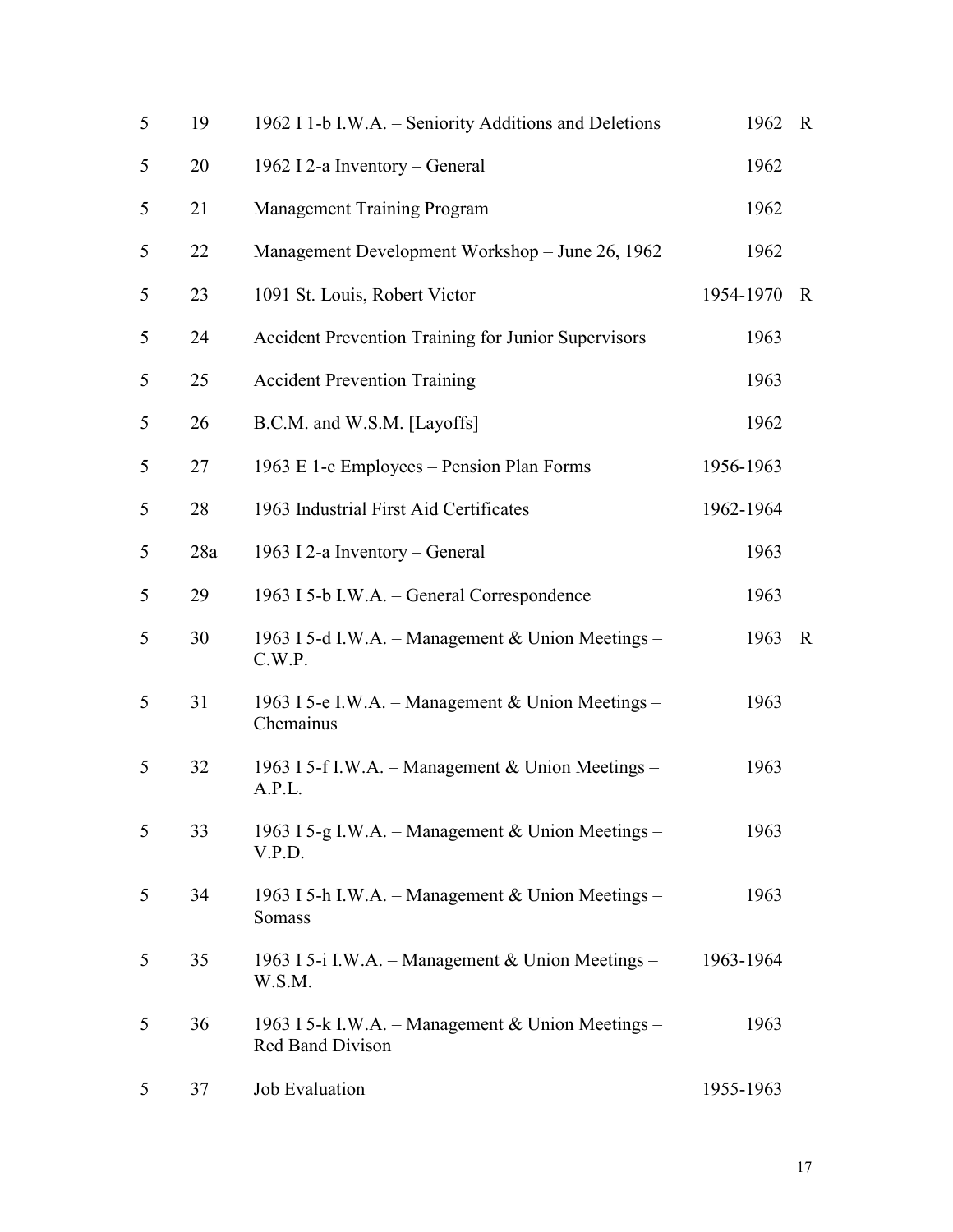| | | | | |
|---|---|---|---|---|
| 5 | 19 | 1962 I 1-b I.W.A. – Seniority Additions and Deletions | 1962 | R |
| 5 | 20 | 1962 I 2-a Inventory – General | 1962 | |
| 5 | 21 | Management Training Program | 1962 | |
| 5 | 22 | Management Development Workshop – June 26, 1962 | 1962 | |
| 5 | 23 | 1091 St. Louis, Robert Victor | 1954-1970 | R |
| 5 | 24 | Accident Prevention Training for Junior Supervisors | 1963 | |
| 5 | 25 | Accident Prevention Training | 1963 | |
| 5 | 26 | B.C.M. and W.S.M. [Layoffs] | 1962 | |
| 5 | 27 | 1963 E 1-c Employees – Pension Plan Forms | 1956-1963 | |
| 5 | 28 | 1963 Industrial First Aid Certificates | 1962-1964 | |
| 5 | 28a | 1963 I 2-a Inventory – General | 1963 | |
| 5 | 29 | 1963 I 5-b I.W.A. – General Correspondence | 1963 | |
| 5 | 30 | 1963 I 5-d I.W.A. – Management & Union Meetings – C.W.P. | 1963 | R |
| 5 | 31 | 1963 I 5-e I.W.A. – Management & Union Meetings – Chemainus | 1963 | |
| 5 | 32 | 1963 I 5-f I.W.A. – Management & Union Meetings – A.P.L. | 1963 | |
| 5 | 33 | 1963 I 5-g I.W.A. – Management & Union Meetings – V.P.D. | 1963 | |
| 5 | 34 | 1963 I 5-h I.W.A. – Management & Union Meetings – Somass | 1963 | |
| 5 | 35 | 1963 I 5-i I.W.A. – Management & Union Meetings – W.S.M. | 1963-1964 | |
| 5 | 36 | 1963 I 5-k I.W.A. – Management & Union Meetings – Red Band Divison | 1963 | |
| 5 | 37 | Job Evaluation | 1955-1963 | |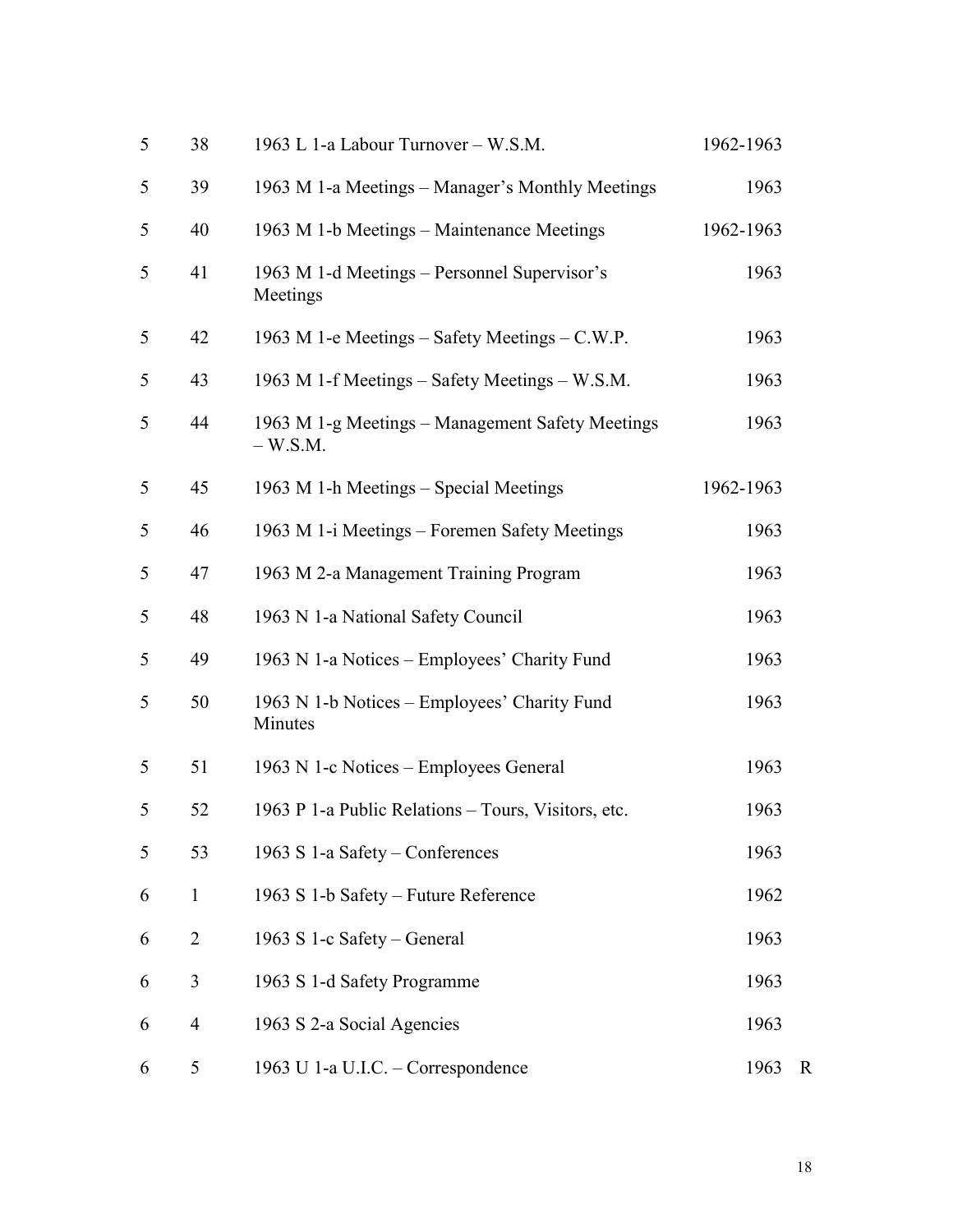| | | | | |
|---|---|---|---|---|
| 5 | 38 | 1963 L 1-a Labour Turnover – W.S.M. | 1962-1963 | |
| 5 | 39 | 1963 M 1-a Meetings – Manager's Monthly Meetings | 1963 | |
| 5 | 40 | 1963 M 1-b Meetings – Maintenance Meetings | 1962-1963 | |
| 5 | 41 | 1963 M 1-d Meetings – Personnel Supervisor's Meetings | 1963 | |
| 5 | 42 | 1963 M 1-e Meetings – Safety Meetings – C.W.P. | 1963 | |
| 5 | 43 | 1963 M 1-f Meetings – Safety Meetings – W.S.M. | 1963 | |
| 5 | 44 | 1963 M 1-g Meetings – Management Safety Meetings – W.S.M. | 1963 | |
| 5 | 45 | 1963 M 1-h Meetings – Special Meetings | 1962-1963 | |
| 5 | 46 | 1963 M 1-i Meetings – Foremen Safety Meetings | 1963 | |
| 5 | 47 | 1963 M 2-a Management Training Program | 1963 | |
| 5 | 48 | 1963 N 1-a National Safety Council | 1963 | |
| 5 | 49 | 1963 N 1-a Notices – Employees' Charity Fund | 1963 | |
| 5 | 50 | 1963 N 1-b Notices – Employees' Charity Fund Minutes | 1963 | |
| 5 | 51 | 1963 N 1-c Notices – Employees General | 1963 | |
| 5 | 52 | 1963 P 1-a Public Relations – Tours, Visitors, etc. | 1963 | |
| 5 | 53 | 1963 S 1-a Safety – Conferences | 1963 | |
| 6 | 1 | 1963 S 1-b Safety – Future Reference | 1962 | |
| 6 | 2 | 1963 S 1-c Safety – General | 1963 | |
| 6 | 3 | 1963 S 1-d Safety Programme | 1963 | |
| 6 | 4 | 1963 S 2-a Social Agencies | 1963 | |
| 6 | 5 | 1963 U 1-a U.I.C. – Correspondence | 1963 | R |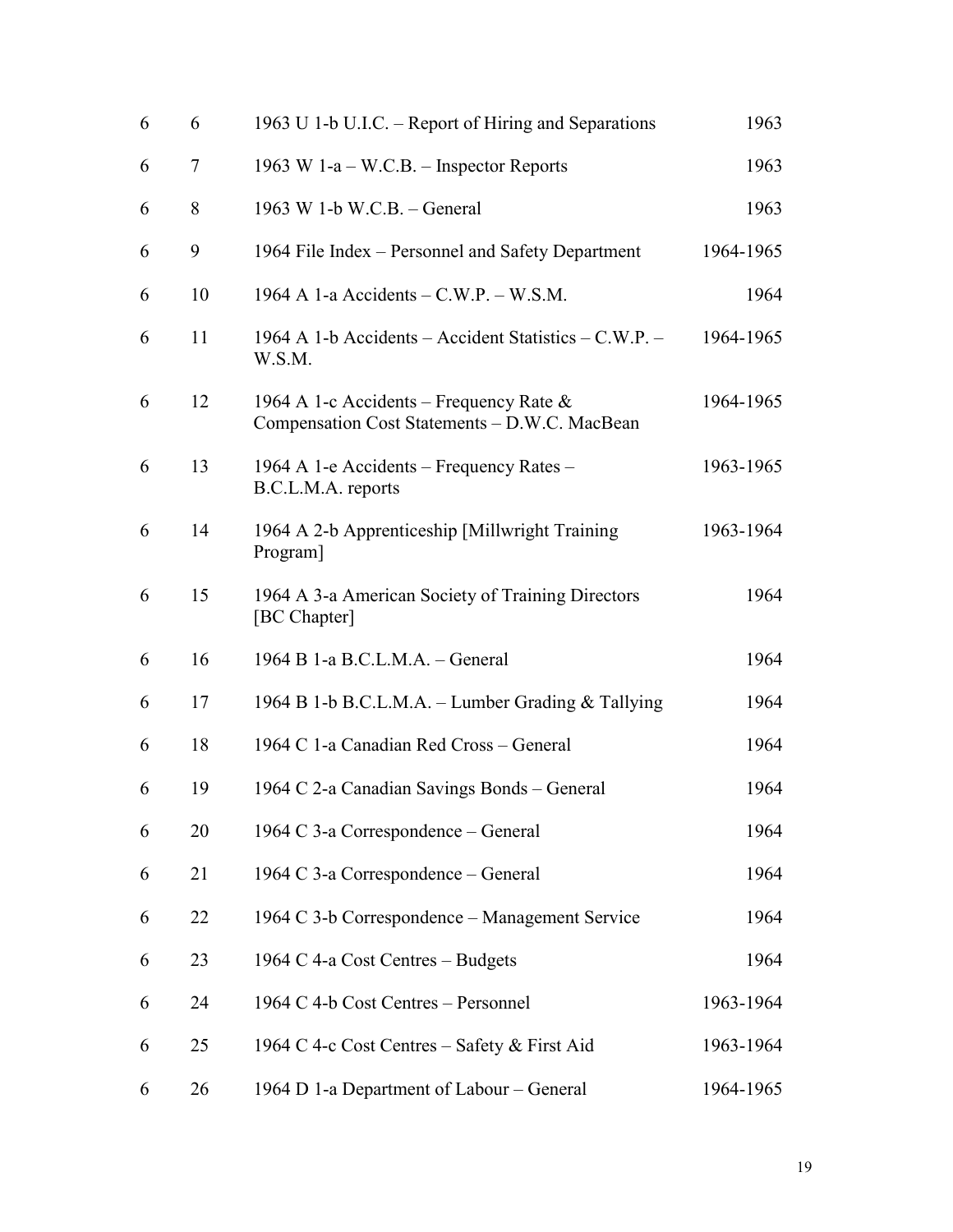| | | | |
|---|---|---|---|
| 6 | 6 | 1963 U 1-b U.I.C. – Report of Hiring and Separations | 1963 |
| 6 | 7 | 1963 W 1-a – W.C.B. – Inspector Reports | 1963 |
| 6 | 8 | 1963 W 1-b W.C.B. – General | 1963 |
| 6 | 9 | 1964 File Index – Personnel and Safety Department | 1964-1965 |
| 6 | 10 | 1964 A 1-a Accidents – C.W.P. – W.S.M. | 1964 |
| 6 | 11 | 1964 A 1-b Accidents – Accident Statistics – C.W.P. – W.S.M. | 1964-1965 |
| 6 | 12 | 1964 A 1-c Accidents – Frequency Rate & Compensation Cost Statements – D.W.C. MacBean | 1964-1965 |
| 6 | 13 | 1964 A 1-e Accidents – Frequency Rates – B.C.L.M.A. reports | 1963-1965 |
| 6 | 14 | 1964 A 2-b Apprenticeship [Millwright Training Program] | 1963-1964 |
| 6 | 15 | 1964 A 3-a American Society of Training Directors [BC Chapter] | 1964 |
| 6 | 16 | 1964 B 1-a B.C.L.M.A. – General | 1964 |
| 6 | 17 | 1964 B 1-b B.C.L.M.A. – Lumber Grading & Tallying | 1964 |
| 6 | 18 | 1964 C 1-a Canadian Red Cross – General | 1964 |
| 6 | 19 | 1964 C 2-a Canadian Savings Bonds – General | 1964 |
| 6 | 20 | 1964 C 3-a Correspondence – General | 1964 |
| 6 | 21 | 1964 C 3-a Correspondence – General | 1964 |
| 6 | 22 | 1964 C 3-b Correspondence – Management Service | 1964 |
| 6 | 23 | 1964 C 4-a Cost Centres – Budgets | 1964 |
| 6 | 24 | 1964 C 4-b Cost Centres – Personnel | 1963-1964 |
| 6 | 25 | 1964 C 4-c Cost Centres – Safety & First Aid | 1963-1964 |
| 6 | 26 | 1964 D 1-a Department of Labour – General | 1964-1965 |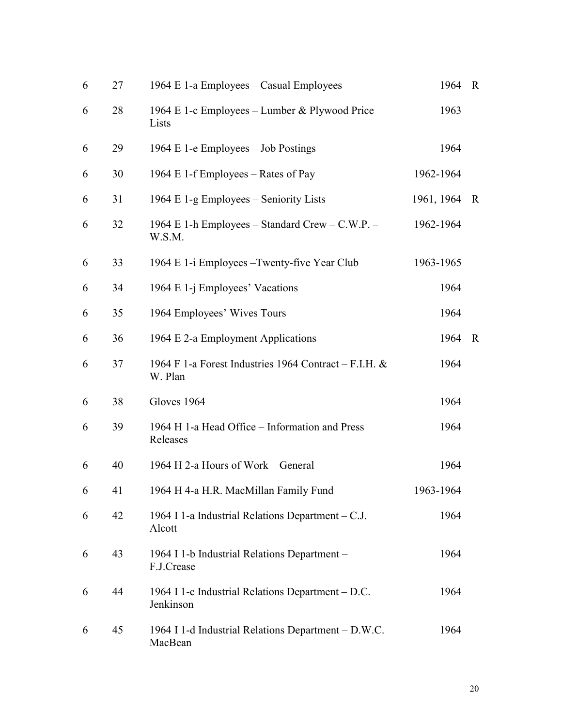| | | | | |
|---|---|---|---|---|
| 6 | 27 | 1964 E 1-a Employees – Casual Employees | 1964 | R |
| 6 | 28 | 1964 E 1-c Employees – Lumber & Plywood Price Lists | 1963 | |
| 6 | 29 | 1964 E 1-e Employees – Job Postings | 1964 | |
| 6 | 30 | 1964 E 1-f Employees – Rates of Pay | 1962-1964 | |
| 6 | 31 | 1964 E 1-g Employees – Seniority Lists | 1961, 1964 | R |
| 6 | 32 | 1964 E 1-h Employees – Standard Crew – C.W.P. – W.S.M. | 1962-1964 | |
| 6 | 33 | 1964 E 1-i Employees –Twenty-five Year Club | 1963-1965 | |
| 6 | 34 | 1964 E 1-j Employees' Vacations | 1964 | |
| 6 | 35 | 1964 Employees' Wives Tours | 1964 | |
| 6 | 36 | 1964 E 2-a Employment Applications | 1964 | R |
| 6 | 37 | 1964 F 1-a Forest Industries 1964 Contract – F.I.H. & W. Plan | 1964 | |
| 6 | 38 | Gloves 1964 | 1964 | |
| 6 | 39 | 1964 H 1-a Head Office – Information and Press Releases | 1964 | |
| 6 | 40 | 1964 H 2-a Hours of Work – General | 1964 | |
| 6 | 41 | 1964 H 4-a H.R. MacMillan Family Fund | 1963-1964 | |
| 6 | 42 | 1964 I 1-a Industrial Relations Department – C.J. Alcott | 1964 | |
| 6 | 43 | 1964 I 1-b Industrial Relations Department – F.J.Crease | 1964 | |
| 6 | 44 | 1964 I 1-c Industrial Relations Department – D.C. Jenkinson | 1964 | |
| 6 | 45 | 1964 I 1-d Industrial Relations Department – D.W.C. MacBean | 1964 | |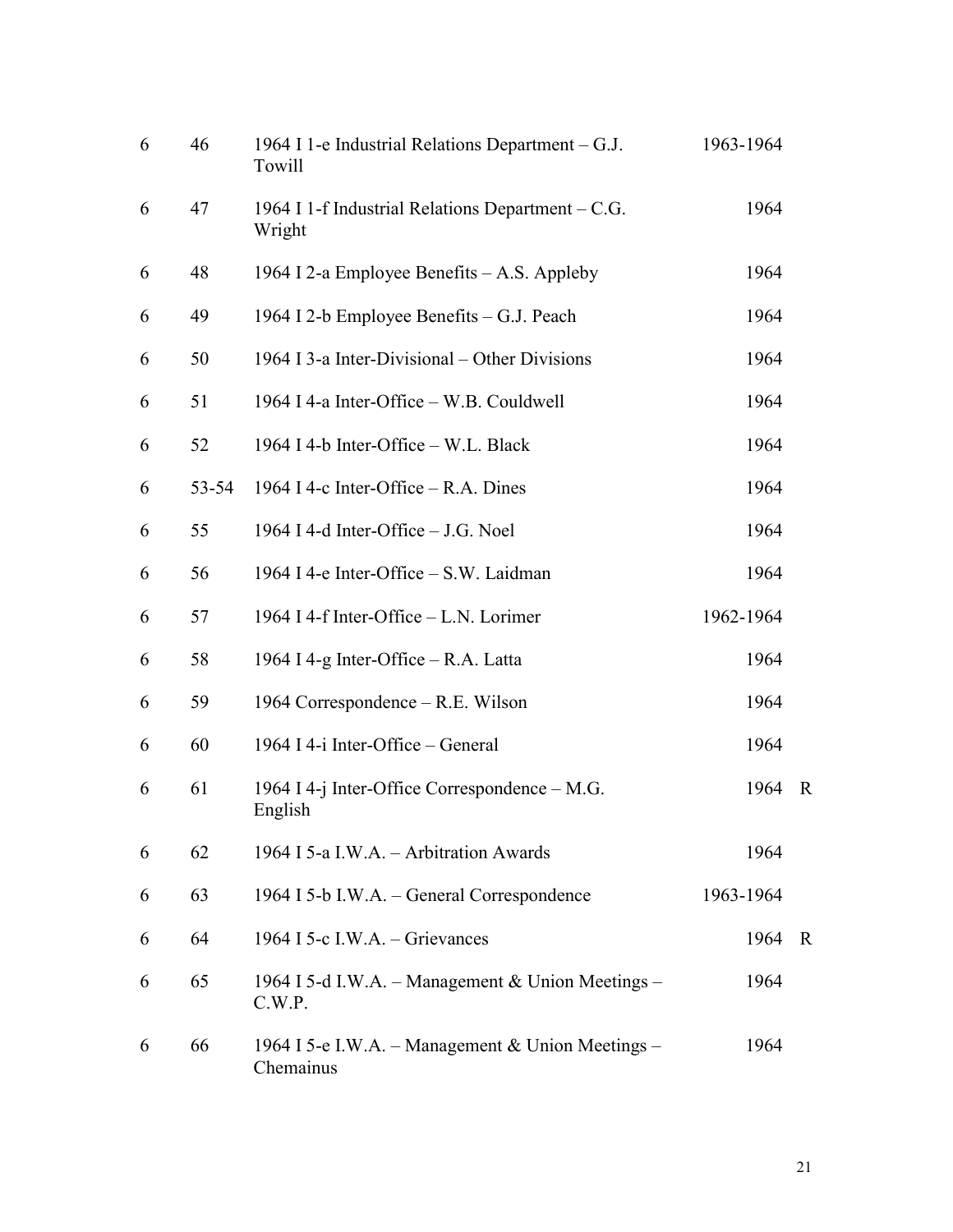| | | | | |
|---|---|---|---|---|
| 6 | 46 | 1964 I 1-e Industrial Relations Department – G.J. Towill | 1963-1964 | |
| 6 | 47 | 1964 I 1-f Industrial Relations Department – C.G. Wright | 1964 | |
| 6 | 48 | 1964 I 2-a Employee Benefits – A.S. Appleby | 1964 | |
| 6 | 49 | 1964 I 2-b Employee Benefits – G.J. Peach | 1964 | |
| 6 | 50 | 1964 I 3-a Inter-Divisional – Other Divisions | 1964 | |
| 6 | 51 | 1964 I 4-a Inter-Office – W.B. Couldwell | 1964 | |
| 6 | 52 | 1964 I 4-b Inter-Office – W.L. Black | 1964 | |
| 6 | 53-54 | 1964 I 4-c Inter-Office – R.A. Dines | 1964 | |
| 6 | 55 | 1964 I 4-d Inter-Office – J.G. Noel | 1964 | |
| 6 | 56 | 1964 I 4-e Inter-Office – S.W. Laidman | 1964 | |
| 6 | 57 | 1964 I 4-f Inter-Office – L.N. Lorimer | 1962-1964 | |
| 6 | 58 | 1964 I 4-g Inter-Office – R.A. Latta | 1964 | |
| 6 | 59 | 1964 Correspondence – R.E. Wilson | 1964 | |
| 6 | 60 | 1964 I 4-i Inter-Office – General | 1964 | |
| 6 | 61 | 1964 I 4-j Inter-Office Correspondence – M.G. English | 1964 | R |
| 6 | 62 | 1964 I 5-a I.W.A. – Arbitration Awards | 1964 | |
| 6 | 63 | 1964 I 5-b I.W.A. – General Correspondence | 1963-1964 | |
| 6 | 64 | 1964 I 5-c I.W.A. – Grievances | 1964 | R |
| 6 | 65 | 1964 I 5-d I.W.A. – Management & Union Meetings – C.W.P. | 1964 | |
| 6 | 66 | 1964 I 5-e I.W.A. – Management & Union Meetings – Chemainus | 1964 | |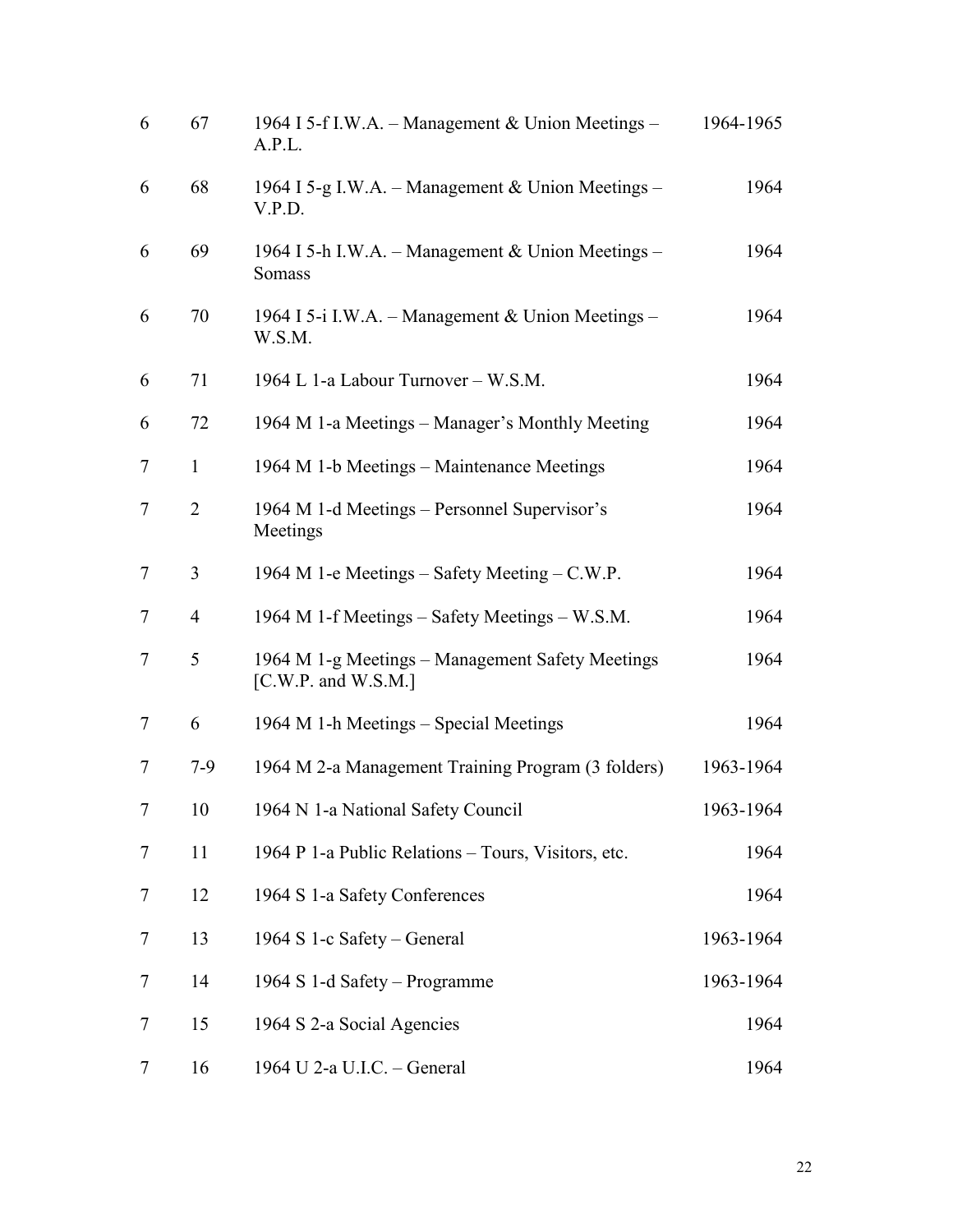| | | | |
|---|---|---|---|
| 6 | 67 | 1964 I 5-f I.W.A. – Management & Union Meetings – A.P.L. | 1964-1965 |
| 6 | 68 | 1964 I 5-g I.W.A. – Management & Union Meetings – V.P.D. | 1964 |
| 6 | 69 | 1964 I 5-h I.W.A. – Management & Union Meetings – Somass | 1964 |
| 6 | 70 | 1964 I 5-i I.W.A. – Management & Union Meetings – W.S.M. | 1964 |
| 6 | 71 | 1964 L 1-a Labour Turnover – W.S.M. | 1964 |
| 6 | 72 | 1964 M 1-a Meetings – Manager's Monthly Meeting | 1964 |
| 7 | 1 | 1964 M 1-b Meetings – Maintenance Meetings | 1964 |
| 7 | 2 | 1964 M 1-d Meetings – Personnel Supervisor's Meetings | 1964 |
| 7 | 3 | 1964 M 1-e Meetings – Safety Meeting – C.W.P. | 1964 |
| 7 | 4 | 1964 M 1-f Meetings – Safety Meetings – W.S.M. | 1964 |
| 7 | 5 | 1964 M 1-g Meetings – Management Safety Meetings [C.W.P. and W.S.M.] | 1964 |
| 7 | 6 | 1964 M 1-h Meetings – Special Meetings | 1964 |
| 7 | 7-9 | 1964 M 2-a Management Training Program (3 folders) | 1963-1964 |
| 7 | 10 | 1964 N 1-a National Safety Council | 1963-1964 |
| 7 | 11 | 1964 P 1-a Public Relations – Tours, Visitors, etc. | 1964 |
| 7 | 12 | 1964 S 1-a Safety Conferences | 1964 |
| 7 | 13 | 1964 S 1-c Safety – General | 1963-1964 |
| 7 | 14 | 1964 S 1-d Safety – Programme | 1963-1964 |
| 7 | 15 | 1964 S 2-a Social Agencies | 1964 |
| 7 | 16 | 1964 U 2-a U.I.C. – General | 1964 |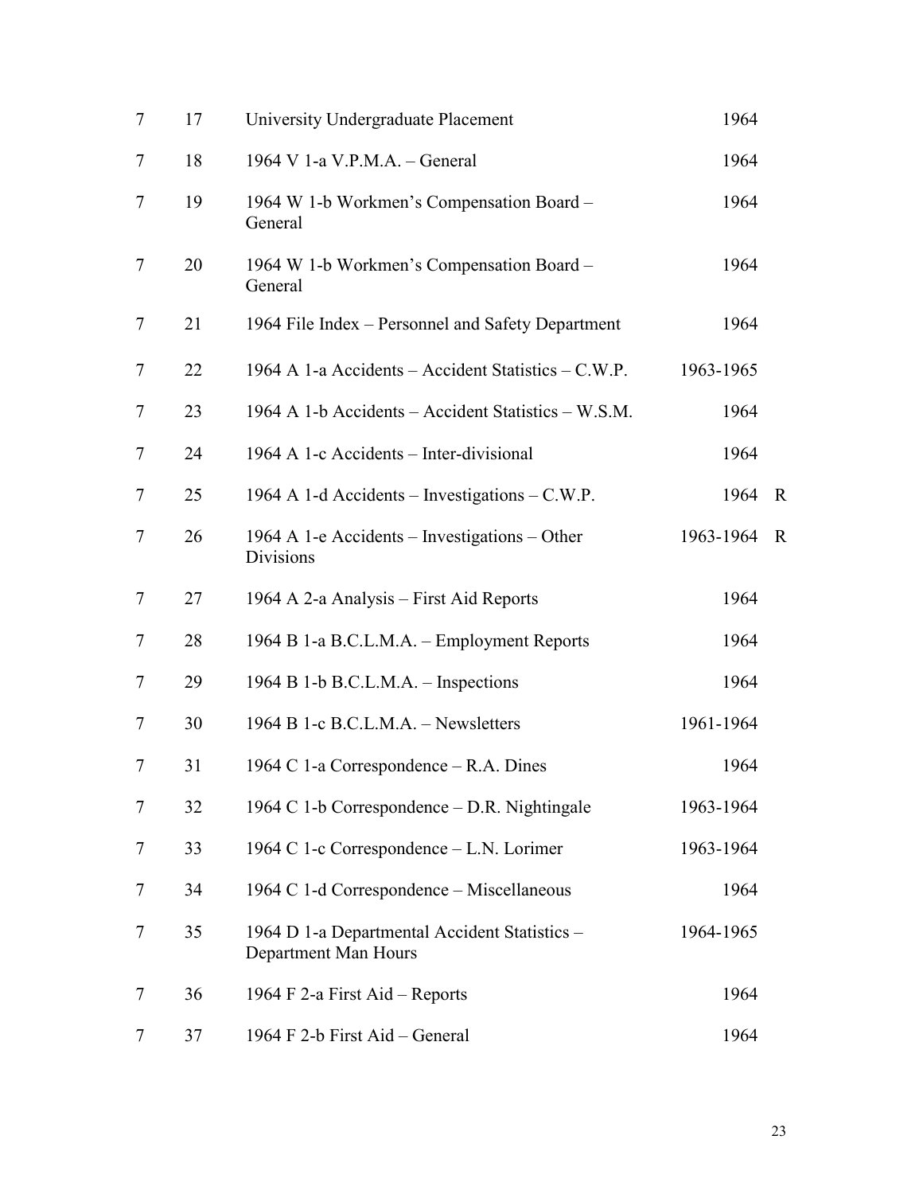| | | | | |
|---|---|---|---|---|
| 7 | 17 | University Undergraduate Placement | 1964 | |
| 7 | 18 | 1964 V 1-a V.P.M.A. – General | 1964 | |
| 7 | 19 | 1964 W 1-b Workmen's Compensation Board – General | 1964 | |
| 7 | 20 | 1964 W 1-b Workmen's Compensation Board – General | 1964 | |
| 7 | 21 | 1964 File Index – Personnel and Safety Department | 1964 | |
| 7 | 22 | 1964 A 1-a Accidents – Accident Statistics – C.W.P. | 1963-1965 | |
| 7 | 23 | 1964 A 1-b Accidents – Accident Statistics – W.S.M. | 1964 | |
| 7 | 24 | 1964 A 1-c Accidents – Inter-divisional | 1964 | |
| 7 | 25 | 1964 A 1-d Accidents – Investigations – C.W.P. | 1964 | R |
| 7 | 26 | 1964 A 1-e Accidents – Investigations – Other Divisions | 1963-1964 | R |
| 7 | 27 | 1964 A 2-a Analysis – First Aid Reports | 1964 | |
| 7 | 28 | 1964 B 1-a B.C.L.M.A. – Employment Reports | 1964 | |
| 7 | 29 | 1964 B 1-b B.C.L.M.A. – Inspections | 1964 | |
| 7 | 30 | 1964 B 1-c B.C.L.M.A. – Newsletters | 1961-1964 | |
| 7 | 31 | 1964 C 1-a Correspondence – R.A. Dines | 1964 | |
| 7 | 32 | 1964 C 1-b Correspondence – D.R. Nightingale | 1963-1964 | |
| 7 | 33 | 1964 C 1-c Correspondence – L.N. Lorimer | 1963-1964 | |
| 7 | 34 | 1964 C 1-d Correspondence – Miscellaneous | 1964 | |
| 7 | 35 | 1964 D 1-a Departmental Accident Statistics – Department Man Hours | 1964-1965 | |
| 7 | 36 | 1964 F 2-a First Aid – Reports | 1964 | |
| 7 | 37 | 1964 F 2-b First Aid – General | 1964 | |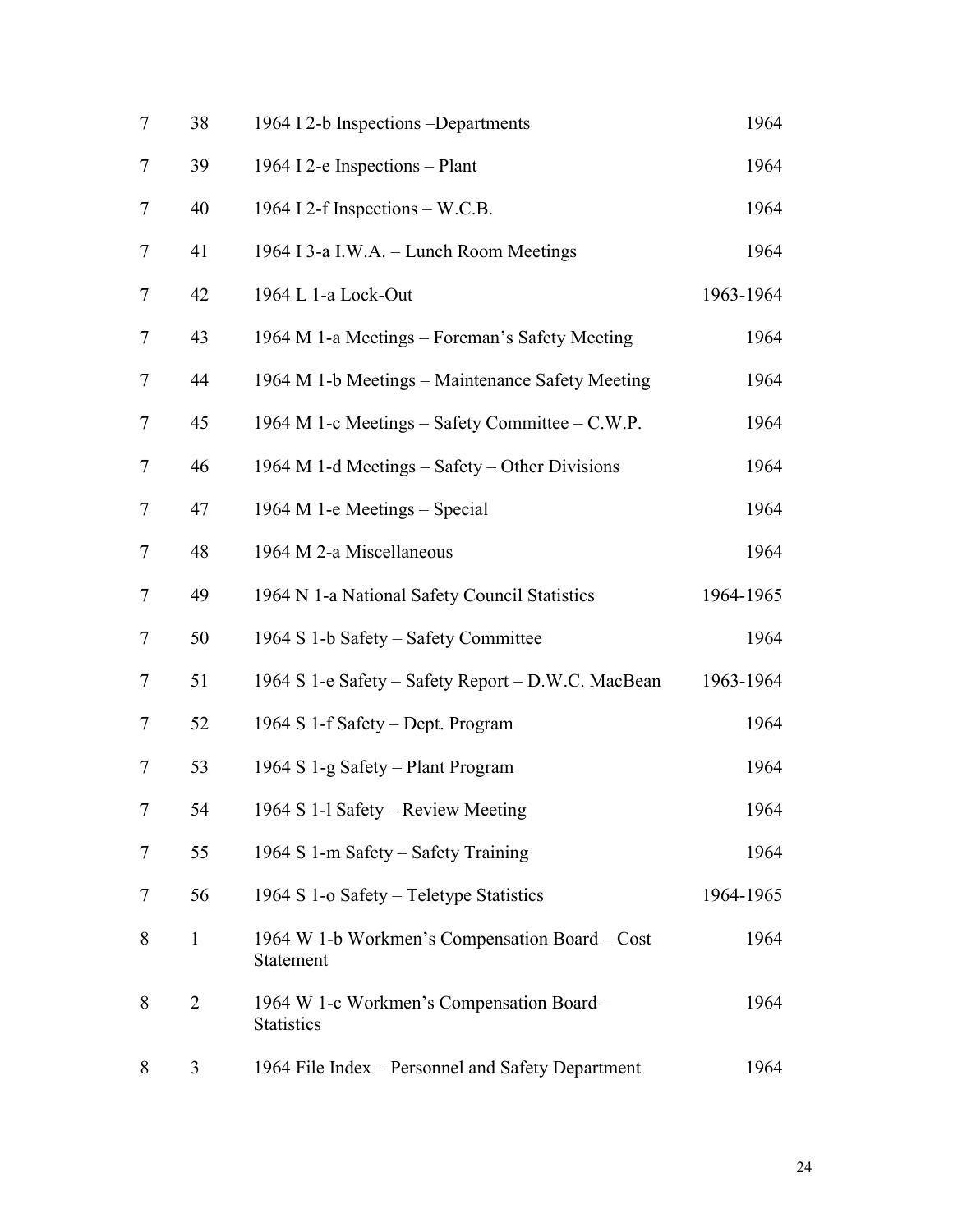| | | | |
|---|---|---|---|
| 7 | 38 | 1964 I 2-b Inspections –Departments | 1964 |
| 7 | 39 | 1964 I 2-e Inspections – Plant | 1964 |
| 7 | 40 | 1964 I 2-f Inspections – W.C.B. | 1964 |
| 7 | 41 | 1964 I 3-a I.W.A. – Lunch Room Meetings | 1964 |
| 7 | 42 | 1964 L 1-a Lock-Out | 1963-1964 |
| 7 | 43 | 1964 M 1-a Meetings – Foreman's Safety Meeting | 1964 |
| 7 | 44 | 1964 M 1-b Meetings – Maintenance Safety Meeting | 1964 |
| 7 | 45 | 1964 M 1-c Meetings – Safety Committee – C.W.P. | 1964 |
| 7 | 46 | 1964 M 1-d Meetings – Safety – Other Divisions | 1964 |
| 7 | 47 | 1964 M 1-e Meetings – Special | 1964 |
| 7 | 48 | 1964 M 2-a Miscellaneous | 1964 |
| 7 | 49 | 1964 N 1-a National Safety Council Statistics | 1964-1965 |
| 7 | 50 | 1964 S 1-b Safety – Safety Committee | 1964 |
| 7 | 51 | 1964 S 1-e Safety – Safety Report – D.W.C. MacBean | 1963-1964 |
| 7 | 52 | 1964 S 1-f Safety – Dept. Program | 1964 |
| 7 | 53 | 1964 S 1-g Safety – Plant Program | 1964 |
| 7 | 54 | 1964 S 1-l Safety – Review Meeting | 1964 |
| 7 | 55 | 1964 S 1-m Safety – Safety Training | 1964 |
| 7 | 56 | 1964 S 1-o Safety – Teletype Statistics | 1964-1965 |
| 8 | 1 | 1964 W 1-b Workmen's Compensation Board – Cost Statement | 1964 |
| 8 | 2 | 1964 W 1-c Workmen's Compensation Board – Statistics | 1964 |
| 8 | 3 | 1964 File Index – Personnel and Safety Department | 1964 |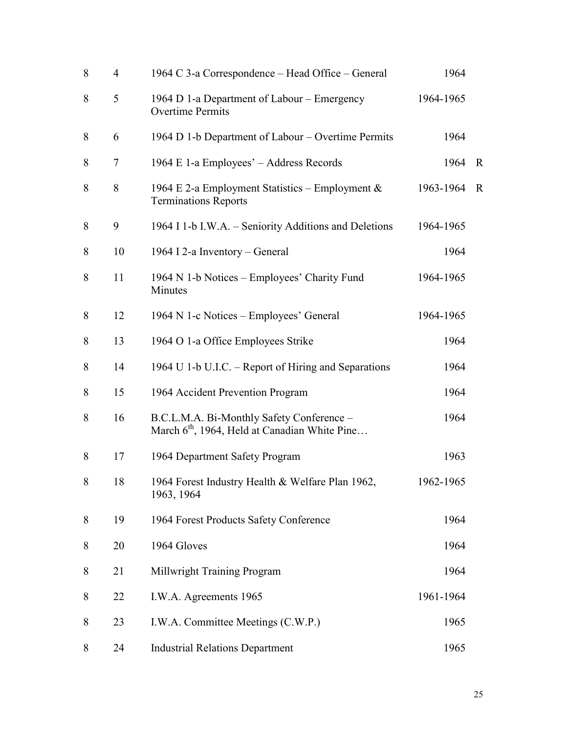| | | | | |
|---|---|---|---|---|
| 8 | 4 | 1964 C 3-a Correspondence – Head Office – General | 1964 | |
| 8 | 5 | 1964 D 1-a Department of Labour – Emergency Overtime Permits | 1964-1965 | |
| 8 | 6 | 1964 D 1-b Department of Labour – Overtime Permits | 1964 | |
| 8 | 7 | 1964 E 1-a Employees' – Address Records | 1964 | R |
| 8 | 8 | 1964 E 2-a Employment Statistics – Employment & Terminations Reports | 1963-1964 | R |
| 8 | 9 | 1964 I 1-b I.W.A. – Seniority Additions and Deletions | 1964-1965 | |
| 8 | 10 | 1964 I 2-a Inventory – General | 1964 | |
| 8 | 11 | 1964 N 1-b Notices – Employees' Charity Fund Minutes | 1964-1965 | |
| 8 | 12 | 1964 N 1-c Notices – Employees' General | 1964-1965 | |
| 8 | 13 | 1964 O 1-a Office Employees Strike | 1964 | |
| 8 | 14 | 1964 U 1-b U.I.C. – Report of Hiring and Separations | 1964 | |
| 8 | 15 | 1964 Accident Prevention Program | 1964 | |
| 8 | 16 | B.C.L.M.A. Bi-Monthly Safety Conference – March 6th, 1964, Held at Canadian White Pine… | 1964 | |
| 8 | 17 | 1964 Department Safety Program | 1963 | |
| 8 | 18 | 1964 Forest Industry Health & Welfare Plan 1962, 1963, 1964 | 1962-1965 | |
| 8 | 19 | 1964 Forest Products Safety Conference | 1964 | |
| 8 | 20 | 1964 Gloves | 1964 | |
| 8 | 21 | Millwright Training Program | 1964 | |
| 8 | 22 | I.W.A. Agreements 1965 | 1961-1964 | |
| 8 | 23 | I.W.A. Committee Meetings (C.W.P.) | 1965 | |
| 8 | 24 | Industrial Relations Department | 1965 | |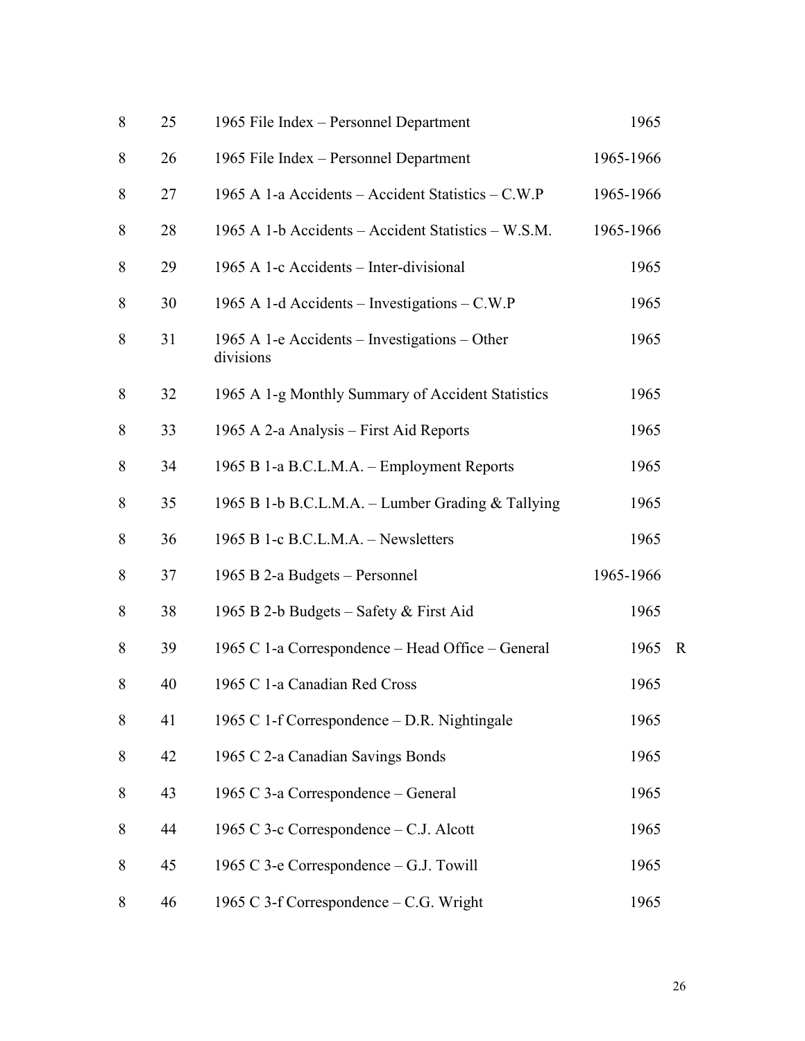| | | | | |
|---|---|---|---|---|
| 8 | 25 | 1965 File Index – Personnel Department | 1965 | |
| 8 | 26 | 1965 File Index – Personnel Department | 1965-1966 | |
| 8 | 27 | 1965 A 1-a Accidents – Accident Statistics – C.W.P | 1965-1966 | |
| 8 | 28 | 1965 A 1-b Accidents – Accident Statistics – W.S.M. | 1965-1966 | |
| 8 | 29 | 1965 A 1-c Accidents – Inter-divisional | 1965 | |
| 8 | 30 | 1965 A 1-d Accidents – Investigations – C.W.P | 1965 | |
| 8 | 31 | 1965 A 1-e Accidents – Investigations – Other divisions | 1965 | |
| 8 | 32 | 1965 A 1-g Monthly Summary of Accident Statistics | 1965 | |
| 8 | 33 | 1965 A 2-a Analysis – First Aid Reports | 1965 | |
| 8 | 34 | 1965 B 1-a B.C.L.M.A. – Employment Reports | 1965 | |
| 8 | 35 | 1965 B 1-b B.C.L.M.A. – Lumber Grading & Tallying | 1965 | |
| 8 | 36 | 1965 B 1-c B.C.L.M.A. – Newsletters | 1965 | |
| 8 | 37 | 1965 B 2-a Budgets – Personnel | 1965-1966 | |
| 8 | 38 | 1965 B 2-b Budgets – Safety & First Aid | 1965 | |
| 8 | 39 | 1965 C 1-a Correspondence – Head Office – General | 1965 | R |
| 8 | 40 | 1965 C 1-a Canadian Red Cross | 1965 | |
| 8 | 41 | 1965 C 1-f Correspondence – D.R. Nightingale | 1965 | |
| 8 | 42 | 1965 C 2-a Canadian Savings Bonds | 1965 | |
| 8 | 43 | 1965 C 3-a Correspondence – General | 1965 | |
| 8 | 44 | 1965 C 3-c Correspondence – C.J. Alcott | 1965 | |
| 8 | 45 | 1965 C 3-e Correspondence – G.J. Towill | 1965 | |
| 8 | 46 | 1965 C 3-f Correspondence – C.G. Wright | 1965 | |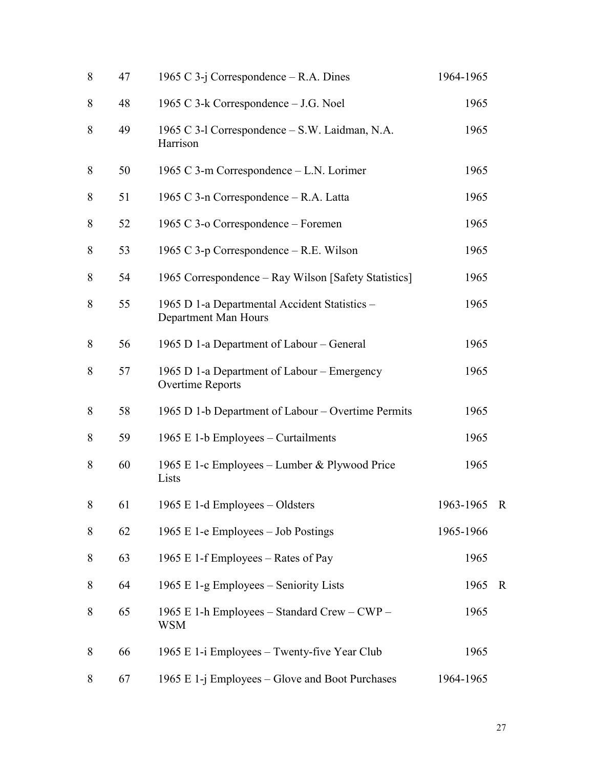| | | | | |
|---|---|---|---|---|
| 8 | 47 | 1965 C 3-j Correspondence – R.A. Dines | 1964-1965 | |
| 8 | 48 | 1965 C 3-k Correspondence – J.G. Noel | 1965 | |
| 8 | 49 | 1965 C 3-l Correspondence – S.W. Laidman, N.A. Harrison | 1965 | |
| 8 | 50 | 1965 C 3-m Correspondence – L.N. Lorimer | 1965 | |
| 8 | 51 | 1965 C 3-n Correspondence – R.A. Latta | 1965 | |
| 8 | 52 | 1965 C 3-o Correspondence – Foremen | 1965 | |
| 8 | 53 | 1965 C 3-p Correspondence – R.E. Wilson | 1965 | |
| 8 | 54 | 1965 Correspondence – Ray Wilson [Safety Statistics] | 1965 | |
| 8 | 55 | 1965 D 1-a Departmental Accident Statistics – Department Man Hours | 1965 | |
| 8 | 56 | 1965 D 1-a Department of Labour – General | 1965 | |
| 8 | 57 | 1965 D 1-a Department of Labour – Emergency Overtime Reports | 1965 | |
| 8 | 58 | 1965 D 1-b Department of Labour – Overtime Permits | 1965 | |
| 8 | 59 | 1965 E 1-b Employees – Curtailments | 1965 | |
| 8 | 60 | 1965 E 1-c Employees – Lumber & Plywood Price Lists | 1965 | |
| 8 | 61 | 1965 E 1-d Employees – Oldsters | 1963-1965 | R |
| 8 | 62 | 1965 E 1-e Employees – Job Postings | 1965-1966 | |
| 8 | 63 | 1965 E 1-f Employees – Rates of Pay | 1965 | |
| 8 | 64 | 1965 E 1-g Employees – Seniority Lists | 1965 | R |
| 8 | 65 | 1965 E 1-h Employees – Standard Crew – CWP – WSM | 1965 | |
| 8 | 66 | 1965 E 1-i Employees – Twenty-five Year Club | 1965 | |
| 8 | 67 | 1965 E 1-j Employees – Glove and Boot Purchases | 1964-1965 | |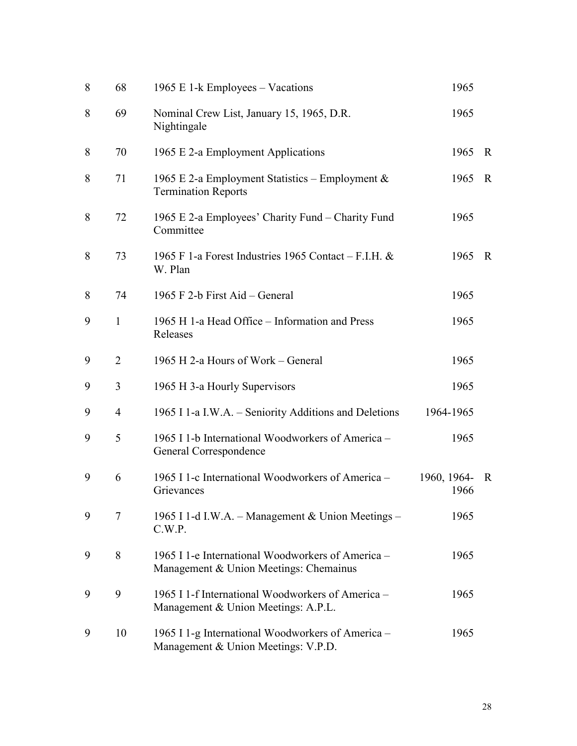| | | | | |
|---|---|---|---|---|
| 8 | 68 | 1965 E 1-k Employees – Vacations | 1965 | |
| 8 | 69 | Nominal Crew List, January 15, 1965, D.R. Nightingale | 1965 | |
| 8 | 70 | 1965 E 2-a Employment Applications | 1965 | R |
| 8 | 71 | 1965 E 2-a Employment Statistics – Employment & Termination Reports | 1965 | R |
| 8 | 72 | 1965 E 2-a Employees' Charity Fund – Charity Fund Committee | 1965 | |
| 8 | 73 | 1965 F 1-a Forest Industries 1965 Contact – F.I.H. & W. Plan | 1965 | R |
| 8 | 74 | 1965 F 2-b First Aid – General | 1965 | |
| 9 | 1 | 1965 H 1-a Head Office – Information and Press Releases | 1965 | |
| 9 | 2 | 1965 H 2-a Hours of Work – General | 1965 | |
| 9 | 3 | 1965 H 3-a Hourly Supervisors | 1965 | |
| 9 | 4 | 1965 I 1-a I.W.A. – Seniority Additions and Deletions | 1964-1965 | |
| 9 | 5 | 1965 I 1-b International Woodworkers of America – General Correspondence | 1965 | |
| 9 | 6 | 1965 I 1-c International Woodworkers of America – Grievances | 1960, 1964-1966 | R |
| 9 | 7 | 1965 I 1-d I.W.A. – Management & Union Meetings – C.W.P. | 1965 | |
| 9 | 8 | 1965 I 1-e International Woodworkers of America – Management & Union Meetings: Chemainus | 1965 | |
| 9 | 9 | 1965 I 1-f International Woodworkers of America – Management & Union Meetings: A.P.L. | 1965 | |
| 9 | 10 | 1965 I 1-g International Woodworkers of America – Management & Union Meetings: V.P.D. | 1965 | |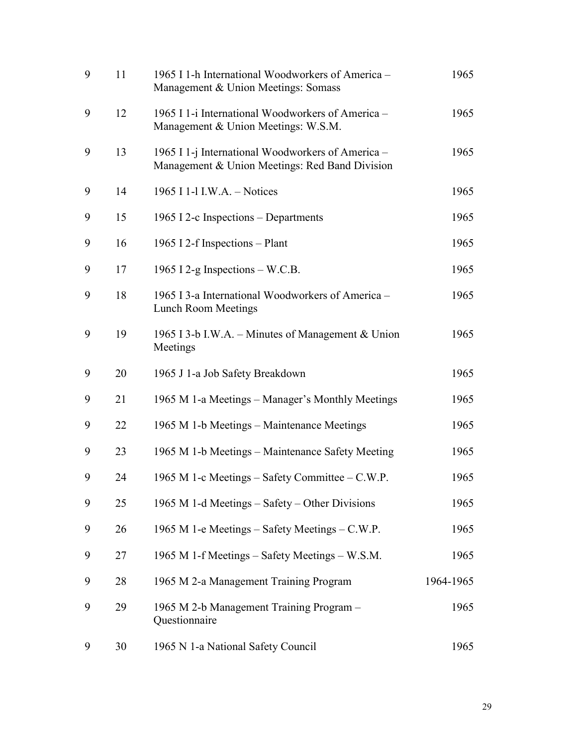| | | | |
|---|---|---|---|
| 9 | 11 | 1965 I 1-h International Woodworkers of America – Management & Union Meetings: Somass | 1965 |
| 9 | 12 | 1965 I 1-i International Woodworkers of America – Management & Union Meetings: W.S.M. | 1965 |
| 9 | 13 | 1965 I 1-j International Woodworkers of America – Management & Union Meetings: Red Band Division | 1965 |
| 9 | 14 | 1965 I 1-l I.W.A. – Notices | 1965 |
| 9 | 15 | 1965 I 2-c Inspections – Departments | 1965 |
| 9 | 16 | 1965 I 2-f Inspections – Plant | 1965 |
| 9 | 17 | 1965 I 2-g Inspections – W.C.B. | 1965 |
| 9 | 18 | 1965 I 3-a International Woodworkers of America – Lunch Room Meetings | 1965 |
| 9 | 19 | 1965 I 3-b I.W.A. – Minutes of Management & Union Meetings | 1965 |
| 9 | 20 | 1965 J 1-a Job Safety Breakdown | 1965 |
| 9 | 21 | 1965 M 1-a Meetings – Manager's Monthly Meetings | 1965 |
| 9 | 22 | 1965 M 1-b Meetings – Maintenance Meetings | 1965 |
| 9 | 23 | 1965 M 1-b Meetings – Maintenance Safety Meeting | 1965 |
| 9 | 24 | 1965 M 1-c Meetings – Safety Committee – C.W.P. | 1965 |
| 9 | 25 | 1965 M 1-d Meetings – Safety – Other Divisions | 1965 |
| 9 | 26 | 1965 M 1-e Meetings – Safety Meetings – C.W.P. | 1965 |
| 9 | 27 | 1965 M 1-f Meetings – Safety Meetings – W.S.M. | 1965 |
| 9 | 28 | 1965 M 2-a Management Training Program | 1964-1965 |
| 9 | 29 | 1965 M 2-b Management Training Program – Questionnaire | 1965 |
| 9 | 30 | 1965 N 1-a National Safety Council | 1965 |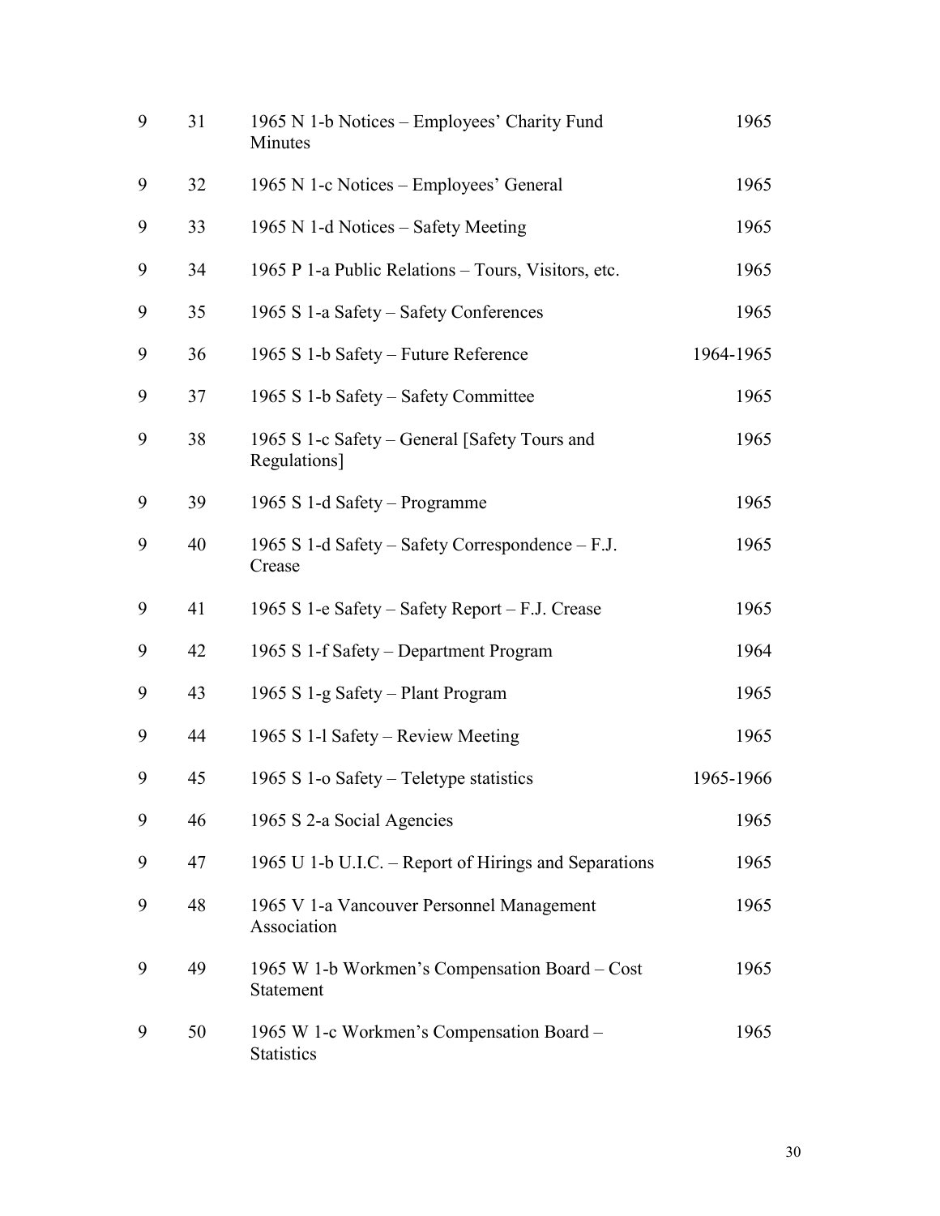| | | | |
|---|---|---|---|
| 9 | 31 | 1965 N 1-b Notices – Employees' Charity Fund Minutes | 1965 |
| 9 | 32 | 1965 N 1-c Notices – Employees' General | 1965 |
| 9 | 33 | 1965 N 1-d Notices – Safety Meeting | 1965 |
| 9 | 34 | 1965 P 1-a Public Relations – Tours, Visitors, etc. | 1965 |
| 9 | 35 | 1965 S 1-a Safety – Safety Conferences | 1965 |
| 9 | 36 | 1965 S 1-b Safety – Future Reference | 1964-1965 |
| 9 | 37 | 1965 S 1-b Safety – Safety Committee | 1965 |
| 9 | 38 | 1965 S 1-c Safety – General [Safety Tours and Regulations] | 1965 |
| 9 | 39 | 1965 S 1-d Safety – Programme | 1965 |
| 9 | 40 | 1965 S 1-d Safety – Safety Correspondence – F.J. Crease | 1965 |
| 9 | 41 | 1965 S 1-e Safety – Safety Report – F.J. Crease | 1965 |
| 9 | 42 | 1965 S 1-f Safety – Department Program | 1964 |
| 9 | 43 | 1965 S 1-g Safety – Plant Program | 1965 |
| 9 | 44 | 1965 S 1-l Safety – Review Meeting | 1965 |
| 9 | 45 | 1965 S 1-o Safety – Teletype statistics | 1965-1966 |
| 9 | 46 | 1965 S 2-a Social Agencies | 1965 |
| 9 | 47 | 1965 U 1-b U.I.C. – Report of Hirings and Separations | 1965 |
| 9 | 48 | 1965 V 1-a Vancouver Personnel Management Association | 1965 |
| 9 | 49 | 1965 W 1-b Workmen's Compensation Board – Cost Statement | 1965 |
| 9 | 50 | 1965 W 1-c Workmen's Compensation Board – Statistics | 1965 |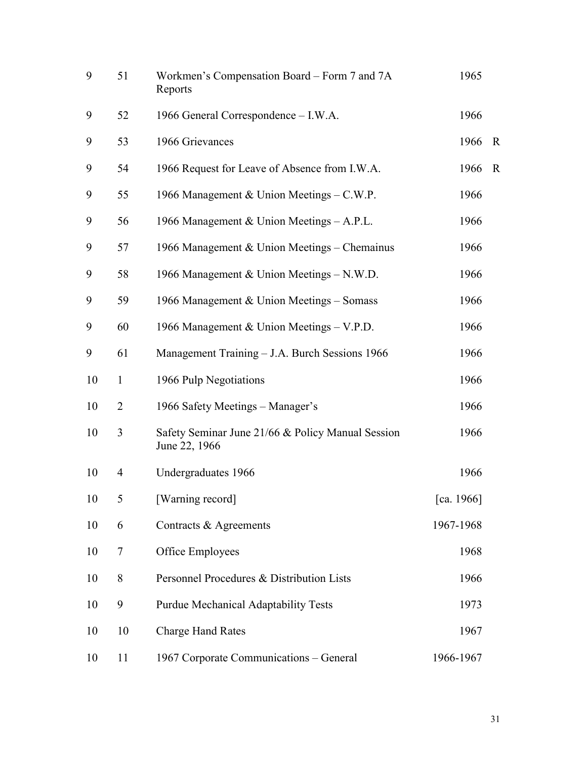| | | | | |
|---|---|---|---|---|
| 9 | 51 | Workmen’s Compensation Board – Form 7 and 7A Reports | 1965 | |
| 9 | 52 | 1966 General Correspondence – I.W.A. | 1966 | |
| 9 | 53 | 1966 Grievances | 1966 | R |
| 9 | 54 | 1966 Request for Leave of Absence from I.W.A. | 1966 | R |
| 9 | 55 | 1966 Management & Union Meetings – C.W.P. | 1966 | |
| 9 | 56 | 1966 Management & Union Meetings – A.P.L. | 1966 | |
| 9 | 57 | 1966 Management & Union Meetings – Chemainus | 1966 | |
| 9 | 58 | 1966 Management & Union Meetings – N.W.D. | 1966 | |
| 9 | 59 | 1966 Management & Union Meetings – Somass | 1966 | |
| 9 | 60 | 1966 Management & Union Meetings – V.P.D. | 1966 | |
| 9 | 61 | Management Training – J.A. Burch Sessions 1966 | 1966 | |
| 10 | 1 | 1966 Pulp Negotiations | 1966 | |
| 10 | 2 | 1966 Safety Meetings – Manager’s | 1966 | |
| 10 | 3 | Safety Seminar June 21/66 & Policy Manual Session June 22, 1966 | 1966 | |
| 10 | 4 | Undergraduates 1966 | 1966 | |
| 10 | 5 | [Warning record] | [ca. 1966] | |
| 10 | 6 | Contracts & Agreements | 1967-1968 | |
| 10 | 7 | Office Employees | 1968 | |
| 10 | 8 | Personnel Procedures & Distribution Lists | 1966 | |
| 10 | 9 | Purdue Mechanical Adaptability Tests | 1973 | |
| 10 | 10 | Charge Hand Rates | 1967 | |
| 10 | 11 | 1967 Corporate Communications – General | 1966-1967 | |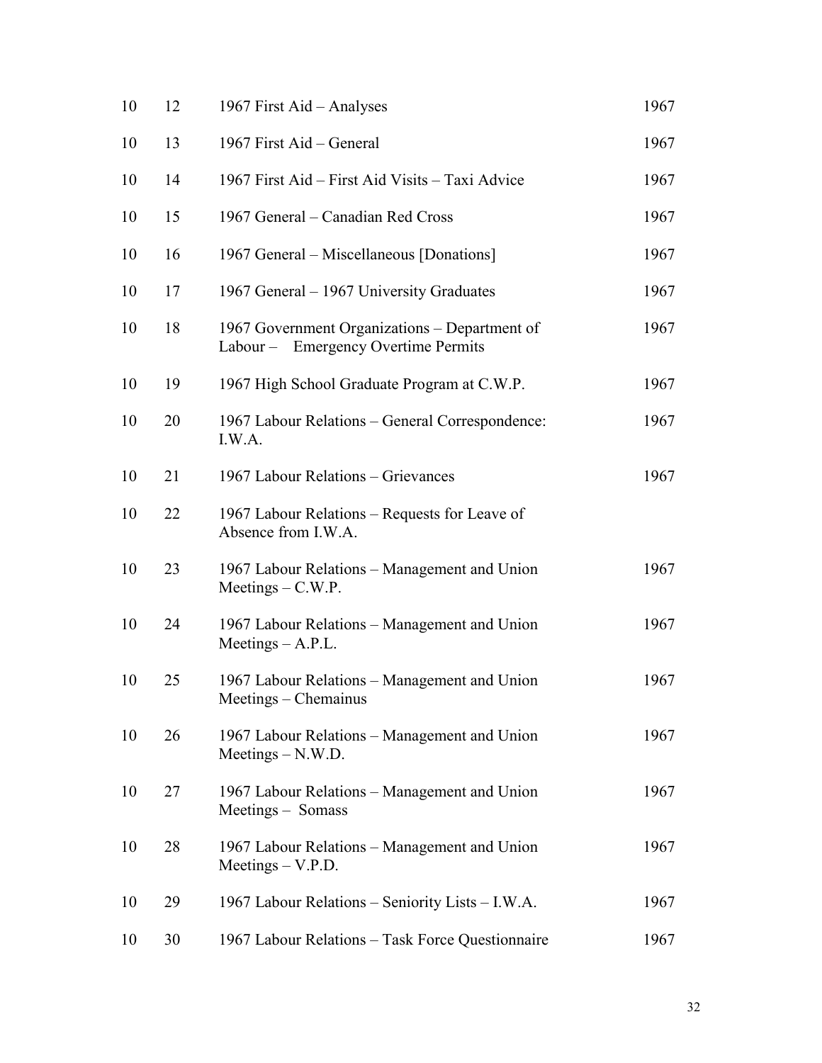| | | | |
|---|---|---|---|
| 10 | 12 | 1967 First Aid – Analyses | 1967 |
| 10 | 13 | 1967 First Aid – General | 1967 |
| 10 | 14 | 1967 First Aid – First Aid Visits – Taxi Advice | 1967 |
| 10 | 15 | 1967 General – Canadian Red Cross | 1967 |
| 10 | 16 | 1967 General – Miscellaneous [Donations] | 1967 |
| 10 | 17 | 1967 General – 1967 University Graduates | 1967 |
| 10 | 18 | 1967 Government Organizations – Department of Labour – Emergency Overtime Permits | 1967 |
| 10 | 19 | 1967 High School Graduate Program at C.W.P. | 1967 |
| 10 | 20 | 1967 Labour Relations – General Correspondence: I.W.A. | 1967 |
| 10 | 21 | 1967 Labour Relations – Grievances | 1967 |
| 10 | 22 | 1967 Labour Relations – Requests for Leave of Absence from I.W.A. | |
| 10 | 23 | 1967 Labour Relations – Management and Union Meetings – C.W.P. | 1967 |
| 10 | 24 | 1967 Labour Relations – Management and Union Meetings – A.P.L. | 1967 |
| 10 | 25 | 1967 Labour Relations – Management and Union Meetings – Chemainus | 1967 |
| 10 | 26 | 1967 Labour Relations – Management and Union Meetings – N.W.D. | 1967 |
| 10 | 27 | 1967 Labour Relations – Management and Union Meetings – Somass | 1967 |
| 10 | 28 | 1967 Labour Relations – Management and Union Meetings – V.P.D. | 1967 |
| 10 | 29 | 1967 Labour Relations – Seniority Lists – I.W.A. | 1967 |
| 10 | 30 | 1967 Labour Relations – Task Force Questionnaire | 1967 |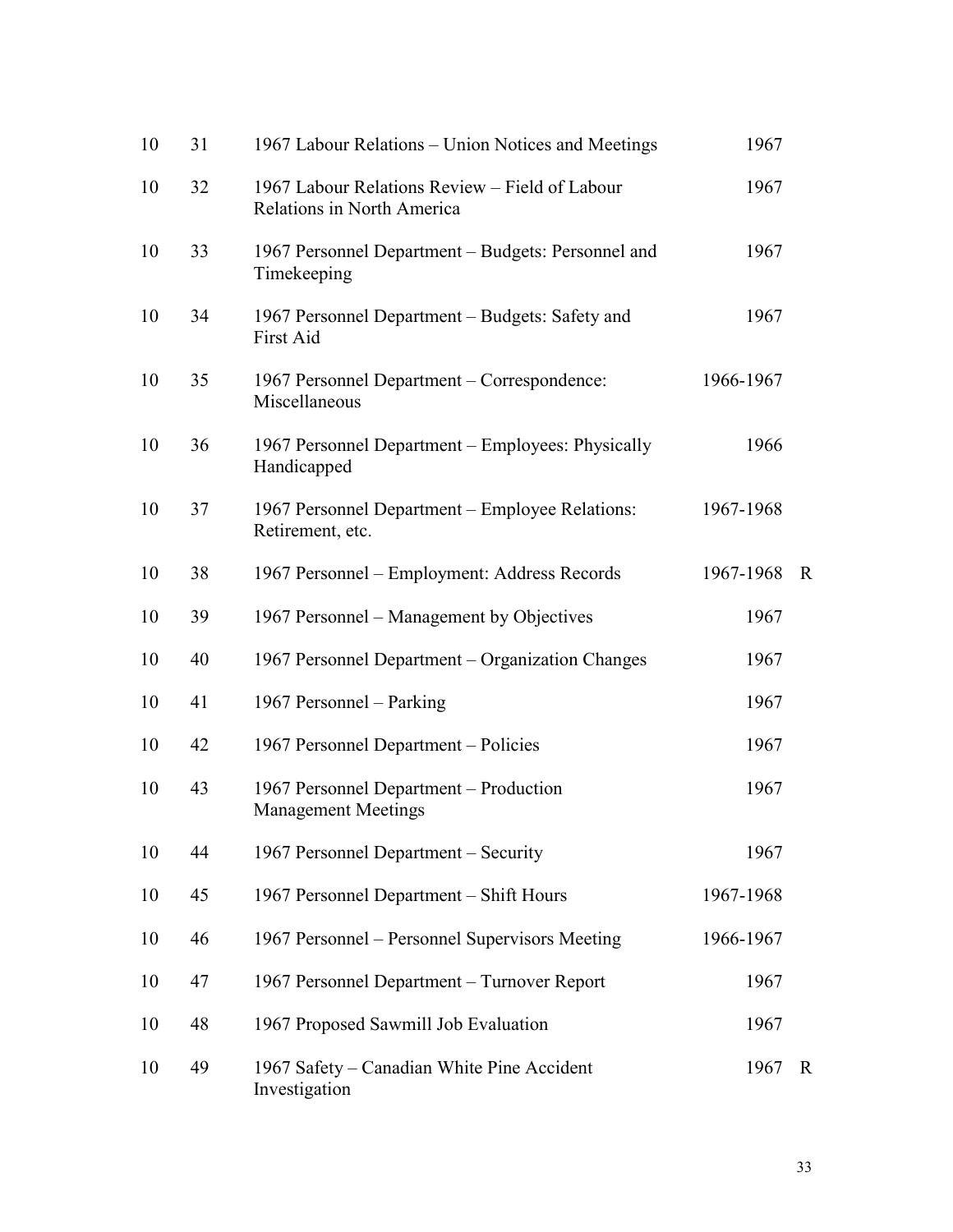| | | | | |
|---|---|---|---|---|
| 10 | 31 | 1967 Labour Relations – Union Notices and Meetings | 1967 | |
| 10 | 32 | 1967 Labour Relations Review – Field of Labour Relations in North America | 1967 | |
| 10 | 33 | 1967 Personnel Department – Budgets: Personnel and Timekeeping | 1967 | |
| 10 | 34 | 1967 Personnel Department – Budgets: Safety and First Aid | 1967 | |
| 10 | 35 | 1967 Personnel Department – Correspondence: Miscellaneous | 1966-1967 | |
| 10 | 36 | 1967 Personnel Department – Employees: Physically Handicapped | 1966 | |
| 10 | 37 | 1967 Personnel Department – Employee Relations: Retirement, etc. | 1967-1968 | |
| 10 | 38 | 1967 Personnel – Employment: Address Records | 1967-1968 | R |
| 10 | 39 | 1967 Personnel – Management by Objectives | 1967 | |
| 10 | 40 | 1967 Personnel Department – Organization Changes | 1967 | |
| 10 | 41 | 1967 Personnel – Parking | 1967 | |
| 10 | 42 | 1967 Personnel Department – Policies | 1967 | |
| 10 | 43 | 1967 Personnel Department – Production Management Meetings | 1967 | |
| 10 | 44 | 1967 Personnel Department – Security | 1967 | |
| 10 | 45 | 1967 Personnel Department – Shift Hours | 1967-1968 | |
| 10 | 46 | 1967 Personnel – Personnel Supervisors Meeting | 1966-1967 | |
| 10 | 47 | 1967 Personnel Department – Turnover Report | 1967 | |
| 10 | 48 | 1967 Proposed Sawmill Job Evaluation | 1967 | |
| 10 | 49 | 1967 Safety – Canadian White Pine Accident Investigation | 1967 | R |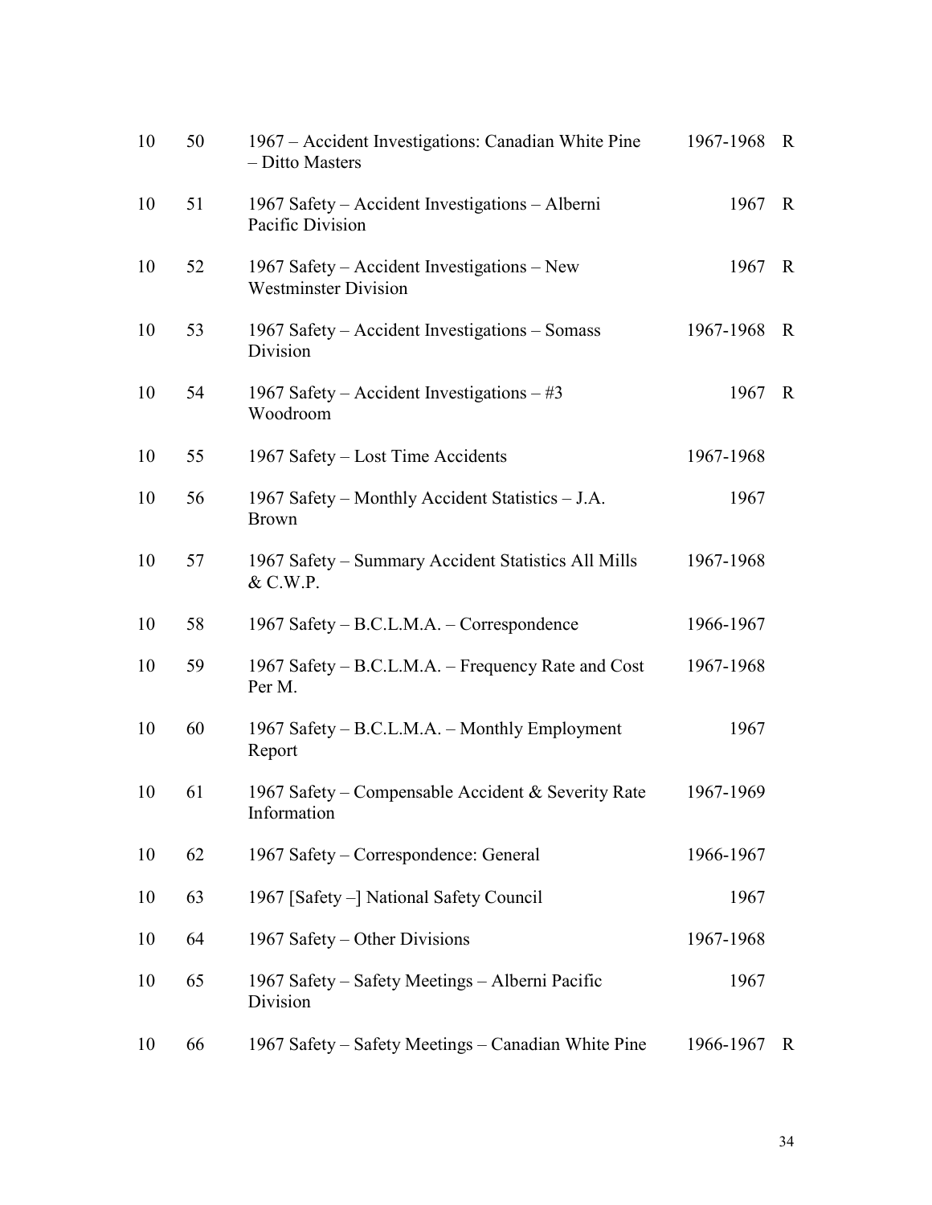| | | | | |
|---|---|---|---|---|
| 10 | 50 | 1967 – Accident Investigations: Canadian White Pine – Ditto Masters | 1967-1968 | R |
| 10 | 51 | 1967 Safety – Accident Investigations – Alberni Pacific Division | 1967 | R |
| 10 | 52 | 1967 Safety – Accident Investigations – New Westminster Division | 1967 | R |
| 10 | 53 | 1967 Safety – Accident Investigations – Somass Division | 1967-1968 | R |
| 10 | 54 | 1967 Safety – Accident Investigations – #3 Woodroom | 1967 | R |
| 10 | 55 | 1967 Safety – Lost Time Accidents | 1967-1968 | |
| 10 | 56 | 1967 Safety – Monthly Accident Statistics – J.A. Brown | 1967 | |
| 10 | 57 | 1967 Safety – Summary Accident Statistics All Mills & C.W.P. | 1967-1968 | |
| 10 | 58 | 1967 Safety – B.C.L.M.A. – Correspondence | 1966-1967 | |
| 10 | 59 | 1967 Safety – B.C.L.M.A. – Frequency Rate and Cost Per M. | 1967-1968 | |
| 10 | 60 | 1967 Safety – B.C.L.M.A. – Monthly Employment Report | 1967 | |
| 10 | 61 | 1967 Safety – Compensable Accident & Severity Rate Information | 1967-1969 | |
| 10 | 62 | 1967 Safety – Correspondence: General | 1966-1967 | |
| 10 | 63 | 1967 [Safety –] National Safety Council | 1967 | |
| 10 | 64 | 1967 Safety – Other Divisions | 1967-1968 | |
| 10 | 65 | 1967 Safety – Safety Meetings – Alberni Pacific Division | 1967 | |
| 10 | 66 | 1967 Safety – Safety Meetings – Canadian White Pine | 1966-1967 | R |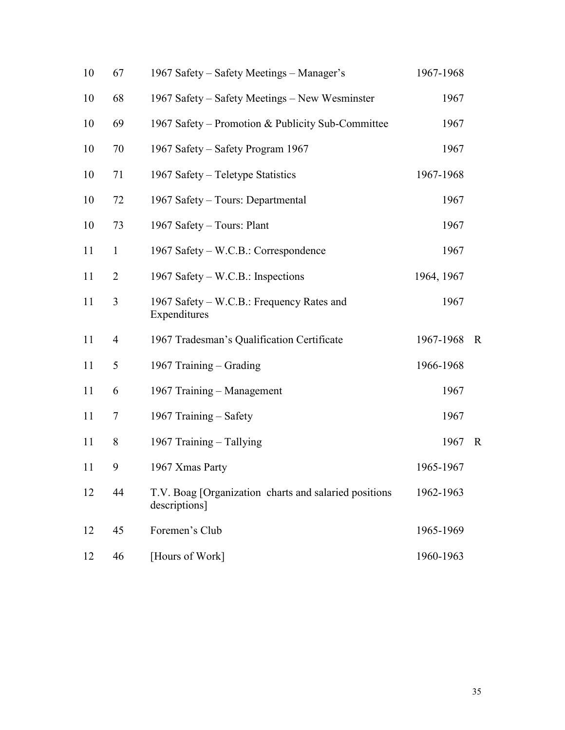| | | | | |
|---|---|---|---|---|
| 10 | 67 | 1967 Safety – Safety Meetings – Manager's | 1967-1968 | |
| 10 | 68 | 1967 Safety – Safety Meetings – New Wesminster | 1967 | |
| 10 | 69 | 1967 Safety – Promotion & Publicity Sub-Committee | 1967 | |
| 10 | 70 | 1967 Safety – Safety Program 1967 | 1967 | |
| 10 | 71 | 1967 Safety – Teletype Statistics | 1967-1968 | |
| 10 | 72 | 1967 Safety – Tours: Departmental | 1967 | |
| 10 | 73 | 1967 Safety – Tours: Plant | 1967 | |
| 11 | 1 | 1967 Safety – W.C.B.: Correspondence | 1967 | |
| 11 | 2 | 1967 Safety – W.C.B.: Inspections | 1964, 1967 | |
| 11 | 3 | 1967 Safety – W.C.B.: Frequency Rates and Expenditures | 1967 | |
| 11 | 4 | 1967 Tradesman's Qualification Certificate | 1967-1968 | R |
| 11 | 5 | 1967 Training – Grading | 1966-1968 | |
| 11 | 6 | 1967 Training – Management | 1967 | |
| 11 | 7 | 1967 Training – Safety | 1967 | |
| 11 | 8 | 1967 Training – Tallying | 1967 | R |
| 11 | 9 | 1967 Xmas Party | 1965-1967 | |
| 12 | 44 | T.V. Boag [Organization charts and salaried positions descriptions] | 1962-1963 | |
| 12 | 45 | Foremen's Club | 1965-1969 | |
| 12 | 46 | [Hours of Work] | 1960-1963 | |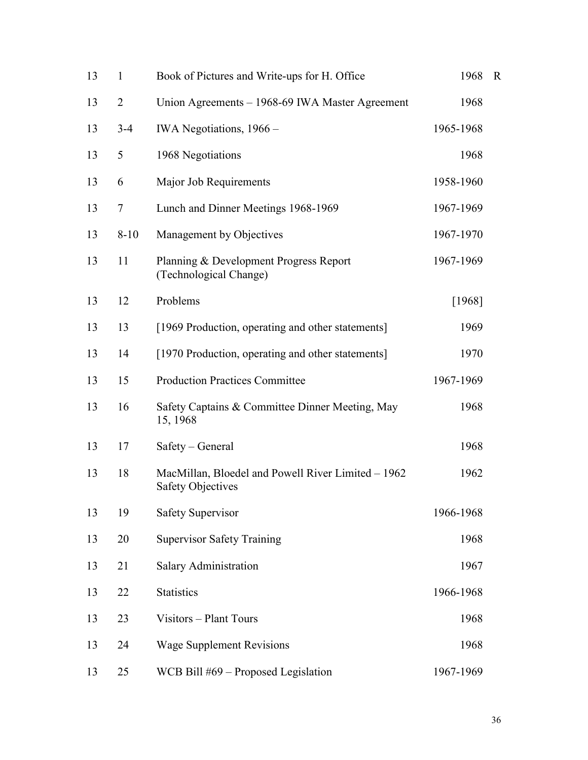| | | | | |
|---|---|---|---|---|
| 13 | 1 | Book of Pictures and Write-ups for H. Office | 1968 | R |
| 13 | 2 | Union Agreements – 1968-69 IWA Master Agreement | 1968 | |
| 13 | 3-4 | IWA Negotiations, 1966 – | 1965-1968 | |
| 13 | 5 | 1968 Negotiations | 1968 | |
| 13 | 6 | Major Job Requirements | 1958-1960 | |
| 13 | 7 | Lunch and Dinner Meetings 1968-1969 | 1967-1969 | |
| 13 | 8-10 | Management by Objectives | 1967-1970 | |
| 13 | 11 | Planning & Development Progress Report (Technological Change) | 1967-1969 | |
| 13 | 12 | Problems | [1968] | |
| 13 | 13 | [1969 Production, operating and other statements] | 1969 | |
| 13 | 14 | [1970 Production, operating and other statements] | 1970 | |
| 13 | 15 | Production Practices Committee | 1967-1969 | |
| 13 | 16 | Safety Captains & Committee Dinner Meeting, May 15, 1968 | 1968 | |
| 13 | 17 | Safety – General | 1968 | |
| 13 | 18 | MacMillan, Bloedel and Powell River Limited – 1962 Safety Objectives | 1962 | |
| 13 | 19 | Safety Supervisor | 1966-1968 | |
| 13 | 20 | Supervisor Safety Training | 1968 | |
| 13 | 21 | Salary Administration | 1967 | |
| 13 | 22 | Statistics | 1966-1968 | |
| 13 | 23 | Visitors – Plant Tours | 1968 | |
| 13 | 24 | Wage Supplement Revisions | 1968 | |
| 13 | 25 | WCB Bill #69 – Proposed Legislation | 1967-1969 | |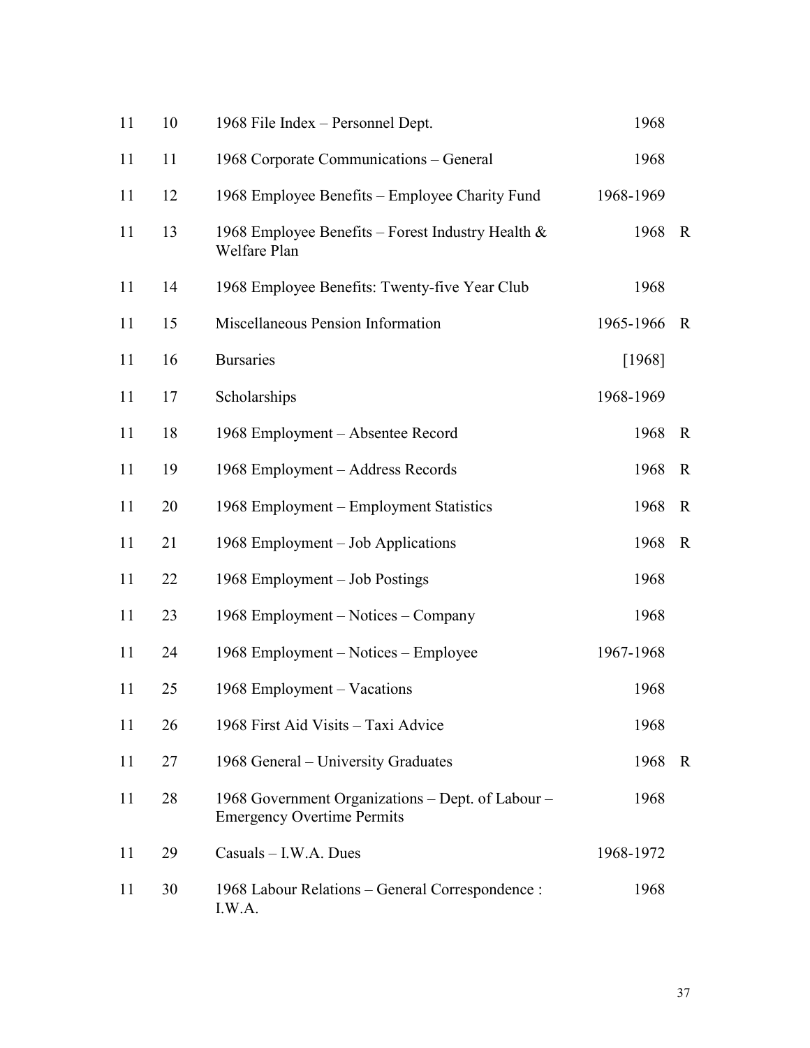| | | | | |
|---|---|---|---|---|
| 11 | 10 | 1968 File Index – Personnel Dept. | 1968 | |
| 11 | 11 | 1968 Corporate Communications – General | 1968 | |
| 11 | 12 | 1968 Employee Benefits – Employee Charity Fund | 1968-1969 | |
| 11 | 13 | 1968 Employee Benefits – Forest Industry Health & Welfare Plan | 1968 | R |
| 11 | 14 | 1968 Employee Benefits: Twenty-five Year Club | 1968 | |
| 11 | 15 | Miscellaneous Pension Information | 1965-1966 | R |
| 11 | 16 | Bursaries | [1968] | |
| 11 | 17 | Scholarships | 1968-1969 | |
| 11 | 18 | 1968 Employment – Absentee Record | 1968 | R |
| 11 | 19 | 1968 Employment – Address Records | 1968 | R |
| 11 | 20 | 1968 Employment – Employment Statistics | 1968 | R |
| 11 | 21 | 1968 Employment – Job Applications | 1968 | R |
| 11 | 22 | 1968 Employment – Job Postings | 1968 | |
| 11 | 23 | 1968 Employment – Notices – Company | 1968 | |
| 11 | 24 | 1968 Employment – Notices – Employee | 1967-1968 | |
| 11 | 25 | 1968 Employment – Vacations | 1968 | |
| 11 | 26 | 1968 First Aid Visits – Taxi Advice | 1968 | |
| 11 | 27 | 1968 General – University Graduates | 1968 | R |
| 11 | 28 | 1968 Government Organizations – Dept. of Labour – Emergency Overtime Permits | 1968 | |
| 11 | 29 | Casuals – I.W.A. Dues | 1968-1972 | |
| 11 | 30 | 1968 Labour Relations – General Correspondence : I.W.A. | 1968 | |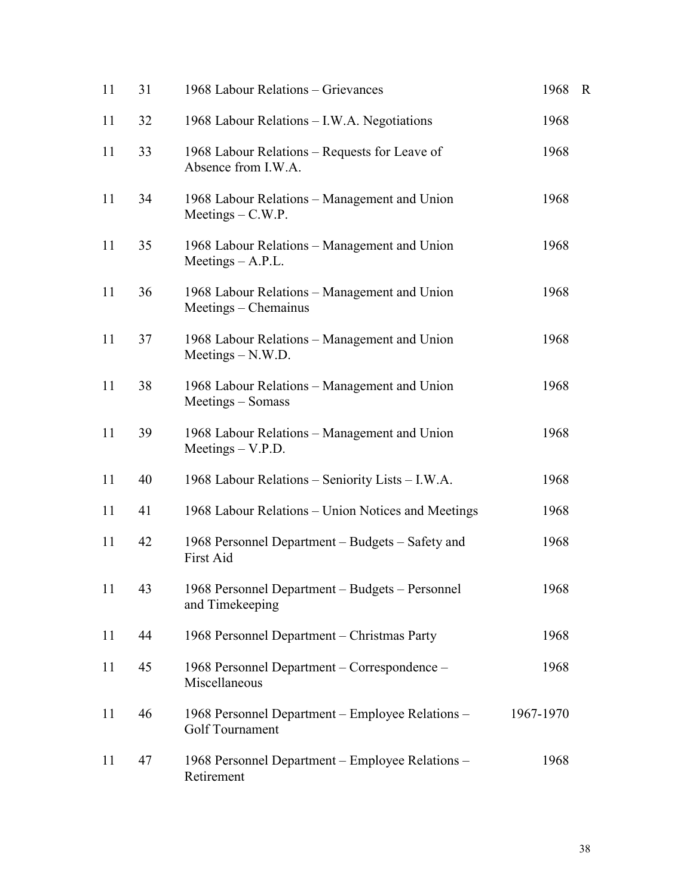| | | | | |
|---|---|---|---|---|
| 11 | 31 | 1968 Labour Relations – Grievances | 1968 | R |
| 11 | 32 | 1968 Labour Relations – I.W.A. Negotiations | 1968 | |
| 11 | 33 | 1968 Labour Relations – Requests for Leave of Absence from I.W.A. | 1968 | |
| 11 | 34 | 1968 Labour Relations – Management and Union Meetings – C.W.P. | 1968 | |
| 11 | 35 | 1968 Labour Relations – Management and Union Meetings – A.P.L. | 1968 | |
| 11 | 36 | 1968 Labour Relations – Management and Union Meetings – Chemainus | 1968 | |
| 11 | 37 | 1968 Labour Relations – Management and Union Meetings – N.W.D. | 1968 | |
| 11 | 38 | 1968 Labour Relations – Management and Union Meetings – Somass | 1968 | |
| 11 | 39 | 1968 Labour Relations – Management and Union Meetings – V.P.D. | 1968 | |
| 11 | 40 | 1968 Labour Relations – Seniority Lists – I.W.A. | 1968 | |
| 11 | 41 | 1968 Labour Relations – Union Notices and Meetings | 1968 | |
| 11 | 42 | 1968 Personnel Department – Budgets – Safety and First Aid | 1968 | |
| 11 | 43 | 1968 Personnel Department – Budgets – Personnel and Timekeeping | 1968 | |
| 11 | 44 | 1968 Personnel Department – Christmas Party | 1968 | |
| 11 | 45 | 1968 Personnel Department – Correspondence – Miscellaneous | 1968 | |
| 11 | 46 | 1968 Personnel Department – Employee Relations – Golf Tournament | 1967-1970 | |
| 11 | 47 | 1968 Personnel Department – Employee Relations – Retirement | 1968 | |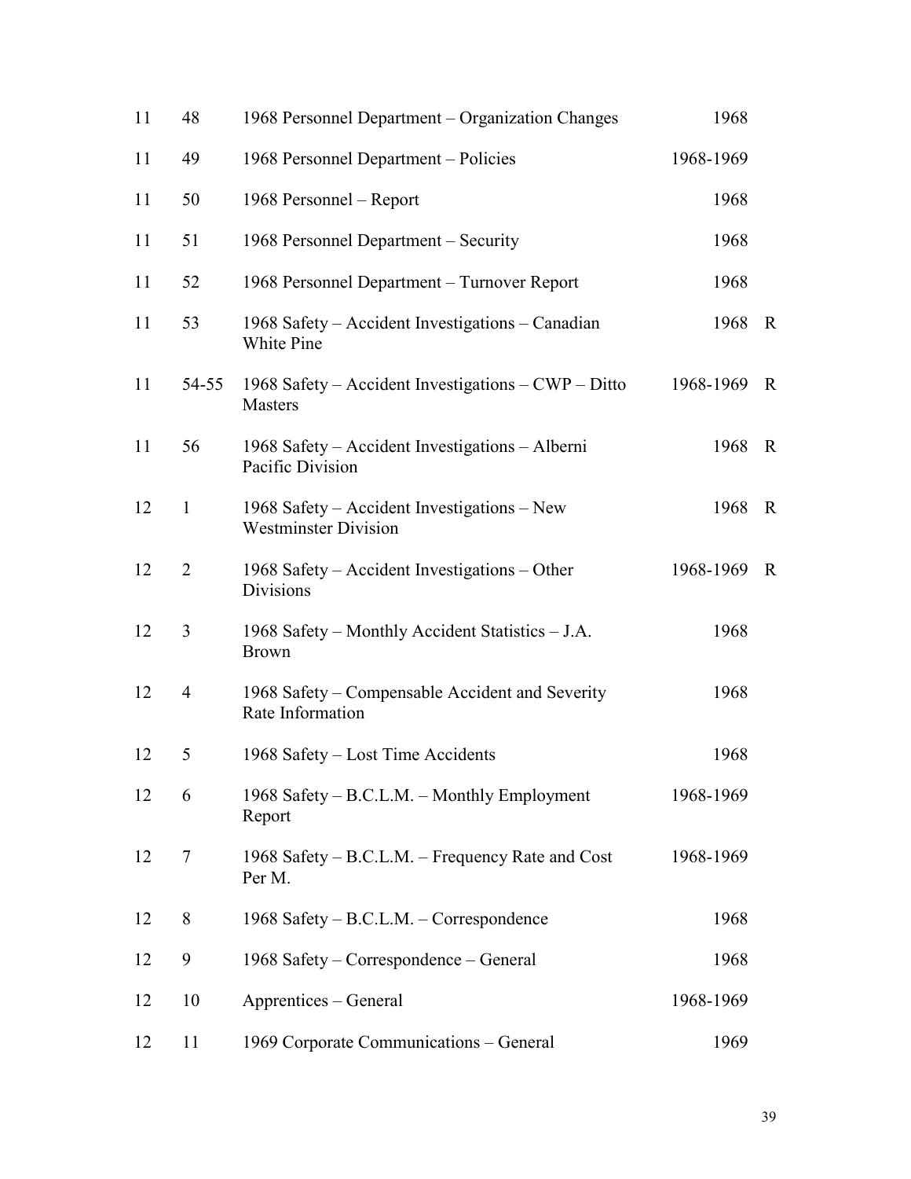| | | | | |
|---|---|---|---|---|
| 11 | 48 | 1968 Personnel Department – Organization Changes | 1968 | |
| 11 | 49 | 1968 Personnel Department – Policies | 1968-1969 | |
| 11 | 50 | 1968 Personnel – Report | 1968 | |
| 11 | 51 | 1968 Personnel Department – Security | 1968 | |
| 11 | 52 | 1968 Personnel Department – Turnover Report | 1968 | |
| 11 | 53 | 1968 Safety – Accident Investigations – Canadian White Pine | 1968 | R |
| 11 | 54-55 | 1968 Safety – Accident Investigations – CWP – Ditto Masters | 1968-1969 | R |
| 11 | 56 | 1968 Safety – Accident Investigations – Alberni Pacific Division | 1968 | R |
| 12 | 1 | 1968 Safety – Accident Investigations – New Westminster Division | 1968 | R |
| 12 | 2 | 1968 Safety – Accident Investigations – Other Divisions | 1968-1969 | R |
| 12 | 3 | 1968 Safety – Monthly Accident Statistics – J.A. Brown | 1968 | |
| 12 | 4 | 1968 Safety – Compensable Accident and Severity Rate Information | 1968 | |
| 12 | 5 | 1968 Safety – Lost Time Accidents | 1968 | |
| 12 | 6 | 1968 Safety – B.C.L.M. – Monthly Employment Report | 1968-1969 | |
| 12 | 7 | 1968 Safety – B.C.L.M. – Frequency Rate and Cost Per M. | 1968-1969 | |
| 12 | 8 | 1968 Safety – B.C.L.M. – Correspondence | 1968 | |
| 12 | 9 | 1968 Safety – Correspondence – General | 1968 | |
| 12 | 10 | Apprentices – General | 1968-1969 | |
| 12 | 11 | 1969 Corporate Communications – General | 1969 | |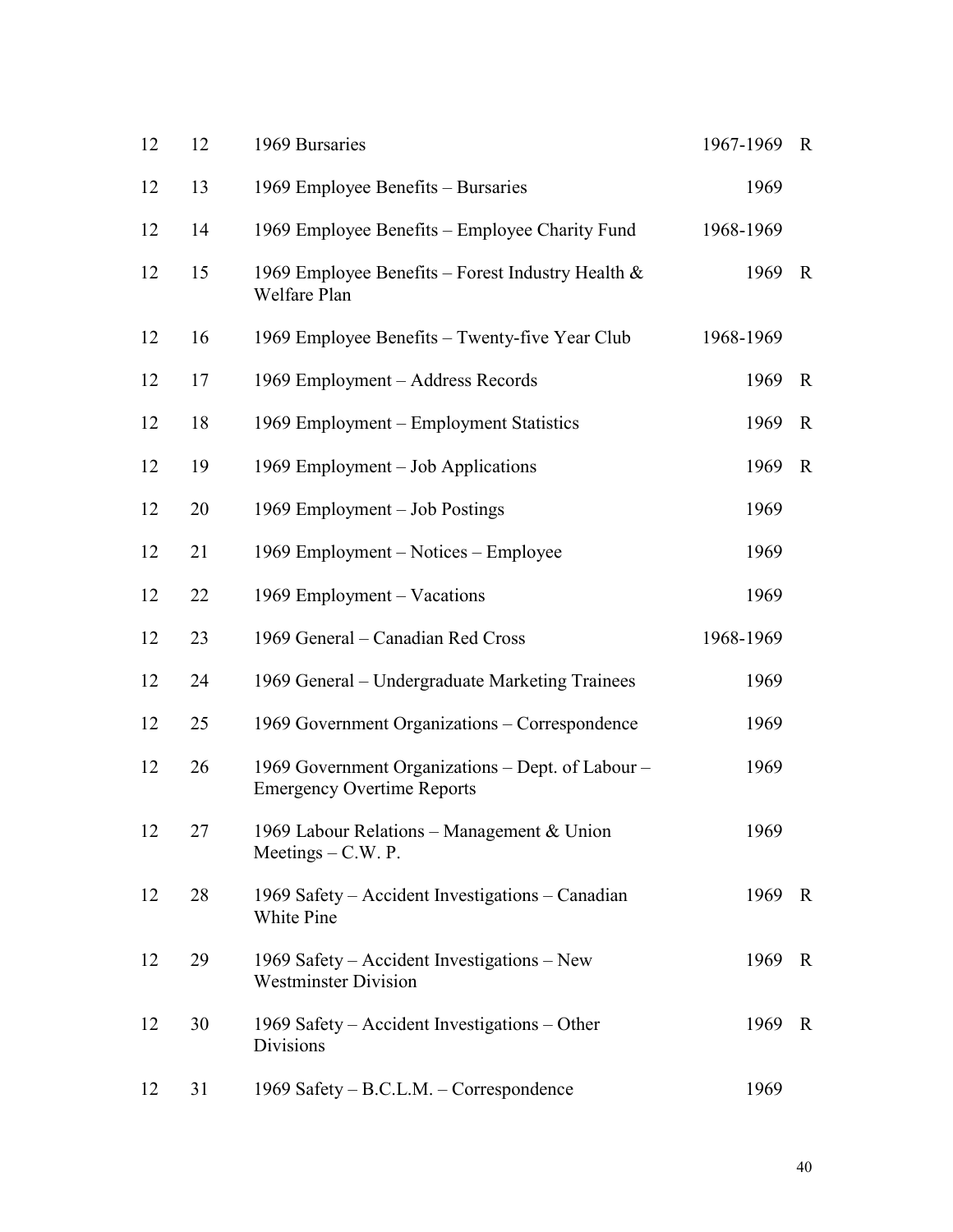| | | | | |
|---|---|---|---|---|
| 12 | 12 | 1969 Bursaries | 1967-1969 | R |
| 12 | 13 | 1969 Employee Benefits – Bursaries | 1969 | |
| 12 | 14 | 1969 Employee Benefits – Employee Charity Fund | 1968-1969 | |
| 12 | 15 | 1969 Employee Benefits – Forest Industry Health & Welfare Plan | 1969 | R |
| 12 | 16 | 1969 Employee Benefits – Twenty-five Year Club | 1968-1969 | |
| 12 | 17 | 1969 Employment – Address Records | 1969 | R |
| 12 | 18 | 1969 Employment – Employment Statistics | 1969 | R |
| 12 | 19 | 1969 Employment – Job Applications | 1969 | R |
| 12 | 20 | 1969 Employment – Job Postings | 1969 | |
| 12 | 21 | 1969 Employment – Notices – Employee | 1969 | |
| 12 | 22 | 1969 Employment – Vacations | 1969 | |
| 12 | 23 | 1969 General – Canadian Red Cross | 1968-1969 | |
| 12 | 24 | 1969 General – Undergraduate Marketing Trainees | 1969 | |
| 12 | 25 | 1969 Government Organizations – Correspondence | 1969 | |
| 12 | 26 | 1969 Government Organizations – Dept. of Labour – Emergency Overtime Reports | 1969 | |
| 12 | 27 | 1969 Labour Relations – Management & Union Meetings – C.W. P. | 1969 | |
| 12 | 28 | 1969 Safety – Accident Investigations – Canadian White Pine | 1969 | R |
| 12 | 29 | 1969 Safety – Accident Investigations – New Westminster Division | 1969 | R |
| 12 | 30 | 1969 Safety – Accident Investigations – Other Divisions | 1969 | R |
| 12 | 31 | 1969 Safety – B.C.L.M. – Correspondence | 1969 | |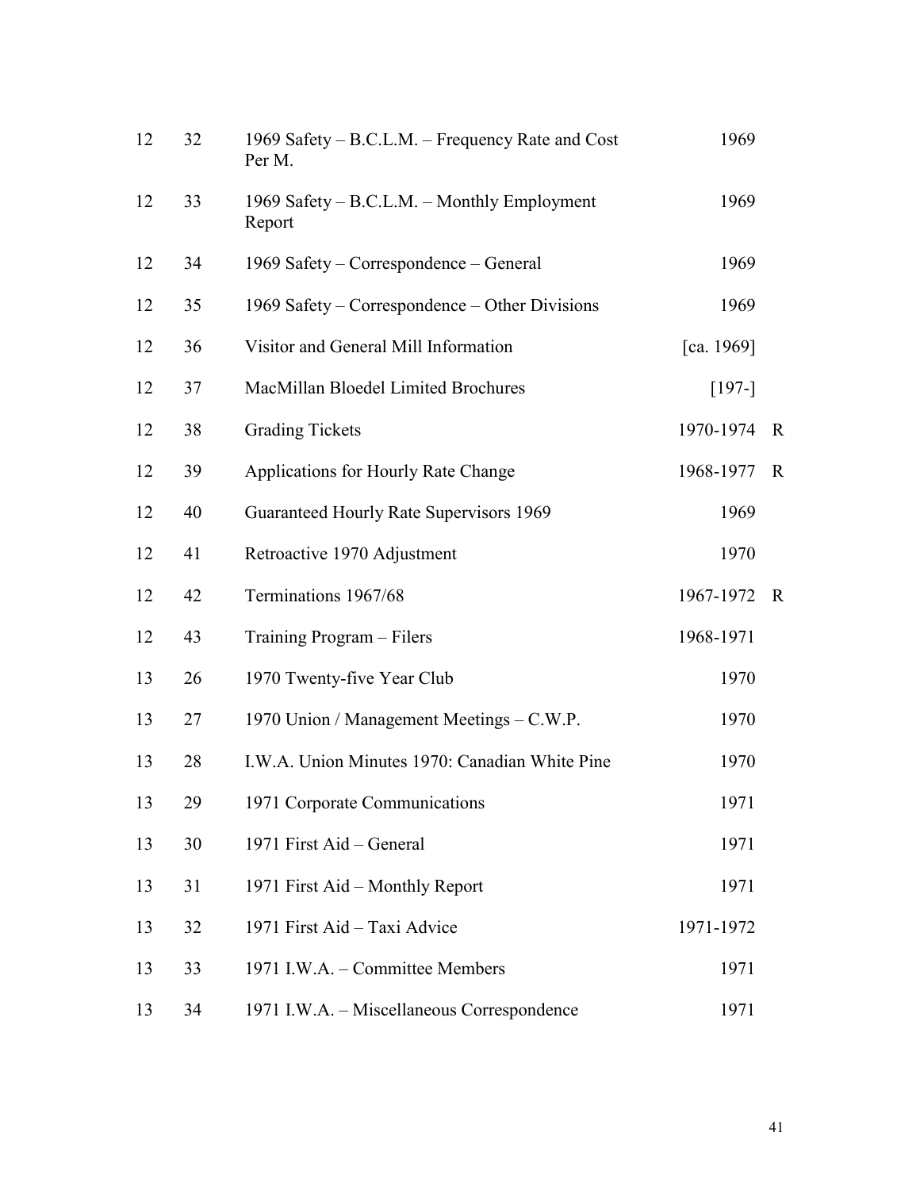| | | | | |
|---|---|---|---|---|
| 12 | 32 | 1969 Safety – B.C.L.M. – Frequency Rate and Cost Per M. | 1969 | |
| 12 | 33 | 1969 Safety – B.C.L.M. – Monthly Employment Report | 1969 | |
| 12 | 34 | 1969 Safety – Correspondence – General | 1969 | |
| 12 | 35 | 1969 Safety – Correspondence – Other Divisions | 1969 | |
| 12 | 36 | Visitor and General Mill Information | [ca. 1969] | |
| 12 | 37 | MacMillan Bloedel Limited Brochures | [197-] | |
| 12 | 38 | Grading Tickets | 1970-1974 | R |
| 12 | 39 | Applications for Hourly Rate Change | 1968-1977 | R |
| 12 | 40 | Guaranteed Hourly Rate Supervisors 1969 | 1969 | |
| 12 | 41 | Retroactive 1970 Adjustment | 1970 | |
| 12 | 42 | Terminations 1967/68 | 1967-1972 | R |
| 12 | 43 | Training Program – Filers | 1968-1971 | |
| 13 | 26 | 1970 Twenty-five Year Club | 1970 | |
| 13 | 27 | 1970 Union / Management Meetings – C.W.P. | 1970 | |
| 13 | 28 | I.W.A. Union Minutes 1970: Canadian White Pine | 1970 | |
| 13 | 29 | 1971 Corporate Communications | 1971 | |
| 13 | 30 | 1971 First Aid – General | 1971 | |
| 13 | 31 | 1971 First Aid – Monthly Report | 1971 | |
| 13 | 32 | 1971 First Aid – Taxi Advice | 1971-1972 | |
| 13 | 33 | 1971 I.W.A. – Committee Members | 1971 | |
| 13 | 34 | 1971 I.W.A. – Miscellaneous Correspondence | 1971 | |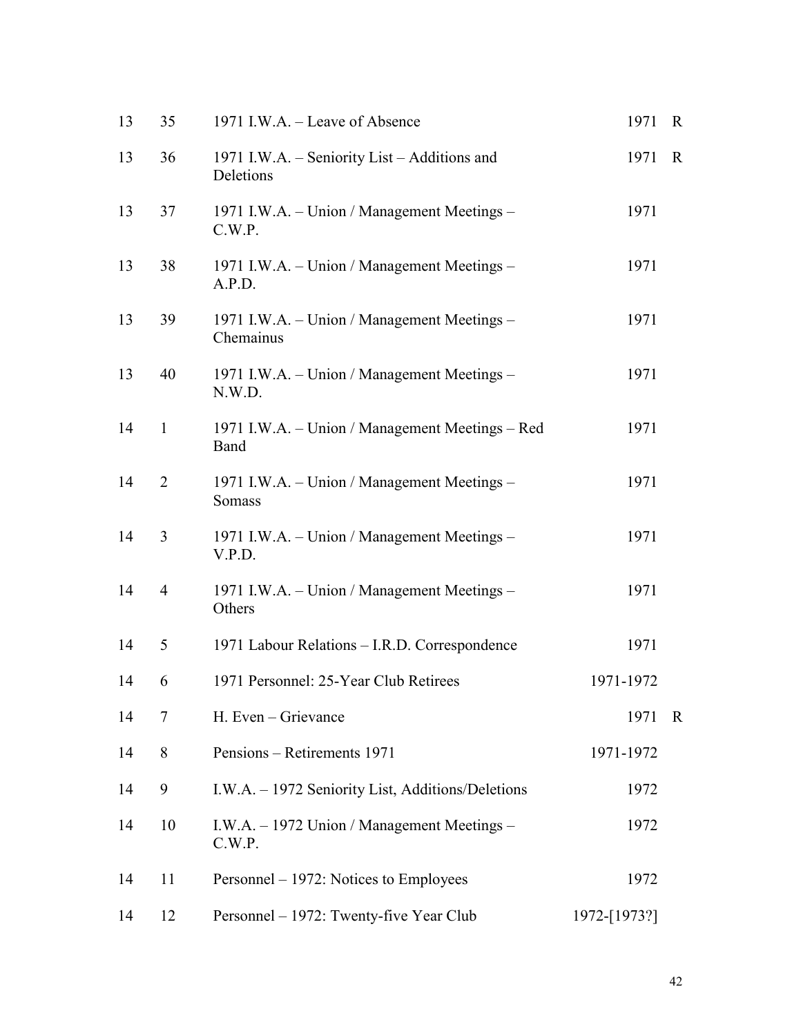| | | | | |
|---|---|---|---|---|
| 13 | 35 | 1971 I.W.A. – Leave of Absence | 1971 | R |
| 13 | 36 | 1971 I.W.A. – Seniority List – Additions and Deletions | 1971 | R |
| 13 | 37 | 1971 I.W.A. – Union / Management Meetings – C.W.P. | 1971 | |
| 13 | 38 | 1971 I.W.A. – Union / Management Meetings – A.P.D. | 1971 | |
| 13 | 39 | 1971 I.W.A. – Union / Management Meetings – Chemainus | 1971 | |
| 13 | 40 | 1971 I.W.A. – Union / Management Meetings – N.W.D. | 1971 | |
| 14 | 1 | 1971 I.W.A. – Union / Management Meetings – Red Band | 1971 | |
| 14 | 2 | 1971 I.W.A. – Union / Management Meetings – Somass | 1971 | |
| 14 | 3 | 1971 I.W.A. – Union / Management Meetings – V.P.D. | 1971 | |
| 14 | 4 | 1971 I.W.A. – Union / Management Meetings – Others | 1971 | |
| 14 | 5 | 1971 Labour Relations – I.R.D. Correspondence | 1971 | |
| 14 | 6 | 1971 Personnel: 25-Year Club Retirees | 1971-1972 | |
| 14 | 7 | H. Even – Grievance | 1971 | R |
| 14 | 8 | Pensions – Retirements 1971 | 1971-1972 | |
| 14 | 9 | I.W.A. – 1972 Seniority List, Additions/Deletions | 1972 | |
| 14 | 10 | I.W.A. – 1972 Union / Management Meetings – C.W.P. | 1972 | |
| 14 | 11 | Personnel – 1972: Notices to Employees | 1972 | |
| 14 | 12 | Personnel – 1972: Twenty-five Year Club | 1972-[1973?] | |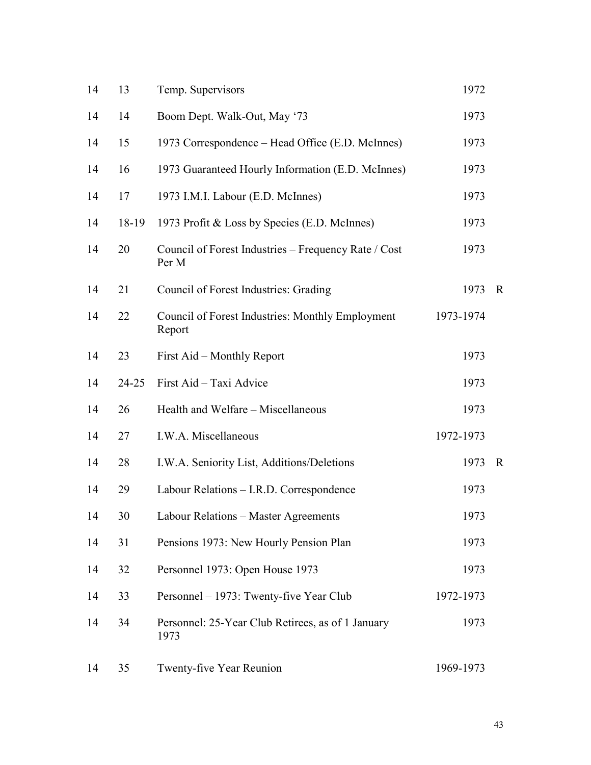| | | | | |
|---|---|---|---|---|
| 14 | 13 | Temp. Supervisors | 1972 | |
| 14 | 14 | Boom Dept. Walk-Out, May '73 | 1973 | |
| 14 | 15 | 1973 Correspondence – Head Office (E.D. McInnes) | 1973 | |
| 14 | 16 | 1973 Guaranteed Hourly Information (E.D. McInnes) | 1973 | |
| 14 | 17 | 1973 I.M.I. Labour (E.D. McInnes) | 1973 | |
| 14 | 18-19 | 1973 Profit & Loss by Species (E.D. McInnes) | 1973 | |
| 14 | 20 | Council of Forest Industries – Frequency Rate / Cost Per M | 1973 | |
| 14 | 21 | Council of Forest Industries: Grading | 1973 | R |
| 14 | 22 | Council of Forest Industries: Monthly Employment Report | 1973-1974 | |
| 14 | 23 | First Aid – Monthly Report | 1973 | |
| 14 | 24-25 | First Aid – Taxi Advice | 1973 | |
| 14 | 26 | Health and Welfare – Miscellaneous | 1973 | |
| 14 | 27 | I.W.A. Miscellaneous | 1972-1973 | |
| 14 | 28 | I.W.A. Seniority List, Additions/Deletions | 1973 | R |
| 14 | 29 | Labour Relations – I.R.D. Correspondence | 1973 | |
| 14 | 30 | Labour Relations – Master Agreements | 1973 | |
| 14 | 31 | Pensions 1973: New Hourly Pension Plan | 1973 | |
| 14 | 32 | Personnel 1973: Open House 1973 | 1973 | |
| 14 | 33 | Personnel – 1973: Twenty-five Year Club | 1972-1973 | |
| 14 | 34 | Personnel: 25-Year Club Retirees, as of 1 January 1973 | 1973 | |
| 14 | 35 | Twenty-five Year Reunion | 1969-1973 | |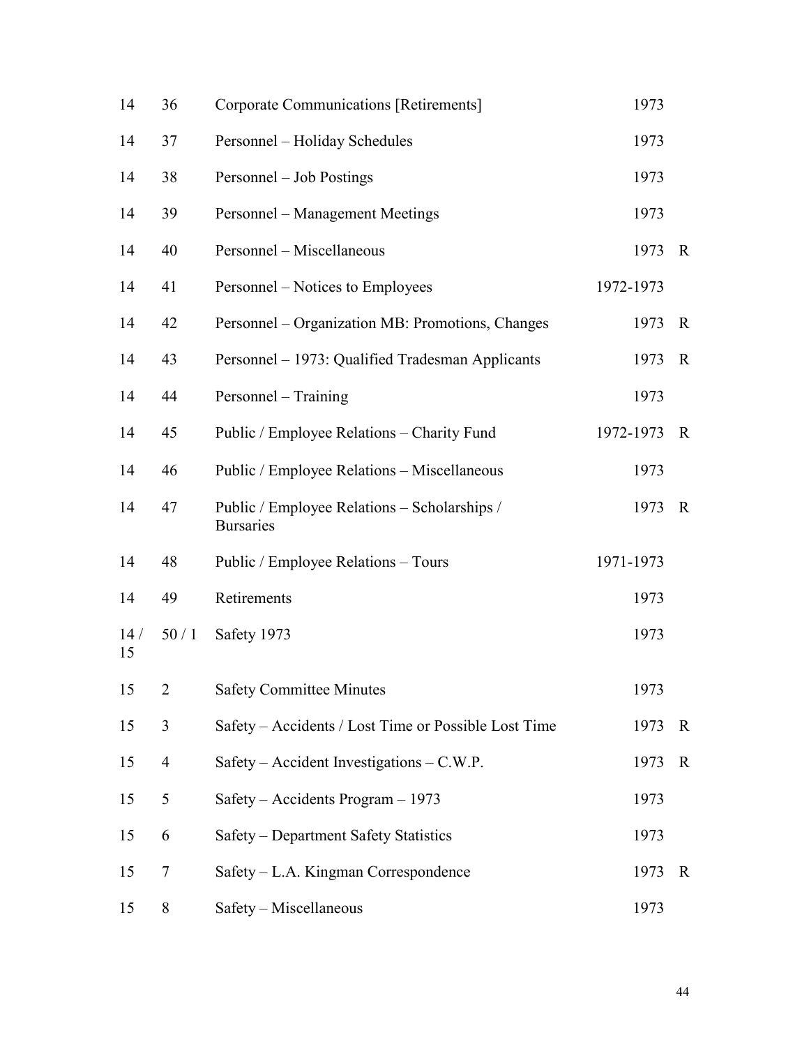| | | | | |
|---|---|---|---|---|
| 14 | 36 | Corporate Communications [Retirements] | 1973 | |
| 14 | 37 | Personnel – Holiday Schedules | 1973 | |
| 14 | 38 | Personnel – Job Postings | 1973 | |
| 14 | 39 | Personnel – Management Meetings | 1973 | |
| 14 | 40 | Personnel – Miscellaneous | 1973 | R |
| 14 | 41 | Personnel – Notices to Employees | 1972-1973 | |
| 14 | 42 | Personnel – Organization MB: Promotions, Changes | 1973 | R |
| 14 | 43 | Personnel – 1973: Qualified Tradesman Applicants | 1973 | R |
| 14 | 44 | Personnel – Training | 1973 | |
| 14 | 45 | Public / Employee Relations – Charity Fund | 1972-1973 | R |
| 14 | 46 | Public / Employee Relations – Miscellaneous | 1973 | |
| 14 | 47 | Public / Employee Relations – Scholarships / Bursaries | 1973 | R |
| 14 | 48 | Public / Employee Relations – Tours | 1971-1973 | |
| 14 | 49 | Retirements | 1973 | |
| 14 / 15 | 50 / 1 | Safety 1973 | 1973 | |
| 15 | 2 | Safety Committee Minutes | 1973 | |
| 15 | 3 | Safety – Accidents / Lost Time or Possible Lost Time | 1973 | R |
| 15 | 4 | Safety – Accident Investigations – C.W.P. | 1973 | R |
| 15 | 5 | Safety – Accidents Program – 1973 | 1973 | |
| 15 | 6 | Safety – Department Safety Statistics | 1973 | |
| 15 | 7 | Safety – L.A. Kingman Correspondence | 1973 | R |
| 15 | 8 | Safety – Miscellaneous | 1973 | |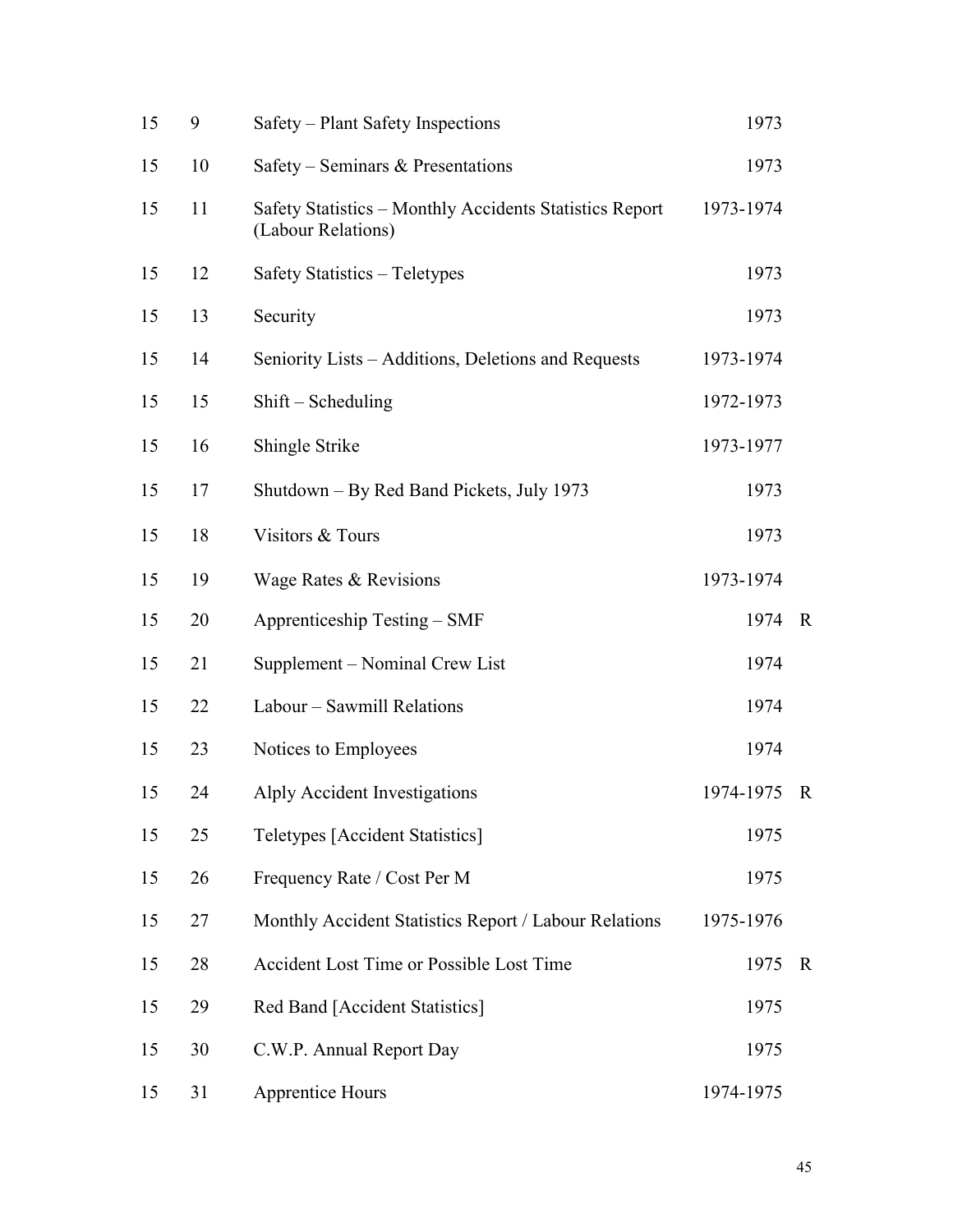| | | | | |
|---|---|---|---|---|
| 15 | 9 | Safety – Plant Safety Inspections | 1973 | |
| 15 | 10 | Safety – Seminars & Presentations | 1973 | |
| 15 | 11 | Safety Statistics – Monthly Accidents Statistics Report (Labour Relations) | 1973-1974 | |
| 15 | 12 | Safety Statistics – Teletypes | 1973 | |
| 15 | 13 | Security | 1973 | |
| 15 | 14 | Seniority Lists – Additions, Deletions and Requests | 1973-1974 | |
| 15 | 15 | Shift – Scheduling | 1972-1973 | |
| 15 | 16 | Shingle Strike | 1973-1977 | |
| 15 | 17 | Shutdown – By Red Band Pickets, July 1973 | 1973 | |
| 15 | 18 | Visitors & Tours | 1973 | |
| 15 | 19 | Wage Rates & Revisions | 1973-1974 | |
| 15 | 20 | Apprenticeship Testing – SMF | 1974 | R |
| 15 | 21 | Supplement – Nominal Crew List | 1974 | |
| 15 | 22 | Labour – Sawmill Relations | 1974 | |
| 15 | 23 | Notices to Employees | 1974 | |
| 15 | 24 | Alply Accident Investigations | 1974-1975 | R |
| 15 | 25 | Teletypes [Accident Statistics] | 1975 | |
| 15 | 26 | Frequency Rate / Cost Per M | 1975 | |
| 15 | 27 | Monthly Accident Statistics Report / Labour Relations | 1975-1976 | |
| 15 | 28 | Accident Lost Time or Possible Lost Time | 1975 | R |
| 15 | 29 | Red Band [Accident Statistics] | 1975 | |
| 15 | 30 | C.W.P. Annual Report Day | 1975 | |
| 15 | 31 | Apprentice Hours | 1974-1975 | |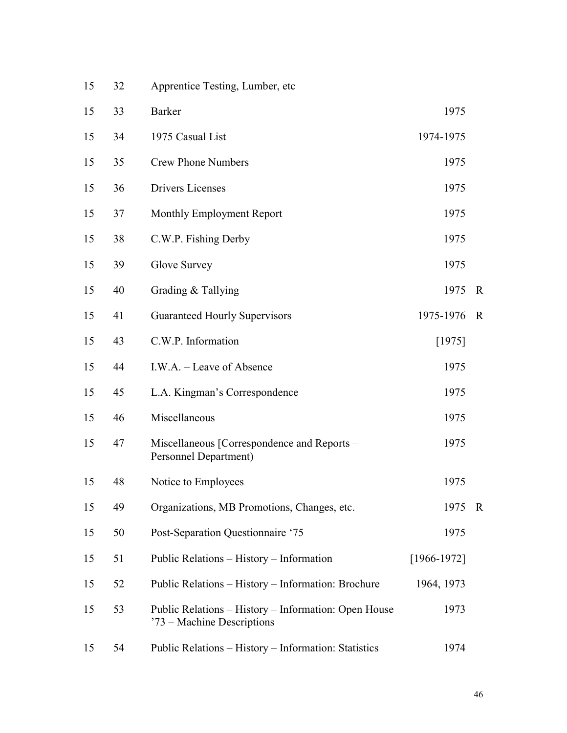| | | | | |
|---|---|---|---|---|
| 15 | 32 | Apprentice Testing, Lumber, etc | | |
| 15 | 33 | Barker | 1975 | |
| 15 | 34 | 1975 Casual List | 1974-1975 | |
| 15 | 35 | Crew Phone Numbers | 1975 | |
| 15 | 36 | Drivers Licenses | 1975 | |
| 15 | 37 | Monthly Employment Report | 1975 | |
| 15 | 38 | C.W.P. Fishing Derby | 1975 | |
| 15 | 39 | Glove Survey | 1975 | |
| 15 | 40 | Grading & Tallying | 1975 | R |
| 15 | 41 | Guaranteed Hourly Supervisors | 1975-1976 | R |
| 15 | 43 | C.W.P. Information | [1975] | |
| 15 | 44 | I.W.A. – Leave of Absence | 1975 | |
| 15 | 45 | L.A. Kingman's Correspondence | 1975 | |
| 15 | 46 | Miscellaneous | 1975 | |
| 15 | 47 | Miscellaneous [Correspondence and Reports – Personnel Department) | 1975 | |
| 15 | 48 | Notice to Employees | 1975 | |
| 15 | 49 | Organizations, MB Promotions, Changes, etc. | 1975 | R |
| 15 | 50 | Post-Separation Questionnaire '75 | 1975 | |
| 15 | 51 | Public Relations – History – Information | [1966-1972] | |
| 15 | 52 | Public Relations – History – Information: Brochure | 1964, 1973 | |
| 15 | 53 | Public Relations – History – Information: Open House '73 – Machine Descriptions | 1973 | |
| 15 | 54 | Public Relations – History – Information: Statistics | 1974 | |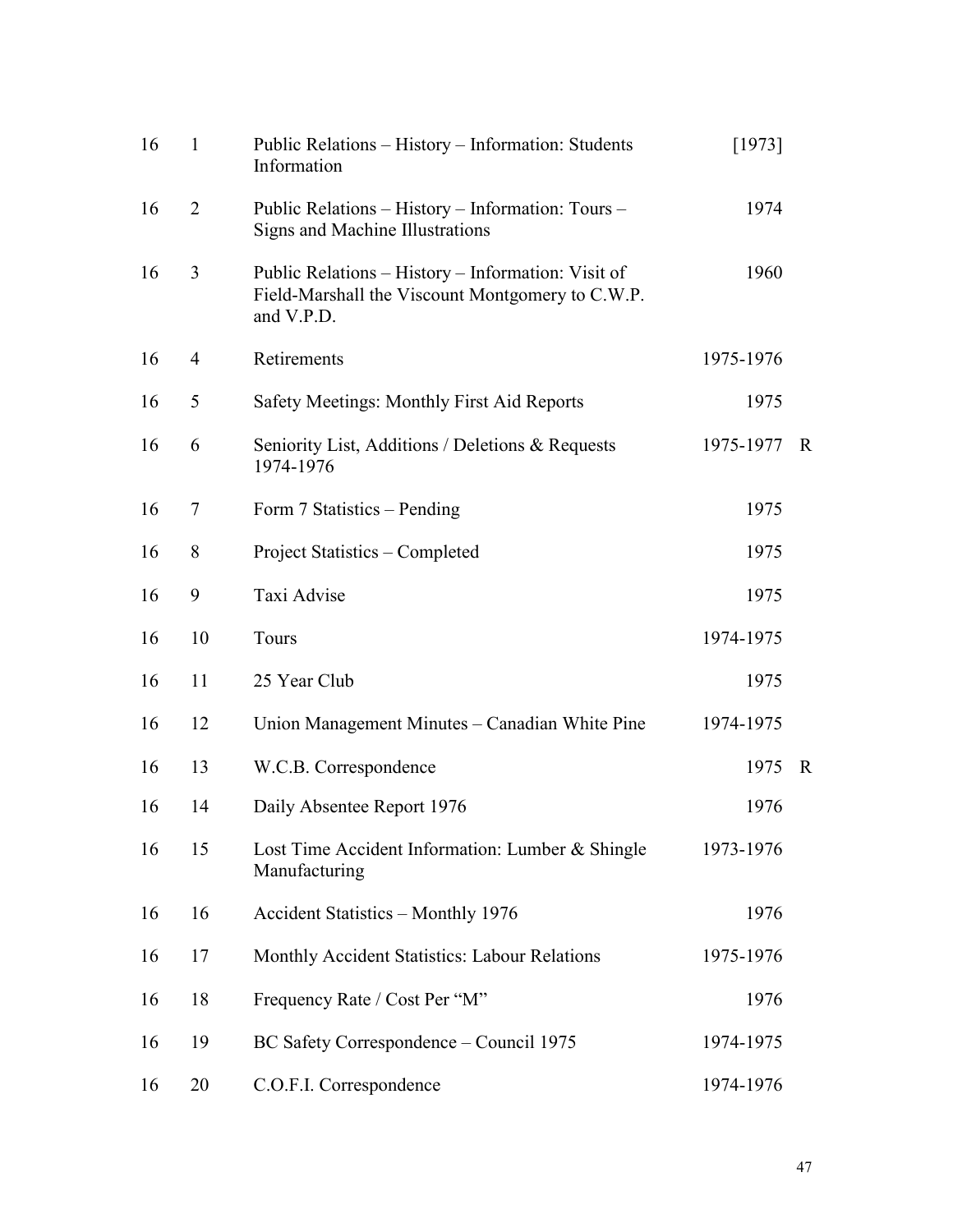| | | | | |
|---|---|---|---|---|
| 16 | 1 | Public Relations – History – Information: Students Information | [1973] | |
| 16 | 2 | Public Relations – History – Information: Tours – Signs and Machine Illustrations | 1974 | |
| 16 | 3 | Public Relations – History – Information: Visit of Field-Marshall the Viscount Montgomery to C.W.P. and V.P.D. | 1960 | |
| 16 | 4 | Retirements | 1975-1976 | |
| 16 | 5 | Safety Meetings: Monthly First Aid Reports | 1975 | |
| 16 | 6 | Seniority List, Additions / Deletions & Requests 1974-1976 | 1975-1977 | R |
| 16 | 7 | Form 7 Statistics – Pending | 1975 | |
| 16 | 8 | Project Statistics – Completed | 1975 | |
| 16 | 9 | Taxi Advise | 1975 | |
| 16 | 10 | Tours | 1974-1975 | |
| 16 | 11 | 25 Year Club | 1975 | |
| 16 | 12 | Union Management Minutes – Canadian White Pine | 1974-1975 | |
| 16 | 13 | W.C.B. Correspondence | 1975 | R |
| 16 | 14 | Daily Absentee Report 1976 | 1976 | |
| 16 | 15 | Lost Time Accident Information: Lumber & Shingle Manufacturing | 1973-1976 | |
| 16 | 16 | Accident Statistics – Monthly 1976 | 1976 | |
| 16 | 17 | Monthly Accident Statistics: Labour Relations | 1975-1976 | |
| 16 | 18 | Frequency Rate / Cost Per "M" | 1976 | |
| 16 | 19 | BC Safety Correspondence – Council 1975 | 1974-1975 | |
| 16 | 20 | C.O.F.I. Correspondence | 1974-1976 | |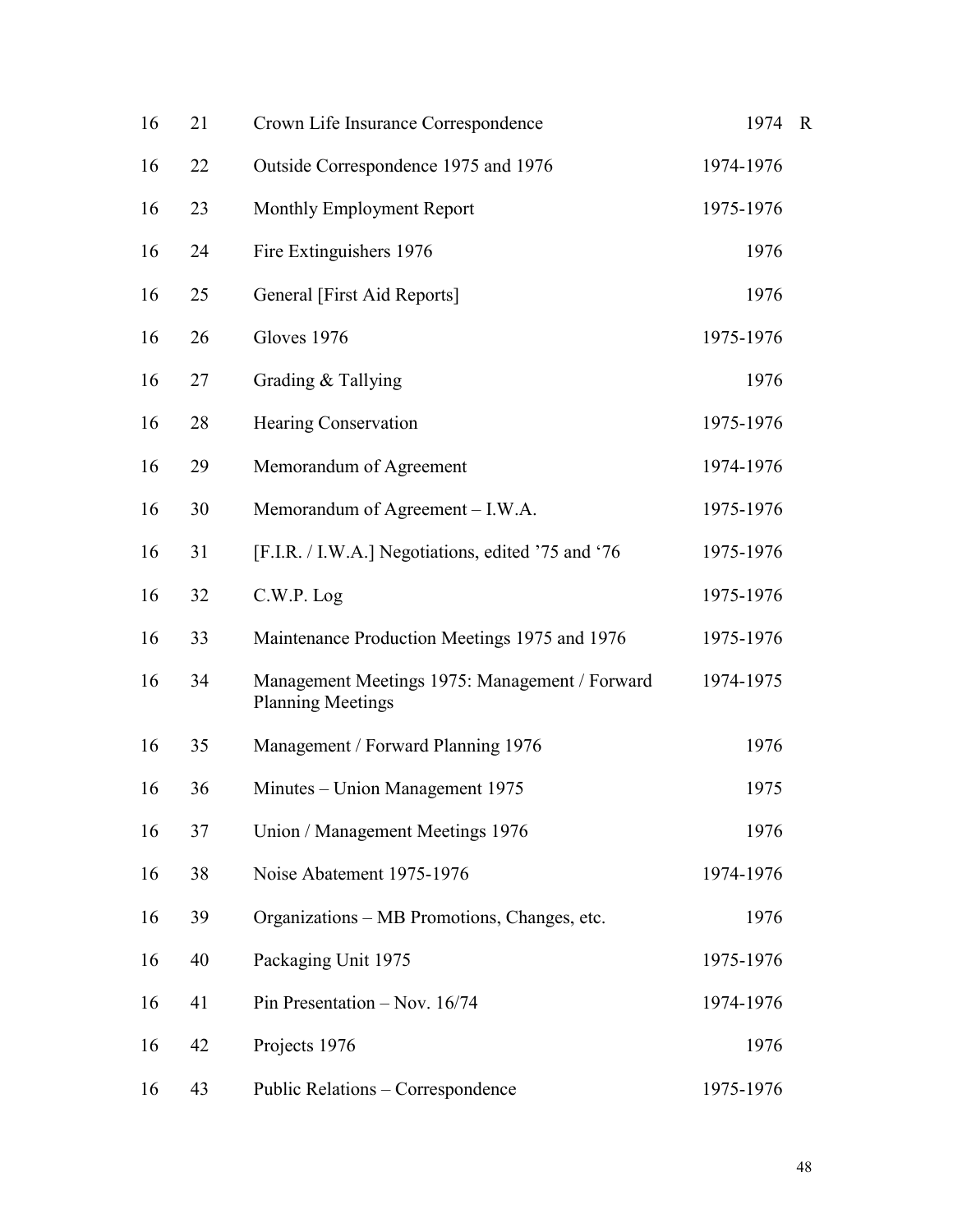| | | | | |
|---|---|---|---|---|
| 16 | 21 | Crown Life Insurance Correspondence | 1974 | R |
| 16 | 22 | Outside Correspondence 1975 and 1976 | 1974-1976 | |
| 16 | 23 | Monthly Employment Report | 1975-1976 | |
| 16 | 24 | Fire Extinguishers 1976 | 1976 | |
| 16 | 25 | General [First Aid Reports] | 1976 | |
| 16 | 26 | Gloves 1976 | 1975-1976 | |
| 16 | 27 | Grading & Tallying | 1976 | |
| 16 | 28 | Hearing Conservation | 1975-1976 | |
| 16 | 29 | Memorandum of Agreement | 1974-1976 | |
| 16 | 30 | Memorandum of Agreement – I.W.A. | 1975-1976 | |
| 16 | 31 | [F.I.R. / I.W.A.] Negotiations, edited '75 and '76 | 1975-1976 | |
| 16 | 32 | C.W.P. Log | 1975-1976 | |
| 16 | 33 | Maintenance Production Meetings 1975 and 1976 | 1975-1976 | |
| 16 | 34 | Management Meetings 1975: Management / Forward Planning Meetings | 1974-1975 | |
| 16 | 35 | Management / Forward Planning 1976 | 1976 | |
| 16 | 36 | Minutes – Union Management 1975 | 1975 | |
| 16 | 37 | Union / Management Meetings 1976 | 1976 | |
| 16 | 38 | Noise Abatement 1975-1976 | 1974-1976 | |
| 16 | 39 | Organizations – MB Promotions, Changes, etc. | 1976 | |
| 16 | 40 | Packaging Unit 1975 | 1975-1976 | |
| 16 | 41 | Pin Presentation – Nov. 16/74 | 1974-1976 | |
| 16 | 42 | Projects 1976 | 1976 | |
| 16 | 43 | Public Relations – Correspondence | 1975-1976 | |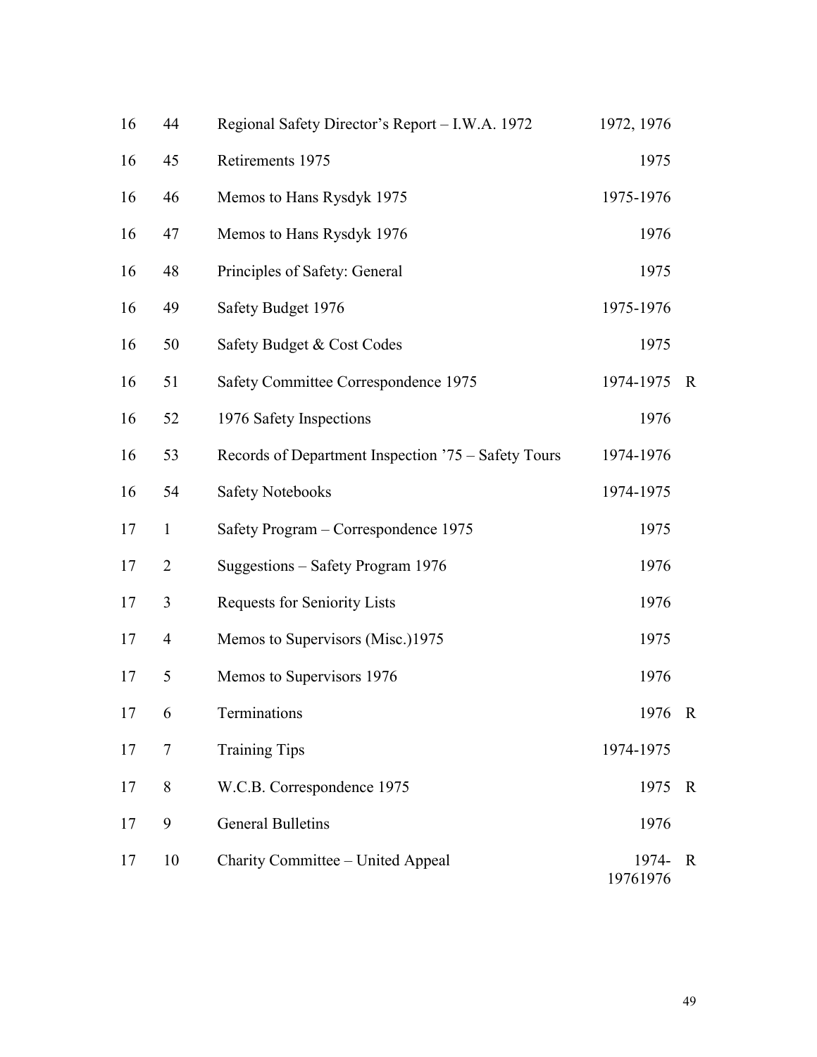| | | | | |
|---|---|---|---|---|
| 16 | 44 | Regional Safety Director's Report – I.W.A. 1972 | 1972, 1976 | |
| 16 | 45 | Retirements 1975 | 1975 | |
| 16 | 46 | Memos to Hans Rysdyk 1975 | 1975-1976 | |
| 16 | 47 | Memos to Hans Rysdyk 1976 | 1976 | |
| 16 | 48 | Principles of Safety: General | 1975 | |
| 16 | 49 | Safety Budget 1976 | 1975-1976 | |
| 16 | 50 | Safety Budget & Cost Codes | 1975 | |
| 16 | 51 | Safety Committee Correspondence 1975 | 1974-1975 | R |
| 16 | 52 | 1976 Safety Inspections | 1976 | |
| 16 | 53 | Records of Department Inspection '75 – Safety Tours | 1974-1976 | |
| 16 | 54 | Safety Notebooks | 1974-1975 | |
| 17 | 1 | Safety Program – Correspondence 1975 | 1975 | |
| 17 | 2 | Suggestions – Safety Program 1976 | 1976 | |
| 17 | 3 | Requests for Seniority Lists | 1976 | |
| 17 | 4 | Memos to Supervisors (Misc.)1975 | 1975 | |
| 17 | 5 | Memos to Supervisors 1976 | 1976 | |
| 17 | 6 | Terminations | 1976 | R |
| 17 | 7 | Training Tips | 1974-1975 | |
| 17 | 8 | W.C.B. Correspondence 1975 | 1975 | R |
| 17 | 9 | General Bulletins | 1976 | |
| 17 | 10 | Charity Committee – United Appeal | 1974-19761976 | R |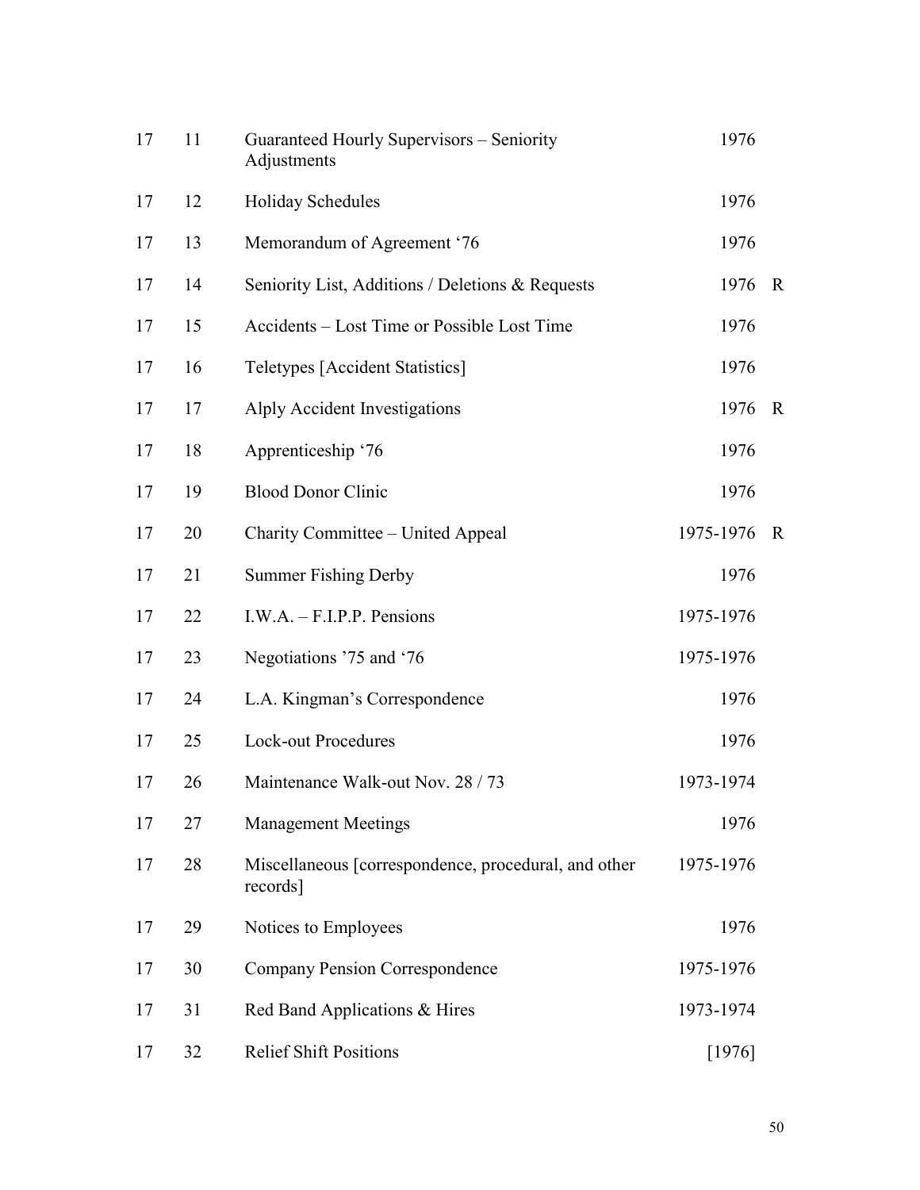| | | | | |
|---|---|---|---|---|
| 17 | 11 | Guaranteed Hourly Supervisors – Seniority Adjustments | 1976 | |
| 17 | 12 | Holiday Schedules | 1976 | |
| 17 | 13 | Memorandum of Agreement '76 | 1976 | |
| 17 | 14 | Seniority List, Additions / Deletions & Requests | 1976 | R |
| 17 | 15 | Accidents – Lost Time or Possible Lost Time | 1976 | |
| 17 | 16 | Teletypes [Accident Statistics] | 1976 | |
| 17 | 17 | Alply Accident Investigations | 1976 | R |
| 17 | 18 | Apprenticeship '76 | 1976 | |
| 17 | 19 | Blood Donor Clinic | 1976 | |
| 17 | 20 | Charity Committee – United Appeal | 1975-1976 | R |
| 17 | 21 | Summer Fishing Derby | 1976 | |
| 17 | 22 | I.W.A. – F.I.P.P. Pensions | 1975-1976 | |
| 17 | 23 | Negotiations '75 and '76 | 1975-1976 | |
| 17 | 24 | L.A. Kingman's Correspondence | 1976 | |
| 17 | 25 | Lock-out Procedures | 1976 | |
| 17 | 26 | Maintenance Walk-out Nov. 28 / 73 | 1973-1974 | |
| 17 | 27 | Management Meetings | 1976 | |
| 17 | 28 | Miscellaneous [correspondence, procedural, and other records] | 1975-1976 | |
| 17 | 29 | Notices to Employees | 1976 | |
| 17 | 30 | Company Pension Correspondence | 1975-1976 | |
| 17 | 31 | Red Band Applications & Hires | 1973-1974 | |
| 17 | 32 | Relief Shift Positions | [1976] | |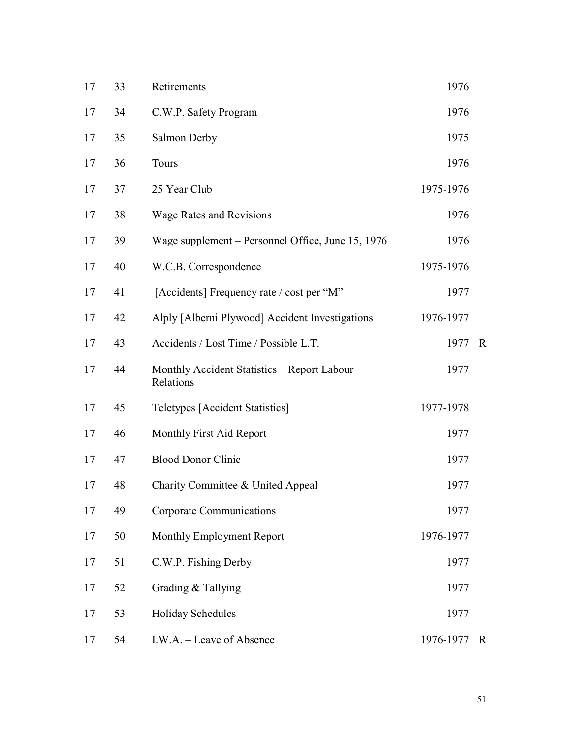| | | | | |
|---|---|---|---|---|
| 17 | 33 | Retirements | 1976 | |
| 17 | 34 | C.W.P. Safety Program | 1976 | |
| 17 | 35 | Salmon Derby | 1975 | |
| 17 | 36 | Tours | 1976 | |
| 17 | 37 | 25 Year Club | 1975-1976 | |
| 17 | 38 | Wage Rates and Revisions | 1976 | |
| 17 | 39 | Wage supplement – Personnel Office, June 15, 1976 | 1976 | |
| 17 | 40 | W.C.B. Correspondence | 1975-1976 | |
| 17 | 41 | [Accidents] Frequency rate / cost per "M" | 1977 | |
| 17 | 42 | Alply [Alberni Plywood] Accident Investigations | 1976-1977 | |
| 17 | 43 | Accidents / Lost Time / Possible L.T. | 1977 | R |
| 17 | 44 | Monthly Accident Statistics – Report Labour Relations | 1977 | |
| 17 | 45 | Teletypes [Accident Statistics] | 1977-1978 | |
| 17 | 46 | Monthly First Aid Report | 1977 | |
| 17 | 47 | Blood Donor Clinic | 1977 | |
| 17 | 48 | Charity Committee & United Appeal | 1977 | |
| 17 | 49 | Corporate Communications | 1977 | |
| 17 | 50 | Monthly Employment Report | 1976-1977 | |
| 17 | 51 | C.W.P. Fishing Derby | 1977 | |
| 17 | 52 | Grading & Tallying | 1977 | |
| 17 | 53 | Holiday Schedules | 1977 | |
| 17 | 54 | I.W.A. – Leave of Absence | 1976-1977 | R |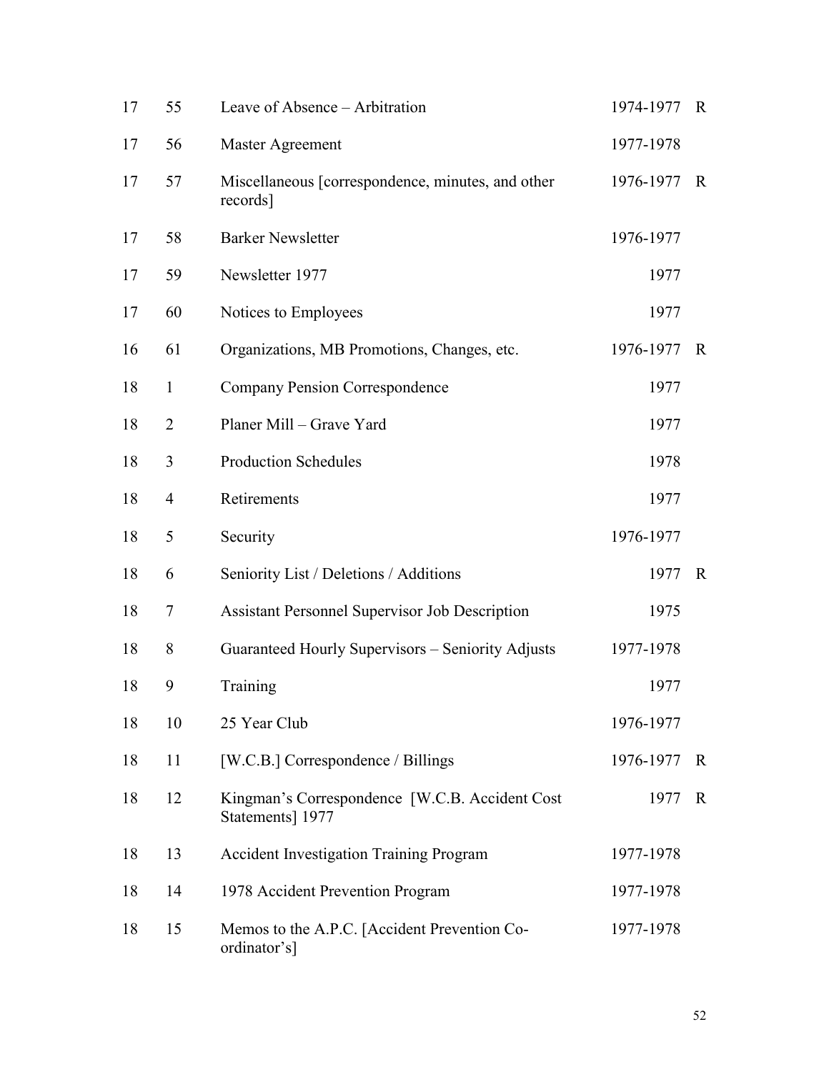| | | | | |
|---|---|---|---|---|
| 17 | 55 | Leave of Absence – Arbitration | 1974-1977 | R |
| 17 | 56 | Master Agreement | 1977-1978 | |
| 17 | 57 | Miscellaneous [correspondence, minutes, and other records] | 1976-1977 | R |
| 17 | 58 | Barker Newsletter | 1976-1977 | |
| 17 | 59 | Newsletter 1977 | 1977 | |
| 17 | 60 | Notices to Employees | 1977 | |
| 16 | 61 | Organizations, MB Promotions, Changes, etc. | 1976-1977 | R |
| 18 | 1 | Company Pension Correspondence | 1977 | |
| 18 | 2 | Planer Mill – Grave Yard | 1977 | |
| 18 | 3 | Production Schedules | 1978 | |
| 18 | 4 | Retirements | 1977 | |
| 18 | 5 | Security | 1976-1977 | |
| 18 | 6 | Seniority List / Deletions / Additions | 1977 | R |
| 18 | 7 | Assistant Personnel Supervisor Job Description | 1975 | |
| 18 | 8 | Guaranteed Hourly Supervisors – Seniority Adjusts | 1977-1978 | |
| 18 | 9 | Training | 1977 | |
| 18 | 10 | 25 Year Club | 1976-1977 | |
| 18 | 11 | [W.C.B.] Correspondence / Billings | 1976-1977 | R |
| 18 | 12 | Kingman's Correspondence [W.C.B. Accident Cost Statements] 1977 | 1977 | R |
| 18 | 13 | Accident Investigation Training Program | 1977-1978 | |
| 18 | 14 | 1978 Accident Prevention Program | 1977-1978 | |
| 18 | 15 | Memos to the A.P.C. [Accident Prevention Co-ordinator's] | 1977-1978 | |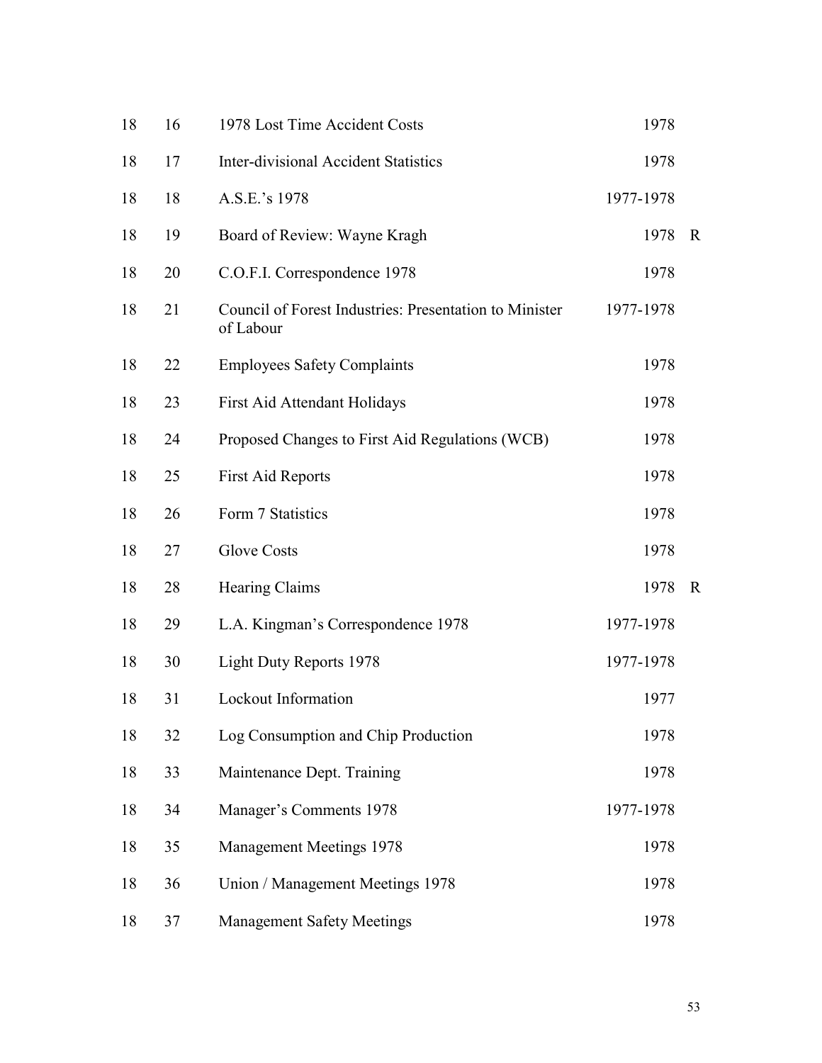| | | | | |
|---|---|---|---|---|
| 18 | 16 | 1978 Lost Time Accident Costs | 1978 | |
| 18 | 17 | Inter-divisional Accident Statistics | 1978 | |
| 18 | 18 | A.S.E.'s 1978 | 1977-1978 | |
| 18 | 19 | Board of Review: Wayne Kragh | 1978 | R |
| 18 | 20 | C.O.F.I. Correspondence 1978 | 1978 | |
| 18 | 21 | Council of Forest Industries: Presentation to Minister of Labour | 1977-1978 | |
| 18 | 22 | Employees Safety Complaints | 1978 | |
| 18 | 23 | First Aid Attendant Holidays | 1978 | |
| 18 | 24 | Proposed Changes to First Aid Regulations (WCB) | 1978 | |
| 18 | 25 | First Aid Reports | 1978 | |
| 18 | 26 | Form 7 Statistics | 1978 | |
| 18 | 27 | Glove Costs | 1978 | |
| 18 | 28 | Hearing Claims | 1978 | R |
| 18 | 29 | L.A. Kingman's Correspondence 1978 | 1977-1978 | |
| 18 | 30 | Light Duty Reports 1978 | 1977-1978 | |
| 18 | 31 | Lockout Information | 1977 | |
| 18 | 32 | Log Consumption and Chip Production | 1978 | |
| 18 | 33 | Maintenance Dept. Training | 1978 | |
| 18 | 34 | Manager's Comments 1978 | 1977-1978 | |
| 18 | 35 | Management Meetings 1978 | 1978 | |
| 18 | 36 | Union / Management Meetings 1978 | 1978 | |
| 18 | 37 | Management Safety Meetings | 1978 | |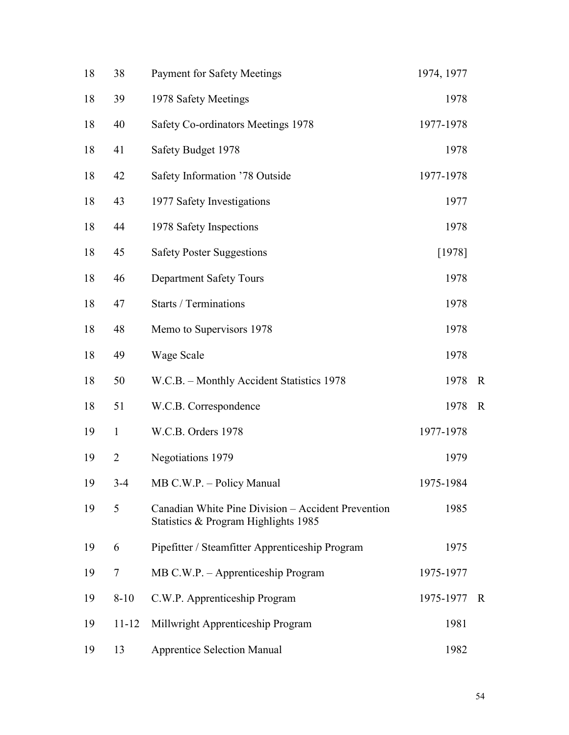| | | | | |
|---|---|---|---|---|
| 18 | 38 | Payment for Safety Meetings | 1974, 1977 | |
| 18 | 39 | 1978 Safety Meetings | 1978 | |
| 18 | 40 | Safety Co-ordinators Meetings 1978 | 1977-1978 | |
| 18 | 41 | Safety Budget 1978 | 1978 | |
| 18 | 42 | Safety Information '78 Outside | 1977-1978 | |
| 18 | 43 | 1977 Safety Investigations | 1977 | |
| 18 | 44 | 1978 Safety Inspections | 1978 | |
| 18 | 45 | Safety Poster Suggestions | [1978] | |
| 18 | 46 | Department Safety Tours | 1978 | |
| 18 | 47 | Starts / Terminations | 1978 | |
| 18 | 48 | Memo to Supervisors 1978 | 1978 | |
| 18 | 49 | Wage Scale | 1978 | |
| 18 | 50 | W.C.B. – Monthly Accident Statistics 1978 | 1978 | R |
| 18 | 51 | W.C.B. Correspondence | 1978 | R |
| 19 | 1 | W.C.B. Orders 1978 | 1977-1978 | |
| 19 | 2 | Negotiations 1979 | 1979 | |
| 19 | 3-4 | MB C.W.P. – Policy Manual | 1975-1984 | |
| 19 | 5 | Canadian White Pine Division – Accident Prevention Statistics & Program Highlights 1985 | 1985 | |
| 19 | 6 | Pipefitter / Steamfitter Apprenticeship Program | 1975 | |
| 19 | 7 | MB C.W.P. – Apprenticeship Program | 1975-1977 | |
| 19 | 8-10 | C.W.P. Apprenticeship Program | 1975-1977 | R |
| 19 | 11-12 | Millwright Apprenticeship Program | 1981 | |
| 19 | 13 | Apprentice Selection Manual | 1982 | |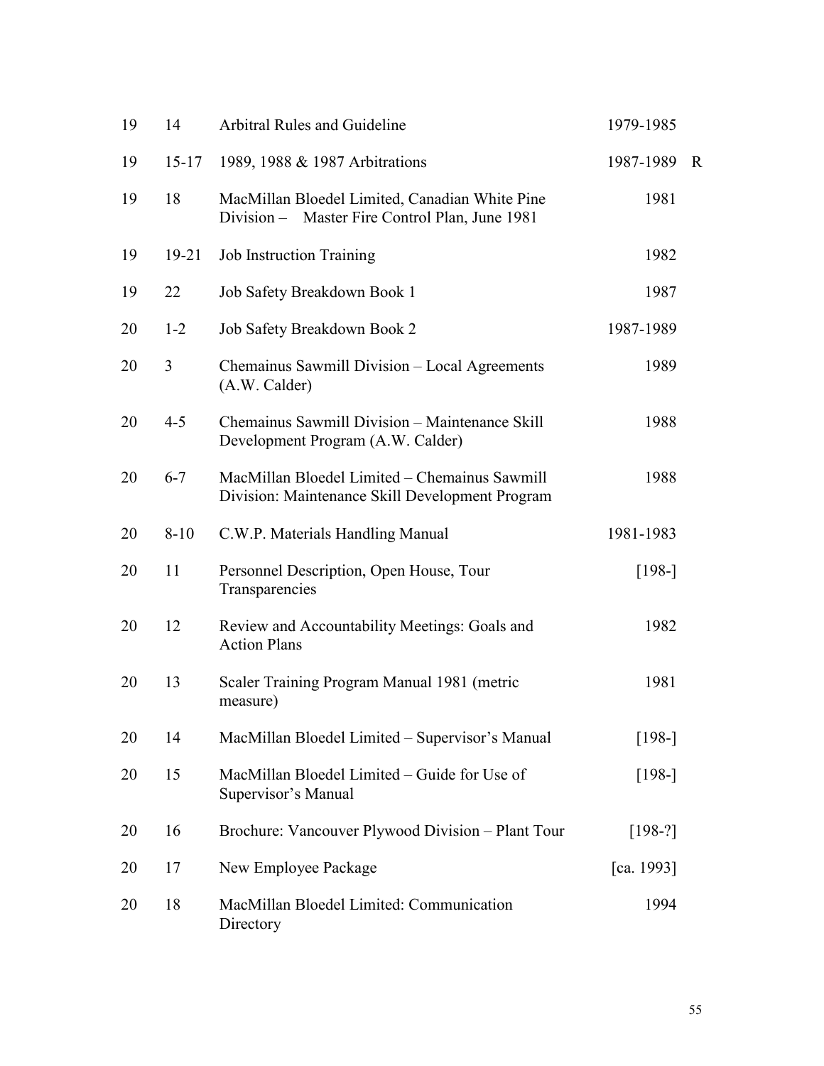| | | | | |
|---|---|---|---|---|
| 19 | 14 | Arbitral Rules and Guideline | 1979-1985 | |
| 19 | 15-17 | 1989, 1988 & 1987 Arbitrations | 1987-1989 | R |
| 19 | 18 | MacMillan Bloedel Limited, Canadian White Pine Division – Master Fire Control Plan, June 1981 | 1981 | |
| 19 | 19-21 | Job Instruction Training | 1982 | |
| 19 | 22 | Job Safety Breakdown Book 1 | 1987 | |
| 20 | 1-2 | Job Safety Breakdown Book 2 | 1987-1989 | |
| 20 | 3 | Chemainus Sawmill Division – Local Agreements (A.W. Calder) | 1989 | |
| 20 | 4-5 | Chemainus Sawmill Division – Maintenance Skill Development Program (A.W. Calder) | 1988 | |
| 20 | 6-7 | MacMillan Bloedel Limited – Chemainus Sawmill Division: Maintenance Skill Development Program | 1988 | |
| 20 | 8-10 | C.W.P. Materials Handling Manual | 1981-1983 | |
| 20 | 11 | Personnel Description, Open House, Tour Transparencies | [198-] | |
| 20 | 12 | Review and Accountability Meetings: Goals and Action Plans | 1982 | |
| 20 | 13 | Scaler Training Program Manual 1981 (metric measure) | 1981 | |
| 20 | 14 | MacMillan Bloedel Limited – Supervisor's Manual | [198-] | |
| 20 | 15 | MacMillan Bloedel Limited – Guide for Use of Supervisor's Manual | [198-] | |
| 20 | 16 | Brochure: Vancouver Plywood Division – Plant Tour | [198-?] | |
| 20 | 17 | New Employee Package | [ca. 1993] | |
| 20 | 18 | MacMillan Bloedel Limited: Communication Directory | 1994 | |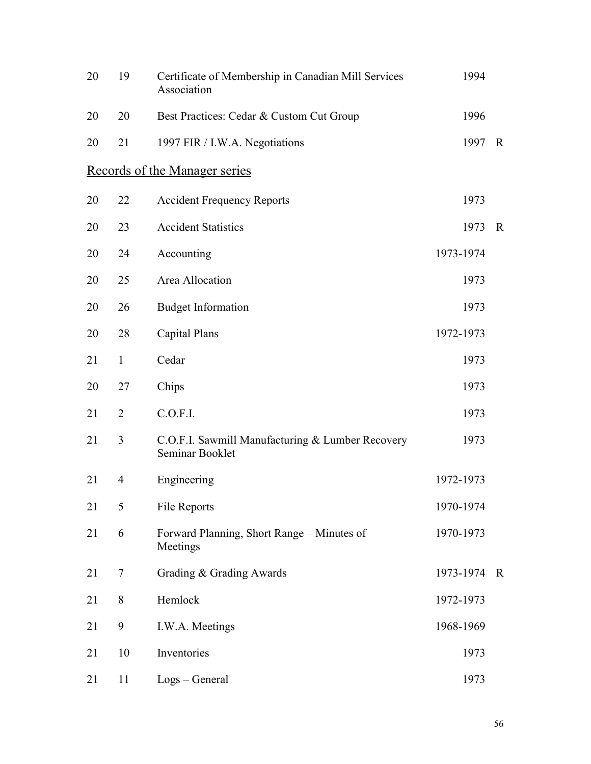| | | | | |
|---|---|---|---|---|
| 20 | 19 | Certificate of Membership in Canadian Mill Services Association | 1994 | |
| 20 | 20 | Best Practices: Cedar & Custom Cut Group | 1996 | |
| 20 | 21 | 1997 FIR / I.W.A. Negotiations | 1997 | R |

## Records of the Manager series

| | | | | |
|---|---|---|---|---|
| 20 | 22 | Accident Frequency Reports | 1973 | |
| 20 | 23 | Accident Statistics | 1973 | R |
| 20 | 24 | Accounting | 1973-1974 | |
| 20 | 25 | Area Allocation | 1973 | |
| 20 | 26 | Budget Information | 1973 | |
| 20 | 28 | Capital Plans | 1972-1973 | |
| 21 | 1 | Cedar | 1973 | |
| 20 | 27 | Chips | 1973 | |
| 21 | 2 | C.O.F.I. | 1973 | |
| 21 | 3 | C.O.F.I. Sawmill Manufacturing & Lumber Recovery Seminar Booklet | 1973 | |
| 21 | 4 | Engineering | 1972-1973 | |
| 21 | 5 | File Reports | 1970-1974 | |
| 21 | 6 | Forward Planning, Short Range – Minutes of Meetings | 1970-1973 | |
| 21 | 7 | Grading & Grading Awards | 1973-1974 | R |
| 21 | 8 | Hemlock | 1972-1973 | |
| 21 | 9 | I.W.A. Meetings | 1968-1969 | |
| 21 | 10 | Inventories | 1973 | |
| 21 | 11 | Logs – General | 1973 | |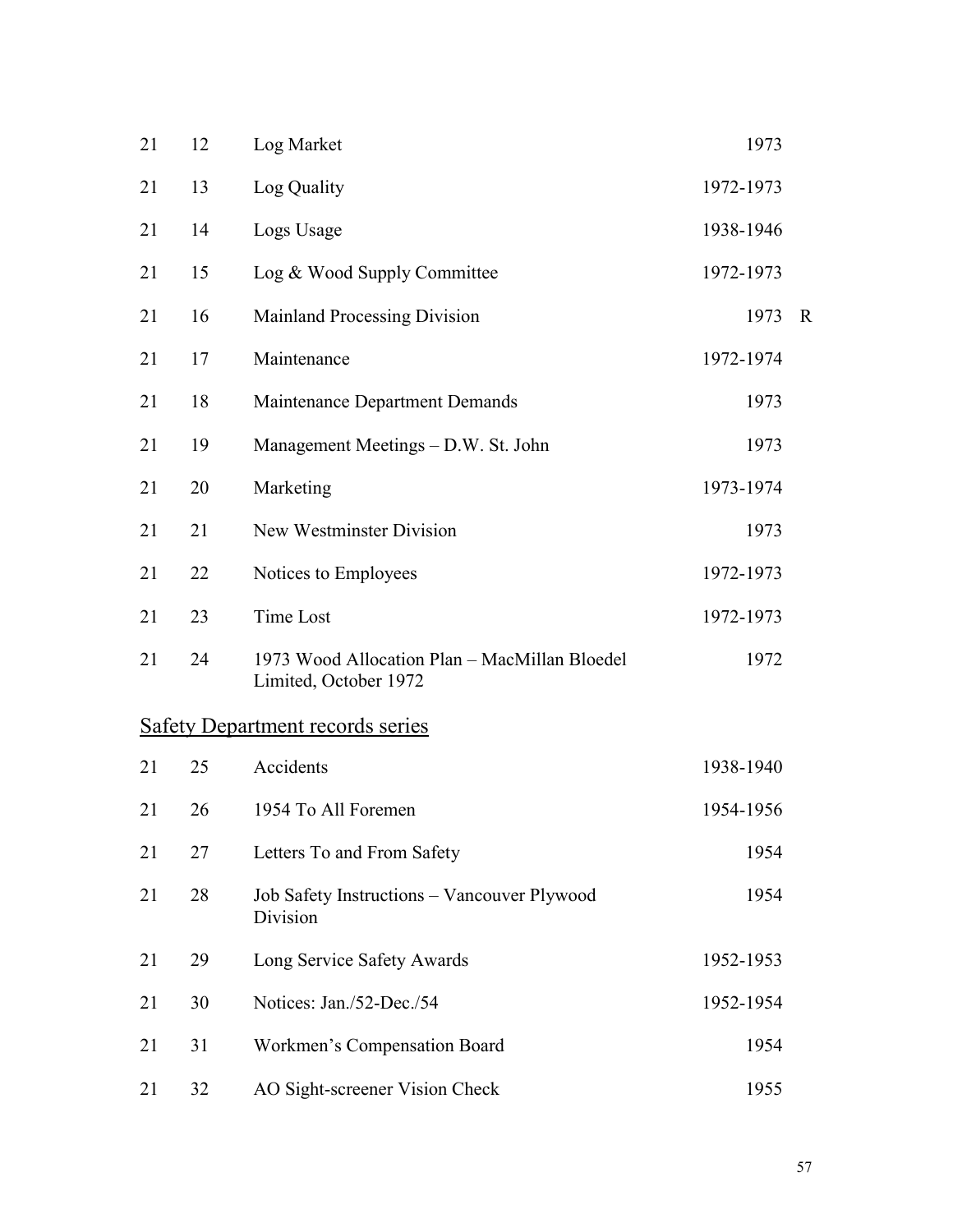| | | | | |
|---|---|---|---|---|
| 21 | 12 | Log Market | 1973 | |
| 21 | 13 | Log Quality | 1972-1973 | |
| 21 | 14 | Logs Usage | 1938-1946 | |
| 21 | 15 | Log & Wood Supply Committee | 1972-1973 | |
| 21 | 16 | Mainland Processing Division | 1973 | R |
| 21 | 17 | Maintenance | 1972-1974 | |
| 21 | 18 | Maintenance Department Demands | 1973 | |
| 21 | 19 | Management Meetings – D.W. St. John | 1973 | |
| 21 | 20 | Marketing | 1973-1974 | |
| 21 | 21 | New Westminster Division | 1973 | |
| 21 | 22 | Notices to Employees | 1972-1973 | |
| 21 | 23 | Time Lost | 1972-1973 | |
| 21 | 24 | 1973 Wood Allocation Plan – MacMillan Bloedel Limited, October 1972 | 1972 | |

<u>Safety Department records series</u>

| | | | | |
|---|---|---|---|---|
| 21 | 25 | Accidents | 1938-1940 | |
| 21 | 26 | 1954 To All Foremen | 1954-1956 | |
| 21 | 27 | Letters To and From Safety | 1954 | |
| 21 | 28 | Job Safety Instructions – Vancouver Plywood Division | 1954 | |
| 21 | 29 | Long Service Safety Awards | 1952-1953 | |
| 21 | 30 | Notices: Jan./52-Dec./54 | 1952-1954 | |
| 21 | 31 | Workmen's Compensation Board | 1954 | |
| 21 | 32 | AO Sight-screener Vision Check | 1955 | |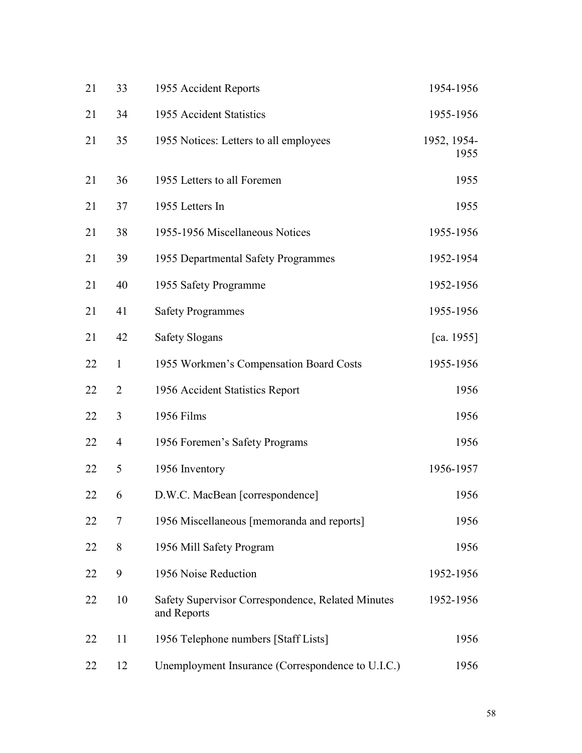| | | | |
|---|---|---|---|
| 21 | 33 | 1955 Accident Reports | 1954-1956 |
| 21 | 34 | 1955 Accident Statistics | 1955-1956 |
| 21 | 35 | 1955 Notices: Letters to all employees | 1952, 1954-1955 |
| 21 | 36 | 1955 Letters to all Foremen | 1955 |
| 21 | 37 | 1955 Letters In | 1955 |
| 21 | 38 | 1955-1956 Miscellaneous Notices | 1955-1956 |
| 21 | 39 | 1955 Departmental Safety Programmes | 1952-1954 |
| 21 | 40 | 1955 Safety Programme | 1952-1956 |
| 21 | 41 | Safety Programmes | 1955-1956 |
| 21 | 42 | Safety Slogans | [ca. 1955] |
| 22 | 1 | 1955 Workmen's Compensation Board Costs | 1955-1956 |
| 22 | 2 | 1956 Accident Statistics Report | 1956 |
| 22 | 3 | 1956 Films | 1956 |
| 22 | 4 | 1956 Foremen's Safety Programs | 1956 |
| 22 | 5 | 1956 Inventory | 1956-1957 |
| 22 | 6 | D.W.C. MacBean [correspondence] | 1956 |
| 22 | 7 | 1956 Miscellaneous [memoranda and reports] | 1956 |
| 22 | 8 | 1956 Mill Safety Program | 1956 |
| 22 | 9 | 1956 Noise Reduction | 1952-1956 |
| 22 | 10 | Safety Supervisor Correspondence, Related Minutes and Reports | 1952-1956 |
| 22 | 11 | 1956 Telephone numbers [Staff Lists] | 1956 |
| 22 | 12 | Unemployment Insurance (Correspondence to U.I.C.) | 1956 |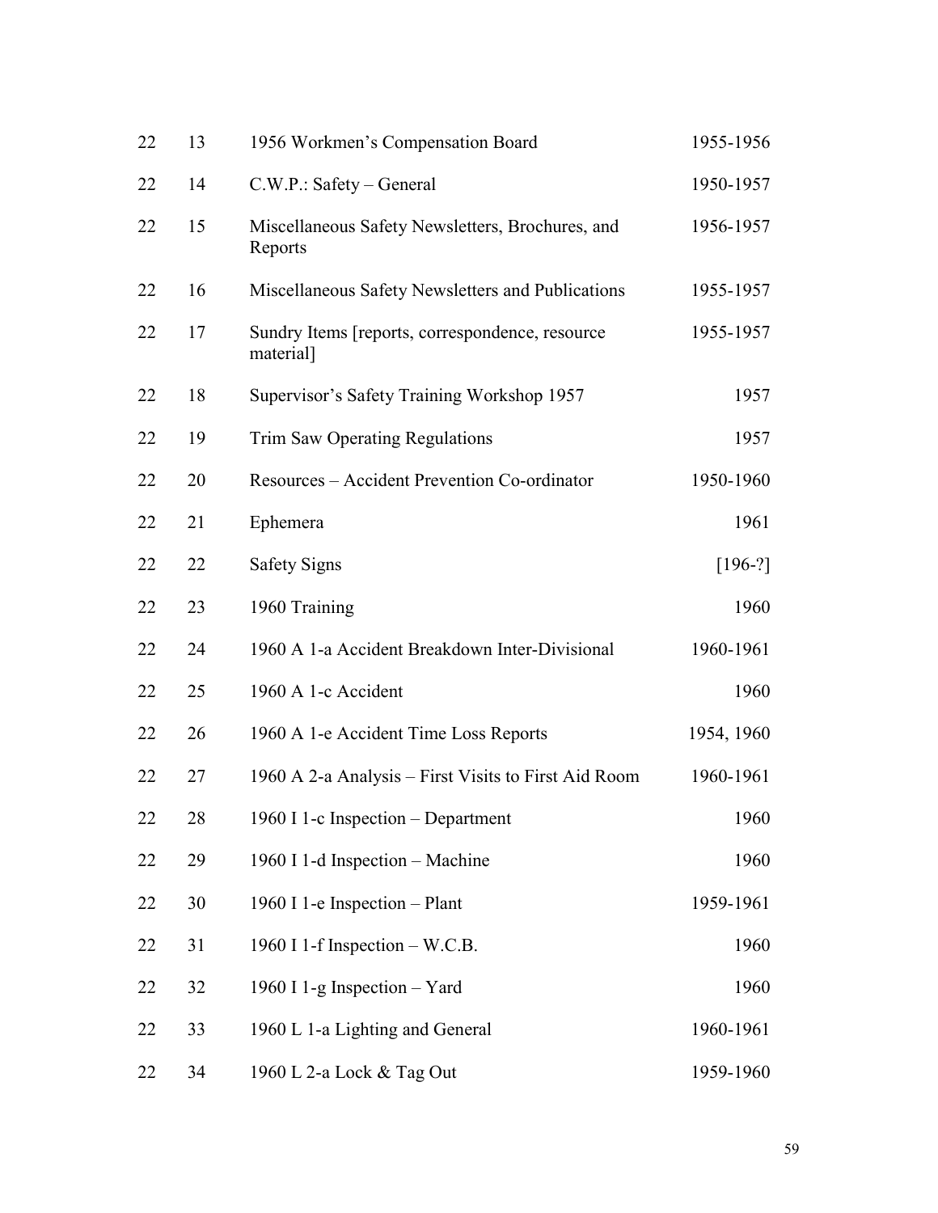| | | | |
|---|---|---|---|
| 22 | 13 | 1956 Workmen's Compensation Board | 1955-1956 |
| 22 | 14 | C.W.P.: Safety – General | 1950-1957 |
| 22 | 15 | Miscellaneous Safety Newsletters, Brochures, and Reports | 1956-1957 |
| 22 | 16 | Miscellaneous Safety Newsletters and Publications | 1955-1957 |
| 22 | 17 | Sundry Items [reports, correspondence, resource material] | 1955-1957 |
| 22 | 18 | Supervisor's Safety Training Workshop 1957 | 1957 |
| 22 | 19 | Trim Saw Operating Regulations | 1957 |
| 22 | 20 | Resources – Accident Prevention Co-ordinator | 1950-1960 |
| 22 | 21 | Ephemera | 1961 |
| 22 | 22 | Safety Signs | [196-?] |
| 22 | 23 | 1960 Training | 1960 |
| 22 | 24 | 1960 A 1-a Accident Breakdown Inter-Divisional | 1960-1961 |
| 22 | 25 | 1960 A 1-c Accident | 1960 |
| 22 | 26 | 1960 A 1-e Accident Time Loss Reports | 1954, 1960 |
| 22 | 27 | 1960 A 2-a Analysis – First Visits to First Aid Room | 1960-1961 |
| 22 | 28 | 1960 I 1-c Inspection – Department | 1960 |
| 22 | 29 | 1960 I 1-d Inspection – Machine | 1960 |
| 22 | 30 | 1960 I 1-e Inspection – Plant | 1959-1961 |
| 22 | 31 | 1960 I 1-f Inspection – W.C.B. | 1960 |
| 22 | 32 | 1960 I 1-g Inspection – Yard | 1960 |
| 22 | 33 | 1960 L 1-a Lighting and General | 1960-1961 |
| 22 | 34 | 1960 L 2-a Lock & Tag Out | 1959-1960 |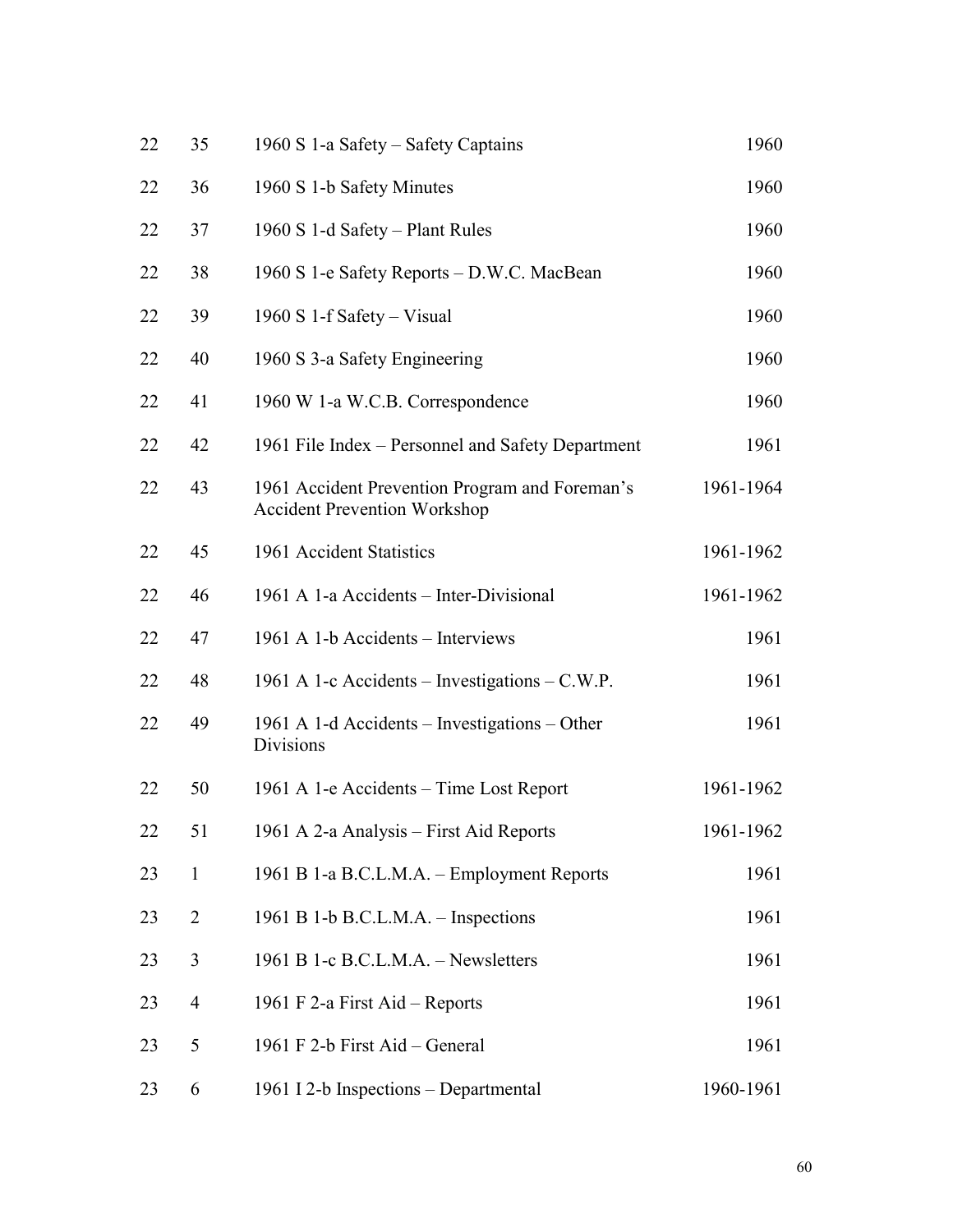| | | | |
|---|---|---|---|
| 22 | 35 | 1960 S 1-a Safety – Safety Captains | 1960 |
| 22 | 36 | 1960 S 1-b Safety Minutes | 1960 |
| 22 | 37 | 1960 S 1-d Safety – Plant Rules | 1960 |
| 22 | 38 | 1960 S 1-e Safety Reports – D.W.C. MacBean | 1960 |
| 22 | 39 | 1960 S 1-f Safety – Visual | 1960 |
| 22 | 40 | 1960 S 3-a Safety Engineering | 1960 |
| 22 | 41 | 1960 W 1-a W.C.B. Correspondence | 1960 |
| 22 | 42 | 1961 File Index – Personnel and Safety Department | 1961 |
| 22 | 43 | 1961 Accident Prevention Program and Foreman's Accident Prevention Workshop | 1961-1964 |
| 22 | 45 | 1961 Accident Statistics | 1961-1962 |
| 22 | 46 | 1961 A 1-a Accidents – Inter-Divisional | 1961-1962 |
| 22 | 47 | 1961 A 1-b Accidents – Interviews | 1961 |
| 22 | 48 | 1961 A 1-c Accidents – Investigations – C.W.P. | 1961 |
| 22 | 49 | 1961 A 1-d Accidents – Investigations – Other Divisions | 1961 |
| 22 | 50 | 1961 A 1-e Accidents – Time Lost Report | 1961-1962 |
| 22 | 51 | 1961 A 2-a Analysis – First Aid Reports | 1961-1962 |
| 23 | 1 | 1961 B 1-a B.C.L.M.A. – Employment Reports | 1961 |
| 23 | 2 | 1961 B 1-b B.C.L.M.A. – Inspections | 1961 |
| 23 | 3 | 1961 B 1-c B.C.L.M.A. – Newsletters | 1961 |
| 23 | 4 | 1961 F 2-a First Aid – Reports | 1961 |
| 23 | 5 | 1961 F 2-b First Aid – General | 1961 |
| 23 | 6 | 1961 I 2-b Inspections – Departmental | 1960-1961 |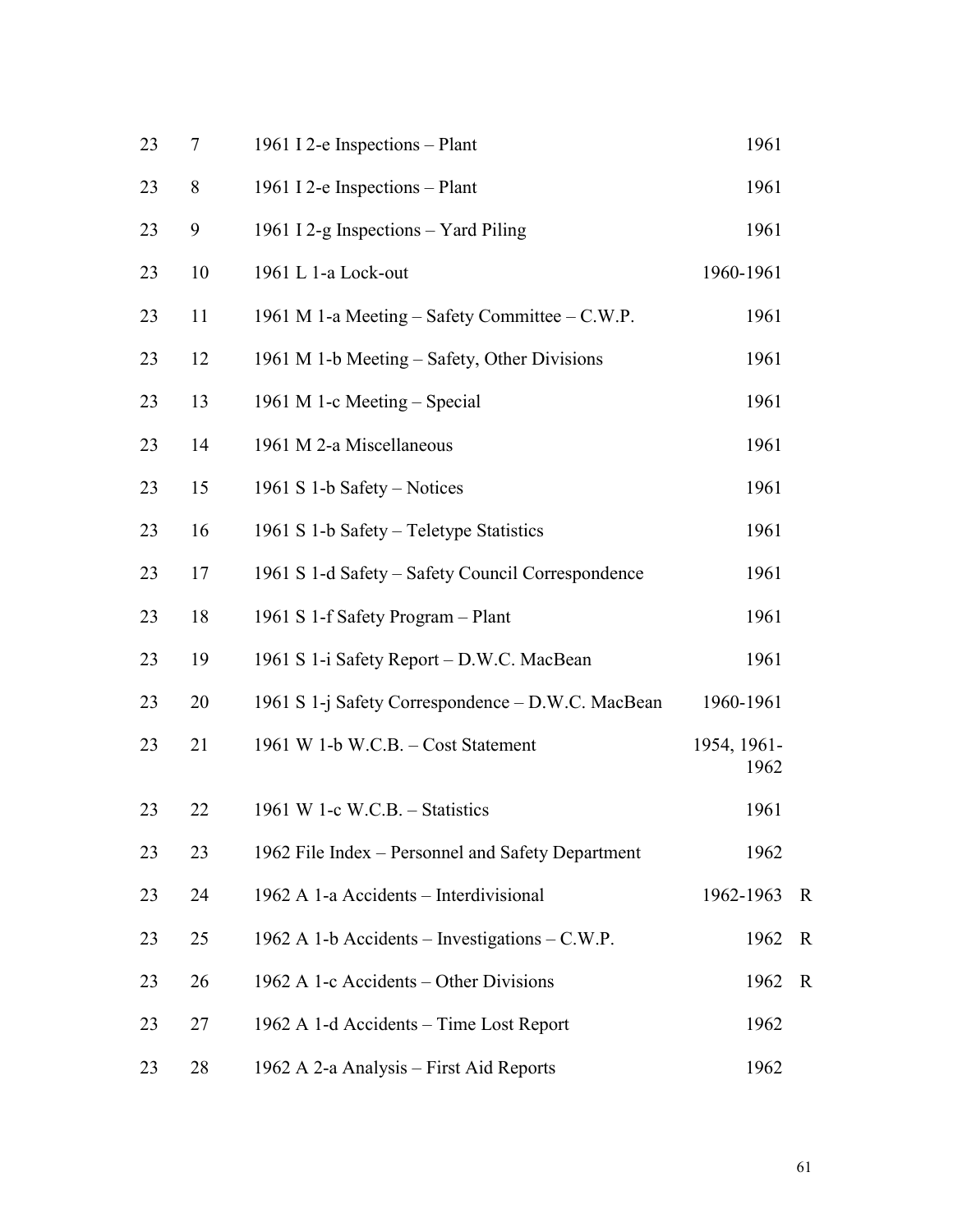| | | | | |
|---|---|---|---|---|
| 23 | 7 | 1961 I 2-e Inspections – Plant | 1961 | |
| 23 | 8 | 1961 I 2-e Inspections – Plant | 1961 | |
| 23 | 9 | 1961 I 2-g Inspections – Yard Piling | 1961 | |
| 23 | 10 | 1961 L 1-a Lock-out | 1960-1961 | |
| 23 | 11 | 1961 M 1-a Meeting – Safety Committee – C.W.P. | 1961 | |
| 23 | 12 | 1961 M 1-b Meeting – Safety, Other Divisions | 1961 | |
| 23 | 13 | 1961 M 1-c Meeting – Special | 1961 | |
| 23 | 14 | 1961 M 2-a Miscellaneous | 1961 | |
| 23 | 15 | 1961 S 1-b Safety – Notices | 1961 | |
| 23 | 16 | 1961 S 1-b Safety – Teletype Statistics | 1961 | |
| 23 | 17 | 1961 S 1-d Safety – Safety Council Correspondence | 1961 | |
| 23 | 18 | 1961 S 1-f Safety Program – Plant | 1961 | |
| 23 | 19 | 1961 S 1-i Safety Report – D.W.C. MacBean | 1961 | |
| 23 | 20 | 1961 S 1-j Safety Correspondence – D.W.C. MacBean | 1960-1961 | |
| 23 | 21 | 1961 W 1-b W.C.B. – Cost Statement | 1954, 1961-1962 | |
| 23 | 22 | 1961 W 1-c W.C.B. – Statistics | 1961 | |
| 23 | 23 | 1962 File Index – Personnel and Safety Department | 1962 | |
| 23 | 24 | 1962 A 1-a Accidents – Interdivisional | 1962-1963 | R |
| 23 | 25 | 1962 A 1-b Accidents – Investigations – C.W.P. | 1962 | R |
| 23 | 26 | 1962 A 1-c Accidents – Other Divisions | 1962 | R |
| 23 | 27 | 1962 A 1-d Accidents – Time Lost Report | 1962 | |
| 23 | 28 | 1962 A 2-a Analysis – First Aid Reports | 1962 | |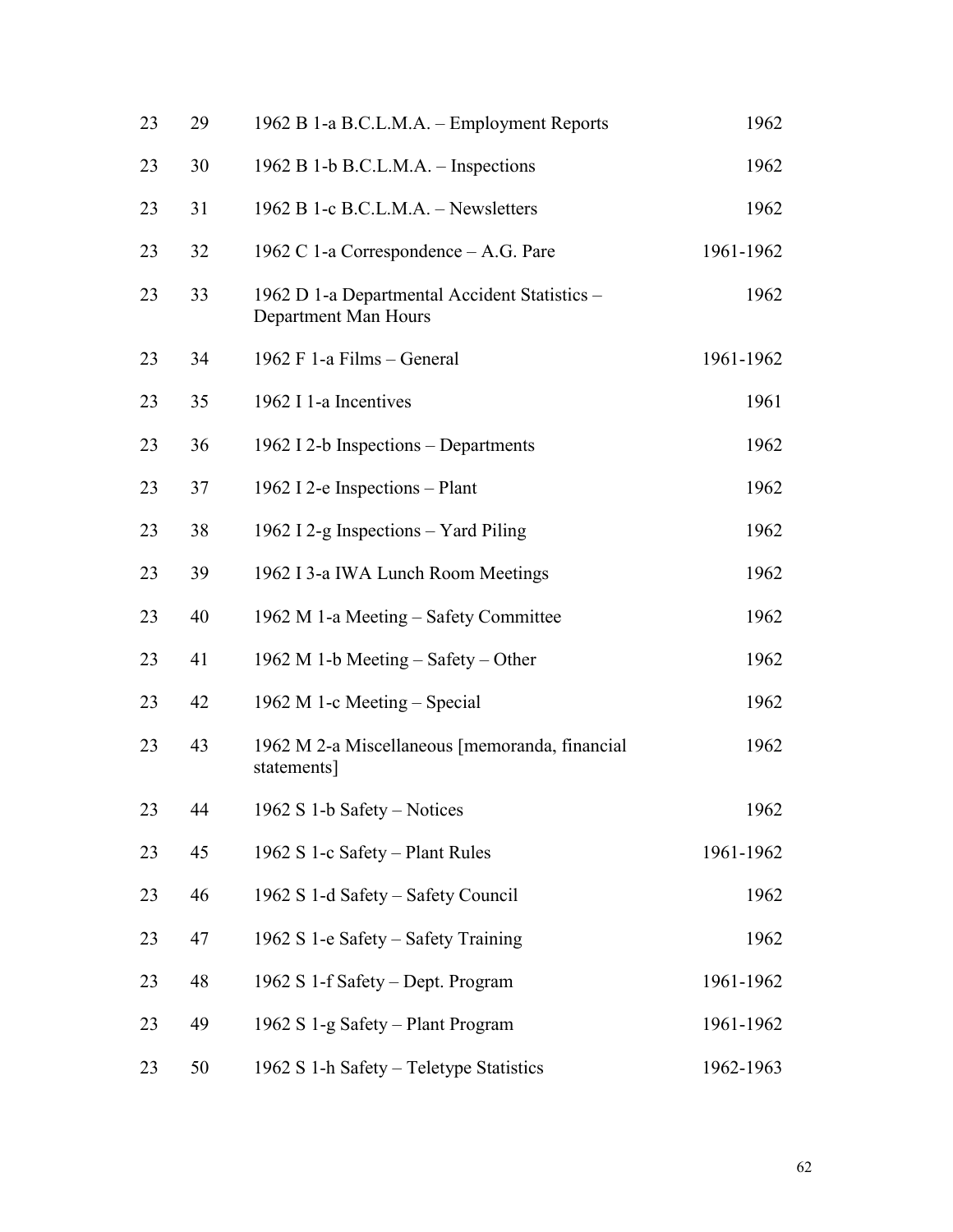| | | | |
|---|---|---|---|
| 23 | 29 | 1962 B 1-a B.C.L.M.A. – Employment Reports | 1962 |
| 23 | 30 | 1962 B 1-b B.C.L.M.A. – Inspections | 1962 |
| 23 | 31 | 1962 B 1-c B.C.L.M.A. – Newsletters | 1962 |
| 23 | 32 | 1962 C 1-a Correspondence – A.G. Pare | 1961-1962 |
| 23 | 33 | 1962 D 1-a Departmental Accident Statistics – Department Man Hours | 1962 |
| 23 | 34 | 1962 F 1-a Films – General | 1961-1962 |
| 23 | 35 | 1962 I 1-a Incentives | 1961 |
| 23 | 36 | 1962 I 2-b Inspections – Departments | 1962 |
| 23 | 37 | 1962 I 2-e Inspections – Plant | 1962 |
| 23 | 38 | 1962 I 2-g Inspections – Yard Piling | 1962 |
| 23 | 39 | 1962 I 3-a IWA Lunch Room Meetings | 1962 |
| 23 | 40 | 1962 M 1-a Meeting – Safety Committee | 1962 |
| 23 | 41 | 1962 M 1-b Meeting – Safety – Other | 1962 |
| 23 | 42 | 1962 M 1-c Meeting – Special | 1962 |
| 23 | 43 | 1962 M 2-a Miscellaneous [memoranda, financial statements] | 1962 |
| 23 | 44 | 1962 S 1-b Safety – Notices | 1962 |
| 23 | 45 | 1962 S 1-c Safety – Plant Rules | 1961-1962 |
| 23 | 46 | 1962 S 1-d Safety – Safety Council | 1962 |
| 23 | 47 | 1962 S 1-e Safety – Safety Training | 1962 |
| 23 | 48 | 1962 S 1-f Safety – Dept. Program | 1961-1962 |
| 23 | 49 | 1962 S 1-g Safety – Plant Program | 1961-1962 |
| 23 | 50 | 1962 S 1-h Safety – Teletype Statistics | 1962-1963 |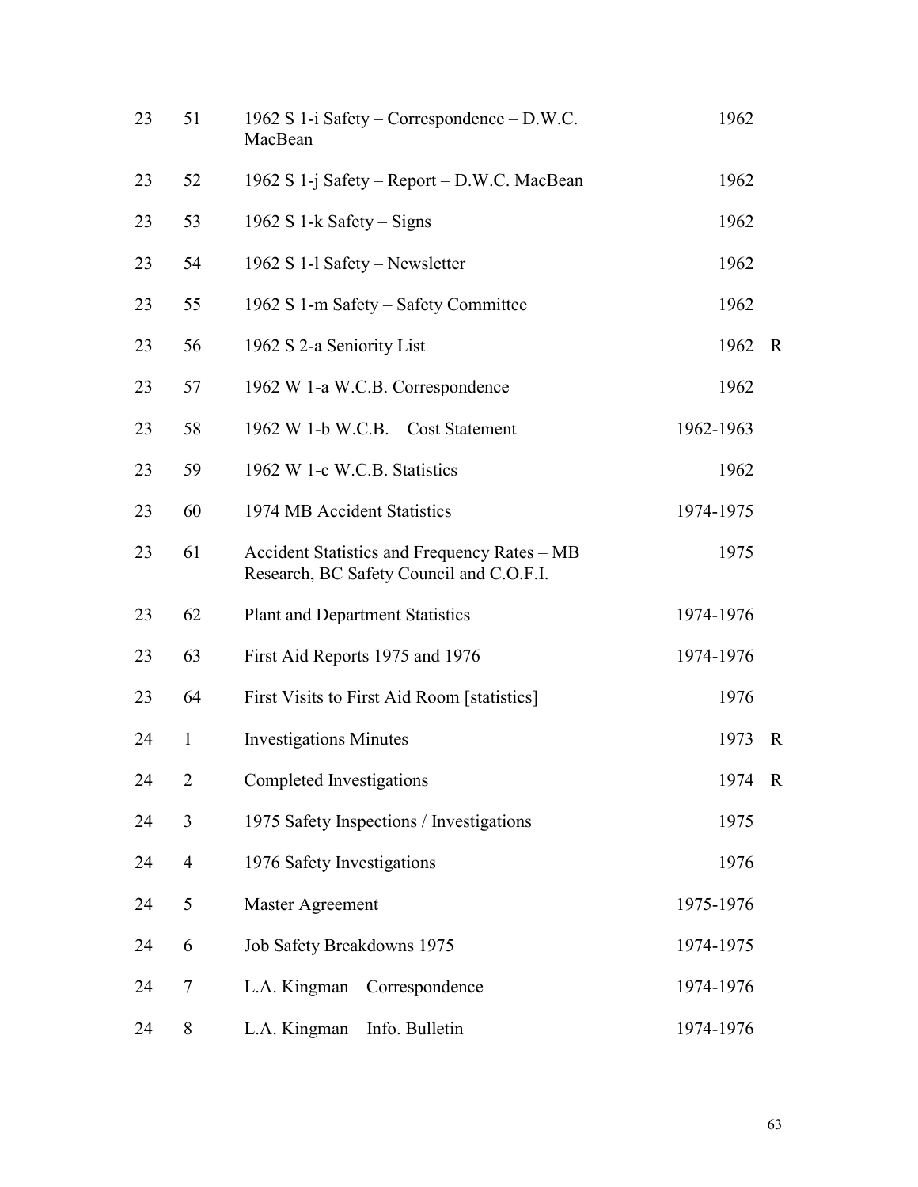| | | | | |
|---|---|---|---|---|
| 23 | 51 | 1962 S 1-i Safety – Correspondence – D.W.C. MacBean | 1962 | |
| 23 | 52 | 1962 S 1-j Safety – Report – D.W.C. MacBean | 1962 | |
| 23 | 53 | 1962 S 1-k Safety – Signs | 1962 | |
| 23 | 54 | 1962 S 1-l Safety – Newsletter | 1962 | |
| 23 | 55 | 1962 S 1-m Safety – Safety Committee | 1962 | |
| 23 | 56 | 1962 S 2-a Seniority List | 1962 | R |
| 23 | 57 | 1962 W 1-a W.C.B. Correspondence | 1962 | |
| 23 | 58 | 1962 W 1-b W.C.B. – Cost Statement | 1962-1963 | |
| 23 | 59 | 1962 W 1-c W.C.B. Statistics | 1962 | |
| 23 | 60 | 1974 MB Accident Statistics | 1974-1975 | |
| 23 | 61 | Accident Statistics and Frequency Rates – MB Research, BC Safety Council and C.O.F.I. | 1975 | |
| 23 | 62 | Plant and Department Statistics | 1974-1976 | |
| 23 | 63 | First Aid Reports 1975 and 1976 | 1974-1976 | |
| 23 | 64 | First Visits to First Aid Room [statistics] | 1976 | |
| 24 | 1 | Investigations Minutes | 1973 | R |
| 24 | 2 | Completed Investigations | 1974 | R |
| 24 | 3 | 1975 Safety Inspections / Investigations | 1975 | |
| 24 | 4 | 1976 Safety Investigations | 1976 | |
| 24 | 5 | Master Agreement | 1975-1976 | |
| 24 | 6 | Job Safety Breakdowns 1975 | 1974-1975 | |
| 24 | 7 | L.A. Kingman – Correspondence | 1974-1976 | |
| 24 | 8 | L.A. Kingman – Info. Bulletin | 1974-1976 | |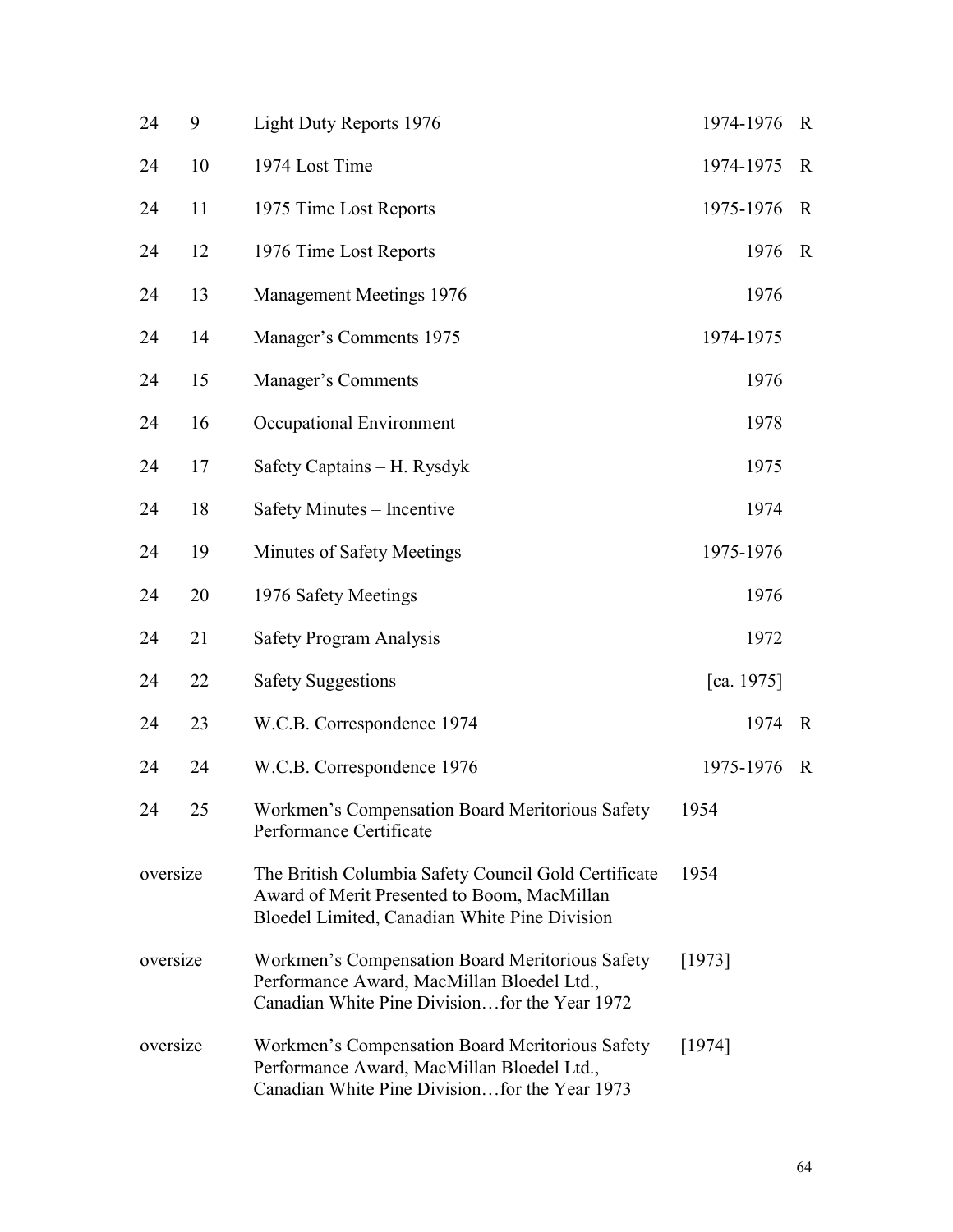| | | | | |
|---|---|---|---|---|
| 24 | 9 | Light Duty Reports 1976 | 1974-1976 | R |
| 24 | 10 | 1974 Lost Time | 1974-1975 | R |
| 24 | 11 | 1975 Time Lost Reports | 1975-1976 | R |
| 24 | 12 | 1976 Time Lost Reports | 1976 | R |
| 24 | 13 | Management Meetings 1976 | 1976 | |
| 24 | 14 | Manager's Comments 1975 | 1974-1975 | |
| 24 | 15 | Manager's Comments | 1976 | |
| 24 | 16 | Occupational Environment | 1978 | |
| 24 | 17 | Safety Captains – H. Rysdyk | 1975 | |
| 24 | 18 | Safety Minutes – Incentive | 1974 | |
| 24 | 19 | Minutes of Safety Meetings | 1975-1976 | |
| 24 | 20 | 1976 Safety Meetings | 1976 | |
| 24 | 21 | Safety Program Analysis | 1972 | |
| 24 | 22 | Safety Suggestions | [ca. 1975] | |
| 24 | 23 | W.C.B. Correspondence 1974 | 1974 | R |
| 24 | 24 | W.C.B. Correspondence 1976 | 1975-1976 | R |
| 24 | 25 | Workmen's Compensation Board Meritorious Safety Performance Certificate | 1954 | |
| oversize | | The British Columbia Safety Council Gold Certificate Award of Merit Presented to Boom, MacMillan Bloedel Limited, Canadian White Pine Division | 1954 | |
| oversize | | Workmen's Compensation Board Meritorious Safety Performance Award, MacMillan Bloedel Ltd., Canadian White Pine Division…for the Year 1972 | [1973] | |
| oversize | | Workmen's Compensation Board Meritorious Safety Performance Award, MacMillan Bloedel Ltd., Canadian White Pine Division…for the Year 1973 | [1974] | |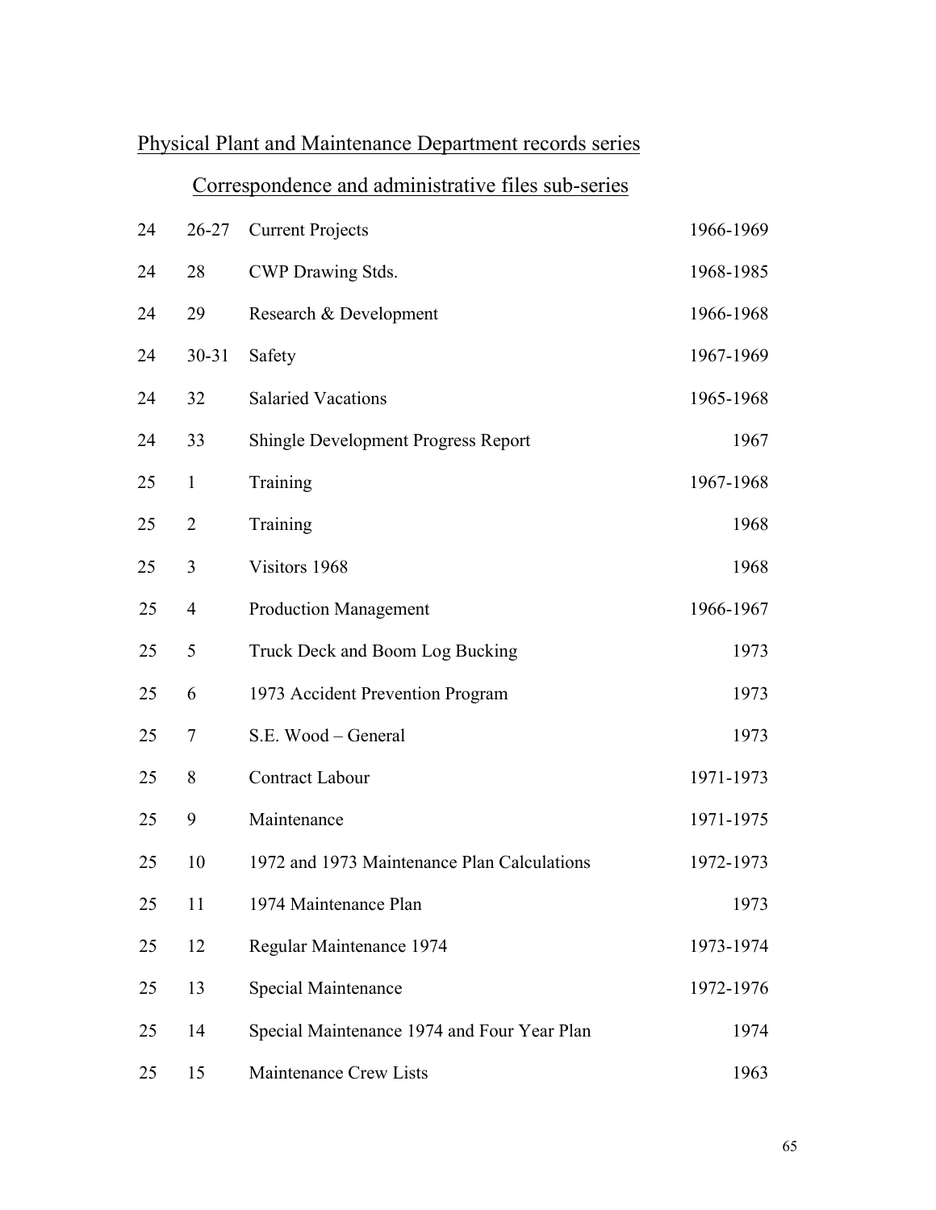## Physical Plant and Maintenance Department records series

### Correspondence and administrative files sub-series

| | | | |
|---|---|---|---|
| 24 | 26-27 | Current Projects | 1966-1969 |
| 24 | 28 | CWP Drawing Stds. | 1968-1985 |
| 24 | 29 | Research & Development | 1966-1968 |
| 24 | 30-31 | Safety | 1967-1969 |
| 24 | 32 | Salaried Vacations | 1965-1968 |
| 24 | 33 | Shingle Development Progress Report | 1967 |
| 25 | 1 | Training | 1967-1968 |
| 25 | 2 | Training | 1968 |
| 25 | 3 | Visitors 1968 | 1968 |
| 25 | 4 | Production Management | 1966-1967 |
| 25 | 5 | Truck Deck and Boom Log Bucking | 1973 |
| 25 | 6 | 1973 Accident Prevention Program | 1973 |
| 25 | 7 | S.E. Wood – General | 1973 |
| 25 | 8 | Contract Labour | 1971-1973 |
| 25 | 9 | Maintenance | 1971-1975 |
| 25 | 10 | 1972 and 1973 Maintenance Plan Calculations | 1972-1973 |
| 25 | 11 | 1974 Maintenance Plan | 1973 |
| 25 | 12 | Regular Maintenance 1974 | 1973-1974 |
| 25 | 13 | Special Maintenance | 1972-1976 |
| 25 | 14 | Special Maintenance 1974 and Four Year Plan | 1974 |
| 25 | 15 | Maintenance Crew Lists | 1963 |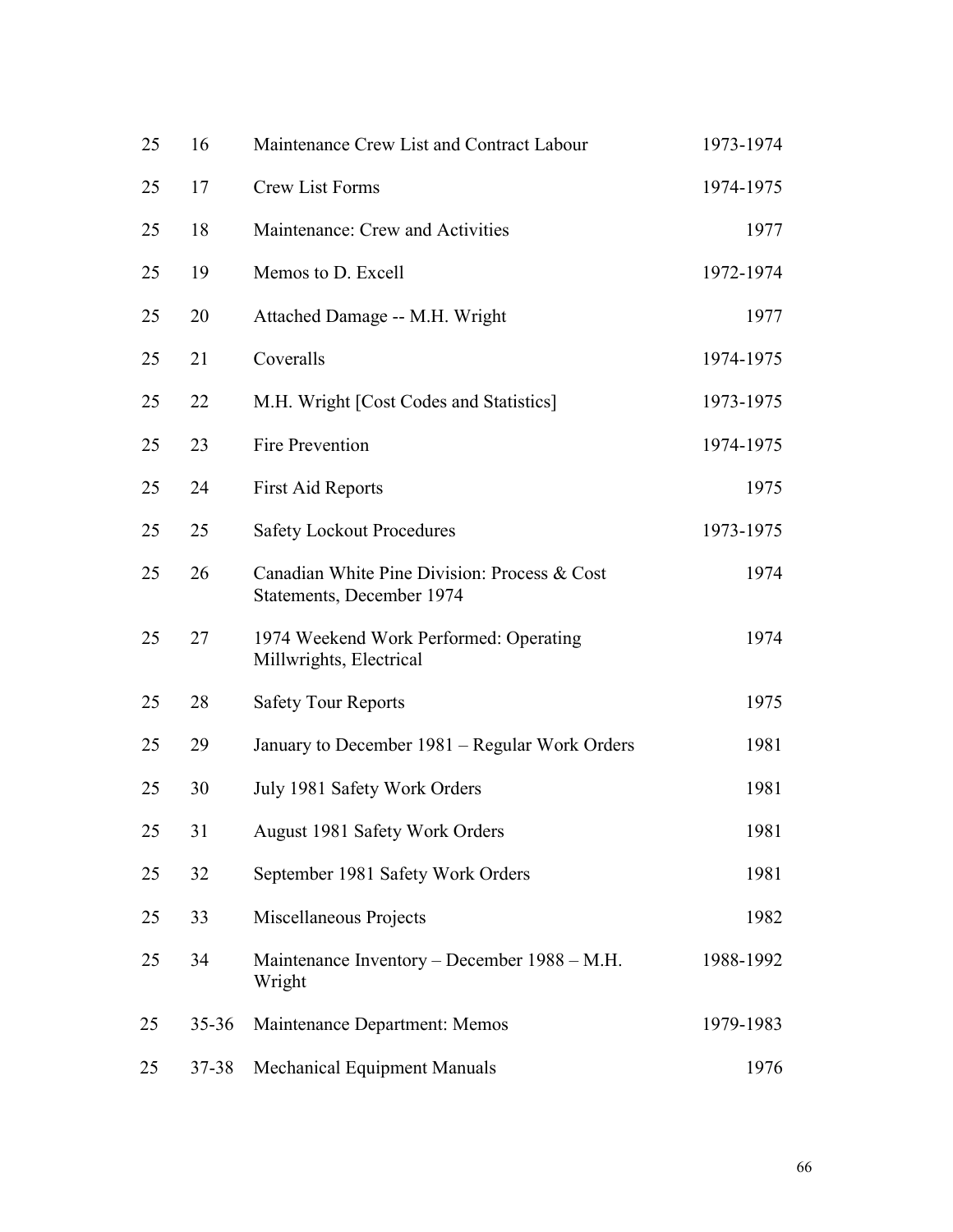| | | | |
|---|---|---|---|
| 25 | 16 | Maintenance Crew List and Contract Labour | 1973-1974 |
| 25 | 17 | Crew List Forms | 1974-1975 |
| 25 | 18 | Maintenance: Crew and Activities | 1977 |
| 25 | 19 | Memos to D. Excell | 1972-1974 |
| 25 | 20 | Attached Damage -- M.H. Wright | 1977 |
| 25 | 21 | Coveralls | 1974-1975 |
| 25 | 22 | M.H. Wright [Cost Codes and Statistics] | 1973-1975 |
| 25 | 23 | Fire Prevention | 1974-1975 |
| 25 | 24 | First Aid Reports | 1975 |
| 25 | 25 | Safety Lockout Procedures | 1973-1975 |
| 25 | 26 | Canadian White Pine Division: Process & Cost Statements, December 1974 | 1974 |
| 25 | 27 | 1974 Weekend Work Performed: Operating Millwrights, Electrical | 1974 |
| 25 | 28 | Safety Tour Reports | 1975 |
| 25 | 29 | January to December 1981 – Regular Work Orders | 1981 |
| 25 | 30 | July 1981 Safety Work Orders | 1981 |
| 25 | 31 | August 1981 Safety Work Orders | 1981 |
| 25 | 32 | September 1981 Safety Work Orders | 1981 |
| 25 | 33 | Miscellaneous Projects | 1982 |
| 25 | 34 | Maintenance Inventory – December 1988 – M.H. Wright | 1988-1992 |
| 25 | 35-36 | Maintenance Department: Memos | 1979-1983 |
| 25 | 37-38 | Mechanical Equipment Manuals | 1976 |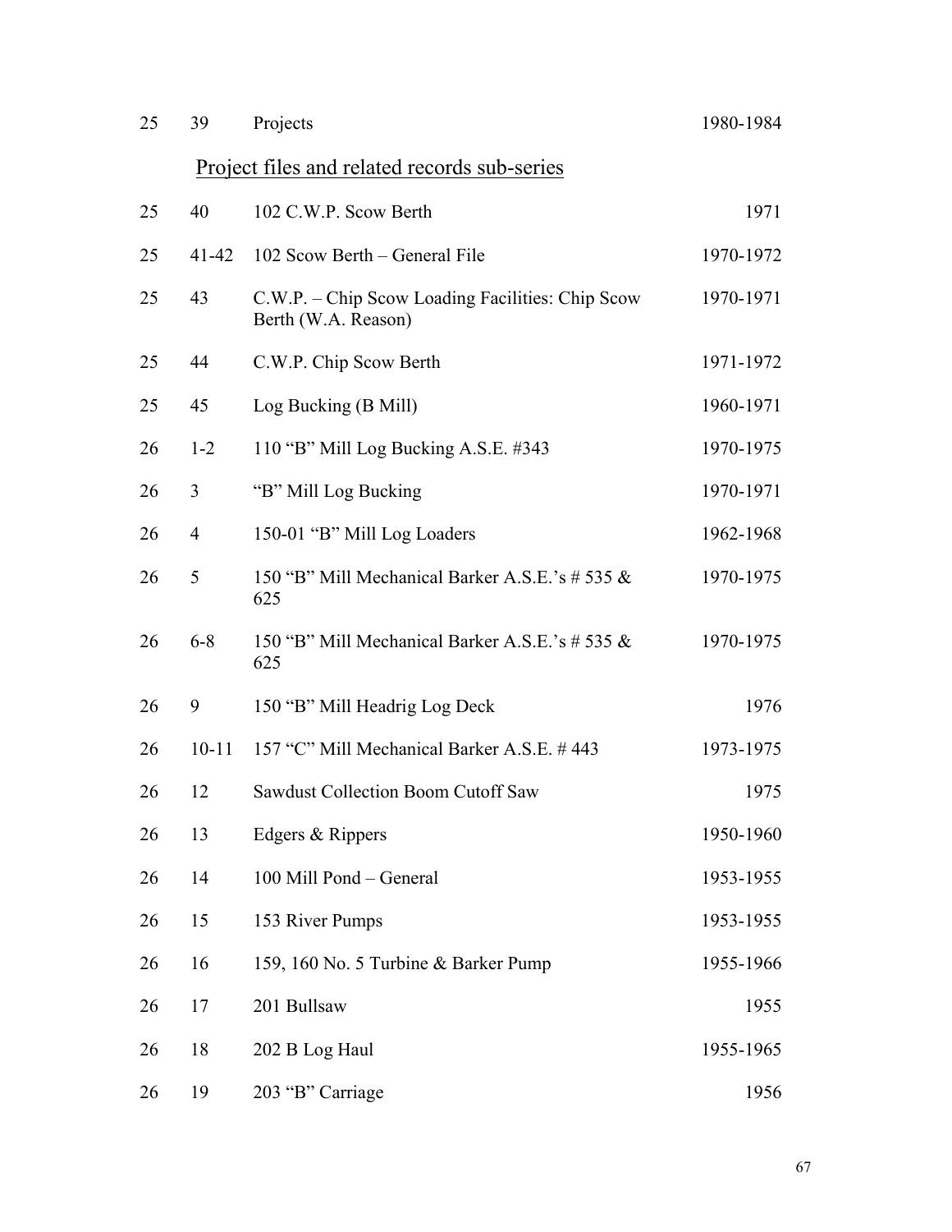| | | | |
|---|---|---|---|
| 25 | 39 | Projects | 1980-1984 |

<u>Project files and related records sub-series</u>

| | | | |
|---|---|---|---|
| 25 | 40 | 102 C.W.P. Scow Berth | 1971 |
| 25 | 41-42 | 102 Scow Berth – General File | 1970-1972 |
| 25 | 43 | C.W.P. – Chip Scow Loading Facilities: Chip Scow Berth (W.A. Reason) | 1970-1971 |
| 25 | 44 | C.W.P. Chip Scow Berth | 1971-1972 |
| 25 | 45 | Log Bucking (B Mill) | 1960-1971 |
| 26 | 1-2 | 110 "B" Mill Log Bucking A.S.E. #343 | 1970-1975 |
| 26 | 3 | "B" Mill Log Bucking | 1970-1971 |
| 26 | 4 | 150-01 "B" Mill Log Loaders | 1962-1968 |
| 26 | 5 | 150 "B" Mill Mechanical Barker A.S.E.'s # 535 & 625 | 1970-1975 |
| 26 | 6-8 | 150 "B" Mill Mechanical Barker A.S.E.'s # 535 & 625 | 1970-1975 |
| 26 | 9 | 150 "B" Mill Headrig Log Deck | 1976 |
| 26 | 10-11 | 157 "C" Mill Mechanical Barker A.S.E. # 443 | 1973-1975 |
| 26 | 12 | Sawdust Collection Boom Cutoff Saw | 1975 |
| 26 | 13 | Edgers & Rippers | 1950-1960 |
| 26 | 14 | 100 Mill Pond – General | 1953-1955 |
| 26 | 15 | 153 River Pumps | 1953-1955 |
| 26 | 16 | 159, 160 No. 5 Turbine & Barker Pump | 1955-1966 |
| 26 | 17 | 201 Bullsaw | 1955 |
| 26 | 18 | 202 B Log Haul | 1955-1965 |
| 26 | 19 | 203 "B" Carriage | 1956 |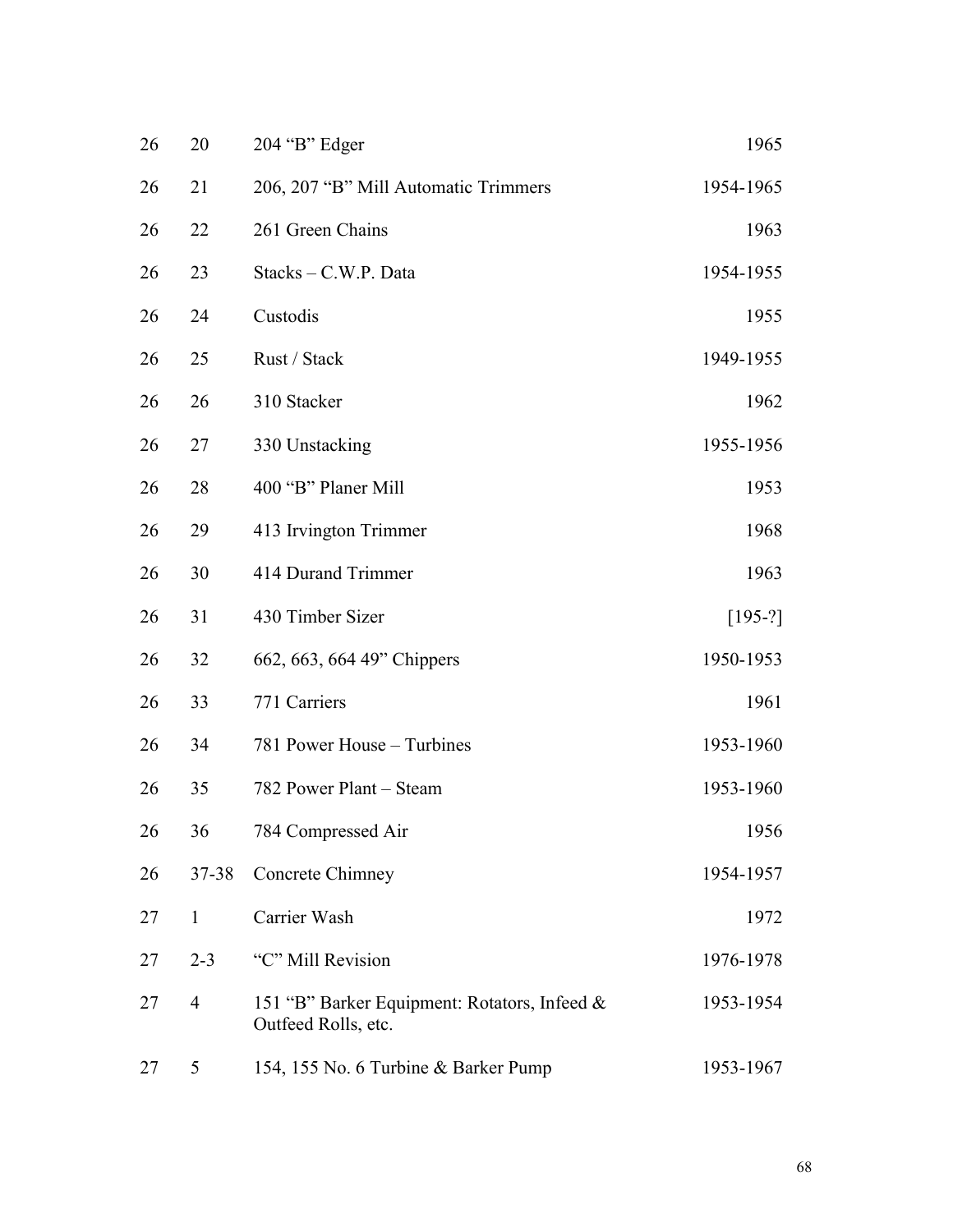| | | | |
|---|---|---|---|
| 26 | 20 | 204 “B” Edger | 1965 |
| 26 | 21 | 206, 207 “B” Mill Automatic Trimmers | 1954-1965 |
| 26 | 22 | 261 Green Chains | 1963 |
| 26 | 23 | Stacks – C.W.P. Data | 1954-1955 |
| 26 | 24 | Custodis | 1955 |
| 26 | 25 | Rust / Stack | 1949-1955 |
| 26 | 26 | 310 Stacker | 1962 |
| 26 | 27 | 330 Unstacking | 1955-1956 |
| 26 | 28 | 400 “B” Planer Mill | 1953 |
| 26 | 29 | 413 Irvington Trimmer | 1968 |
| 26 | 30 | 414 Durand Trimmer | 1963 |
| 26 | 31 | 430 Timber Sizer | [195-?] |
| 26 | 32 | 662, 663, 664 49” Chippers | 1950-1953 |
| 26 | 33 | 771 Carriers | 1961 |
| 26 | 34 | 781 Power House – Turbines | 1953-1960 |
| 26 | 35 | 782 Power Plant – Steam | 1953-1960 |
| 26 | 36 | 784 Compressed Air | 1956 |
| 26 | 37-38 | Concrete Chimney | 1954-1957 |
| 27 | 1 | Carrier Wash | 1972 |
| 27 | 2-3 | “C” Mill Revision | 1976-1978 |
| 27 | 4 | 151 “B” Barker Equipment: Rotators, Infeed & Outfeed Rolls, etc. | 1953-1954 |
| 27 | 5 | 154, 155 No. 6 Turbine & Barker Pump | 1953-1967 |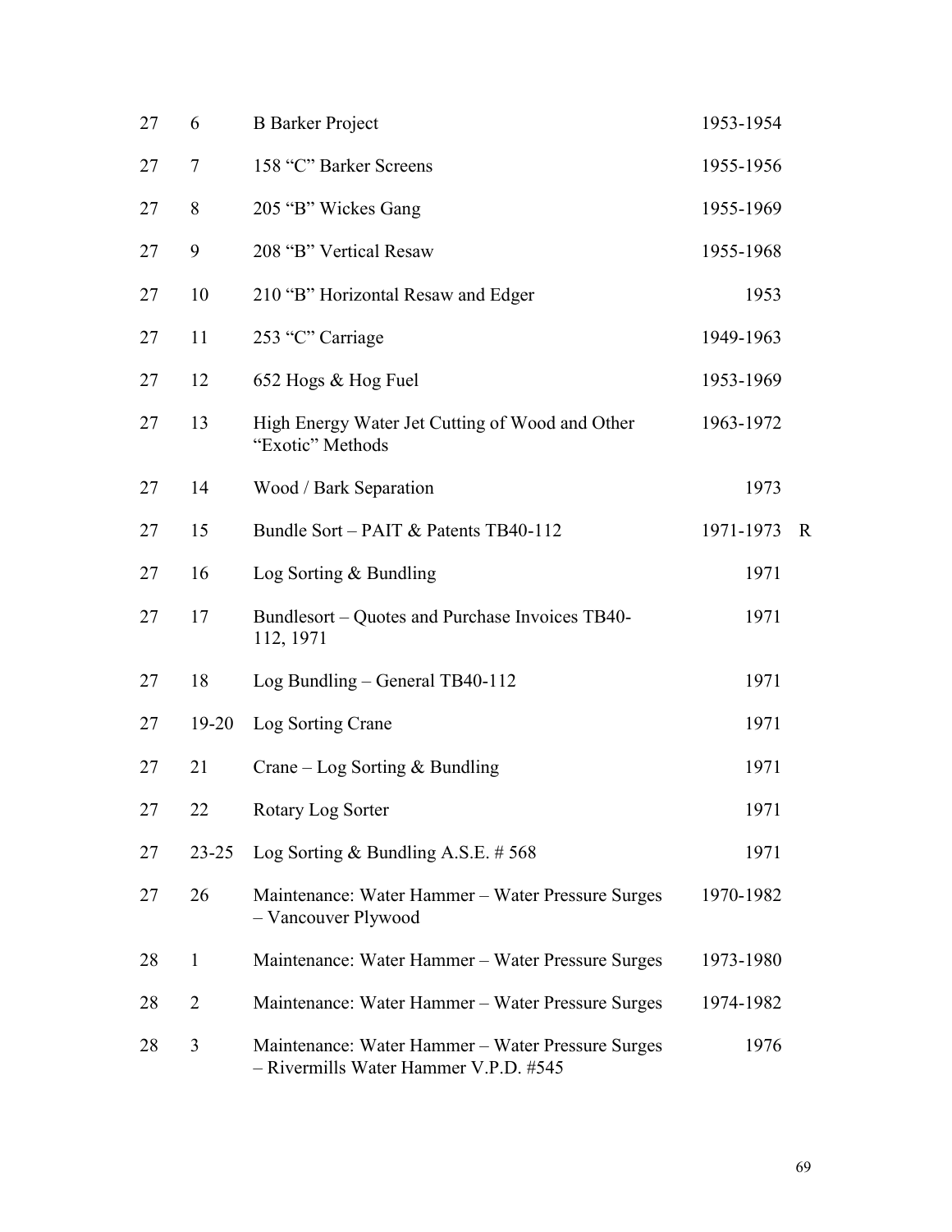| | | | | |
|---|---|---|---|---|
| 27 | 6 | B Barker Project | 1953-1954 | |
| 27 | 7 | 158 “C” Barker Screens | 1955-1956 | |
| 27 | 8 | 205 “B” Wickes Gang | 1955-1969 | |
| 27 | 9 | 208 “B” Vertical Resaw | 1955-1968 | |
| 27 | 10 | 210 “B” Horizontal Resaw and Edger | 1953 | |
| 27 | 11 | 253 “C” Carriage | 1949-1963 | |
| 27 | 12 | 652 Hogs & Hog Fuel | 1953-1969 | |
| 27 | 13 | High Energy Water Jet Cutting of Wood and Other “Exotic” Methods | 1963-1972 | |
| 27 | 14 | Wood / Bark Separation | 1973 | |
| 27 | 15 | Bundle Sort – PAIT & Patents TB40-112 | 1971-1973 | R |
| 27 | 16 | Log Sorting & Bundling | 1971 | |
| 27 | 17 | Bundlesort – Quotes and Purchase Invoices TB40-112, 1971 | 1971 | |
| 27 | 18 | Log Bundling – General TB40-112 | 1971 | |
| 27 | 19-20 | Log Sorting Crane | 1971 | |
| 27 | 21 | Crane – Log Sorting & Bundling | 1971 | |
| 27 | 22 | Rotary Log Sorter | 1971 | |
| 27 | 23-25 | Log Sorting & Bundling A.S.E. # 568 | 1971 | |
| 27 | 26 | Maintenance: Water Hammer – Water Pressure Surges – Vancouver Plywood | 1970-1982 | |
| 28 | 1 | Maintenance: Water Hammer – Water Pressure Surges | 1973-1980 | |
| 28 | 2 | Maintenance: Water Hammer – Water Pressure Surges | 1974-1982 | |
| 28 | 3 | Maintenance: Water Hammer – Water Pressure Surges – Rivermills Water Hammer V.P.D. #545 | 1976 | |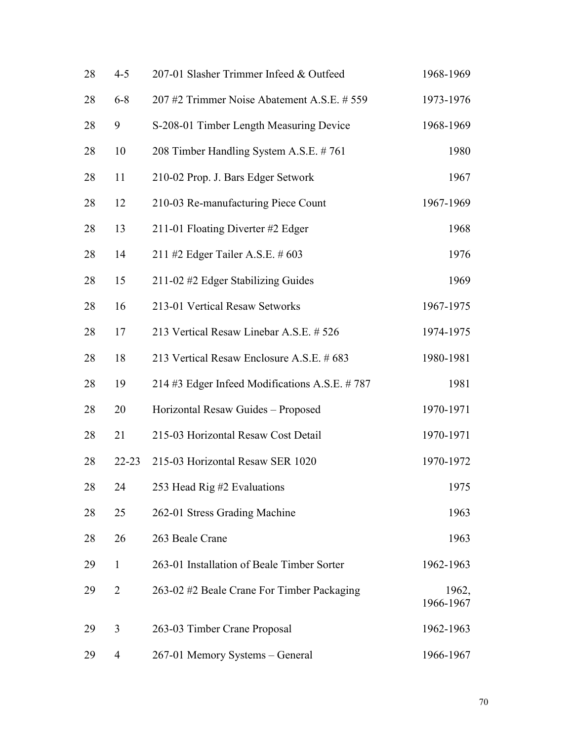| | | | |
|---|---|---|---|
| 28 | 4-5 | 207-01 Slasher Trimmer Infeed & Outfeed | 1968-1969 |
| 28 | 6-8 | 207 #2 Trimmer Noise Abatement A.S.E. # 559 | 1973-1976 |
| 28 | 9 | S-208-01 Timber Length Measuring Device | 1968-1969 |
| 28 | 10 | 208 Timber Handling System A.S.E. # 761 | 1980 |
| 28 | 11 | 210-02 Prop. J. Bars Edger Setwork | 1967 |
| 28 | 12 | 210-03 Re-manufacturing Piece Count | 1967-1969 |
| 28 | 13 | 211-01 Floating Diverter #2 Edger | 1968 |
| 28 | 14 | 211 #2 Edger Tailer A.S.E. # 603 | 1976 |
| 28 | 15 | 211-02 #2 Edger Stabilizing Guides | 1969 |
| 28 | 16 | 213-01 Vertical Resaw Setworks | 1967-1975 |
| 28 | 17 | 213 Vertical Resaw Linebar A.S.E. # 526 | 1974-1975 |
| 28 | 18 | 213 Vertical Resaw Enclosure A.S.E. # 683 | 1980-1981 |
| 28 | 19 | 214 #3 Edger Infeed Modifications A.S.E. # 787 | 1981 |
| 28 | 20 | Horizontal Resaw Guides – Proposed | 1970-1971 |
| 28 | 21 | 215-03 Horizontal Resaw Cost Detail | 1970-1971 |
| 28 | 22-23 | 215-03 Horizontal Resaw SER 1020 | 1970-1972 |
| 28 | 24 | 253 Head Rig #2 Evaluations | 1975 |
| 28 | 25 | 262-01 Stress Grading Machine | 1963 |
| 28 | 26 | 263 Beale Crane | 1963 |
| 29 | 1 | 263-01 Installation of Beale Timber Sorter | 1962-1963 |
| 29 | 2 | 263-02 #2 Beale Crane For Timber Packaging | 1962, 1966-1967 |
| 29 | 3 | 263-03 Timber Crane Proposal | 1962-1963 |
| 29 | 4 | 267-01 Memory Systems – General | 1966-1967 |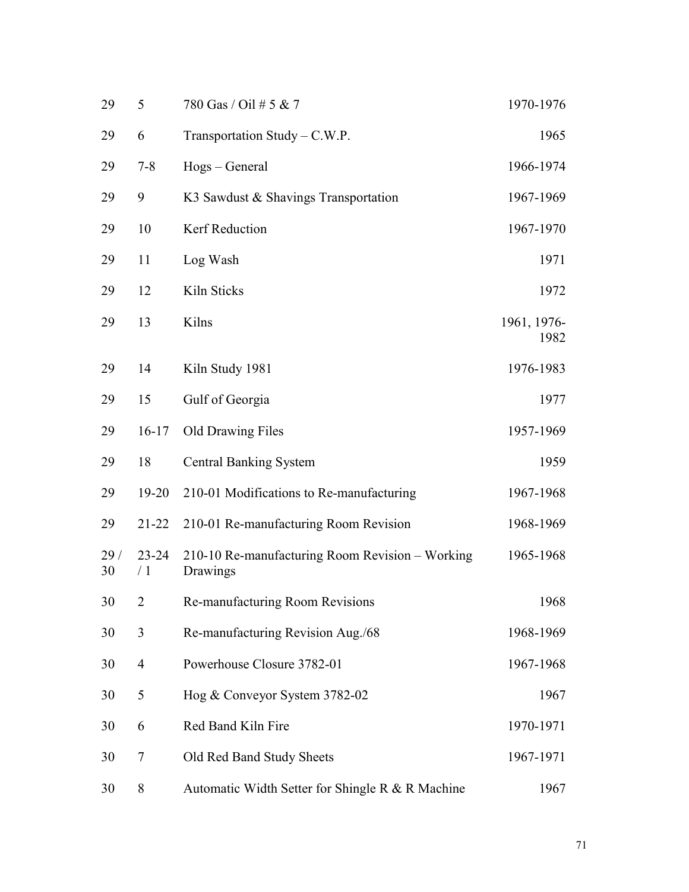| | | | |
|---|---|---|---|
| 29 | 5 | 780 Gas / Oil # 5 & 7 | 1970-1976 |
| 29 | 6 | Transportation Study – C.W.P. | 1965 |
| 29 | 7-8 | Hogs – General | 1966-1974 |
| 29 | 9 | K3 Sawdust & Shavings Transportation | 1967-1969 |
| 29 | 10 | Kerf Reduction | 1967-1970 |
| 29 | 11 | Log Wash | 1971 |
| 29 | 12 | Kiln Sticks | 1972 |
| 29 | 13 | Kilns | 1961, 1976-1982 |
| 29 | 14 | Kiln Study 1981 | 1976-1983 |
| 29 | 15 | Gulf of Georgia | 1977 |
| 29 | 16-17 | Old Drawing Files | 1957-1969 |
| 29 | 18 | Central Banking System | 1959 |
| 29 | 19-20 | 210-01 Modifications to Re-manufacturing | 1967-1968 |
| 29 | 21-22 | 210-01 Re-manufacturing Room Revision | 1968-1969 |
| 29 / 30 | 23-24 / 1 | 210-10 Re-manufacturing Room Revision – Working Drawings | 1965-1968 |
| 30 | 2 | Re-manufacturing Room Revisions | 1968 |
| 30 | 3 | Re-manufacturing Revision Aug./68 | 1968-1969 |
| 30 | 4 | Powerhouse Closure 3782-01 | 1967-1968 |
| 30 | 5 | Hog & Conveyor System 3782-02 | 1967 |
| 30 | 6 | Red Band Kiln Fire | 1970-1971 |
| 30 | 7 | Old Red Band Study Sheets | 1967-1971 |
| 30 | 8 | Automatic Width Setter for Shingle R & R Machine | 1967 |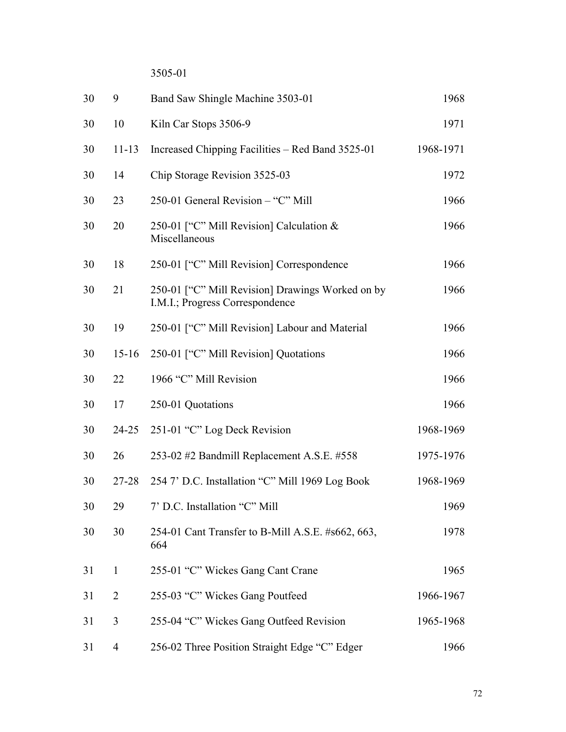3505-01

| | | | |
|---|---|---|---|
| 30 | 9 | Band Saw Shingle Machine 3503-01 | 1968 |
| 30 | 10 | Kiln Car Stops 3506-9 | 1971 |
| 30 | 11-13 | Increased Chipping Facilities – Red Band 3525-01 | 1968-1971 |
| 30 | 14 | Chip Storage Revision 3525-03 | 1972 |
| 30 | 23 | 250-01 General Revision – "C" Mill | 1966 |
| 30 | 20 | 250-01 ["C" Mill Revision] Calculation & Miscellaneous | 1966 |
| 30 | 18 | 250-01 ["C" Mill Revision] Correspondence | 1966 |
| 30 | 21 | 250-01 ["C" Mill Revision] Drawings Worked on by I.M.I.; Progress Correspondence | 1966 |
| 30 | 19 | 250-01 ["C" Mill Revision] Labour and Material | 1966 |
| 30 | 15-16 | 250-01 ["C" Mill Revision] Quotations | 1966 |
| 30 | 22 | 1966 "C" Mill Revision | 1966 |
| 30 | 17 | 250-01 Quotations | 1966 |
| 30 | 24-25 | 251-01 "C" Log Deck Revision | 1968-1969 |
| 30 | 26 | 253-02 #2 Bandmill Replacement A.S.E. #558 | 1975-1976 |
| 30 | 27-28 | 254 7' D.C. Installation "C" Mill 1969 Log Book | 1968-1969 |
| 30 | 29 | 7' D.C. Installation "C" Mill | 1969 |
| 30 | 30 | 254-01 Cant Transfer to B-Mill A.S.E. #s662, 663, 664 | 1978 |
| 31 | 1 | 255-01 "C" Wickes Gang Cant Crane | 1965 |
| 31 | 2 | 255-03 "C" Wickes Gang Poutfeed | 1966-1967 |
| 31 | 3 | 255-04 "C" Wickes Gang Outfeed Revision | 1965-1968 |
| 31 | 4 | 256-02 Three Position Straight Edge "C" Edger | 1966 |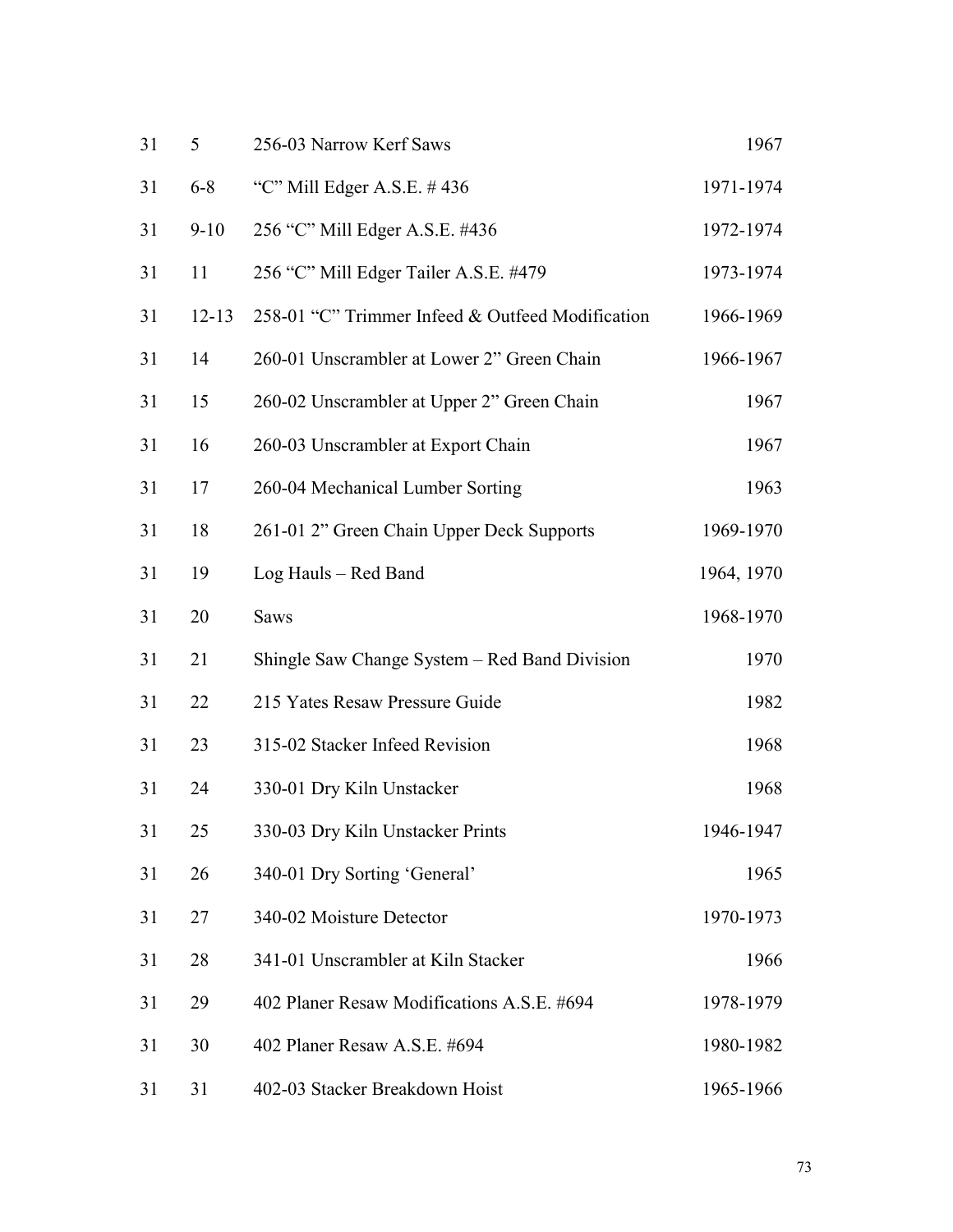| | | | |
|---|---|---|---|
| 31 | 5 | 256-03 Narrow Kerf Saws | 1967 |
| 31 | 6-8 | "C" Mill Edger A.S.E. # 436 | 1971-1974 |
| 31 | 9-10 | 256 "C" Mill Edger A.S.E. #436 | 1972-1974 |
| 31 | 11 | 256 "C" Mill Edger Tailer A.S.E. #479 | 1973-1974 |
| 31 | 12-13 | 258-01 "C" Trimmer Infeed & Outfeed Modification | 1966-1969 |
| 31 | 14 | 260-01 Unscrambler at Lower 2" Green Chain | 1966-1967 |
| 31 | 15 | 260-02 Unscrambler at Upper 2" Green Chain | 1967 |
| 31 | 16 | 260-03 Unscrambler at Export Chain | 1967 |
| 31 | 17 | 260-04 Mechanical Lumber Sorting | 1963 |
| 31 | 18 | 261-01 2" Green Chain Upper Deck Supports | 1969-1970 |
| 31 | 19 | Log Hauls – Red Band | 1964, 1970 |
| 31 | 20 | Saws | 1968-1970 |
| 31 | 21 | Shingle Saw Change System – Red Band Division | 1970 |
| 31 | 22 | 215 Yates Resaw Pressure Guide | 1982 |
| 31 | 23 | 315-02 Stacker Infeed Revision | 1968 |
| 31 | 24 | 330-01 Dry Kiln Unstacker | 1968 |
| 31 | 25 | 330-03 Dry Kiln Unstacker Prints | 1946-1947 |
| 31 | 26 | 340-01 Dry Sorting 'General' | 1965 |
| 31 | 27 | 340-02 Moisture Detector | 1970-1973 |
| 31 | 28 | 341-01 Unscrambler at Kiln Stacker | 1966 |
| 31 | 29 | 402 Planer Resaw Modifications A.S.E. #694 | 1978-1979 |
| 31 | 30 | 402 Planer Resaw A.S.E. #694 | 1980-1982 |
| 31 | 31 | 402-03 Stacker Breakdown Hoist | 1965-1966 |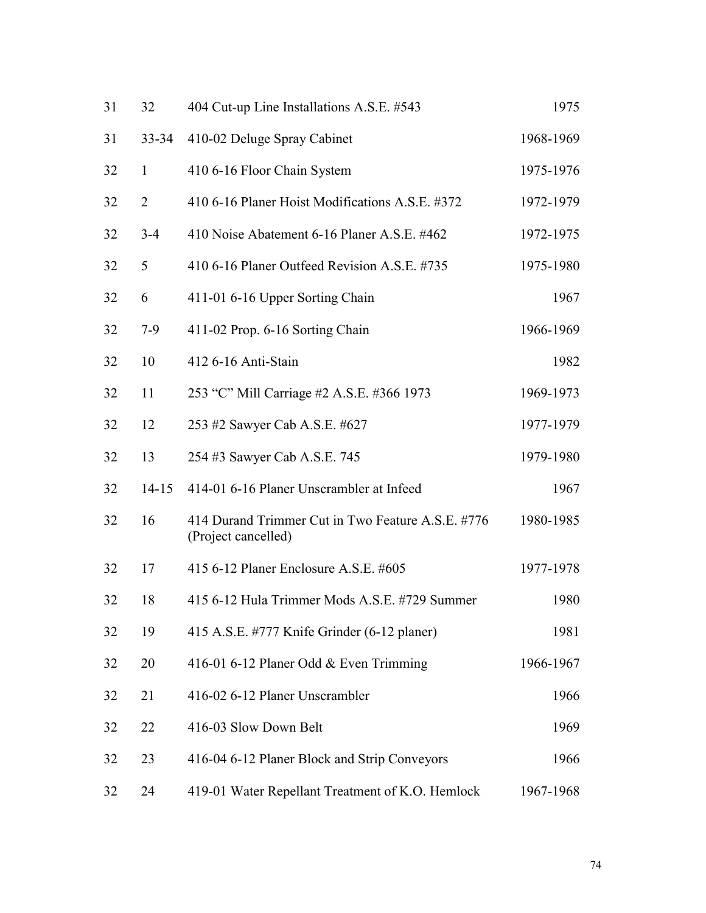| | | | |
|---|---|---|---|
| 31 | 32 | 404 Cut-up Line Installations A.S.E. #543 | 1975 |
| 31 | 33-34 | 410-02 Deluge Spray Cabinet | 1968-1969 |
| 32 | 1 | 410 6-16 Floor Chain System | 1975-1976 |
| 32 | 2 | 410 6-16 Planer Hoist Modifications A.S.E. #372 | 1972-1979 |
| 32 | 3-4 | 410 Noise Abatement 6-16 Planer A.S.E. #462 | 1972-1975 |
| 32 | 5 | 410 6-16 Planer Outfeed Revision A.S.E. #735 | 1975-1980 |
| 32 | 6 | 411-01 6-16 Upper Sorting Chain | 1967 |
| 32 | 7-9 | 411-02 Prop. 6-16 Sorting Chain | 1966-1969 |
| 32 | 10 | 412 6-16 Anti-Stain | 1982 |
| 32 | 11 | 253 "C" Mill Carriage #2 A.S.E. #366 1973 | 1969-1973 |
| 32 | 12 | 253 #2 Sawyer Cab A.S.E. #627 | 1977-1979 |
| 32 | 13 | 254 #3 Sawyer Cab A.S.E. 745 | 1979-1980 |
| 32 | 14-15 | 414-01 6-16 Planer Unscrambler at Infeed | 1967 |
| 32 | 16 | 414 Durand Trimmer Cut in Two Feature A.S.E. #776 (Project cancelled) | 1980-1985 |
| 32 | 17 | 415 6-12 Planer Enclosure A.S.E. #605 | 1977-1978 |
| 32 | 18 | 415 6-12 Hula Trimmer Mods A.S.E. #729 Summer | 1980 |
| 32 | 19 | 415 A.S.E. #777 Knife Grinder (6-12 planer) | 1981 |
| 32 | 20 | 416-01 6-12 Planer Odd & Even Trimming | 1966-1967 |
| 32 | 21 | 416-02 6-12 Planer Unscrambler | 1966 |
| 32 | 22 | 416-03 Slow Down Belt | 1969 |
| 32 | 23 | 416-04 6-12 Planer Block and Strip Conveyors | 1966 |
| 32 | 24 | 419-01 Water Repellant Treatment of K.O. Hemlock | 1967-1968 |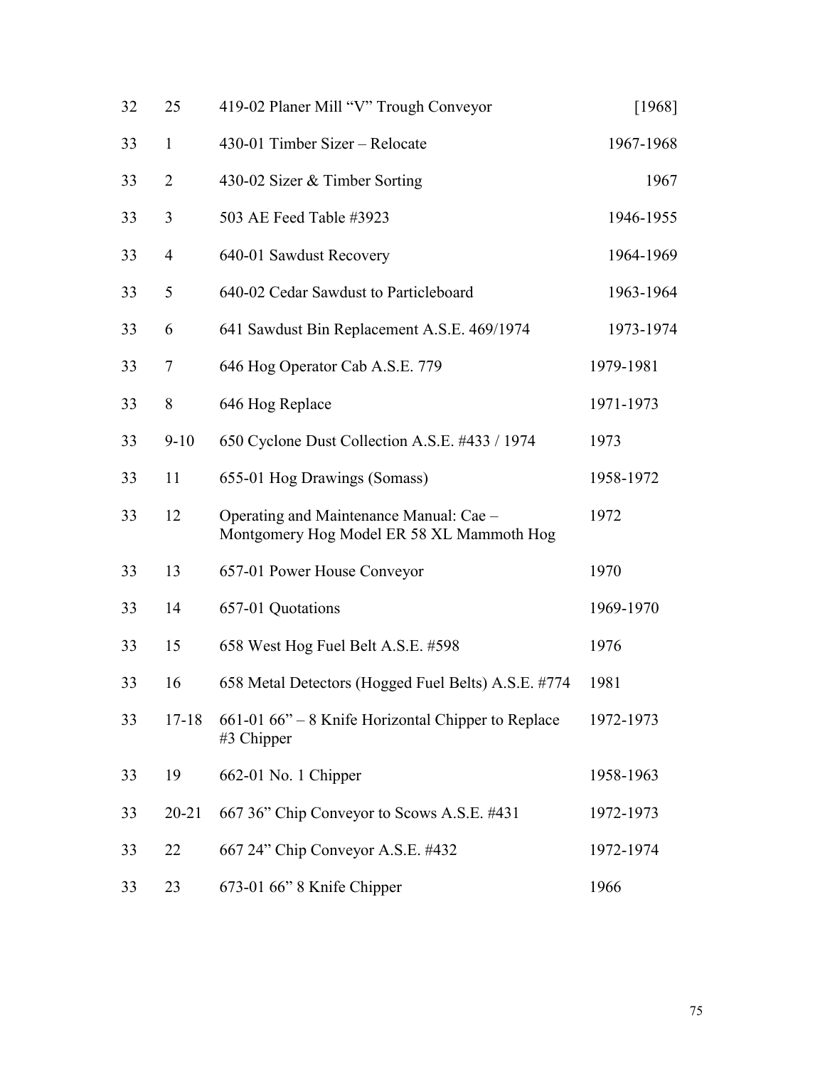| | | | |
|---|---|---|---|
| 32 | 25 | 419-02 Planer Mill “V” Trough Conveyor | [1968] |
| 33 | 1 | 430-01 Timber Sizer – Relocate | 1967-1968 |
| 33 | 2 | 430-02 Sizer & Timber Sorting | 1967 |
| 33 | 3 | 503 AE Feed Table #3923 | 1946-1955 |
| 33 | 4 | 640-01 Sawdust Recovery | 1964-1969 |
| 33 | 5 | 640-02 Cedar Sawdust to Particleboard | 1963-1964 |
| 33 | 6 | 641 Sawdust Bin Replacement A.S.E. 469/1974 | 1973-1974 |
| 33 | 7 | 646 Hog Operator Cab A.S.E. 779 | 1979-1981 |
| 33 | 8 | 646 Hog Replace | 1971-1973 |
| 33 | 9-10 | 650 Cyclone Dust Collection A.S.E. #433 / 1974 | 1973 |
| 33 | 11 | 655-01 Hog Drawings (Somass) | 1958-1972 |
| 33 | 12 | Operating and Maintenance Manual: Cae – Montgomery Hog Model ER 58 XL Mammoth Hog | 1972 |
| 33 | 13 | 657-01 Power House Conveyor | 1970 |
| 33 | 14 | 657-01 Quotations | 1969-1970 |
| 33 | 15 | 658 West Hog Fuel Belt A.S.E. #598 | 1976 |
| 33 | 16 | 658 Metal Detectors (Hogged Fuel Belts) A.S.E. #774 | 1981 |
| 33 | 17-18 | 661-01 66” – 8 Knife Horizontal Chipper to Replace #3 Chipper | 1972-1973 |
| 33 | 19 | 662-01 No. 1 Chipper | 1958-1963 |
| 33 | 20-21 | 667 36” Chip Conveyor to Scows A.S.E. #431 | 1972-1973 |
| 33 | 22 | 667 24” Chip Conveyor A.S.E. #432 | 1972-1974 |
| 33 | 23 | 673-01 66” 8 Knife Chipper | 1966 |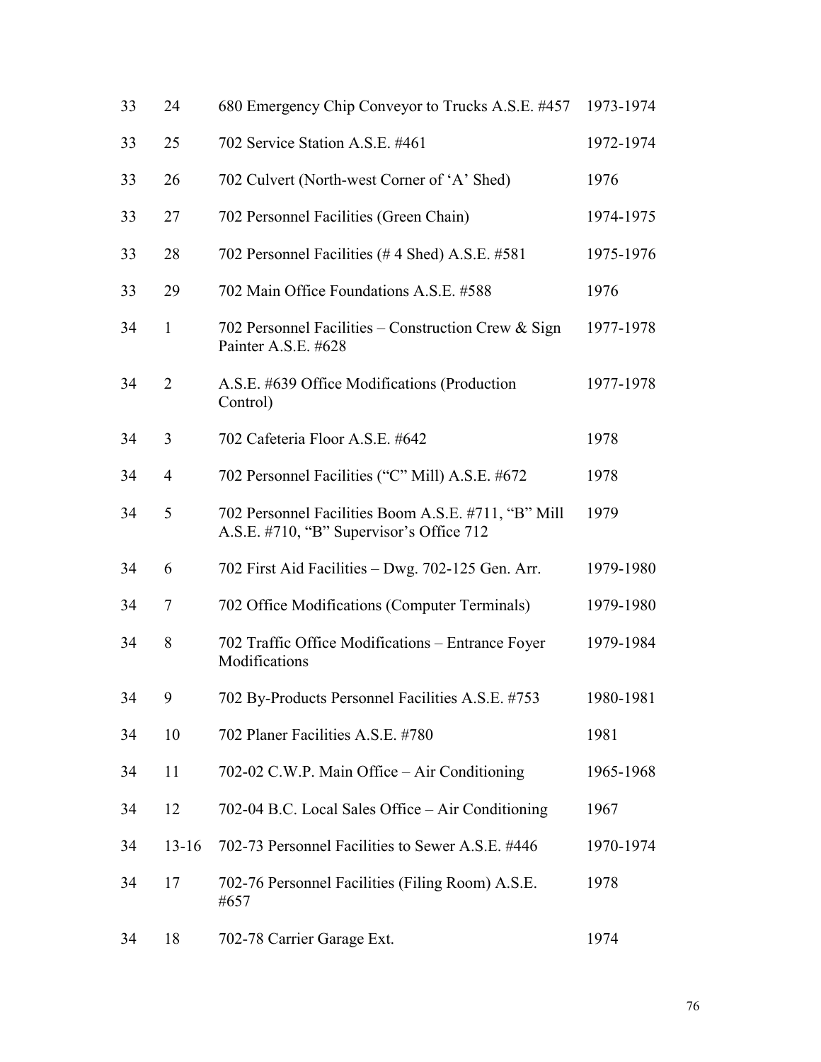| | | | |
|---|---|---|---|
| 33 | 24 | 680 Emergency Chip Conveyor to Trucks A.S.E. #457 | 1973-1974 |
| 33 | 25 | 702 Service Station A.S.E. #461 | 1972-1974 |
| 33 | 26 | 702 Culvert (North-west Corner of 'A' Shed) | 1976 |
| 33 | 27 | 702 Personnel Facilities (Green Chain) | 1974-1975 |
| 33 | 28 | 702 Personnel Facilities (# 4 Shed) A.S.E. #581 | 1975-1976 |
| 33 | 29 | 702 Main Office Foundations A.S.E. #588 | 1976 |
| 34 | 1 | 702 Personnel Facilities – Construction Crew & Sign Painter A.S.E. #628 | 1977-1978 |
| 34 | 2 | A.S.E. #639 Office Modifications (Production Control) | 1977-1978 |
| 34 | 3 | 702 Cafeteria Floor A.S.E. #642 | 1978 |
| 34 | 4 | 702 Personnel Facilities ("C" Mill) A.S.E. #672 | 1978 |
| 34 | 5 | 702 Personnel Facilities Boom A.S.E. #711, "B" Mill A.S.E. #710, "B" Supervisor's Office 712 | 1979 |
| 34 | 6 | 702 First Aid Facilities – Dwg. 702-125 Gen. Arr. | 1979-1980 |
| 34 | 7 | 702 Office Modifications (Computer Terminals) | 1979-1980 |
| 34 | 8 | 702 Traffic Office Modifications – Entrance Foyer Modifications | 1979-1984 |
| 34 | 9 | 702 By-Products Personnel Facilities A.S.E. #753 | 1980-1981 |
| 34 | 10 | 702 Planer Facilities A.S.E. #780 | 1981 |
| 34 | 11 | 702-02 C.W.P. Main Office – Air Conditioning | 1965-1968 |
| 34 | 12 | 702-04 B.C. Local Sales Office – Air Conditioning | 1967 |
| 34 | 13-16 | 702-73 Personnel Facilities to Sewer A.S.E. #446 | 1970-1974 |
| 34 | 17 | 702-76 Personnel Facilities (Filing Room) A.S.E. #657 | 1978 |
| 34 | 18 | 702-78 Carrier Garage Ext. | 1974 |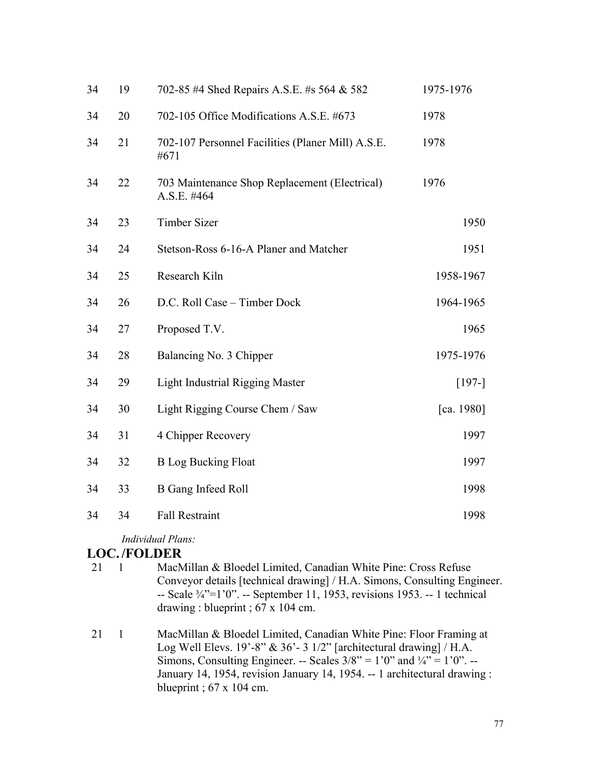| | | | |
|---|---|---|---|
| 34 | 19 | 702-85 #4 Shed Repairs A.S.E. #s 564 & 582 | 1975-1976 |
| 34 | 20 | 702-105 Office Modifications A.S.E. #673 | 1978 |
| 34 | 21 | 702-107 Personnel Facilities (Planer Mill) A.S.E. #671 | 1978 |
| 34 | 22 | 703 Maintenance Shop Replacement (Electrical) A.S.E. #464 | 1976 |
| 34 | 23 | Timber Sizer | 1950 |
| 34 | 24 | Stetson-Ross 6-16-A Planer and Matcher | 1951 |
| 34 | 25 | Research Kiln | 1958-1967 |
| 34 | 26 | D.C. Roll Case – Timber Dock | 1964-1965 |
| 34 | 27 | Proposed T.V. | 1965 |
| 34 | 28 | Balancing No. 3 Chipper | 1975-1976 |
| 34 | 29 | Light Industrial Rigging Master | [197-] |
| 34 | 30 | Light Rigging Course Chem / Saw | [ca. 1980] |
| 34 | 31 | 4 Chipper Recovery | 1997 |
| 34 | 32 | B Log Bucking Float | 1997 |
| 34 | 33 | B Gang Infeed Roll | 1998 |
| 34 | 34 | Fall Restraint | 1998 |

*Individual Plans:*

**LOC./FOLDER**

21 1 MacMillan & Bloedel Limited, Canadian White Pine: Cross Refuse Conveyor details [technical drawing] / H.A. Simons, Consulting Engineer. -- Scale ¾"=1'0". -- September 11, 1953, revisions 1953. -- 1 technical drawing : blueprint ; 67 x 104 cm.

21 1 MacMillan & Bloedel Limited, Canadian White Pine: Floor Framing at Log Well Elevs. 19'-8" & 36'- 3 1/2" [architectural drawing] / H.A. Simons, Consulting Engineer. -- Scales 3/8" = 1'0" and ¼" = 1'0". -- January 14, 1954, revision January 14, 1954. -- 1 architectural drawing : blueprint ; 67 x 104 cm.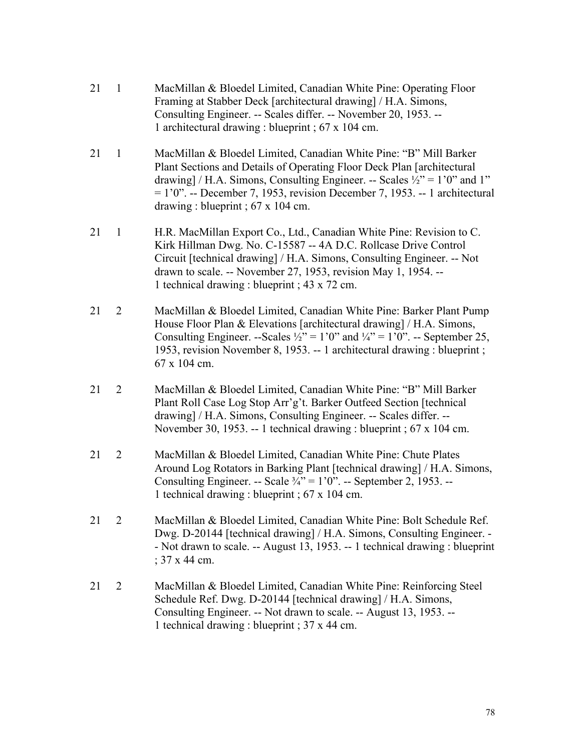21 1 MacMillan & Bloedel Limited, Canadian White Pine: Operating Floor Framing at Stabber Deck [architectural drawing] / H.A. Simons, Consulting Engineer. -- Scales differ. -- November 20, 1953. -- 1 architectural drawing : blueprint ; 67 x 104 cm.

21 1 MacMillan & Bloedel Limited, Canadian White Pine: "B" Mill Barker Plant Sections and Details of Operating Floor Deck Plan [architectural drawing] / H.A. Simons, Consulting Engineer. -- Scales ½" = 1'0" and 1" = 1'0". -- December 7, 1953, revision December 7, 1953. -- 1 architectural drawing : blueprint ; 67 x 104 cm.

21 1 H.R. MacMillan Export Co., Ltd., Canadian White Pine: Revision to C. Kirk Hillman Dwg. No. C-15587 -- 4A D.C. Rollcase Drive Control Circuit [technical drawing] / H.A. Simons, Consulting Engineer. -- Not drawn to scale. -- November 27, 1953, revision May 1, 1954. -- 1 technical drawing : blueprint ; 43 x 72 cm.

21 2 MacMillan & Bloedel Limited, Canadian White Pine: Barker Plant Pump House Floor Plan & Elevations [architectural drawing] / H.A. Simons, Consulting Engineer. --Scales ½" = 1'0" and ¼" = 1'0". -- September 25, 1953, revision November 8, 1953. -- 1 architectural drawing : blueprint ; 67 x 104 cm.

21 2 MacMillan & Bloedel Limited, Canadian White Pine: "B" Mill Barker Plant Roll Case Log Stop Arr'g't. Barker Outfeed Section [technical drawing] / H.A. Simons, Consulting Engineer. -- Scales differ. -- November 30, 1953. -- 1 technical drawing : blueprint ; 67 x 104 cm.

21 2 MacMillan & Bloedel Limited, Canadian White Pine: Chute Plates Around Log Rotators in Barking Plant [technical drawing] / H.A. Simons, Consulting Engineer. -- Scale ¾" = 1'0". -- September 2, 1953. -- 1 technical drawing : blueprint ; 67 x 104 cm.

21 2 MacMillan & Bloedel Limited, Canadian White Pine: Bolt Schedule Ref. Dwg. D-20144 [technical drawing] / H.A. Simons, Consulting Engineer. -- Not drawn to scale. -- August 13, 1953. -- 1 technical drawing : blueprint ; 37 x 44 cm.

21 2 MacMillan & Bloedel Limited, Canadian White Pine: Reinforcing Steel Schedule Ref. Dwg. D-20144 [technical drawing] / H.A. Simons, Consulting Engineer. -- Not drawn to scale. -- August 13, 1953. -- 1 technical drawing : blueprint ; 37 x 44 cm.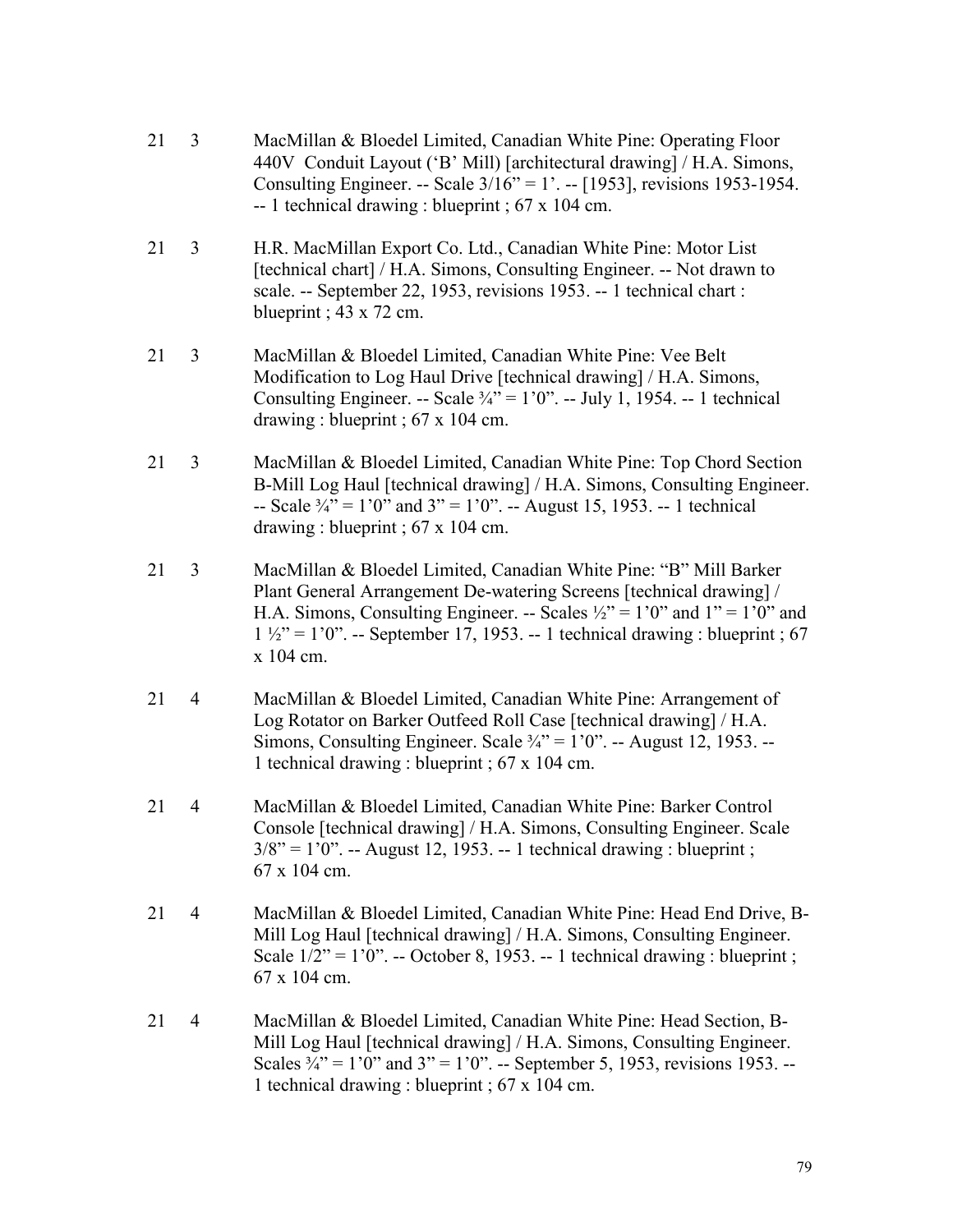| | | |
|---|---|---|
| 21 | 3 | MacMillan & Bloedel Limited, Canadian White Pine: Operating Floor 440V Conduit Layout ('B' Mill) [architectural drawing] / H.A. Simons, Consulting Engineer. -- Scale 3/16" = 1'. -- [1953], revisions 1953-1954. -- 1 technical drawing : blueprint ; 67 x 104 cm. |
| 21 | 3 | H.R. MacMillan Export Co. Ltd., Canadian White Pine: Motor List [technical chart] / H.A. Simons, Consulting Engineer. -- Not drawn to scale. -- September 22, 1953, revisions 1953. -- 1 technical chart : blueprint ; 43 x 72 cm. |
| 21 | 3 | MacMillan & Bloedel Limited, Canadian White Pine: Vee Belt Modification to Log Haul Drive [technical drawing] / H.A. Simons, Consulting Engineer. -- Scale ¾" = 1'0". -- July 1, 1954. -- 1 technical drawing : blueprint ; 67 x 104 cm. |
| 21 | 3 | MacMillan & Bloedel Limited, Canadian White Pine: Top Chord Section B-Mill Log Haul [technical drawing] / H.A. Simons, Consulting Engineer. -- Scale ¾" = 1'0" and 3" = 1'0". -- August 15, 1953. -- 1 technical drawing : blueprint ; 67 x 104 cm. |
| 21 | 3 | MacMillan & Bloedel Limited, Canadian White Pine: "B" Mill Barker Plant General Arrangement De-watering Screens [technical drawing] / H.A. Simons, Consulting Engineer. -- Scales ½" = 1'0" and 1" = 1'0" and 1 ½" = 1'0". -- September 17, 1953. -- 1 technical drawing : blueprint ; 67 x 104 cm. |
| 21 | 4 | MacMillan & Bloedel Limited, Canadian White Pine: Arrangement of Log Rotator on Barker Outfeed Roll Case [technical drawing] / H.A. Simons, Consulting Engineer. Scale ¾" = 1'0". -- August 12, 1953. -- 1 technical drawing : blueprint ; 67 x 104 cm. |
| 21 | 4 | MacMillan & Bloedel Limited, Canadian White Pine: Barker Control Console [technical drawing] / H.A. Simons, Consulting Engineer. Scale 3/8" = 1'0". -- August 12, 1953. -- 1 technical drawing : blueprint ; 67 x 104 cm. |
| 21 | 4 | MacMillan & Bloedel Limited, Canadian White Pine: Head End Drive, B-Mill Log Haul [technical drawing] / H.A. Simons, Consulting Engineer. Scale 1/2" = 1'0". -- October 8, 1953. -- 1 technical drawing : blueprint ; 67 x 104 cm. |
| 21 | 4 | MacMillan & Bloedel Limited, Canadian White Pine: Head Section, B-Mill Log Haul [technical drawing] / H.A. Simons, Consulting Engineer. Scales ¾" = 1'0" and 3" = 1'0". -- September 5, 1953, revisions 1953. -- 1 technical drawing : blueprint ; 67 x 104 cm. |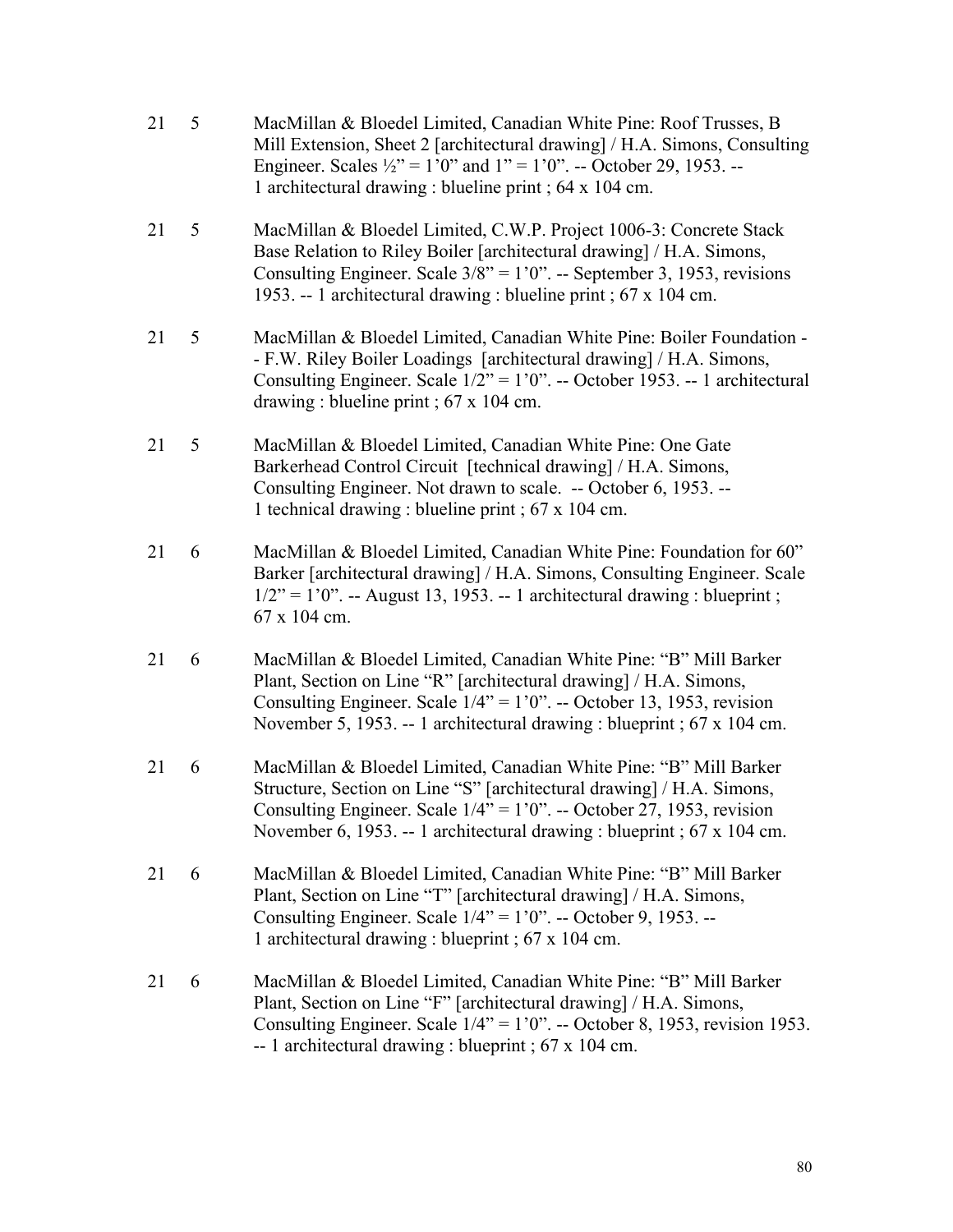21 5 MacMillan & Bloedel Limited, Canadian White Pine: Roof Trusses, B Mill Extension, Sheet 2 [architectural drawing] / H.A. Simons, Consulting Engineer. Scales ½" = 1'0" and 1" = 1'0". -- October 29, 1953. -- 1 architectural drawing : blueline print ; 64 x 104 cm.

21 5 MacMillan & Bloedel Limited, C.W.P. Project 1006-3: Concrete Stack Base Relation to Riley Boiler [architectural drawing] / H.A. Simons, Consulting Engineer. Scale 3/8" = 1'0". -- September 3, 1953, revisions 1953. -- 1 architectural drawing : blueline print ; 67 x 104 cm.

21 5 MacMillan & Bloedel Limited, Canadian White Pine: Boiler Foundation -- F.W. Riley Boiler Loadings [architectural drawing] / H.A. Simons, Consulting Engineer. Scale 1/2" = 1'0". -- October 1953. -- 1 architectural drawing : blueline print ; 67 x 104 cm.

21 5 MacMillan & Bloedel Limited, Canadian White Pine: One Gate Barkerhead Control Circuit [technical drawing] / H.A. Simons, Consulting Engineer. Not drawn to scale. -- October 6, 1953. -- 1 technical drawing : blueline print ; 67 x 104 cm.

21 6 MacMillan & Bloedel Limited, Canadian White Pine: Foundation for 60" Barker [architectural drawing] / H.A. Simons, Consulting Engineer. Scale 1/2" = 1'0". -- August 13, 1953. -- 1 architectural drawing : blueprint ; 67 x 104 cm.

21 6 MacMillan & Bloedel Limited, Canadian White Pine: "B" Mill Barker Plant, Section on Line "R" [architectural drawing] / H.A. Simons, Consulting Engineer. Scale 1/4" = 1'0". -- October 13, 1953, revision November 5, 1953. -- 1 architectural drawing : blueprint ; 67 x 104 cm.

21 6 MacMillan & Bloedel Limited, Canadian White Pine: "B" Mill Barker Structure, Section on Line "S" [architectural drawing] / H.A. Simons, Consulting Engineer. Scale 1/4" = 1'0". -- October 27, 1953, revision November 6, 1953. -- 1 architectural drawing : blueprint ; 67 x 104 cm.

21 6 MacMillan & Bloedel Limited, Canadian White Pine: "B" Mill Barker Plant, Section on Line "T" [architectural drawing] / H.A. Simons, Consulting Engineer. Scale 1/4" = 1'0". -- October 9, 1953. -- 1 architectural drawing : blueprint ; 67 x 104 cm.

21 6 MacMillan & Bloedel Limited, Canadian White Pine: "B" Mill Barker Plant, Section on Line "F" [architectural drawing] / H.A. Simons, Consulting Engineer. Scale 1/4" = 1'0". -- October 8, 1953, revision 1953. -- 1 architectural drawing : blueprint ; 67 x 104 cm.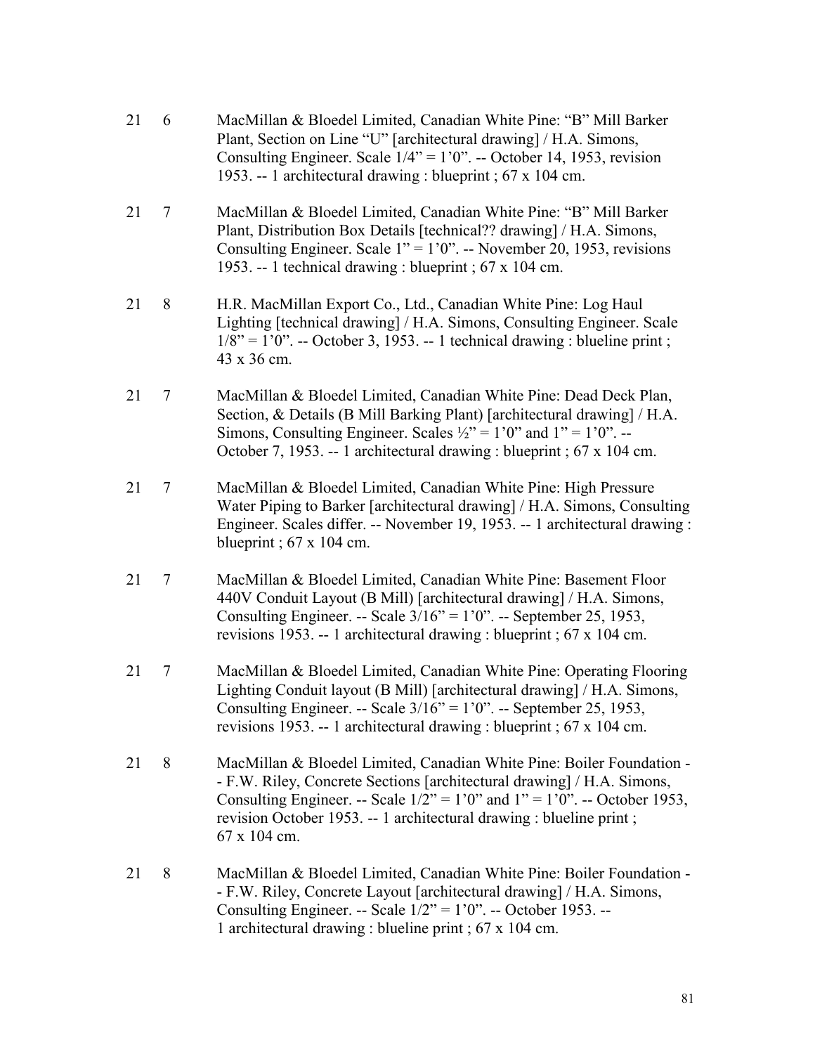21 6 MacMillan & Bloedel Limited, Canadian White Pine: "B" Mill Barker Plant, Section on Line "U" [architectural drawing] / H.A. Simons, Consulting Engineer. Scale 1/4" = 1'0". -- October 14, 1953, revision 1953. -- 1 architectural drawing : blueprint ; 67 x 104 cm.

21 7 MacMillan & Bloedel Limited, Canadian White Pine: "B" Mill Barker Plant, Distribution Box Details [technical?? drawing] / H.A. Simons, Consulting Engineer. Scale 1" = 1'0". -- November 20, 1953, revisions 1953. -- 1 technical drawing : blueprint ; 67 x 104 cm.

21 8 H.R. MacMillan Export Co., Ltd., Canadian White Pine: Log Haul Lighting [technical drawing] / H.A. Simons, Consulting Engineer. Scale 1/8" = 1'0". -- October 3, 1953. -- 1 technical drawing : blueline print ; 43 x 36 cm.

21 7 MacMillan & Bloedel Limited, Canadian White Pine: Dead Deck Plan, Section, & Details (B Mill Barking Plant) [architectural drawing] / H.A. Simons, Consulting Engineer. Scales ½" = 1'0" and 1" = 1'0". -- October 7, 1953. -- 1 architectural drawing : blueprint ; 67 x 104 cm.

21 7 MacMillan & Bloedel Limited, Canadian White Pine: High Pressure Water Piping to Barker [architectural drawing] / H.A. Simons, Consulting Engineer. Scales differ. -- November 19, 1953. -- 1 architectural drawing : blueprint ; 67 x 104 cm.

21 7 MacMillan & Bloedel Limited, Canadian White Pine: Basement Floor 440V Conduit Layout (B Mill) [architectural drawing] / H.A. Simons, Consulting Engineer. -- Scale 3/16" = 1'0". -- September 25, 1953, revisions 1953. -- 1 architectural drawing : blueprint ; 67 x 104 cm.

21 7 MacMillan & Bloedel Limited, Canadian White Pine: Operating Flooring Lighting Conduit layout (B Mill) [architectural drawing] / H.A. Simons, Consulting Engineer. -- Scale 3/16" = 1'0". -- September 25, 1953, revisions 1953. -- 1 architectural drawing : blueprint ; 67 x 104 cm.

21 8 MacMillan & Bloedel Limited, Canadian White Pine: Boiler Foundation -- F.W. Riley, Concrete Sections [architectural drawing] / H.A. Simons, Consulting Engineer. -- Scale 1/2" = 1'0" and 1" = 1'0". -- October 1953, revision October 1953. -- 1 architectural drawing : blueline print ; 67 x 104 cm.

21 8 MacMillan & Bloedel Limited, Canadian White Pine: Boiler Foundation -- F.W. Riley, Concrete Layout [architectural drawing] / H.A. Simons, Consulting Engineer. -- Scale 1/2" = 1'0". -- October 1953. -- 1 architectural drawing : blueline print ; 67 x 104 cm.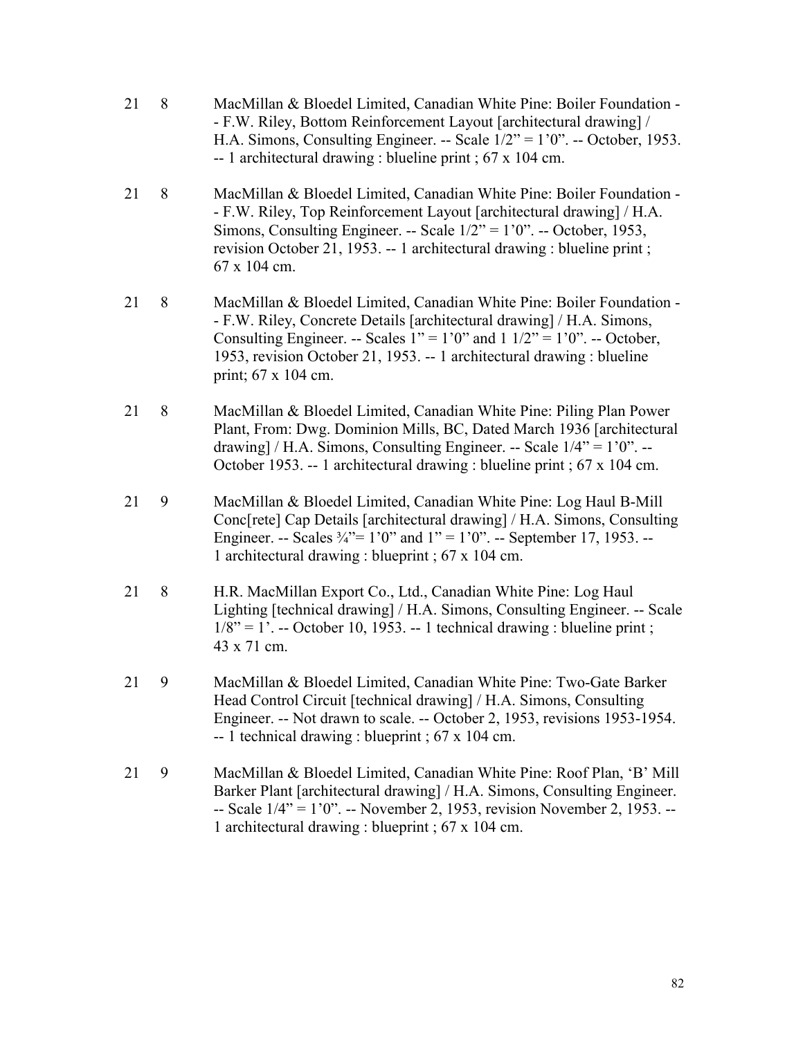| | | |
|---|---|---|
| 21 | 8 | MacMillan & Bloedel Limited, Canadian White Pine: Boiler Foundation -- F.W. Riley, Bottom Reinforcement Layout [architectural drawing] / H.A. Simons, Consulting Engineer. -- Scale 1/2" = 1'0". -- October, 1953. -- 1 architectural drawing : blueline print ; 67 x 104 cm. |
| 21 | 8 | MacMillan & Bloedel Limited, Canadian White Pine: Boiler Foundation -- F.W. Riley, Top Reinforcement Layout [architectural drawing] / H.A. Simons, Consulting Engineer. -- Scale 1/2" = 1'0". -- October, 1953, revision October 21, 1953. -- 1 architectural drawing : blueline print ; 67 x 104 cm. |
| 21 | 8 | MacMillan & Bloedel Limited, Canadian White Pine: Boiler Foundation -- F.W. Riley, Concrete Details [architectural drawing] / H.A. Simons, Consulting Engineer. -- Scales 1" = 1'0" and 1 1/2" = 1'0". -- October, 1953, revision October 21, 1953. -- 1 architectural drawing : blueline print; 67 x 104 cm. |
| 21 | 8 | MacMillan & Bloedel Limited, Canadian White Pine: Piling Plan Power Plant, From: Dwg. Dominion Mills, BC, Dated March 1936 [architectural drawing] / H.A. Simons, Consulting Engineer. -- Scale 1/4" = 1'0". -- October 1953. -- 1 architectural drawing : blueline print ; 67 x 104 cm. |
| 21 | 9 | MacMillan & Bloedel Limited, Canadian White Pine: Log Haul B-Mill Conc[rete] Cap Details [architectural drawing] / H.A. Simons, Consulting Engineer. -- Scales ¾"= 1'0" and 1" = 1'0". -- September 17, 1953. -- 1 architectural drawing : blueprint ; 67 x 104 cm. |
| 21 | 8 | H.R. MacMillan Export Co., Ltd., Canadian White Pine: Log Haul Lighting [technical drawing] / H.A. Simons, Consulting Engineer. -- Scale 1/8" = 1'. -- October 10, 1953. -- 1 technical drawing : blueline print ; 43 x 71 cm. |
| 21 | 9 | MacMillan & Bloedel Limited, Canadian White Pine: Two-Gate Barker Head Control Circuit [technical drawing] / H.A. Simons, Consulting Engineer. -- Not drawn to scale. -- October 2, 1953, revisions 1953-1954. -- 1 technical drawing : blueprint ; 67 x 104 cm. |
| 21 | 9 | MacMillan & Bloedel Limited, Canadian White Pine: Roof Plan, 'B' Mill Barker Plant [architectural drawing] / H.A. Simons, Consulting Engineer. -- Scale 1/4" = 1'0". -- November 2, 1953, revision November 2, 1953. -- 1 architectural drawing : blueprint ; 67 x 104 cm. |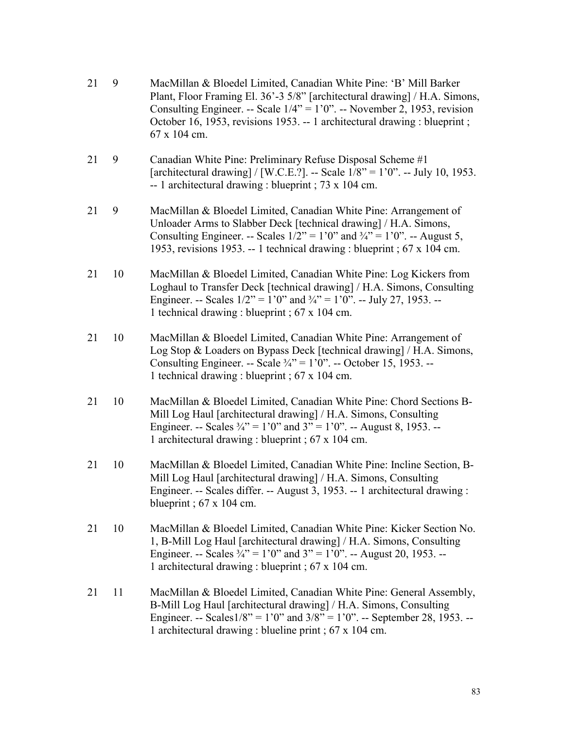21 9 MacMillan & Bloedel Limited, Canadian White Pine: 'B' Mill Barker Plant, Floor Framing El. 36'-3 5/8" [architectural drawing] / H.A. Simons, Consulting Engineer. -- Scale 1/4" = 1'0". -- November 2, 1953, revision October 16, 1953, revisions 1953. -- 1 architectural drawing : blueprint ; 67 x 104 cm.

21 9 Canadian White Pine: Preliminary Refuse Disposal Scheme #1 [architectural drawing] / [W.C.E.?]. -- Scale 1/8" = 1'0". -- July 10, 1953. -- 1 architectural drawing : blueprint ; 73 x 104 cm.

21 9 MacMillan & Bloedel Limited, Canadian White Pine: Arrangement of Unloader Arms to Slabber Deck [technical drawing] / H.A. Simons, Consulting Engineer. -- Scales 1/2" = 1'0" and ¾" = 1'0". -- August 5, 1953, revisions 1953. -- 1 technical drawing : blueprint ; 67 x 104 cm.

21 10 MacMillan & Bloedel Limited, Canadian White Pine: Log Kickers from Loghaul to Transfer Deck [technical drawing] / H.A. Simons, Consulting Engineer. -- Scales 1/2" = 1'0" and ¾" = 1'0". -- July 27, 1953. -- 1 technical drawing : blueprint ; 67 x 104 cm.

21 10 MacMillan & Bloedel Limited, Canadian White Pine: Arrangement of Log Stop & Loaders on Bypass Deck [technical drawing] / H.A. Simons, Consulting Engineer. -- Scale ¾" = 1'0". -- October 15, 1953. -- 1 technical drawing : blueprint ; 67 x 104 cm.

21 10 MacMillan & Bloedel Limited, Canadian White Pine: Chord Sections B-Mill Log Haul [architectural drawing] / H.A. Simons, Consulting Engineer. -- Scales ¾" = 1'0" and 3" = 1'0". -- August 8, 1953. -- 1 architectural drawing : blueprint ; 67 x 104 cm.

21 10 MacMillan & Bloedel Limited, Canadian White Pine: Incline Section, B-Mill Log Haul [architectural drawing] / H.A. Simons, Consulting Engineer. -- Scales differ. -- August 3, 1953. -- 1 architectural drawing : blueprint ; 67 x 104 cm.

21 10 MacMillan & Bloedel Limited, Canadian White Pine: Kicker Section No. 1, B-Mill Log Haul [architectural drawing] / H.A. Simons, Consulting Engineer. -- Scales ¾" = 1'0" and 3" = 1'0". -- August 20, 1953. -- 1 architectural drawing : blueprint ; 67 x 104 cm.

21 11 MacMillan & Bloedel Limited, Canadian White Pine: General Assembly, B-Mill Log Haul [architectural drawing] / H.A. Simons, Consulting Engineer. -- Scales1/8" = 1'0" and 3/8" = 1'0". -- September 28, 1953. -- 1 architectural drawing : blueline print ; 67 x 104 cm.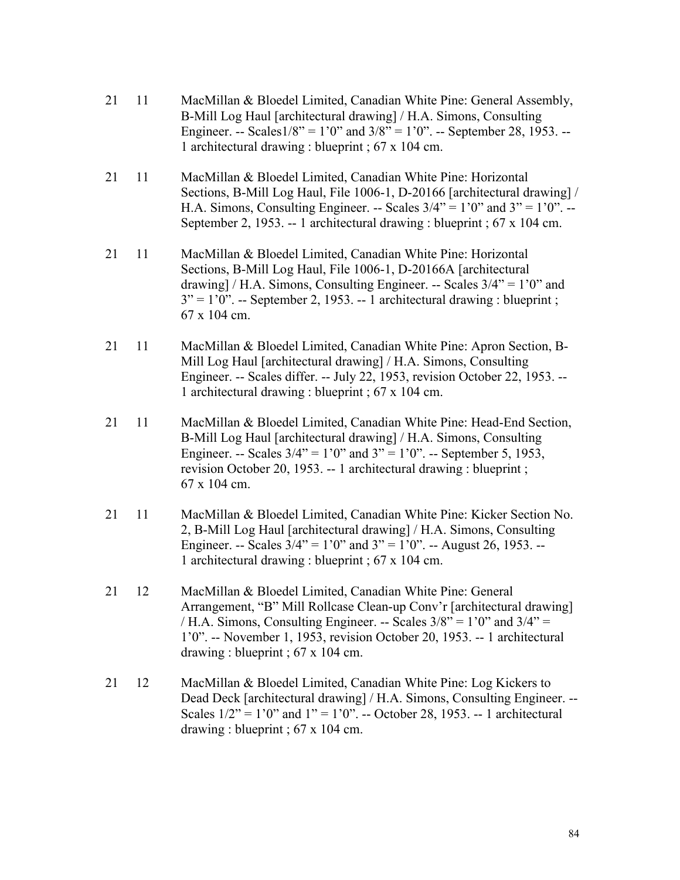21 11 MacMillan & Bloedel Limited, Canadian White Pine: General Assembly, B-Mill Log Haul [architectural drawing] / H.A. Simons, Consulting Engineer. -- Scales1/8" = 1'0" and 3/8" = 1'0". -- September 28, 1953. -- 1 architectural drawing : blueprint ; 67 x 104 cm.

21 11 MacMillan & Bloedel Limited, Canadian White Pine: Horizontal Sections, B-Mill Log Haul, File 1006-1, D-20166 [architectural drawing] / H.A. Simons, Consulting Engineer. -- Scales 3/4" = 1'0" and 3" = 1'0". -- September 2, 1953. -- 1 architectural drawing : blueprint ; 67 x 104 cm.

21 11 MacMillan & Bloedel Limited, Canadian White Pine: Horizontal Sections, B-Mill Log Haul, File 1006-1, D-20166A [architectural drawing] / H.A. Simons, Consulting Engineer. -- Scales 3/4" = 1'0" and 3" = 1'0". -- September 2, 1953. -- 1 architectural drawing : blueprint ; 67 x 104 cm.

21 11 MacMillan & Bloedel Limited, Canadian White Pine: Apron Section, B-Mill Log Haul [architectural drawing] / H.A. Simons, Consulting Engineer. -- Scales differ. -- July 22, 1953, revision October 22, 1953. -- 1 architectural drawing : blueprint ; 67 x 104 cm.

21 11 MacMillan & Bloedel Limited, Canadian White Pine: Head-End Section, B-Mill Log Haul [architectural drawing] / H.A. Simons, Consulting Engineer. -- Scales 3/4" = 1'0" and 3" = 1'0". -- September 5, 1953, revision October 20, 1953. -- 1 architectural drawing : blueprint ; 67 x 104 cm.

21 11 MacMillan & Bloedel Limited, Canadian White Pine: Kicker Section No. 2, B-Mill Log Haul [architectural drawing] / H.A. Simons, Consulting Engineer. -- Scales 3/4" = 1'0" and 3" = 1'0". -- August 26, 1953. -- 1 architectural drawing : blueprint ; 67 x 104 cm.

21 12 MacMillan & Bloedel Limited, Canadian White Pine: General Arrangement, "B" Mill Rollcase Clean-up Conv'r [architectural drawing] / H.A. Simons, Consulting Engineer. -- Scales 3/8" = 1'0" and 3/4" = 1'0". -- November 1, 1953, revision October 20, 1953. -- 1 architectural drawing : blueprint ; 67 x 104 cm.

21 12 MacMillan & Bloedel Limited, Canadian White Pine: Log Kickers to Dead Deck [architectural drawing] / H.A. Simons, Consulting Engineer. -- Scales 1/2" = 1'0" and 1" = 1'0". -- October 28, 1953. -- 1 architectural drawing : blueprint ; 67 x 104 cm.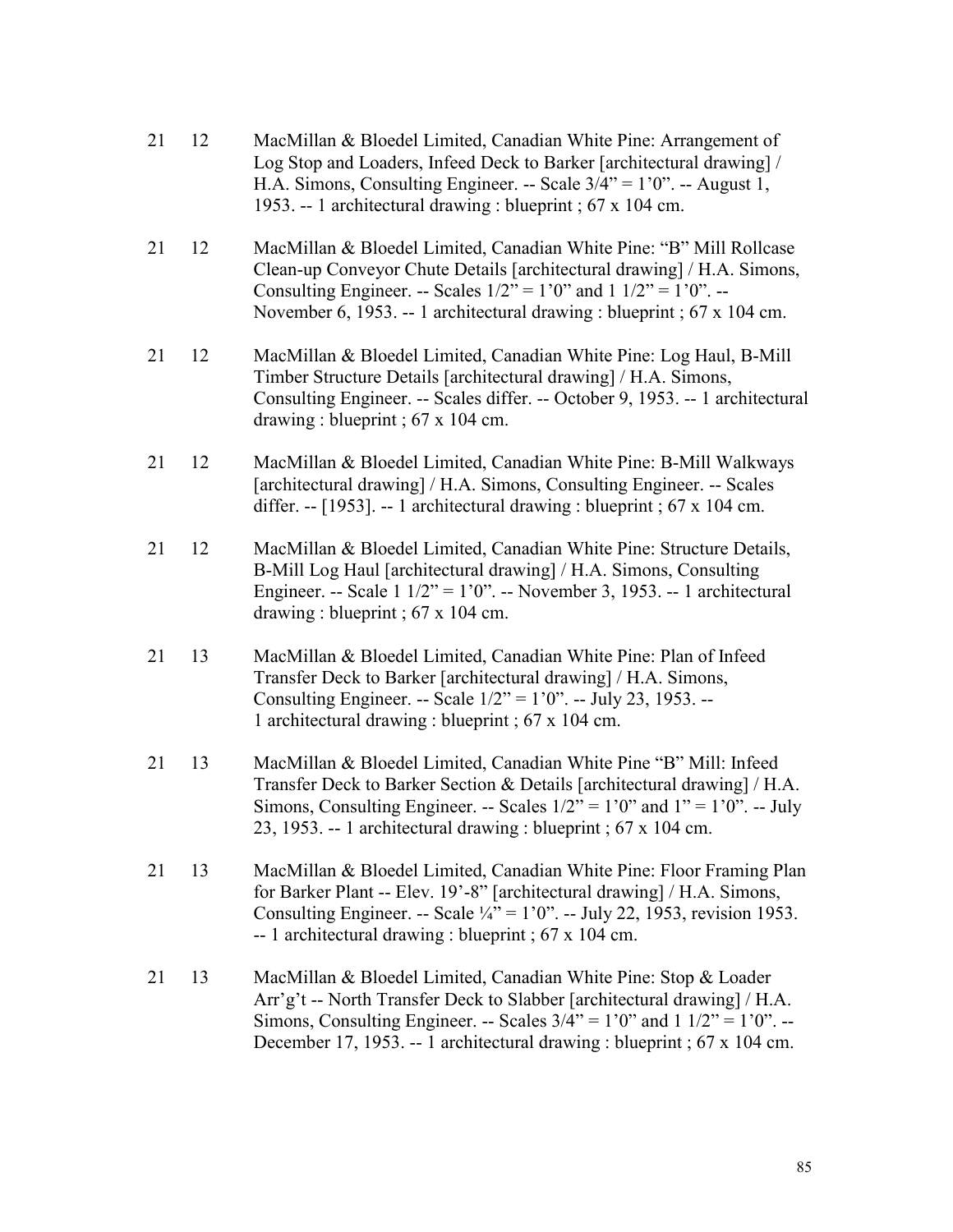21 12 MacMillan & Bloedel Limited, Canadian White Pine: Arrangement of Log Stop and Loaders, Infeed Deck to Barker [architectural drawing] / H.A. Simons, Consulting Engineer. -- Scale 3/4" = 1'0". -- August 1, 1953. -- 1 architectural drawing : blueprint ; 67 x 104 cm.

21 12 MacMillan & Bloedel Limited, Canadian White Pine: "B" Mill Rollcase Clean-up Conveyor Chute Details [architectural drawing] / H.A. Simons, Consulting Engineer. -- Scales 1/2" = 1'0" and 1 1/2" = 1'0". -- November 6, 1953. -- 1 architectural drawing : blueprint ; 67 x 104 cm.

21 12 MacMillan & Bloedel Limited, Canadian White Pine: Log Haul, B-Mill Timber Structure Details [architectural drawing] / H.A. Simons, Consulting Engineer. -- Scales differ. -- October 9, 1953. -- 1 architectural drawing : blueprint ; 67 x 104 cm.

21 12 MacMillan & Bloedel Limited, Canadian White Pine: B-Mill Walkways [architectural drawing] / H.A. Simons, Consulting Engineer. -- Scales differ. -- [1953]. -- 1 architectural drawing : blueprint ; 67 x 104 cm.

21 12 MacMillan & Bloedel Limited, Canadian White Pine: Structure Details, B-Mill Log Haul [architectural drawing] / H.A. Simons, Consulting Engineer. -- Scale 1 1/2" = 1'0". -- November 3, 1953. -- 1 architectural drawing : blueprint ; 67 x 104 cm.

21 13 MacMillan & Bloedel Limited, Canadian White Pine: Plan of Infeed Transfer Deck to Barker [architectural drawing] / H.A. Simons, Consulting Engineer. -- Scale 1/2" = 1'0". -- July 23, 1953. -- 1 architectural drawing : blueprint ; 67 x 104 cm.

21 13 MacMillan & Bloedel Limited, Canadian White Pine "B" Mill: Infeed Transfer Deck to Barker Section & Details [architectural drawing] / H.A. Simons, Consulting Engineer. -- Scales 1/2" = 1'0" and 1" = 1'0". -- July 23, 1953. -- 1 architectural drawing : blueprint ; 67 x 104 cm.

21 13 MacMillan & Bloedel Limited, Canadian White Pine: Floor Framing Plan for Barker Plant -- Elev. 19'-8" [architectural drawing] / H.A. Simons, Consulting Engineer. -- Scale ¼" = 1'0". -- July 22, 1953, revision 1953. -- 1 architectural drawing : blueprint ; 67 x 104 cm.

21 13 MacMillan & Bloedel Limited, Canadian White Pine: Stop & Loader Arr'g't -- North Transfer Deck to Slabber [architectural drawing] / H.A. Simons, Consulting Engineer. -- Scales 3/4" = 1'0" and 1 1/2" = 1'0". -- December 17, 1953. -- 1 architectural drawing : blueprint ; 67 x 104 cm.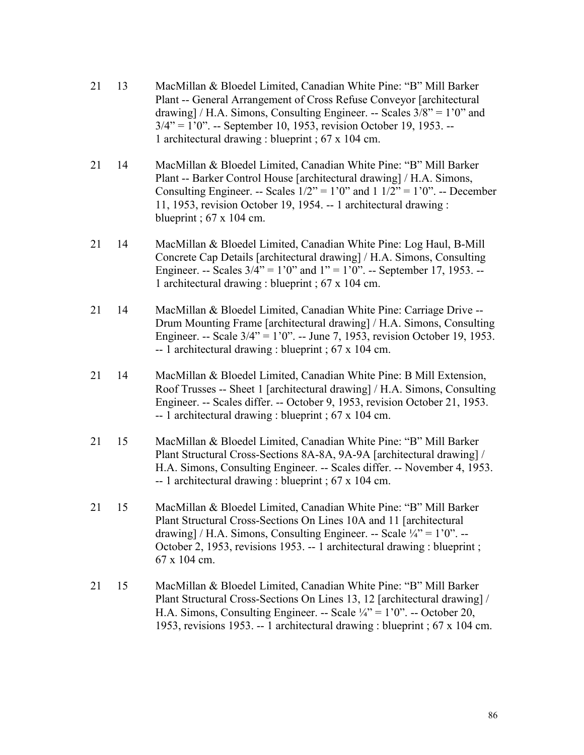| | | |
|---|---|---|
| 21 | 13 | MacMillan & Bloedel Limited, Canadian White Pine: "B" Mill Barker Plant -- General Arrangement of Cross Refuse Conveyor [architectural drawing] / H.A. Simons, Consulting Engineer. -- Scales 3/8" = 1'0" and 3/4" = 1'0". -- September 10, 1953, revision October 19, 1953. -- 1 architectural drawing : blueprint ; 67 x 104 cm. |
| 21 | 14 | MacMillan & Bloedel Limited, Canadian White Pine: "B" Mill Barker Plant -- Barker Control House [architectural drawing] / H.A. Simons, Consulting Engineer. -- Scales 1/2" = 1'0" and 1 1/2" = 1'0". -- December 11, 1953, revision October 19, 1954. -- 1 architectural drawing : blueprint ; 67 x 104 cm. |
| 21 | 14 | MacMillan & Bloedel Limited, Canadian White Pine: Log Haul, B-Mill Concrete Cap Details [architectural drawing] / H.A. Simons, Consulting Engineer. -- Scales 3/4" = 1'0" and 1" = 1'0". -- September 17, 1953. -- 1 architectural drawing : blueprint ; 67 x 104 cm. |
| 21 | 14 | MacMillan & Bloedel Limited, Canadian White Pine: Carriage Drive -- Drum Mounting Frame [architectural drawing] / H.A. Simons, Consulting Engineer. -- Scale 3/4" = 1'0". -- June 7, 1953, revision October 19, 1953. -- 1 architectural drawing : blueprint ; 67 x 104 cm. |
| 21 | 14 | MacMillan & Bloedel Limited, Canadian White Pine: B Mill Extension, Roof Trusses -- Sheet 1 [architectural drawing] / H.A. Simons, Consulting Engineer. -- Scales differ. -- October 9, 1953, revision October 21, 1953. -- 1 architectural drawing : blueprint ; 67 x 104 cm. |
| 21 | 15 | MacMillan & Bloedel Limited, Canadian White Pine: "B" Mill Barker Plant Structural Cross-Sections 8A-8A, 9A-9A [architectural drawing] / H.A. Simons, Consulting Engineer. -- Scales differ. -- November 4, 1953. -- 1 architectural drawing : blueprint ; 67 x 104 cm. |
| 21 | 15 | MacMillan & Bloedel Limited, Canadian White Pine: "B" Mill Barker Plant Structural Cross-Sections On Lines 10A and 11 [architectural drawing] / H.A. Simons, Consulting Engineer. -- Scale ¼" = 1'0". -- October 2, 1953, revisions 1953. -- 1 architectural drawing : blueprint ; 67 x 104 cm. |
| 21 | 15 | MacMillan & Bloedel Limited, Canadian White Pine: "B" Mill Barker Plant Structural Cross-Sections On Lines 13, 12 [architectural drawing] / H.A. Simons, Consulting Engineer. -- Scale ¼" = 1'0". -- October 20, 1953, revisions 1953. -- 1 architectural drawing : blueprint ; 67 x 104 cm. |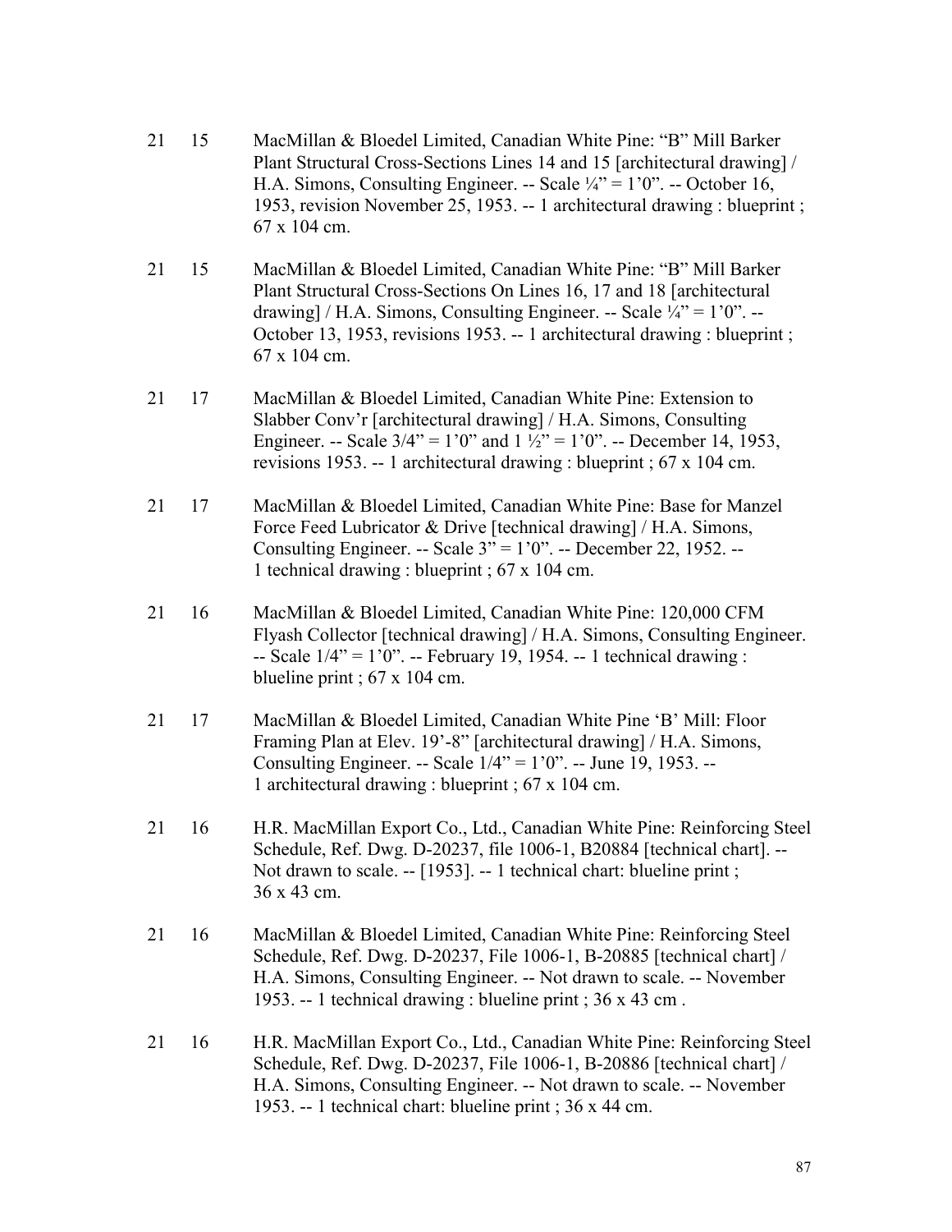21 15 MacMillan & Bloedel Limited, Canadian White Pine: "B" Mill Barker Plant Structural Cross-Sections Lines 14 and 15 [architectural drawing] / H.A. Simons, Consulting Engineer. -- Scale ¼" = 1'0". -- October 16, 1953, revision November 25, 1953. -- 1 architectural drawing : blueprint ; 67 x 104 cm.

21 15 MacMillan & Bloedel Limited, Canadian White Pine: "B" Mill Barker Plant Structural Cross-Sections On Lines 16, 17 and 18 [architectural drawing] / H.A. Simons, Consulting Engineer. -- Scale ¼" = 1'0". -- October 13, 1953, revisions 1953. -- 1 architectural drawing : blueprint ; 67 x 104 cm.

21 17 MacMillan & Bloedel Limited, Canadian White Pine: Extension to Slabber Conv'r [architectural drawing] / H.A. Simons, Consulting Engineer. -- Scale 3/4" = 1'0" and 1 ½" = 1'0". -- December 14, 1953, revisions 1953. -- 1 architectural drawing : blueprint ; 67 x 104 cm.

21 17 MacMillan & Bloedel Limited, Canadian White Pine: Base for Manzel Force Feed Lubricator & Drive [technical drawing] / H.A. Simons, Consulting Engineer. -- Scale 3" = 1'0". -- December 22, 1952. -- 1 technical drawing : blueprint ; 67 x 104 cm.

21 16 MacMillan & Bloedel Limited, Canadian White Pine: 120,000 CFM Flyash Collector [technical drawing] / H.A. Simons, Consulting Engineer. -- Scale 1/4" = 1'0". -- February 19, 1954. -- 1 technical drawing : blueline print ; 67 x 104 cm.

21 17 MacMillan & Bloedel Limited, Canadian White Pine 'B' Mill: Floor Framing Plan at Elev. 19'-8" [architectural drawing] / H.A. Simons, Consulting Engineer. -- Scale 1/4" = 1'0". -- June 19, 1953. -- 1 architectural drawing : blueprint ; 67 x 104 cm.

21 16 H.R. MacMillan Export Co., Ltd., Canadian White Pine: Reinforcing Steel Schedule, Ref. Dwg. D-20237, file 1006-1, B20884 [technical chart]. -- Not drawn to scale. -- [1953]. -- 1 technical chart: blueline print ; 36 x 43 cm.

21 16 MacMillan & Bloedel Limited, Canadian White Pine: Reinforcing Steel Schedule, Ref. Dwg. D-20237, File 1006-1, B-20885 [technical chart] / H.A. Simons, Consulting Engineer. -- Not drawn to scale. -- November 1953. -- 1 technical drawing : blueline print ; 36 x 43 cm .

21 16 H.R. MacMillan Export Co., Ltd., Canadian White Pine: Reinforcing Steel Schedule, Ref. Dwg. D-20237, File 1006-1, B-20886 [technical chart] / H.A. Simons, Consulting Engineer. -- Not drawn to scale. -- November 1953. -- 1 technical chart: blueline print ; 36 x 44 cm.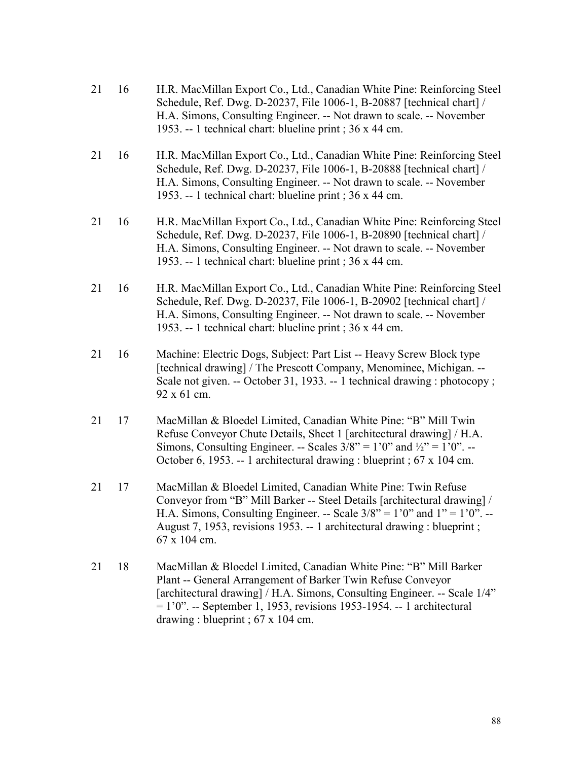| | | |
|---|---|---|
| 21 | 16 | H.R. MacMillan Export Co., Ltd., Canadian White Pine: Reinforcing Steel Schedule, Ref. Dwg. D-20237, File 1006-1, B-20887 [technical chart] / H.A. Simons, Consulting Engineer. -- Not drawn to scale. -- November 1953. -- 1 technical chart: blueline print ; 36 x 44 cm. |
| 21 | 16 | H.R. MacMillan Export Co., Ltd., Canadian White Pine: Reinforcing Steel Schedule, Ref. Dwg. D-20237, File 1006-1, B-20888 [technical chart] / H.A. Simons, Consulting Engineer. -- Not drawn to scale. -- November 1953. -- 1 technical chart: blueline print ; 36 x 44 cm. |
| 21 | 16 | H.R. MacMillan Export Co., Ltd., Canadian White Pine: Reinforcing Steel Schedule, Ref. Dwg. D-20237, File 1006-1, B-20890 [technical chart] / H.A. Simons, Consulting Engineer. -- Not drawn to scale. -- November 1953. -- 1 technical chart: blueline print ; 36 x 44 cm. |
| 21 | 16 | H.R. MacMillan Export Co., Ltd., Canadian White Pine: Reinforcing Steel Schedule, Ref. Dwg. D-20237, File 1006-1, B-20902 [technical chart] / H.A. Simons, Consulting Engineer. -- Not drawn to scale. -- November 1953. -- 1 technical chart: blueline print ; 36 x 44 cm. |
| 21 | 16 | Machine: Electric Dogs, Subject: Part List -- Heavy Screw Block type [technical drawing] / The Prescott Company, Menominee, Michigan. -- Scale not given. -- October 31, 1933. -- 1 technical drawing : photocopy ; 92 x 61 cm. |
| 21 | 17 | MacMillan & Bloedel Limited, Canadian White Pine: "B" Mill Twin Refuse Conveyor Chute Details, Sheet 1 [architectural drawing] / H.A. Simons, Consulting Engineer. -- Scales 3/8" = 1'0" and ½" = 1'0". -- October 6, 1953. -- 1 architectural drawing : blueprint ; 67 x 104 cm. |
| 21 | 17 | MacMillan & Bloedel Limited, Canadian White Pine: Twin Refuse Conveyor from "B" Mill Barker -- Steel Details [architectural drawing] / H.A. Simons, Consulting Engineer. -- Scale 3/8" = 1'0" and 1" = 1'0". -- August 7, 1953, revisions 1953. -- 1 architectural drawing : blueprint ; 67 x 104 cm. |
| 21 | 18 | MacMillan & Bloedel Limited, Canadian White Pine: "B" Mill Barker Plant -- General Arrangement of Barker Twin Refuse Conveyor [architectural drawing] / H.A. Simons, Consulting Engineer. -- Scale 1/4" = 1'0". -- September 1, 1953, revisions 1953-1954. -- 1 architectural drawing : blueprint ; 67 x 104 cm. |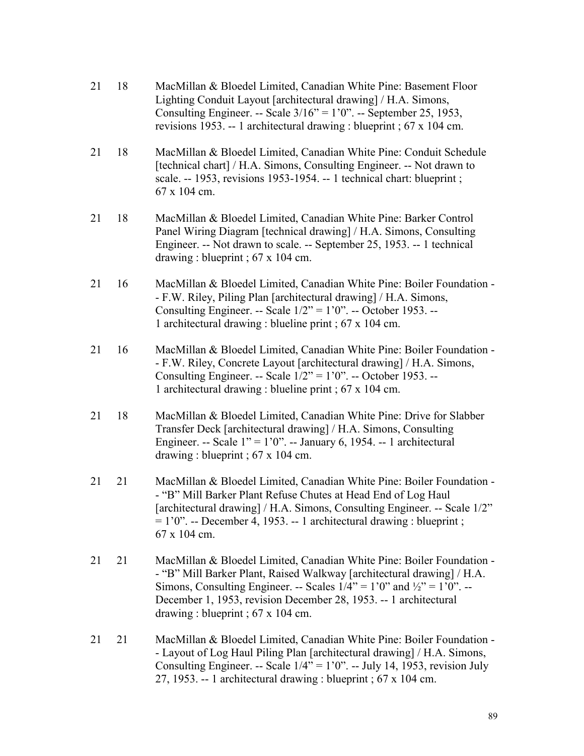21 18 MacMillan & Bloedel Limited, Canadian White Pine: Basement Floor Lighting Conduit Layout [architectural drawing] / H.A. Simons, Consulting Engineer. -- Scale 3/16" = 1'0". -- September 25, 1953, revisions 1953. -- 1 architectural drawing : blueprint ; 67 x 104 cm.

21 18 MacMillan & Bloedel Limited, Canadian White Pine: Conduit Schedule [technical chart] / H.A. Simons, Consulting Engineer. -- Not drawn to scale. -- 1953, revisions 1953-1954. -- 1 technical chart: blueprint ; 67 x 104 cm.

21 18 MacMillan & Bloedel Limited, Canadian White Pine: Barker Control Panel Wiring Diagram [technical drawing] / H.A. Simons, Consulting Engineer. -- Not drawn to scale. -- September 25, 1953. -- 1 technical drawing : blueprint ; 67 x 104 cm.

21 16 MacMillan & Bloedel Limited, Canadian White Pine: Boiler Foundation -- F.W. Riley, Piling Plan [architectural drawing] / H.A. Simons, Consulting Engineer. -- Scale 1/2" = 1'0". -- October 1953. -- 1 architectural drawing : blueline print ; 67 x 104 cm.

21 16 MacMillan & Bloedel Limited, Canadian White Pine: Boiler Foundation -- F.W. Riley, Concrete Layout [architectural drawing] / H.A. Simons, Consulting Engineer. -- Scale 1/2" = 1'0". -- October 1953. -- 1 architectural drawing : blueline print ; 67 x 104 cm.

21 18 MacMillan & Bloedel Limited, Canadian White Pine: Drive for Slabber Transfer Deck [architectural drawing] / H.A. Simons, Consulting Engineer. -- Scale 1" = 1'0". -- January 6, 1954. -- 1 architectural drawing : blueprint ; 67 x 104 cm.

21 21 MacMillan & Bloedel Limited, Canadian White Pine: Boiler Foundation -- "B" Mill Barker Plant Refuse Chutes at Head End of Log Haul [architectural drawing] / H.A. Simons, Consulting Engineer. -- Scale 1/2" = 1'0". -- December 4, 1953. -- 1 architectural drawing : blueprint ; 67 x 104 cm.

21 21 MacMillan & Bloedel Limited, Canadian White Pine: Boiler Foundation -- "B" Mill Barker Plant, Raised Walkway [architectural drawing] / H.A. Simons, Consulting Engineer. -- Scales 1/4" = 1'0" and ½" = 1'0". -- December 1, 1953, revision December 28, 1953. -- 1 architectural drawing : blueprint ; 67 x 104 cm.

21 21 MacMillan & Bloedel Limited, Canadian White Pine: Boiler Foundation -- Layout of Log Haul Piling Plan [architectural drawing] / H.A. Simons, Consulting Engineer. -- Scale 1/4" = 1'0". -- July 14, 1953, revision July 27, 1953. -- 1 architectural drawing : blueprint ; 67 x 104 cm.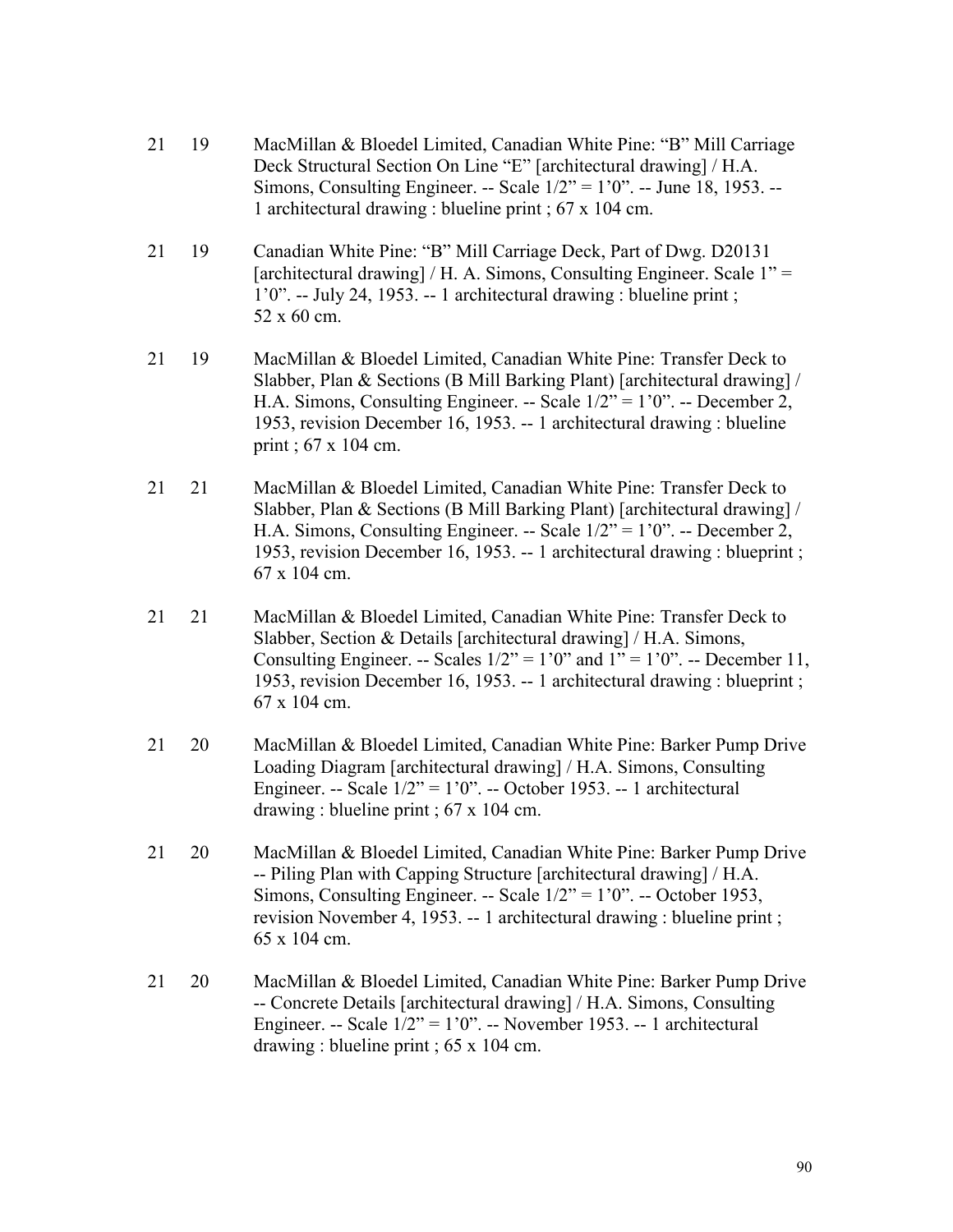| | | |
|---|---|---|
| 21 | 19 | MacMillan & Bloedel Limited, Canadian White Pine: “B” Mill Carriage Deck Structural Section On Line “E” [architectural drawing] / H.A. Simons, Consulting Engineer. -- Scale 1/2” = 1’0”. -- June 18, 1953. -- 1 architectural drawing : blueline print ; 67 x 104 cm. |
| 21 | 19 | Canadian White Pine: “B” Mill Carriage Deck, Part of Dwg. D20131 [architectural drawing] / H. A. Simons, Consulting Engineer. Scale 1” = 1’0”. -- July 24, 1953. -- 1 architectural drawing : blueline print ; 52 x 60 cm. |
| 21 | 19 | MacMillan & Bloedel Limited, Canadian White Pine: Transfer Deck to Slabber, Plan & Sections (B Mill Barking Plant) [architectural drawing] / H.A. Simons, Consulting Engineer. -- Scale 1/2” = 1’0”. -- December 2, 1953, revision December 16, 1953. -- 1 architectural drawing : blueline print ; 67 x 104 cm. |
| 21 | 21 | MacMillan & Bloedel Limited, Canadian White Pine: Transfer Deck to Slabber, Plan & Sections (B Mill Barking Plant) [architectural drawing] / H.A. Simons, Consulting Engineer. -- Scale 1/2” = 1’0”. -- December 2, 1953, revision December 16, 1953. -- 1 architectural drawing : blueprint ; 67 x 104 cm. |
| 21 | 21 | MacMillan & Bloedel Limited, Canadian White Pine: Transfer Deck to Slabber, Section & Details [architectural drawing] / H.A. Simons, Consulting Engineer. -- Scales 1/2” = 1’0” and 1” = 1’0”. -- December 11, 1953, revision December 16, 1953. -- 1 architectural drawing : blueprint ; 67 x 104 cm. |
| 21 | 20 | MacMillan & Bloedel Limited, Canadian White Pine: Barker Pump Drive Loading Diagram [architectural drawing] / H.A. Simons, Consulting Engineer. -- Scale 1/2” = 1’0”. -- October 1953. -- 1 architectural drawing : blueline print ; 67 x 104 cm. |
| 21 | 20 | MacMillan & Bloedel Limited, Canadian White Pine: Barker Pump Drive -- Piling Plan with Capping Structure [architectural drawing] / H.A. Simons, Consulting Engineer. -- Scale 1/2” = 1’0”. -- October 1953, revision November 4, 1953. -- 1 architectural drawing : blueline print ; 65 x 104 cm. |
| 21 | 20 | MacMillan & Bloedel Limited, Canadian White Pine: Barker Pump Drive -- Concrete Details [architectural drawing] / H.A. Simons, Consulting Engineer. -- Scale 1/2” = 1’0”. -- November 1953. -- 1 architectural drawing : blueline print ; 65 x 104 cm. |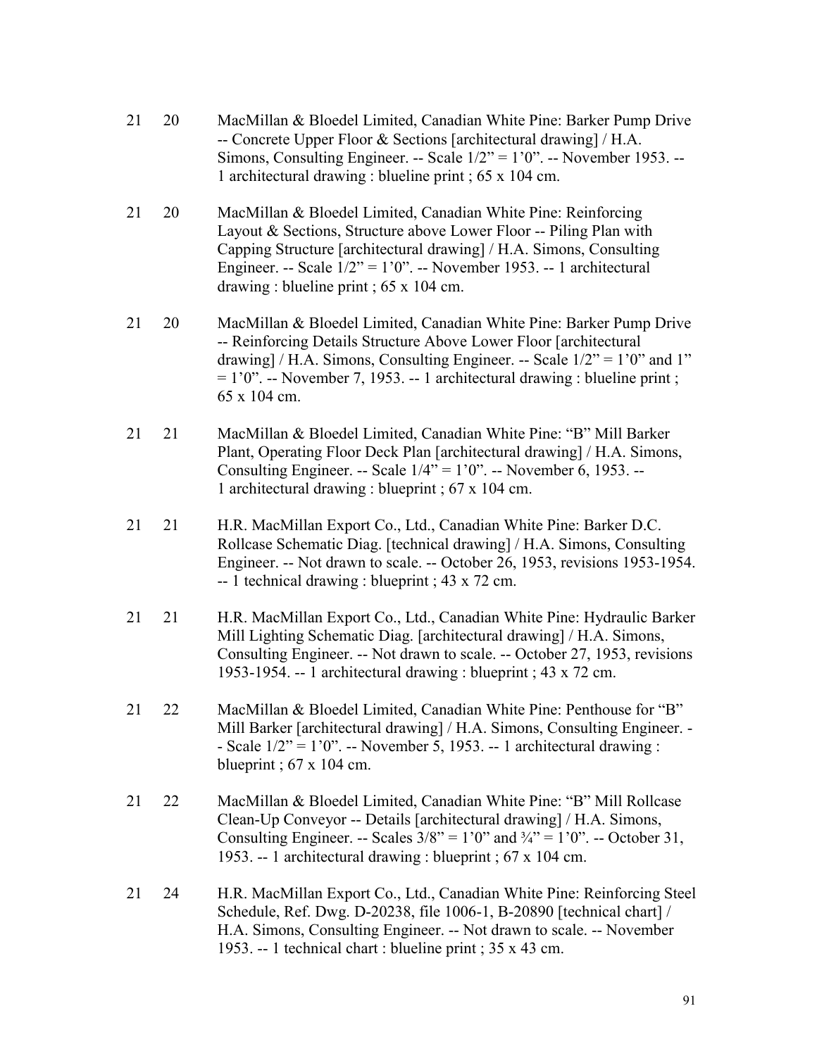| | | |
|---|---|---|
| 21 | 20 | MacMillan & Bloedel Limited, Canadian White Pine: Barker Pump Drive -- Concrete Upper Floor & Sections [architectural drawing] / H.A. Simons, Consulting Engineer. -- Scale 1/2" = 1'0". -- November 1953. -- 1 architectural drawing : blueline print ; 65 x 104 cm. |
| 21 | 20 | MacMillan & Bloedel Limited, Canadian White Pine: Reinforcing Layout & Sections, Structure above Lower Floor -- Piling Plan with Capping Structure [architectural drawing] / H.A. Simons, Consulting Engineer. -- Scale 1/2" = 1'0". -- November 1953. -- 1 architectural drawing : blueline print ; 65 x 104 cm. |
| 21 | 20 | MacMillan & Bloedel Limited, Canadian White Pine: Barker Pump Drive -- Reinforcing Details Structure Above Lower Floor [architectural drawing] / H.A. Simons, Consulting Engineer. -- Scale 1/2" = 1'0" and 1" = 1'0". -- November 7, 1953. -- 1 architectural drawing : blueline print ; 65 x 104 cm. |
| 21 | 21 | MacMillan & Bloedel Limited, Canadian White Pine: "B" Mill Barker Plant, Operating Floor Deck Plan [architectural drawing] / H.A. Simons, Consulting Engineer. -- Scale 1/4" = 1'0". -- November 6, 1953. -- 1 architectural drawing : blueprint ; 67 x 104 cm. |
| 21 | 21 | H.R. MacMillan Export Co., Ltd., Canadian White Pine: Barker D.C. Rollcase Schematic Diag. [technical drawing] / H.A. Simons, Consulting Engineer. -- Not drawn to scale. -- October 26, 1953, revisions 1953-1954. -- 1 technical drawing : blueprint ; 43 x 72 cm. |
| 21 | 21 | H.R. MacMillan Export Co., Ltd., Canadian White Pine: Hydraulic Barker Mill Lighting Schematic Diag. [architectural drawing] / H.A. Simons, Consulting Engineer. -- Not drawn to scale. -- October 27, 1953, revisions 1953-1954. -- 1 architectural drawing : blueprint ; 43 x 72 cm. |
| 21 | 22 | MacMillan & Bloedel Limited, Canadian White Pine: Penthouse for "B" Mill Barker [architectural drawing] / H.A. Simons, Consulting Engineer. -- Scale 1/2" = 1'0". -- November 5, 1953. -- 1 architectural drawing : blueprint ; 67 x 104 cm. |
| 21 | 22 | MacMillan & Bloedel Limited, Canadian White Pine: "B" Mill Rollcase Clean-Up Conveyor -- Details [architectural drawing] / H.A. Simons, Consulting Engineer. -- Scales 3/8" = 1'0" and ¾" = 1'0". -- October 31, 1953. -- 1 architectural drawing : blueprint ; 67 x 104 cm. |
| 21 | 24 | H.R. MacMillan Export Co., Ltd., Canadian White Pine: Reinforcing Steel Schedule, Ref. Dwg. D-20238, file 1006-1, B-20890 [technical chart] / H.A. Simons, Consulting Engineer. -- Not drawn to scale. -- November 1953. -- 1 technical chart : blueline print ; 35 x 43 cm. |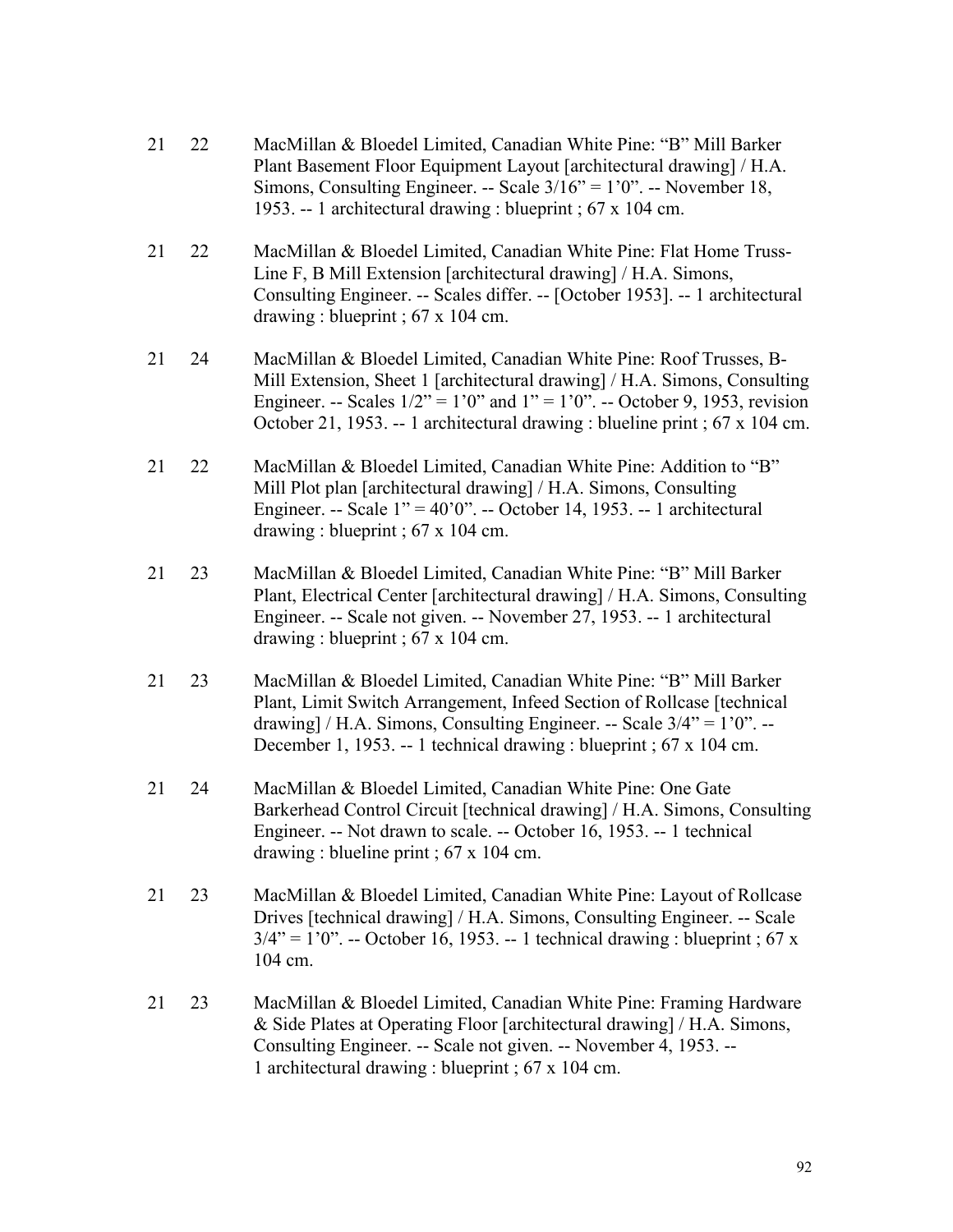21 22 MacMillan & Bloedel Limited, Canadian White Pine: "B" Mill Barker Plant Basement Floor Equipment Layout [architectural drawing] / H.A. Simons, Consulting Engineer. -- Scale 3/16" = 1'0". -- November 18, 1953. -- 1 architectural drawing : blueprint ; 67 x 104 cm.

21 22 MacMillan & Bloedel Limited, Canadian White Pine: Flat Home Truss-Line F, B Mill Extension [architectural drawing] / H.A. Simons, Consulting Engineer. -- Scales differ. -- [October 1953]. -- 1 architectural drawing : blueprint ; 67 x 104 cm.

21 24 MacMillan & Bloedel Limited, Canadian White Pine: Roof Trusses, B-Mill Extension, Sheet 1 [architectural drawing] / H.A. Simons, Consulting Engineer. -- Scales 1/2" = 1'0" and 1" = 1'0". -- October 9, 1953, revision October 21, 1953. -- 1 architectural drawing : blueline print ; 67 x 104 cm.

21 22 MacMillan & Bloedel Limited, Canadian White Pine: Addition to "B" Mill Plot plan [architectural drawing] / H.A. Simons, Consulting Engineer. -- Scale 1" = 40'0". -- October 14, 1953. -- 1 architectural drawing : blueprint ; 67 x 104 cm.

21 23 MacMillan & Bloedel Limited, Canadian White Pine: "B" Mill Barker Plant, Electrical Center [architectural drawing] / H.A. Simons, Consulting Engineer. -- Scale not given. -- November 27, 1953. -- 1 architectural drawing : blueprint ; 67 x 104 cm.

21 23 MacMillan & Bloedel Limited, Canadian White Pine: "B" Mill Barker Plant, Limit Switch Arrangement, Infeed Section of Rollcase [technical drawing] / H.A. Simons, Consulting Engineer. -- Scale 3/4" = 1'0". -- December 1, 1953. -- 1 technical drawing : blueprint ; 67 x 104 cm.

21 24 MacMillan & Bloedel Limited, Canadian White Pine: One Gate Barkerhead Control Circuit [technical drawing] / H.A. Simons, Consulting Engineer. -- Not drawn to scale. -- October 16, 1953. -- 1 technical drawing : blueline print ; 67 x 104 cm.

21 23 MacMillan & Bloedel Limited, Canadian White Pine: Layout of Rollcase Drives [technical drawing] / H.A. Simons, Consulting Engineer. -- Scale 3/4" = 1'0". -- October 16, 1953. -- 1 technical drawing : blueprint ; 67 x 104 cm.

21 23 MacMillan & Bloedel Limited, Canadian White Pine: Framing Hardware & Side Plates at Operating Floor [architectural drawing] / H.A. Simons, Consulting Engineer. -- Scale not given. -- November 4, 1953. -- 1 architectural drawing : blueprint ; 67 x 104 cm.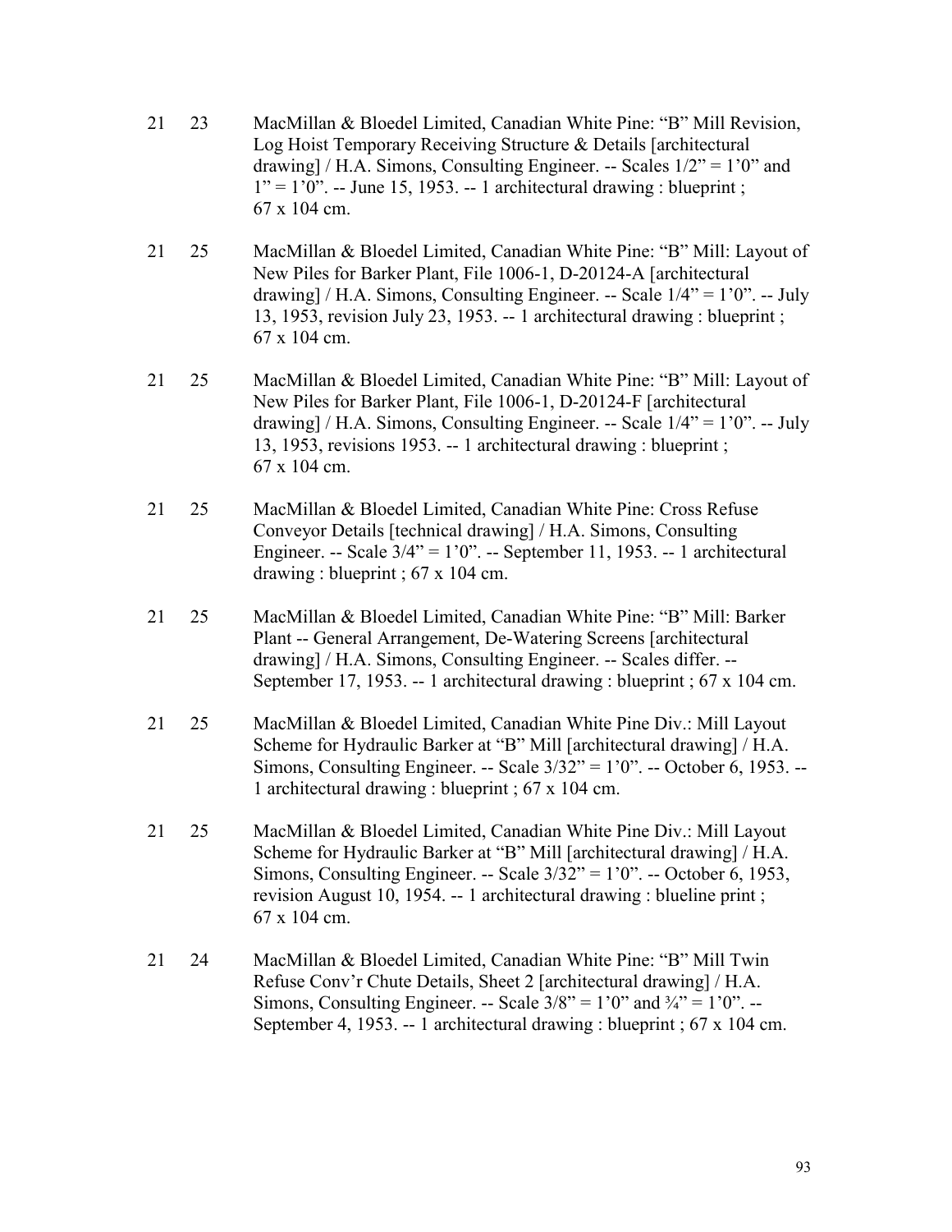21 23 MacMillan & Bloedel Limited, Canadian White Pine: "B" Mill Revision, Log Hoist Temporary Receiving Structure & Details [architectural drawing] / H.A. Simons, Consulting Engineer. -- Scales 1/2" = 1'0" and 1" = 1'0". -- June 15, 1953. -- 1 architectural drawing : blueprint ; 67 x 104 cm.

21 25 MacMillan & Bloedel Limited, Canadian White Pine: "B" Mill: Layout of New Piles for Barker Plant, File 1006-1, D-20124-A [architectural drawing] / H.A. Simons, Consulting Engineer. -- Scale 1/4" = 1'0". -- July 13, 1953, revision July 23, 1953. -- 1 architectural drawing : blueprint ; 67 x 104 cm.

21 25 MacMillan & Bloedel Limited, Canadian White Pine: "B" Mill: Layout of New Piles for Barker Plant, File 1006-1, D-20124-F [architectural drawing] / H.A. Simons, Consulting Engineer. -- Scale 1/4" = 1'0". -- July 13, 1953, revisions 1953. -- 1 architectural drawing : blueprint ; 67 x 104 cm.

21 25 MacMillan & Bloedel Limited, Canadian White Pine: Cross Refuse Conveyor Details [technical drawing] / H.A. Simons, Consulting Engineer. -- Scale 3/4" = 1'0". -- September 11, 1953. -- 1 architectural drawing : blueprint ; 67 x 104 cm.

21 25 MacMillan & Bloedel Limited, Canadian White Pine: "B" Mill: Barker Plant -- General Arrangement, De-Watering Screens [architectural drawing] / H.A. Simons, Consulting Engineer. -- Scales differ. -- September 17, 1953. -- 1 architectural drawing : blueprint ; 67 x 104 cm.

21 25 MacMillan & Bloedel Limited, Canadian White Pine Div.: Mill Layout Scheme for Hydraulic Barker at "B" Mill [architectural drawing] / H.A. Simons, Consulting Engineer. -- Scale 3/32" = 1'0". -- October 6, 1953. -- 1 architectural drawing : blueprint ; 67 x 104 cm.

21 25 MacMillan & Bloedel Limited, Canadian White Pine Div.: Mill Layout Scheme for Hydraulic Barker at "B" Mill [architectural drawing] / H.A. Simons, Consulting Engineer. -- Scale 3/32" = 1'0". -- October 6, 1953, revision August 10, 1954. -- 1 architectural drawing : blueline print ; 67 x 104 cm.

21 24 MacMillan & Bloedel Limited, Canadian White Pine: "B" Mill Twin Refuse Conv'r Chute Details, Sheet 2 [architectural drawing] / H.A. Simons, Consulting Engineer. -- Scale 3/8" = 1'0" and ¾" = 1'0". -- September 4, 1953. -- 1 architectural drawing : blueprint ; 67 x 104 cm.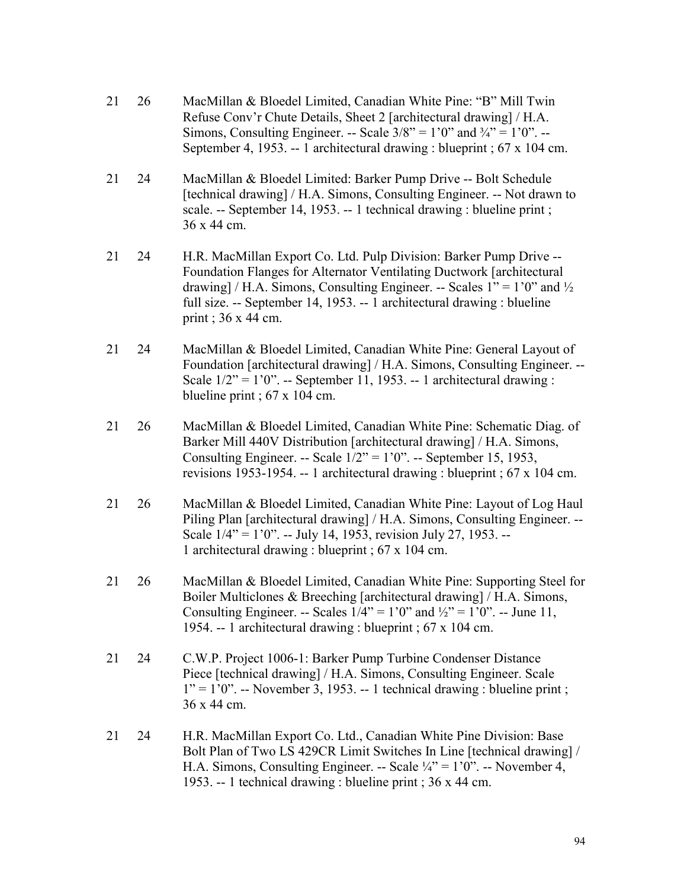21 26 MacMillan & Bloedel Limited, Canadian White Pine: "B" Mill Twin Refuse Conv'r Chute Details, Sheet 2 [architectural drawing] / H.A. Simons, Consulting Engineer. -- Scale 3/8" = 1'0" and ¾" = 1'0". -- September 4, 1953. -- 1 architectural drawing : blueprint ; 67 x 104 cm.

21 24 MacMillan & Bloedel Limited: Barker Pump Drive -- Bolt Schedule [technical drawing] / H.A. Simons, Consulting Engineer. -- Not drawn to scale. -- September 14, 1953. -- 1 technical drawing : blueline print ; 36 x 44 cm.

21 24 H.R. MacMillan Export Co. Ltd. Pulp Division: Barker Pump Drive -- Foundation Flanges for Alternator Ventilating Ductwork [architectural drawing] / H.A. Simons, Consulting Engineer. -- Scales 1" = 1'0" and ½ full size. -- September 14, 1953. -- 1 architectural drawing : blueline print ; 36 x 44 cm.

21 24 MacMillan & Bloedel Limited, Canadian White Pine: General Layout of Foundation [architectural drawing] / H.A. Simons, Consulting Engineer. -- Scale 1/2" = 1'0". -- September 11, 1953. -- 1 architectural drawing : blueline print ; 67 x 104 cm.

21 26 MacMillan & Bloedel Limited, Canadian White Pine: Schematic Diag. of Barker Mill 440V Distribution [architectural drawing] / H.A. Simons, Consulting Engineer. -- Scale 1/2" = 1'0". -- September 15, 1953, revisions 1953-1954. -- 1 architectural drawing : blueprint ; 67 x 104 cm.

21 26 MacMillan & Bloedel Limited, Canadian White Pine: Layout of Log Haul Piling Plan [architectural drawing] / H.A. Simons, Consulting Engineer. -- Scale 1/4" = 1'0". -- July 14, 1953, revision July 27, 1953. -- 1 architectural drawing : blueprint ; 67 x 104 cm.

21 26 MacMillan & Bloedel Limited, Canadian White Pine: Supporting Steel for Boiler Multiclones & Breeching [architectural drawing] / H.A. Simons, Consulting Engineer. -- Scales 1/4" = 1'0" and ½" = 1'0". -- June 11, 1954. -- 1 architectural drawing : blueprint ; 67 x 104 cm.

21 24 C.W.P. Project 1006-1: Barker Pump Turbine Condenser Distance Piece [technical drawing] / H.A. Simons, Consulting Engineer. Scale 1" = 1'0". -- November 3, 1953. -- 1 technical drawing : blueline print ; 36 x 44 cm.

21 24 H.R. MacMillan Export Co. Ltd., Canadian White Pine Division: Base Bolt Plan of Two LS 429CR Limit Switches In Line [technical drawing] / H.A. Simons, Consulting Engineer. -- Scale ¼" = 1'0". -- November 4, 1953. -- 1 technical drawing : blueline print ; 36 x 44 cm.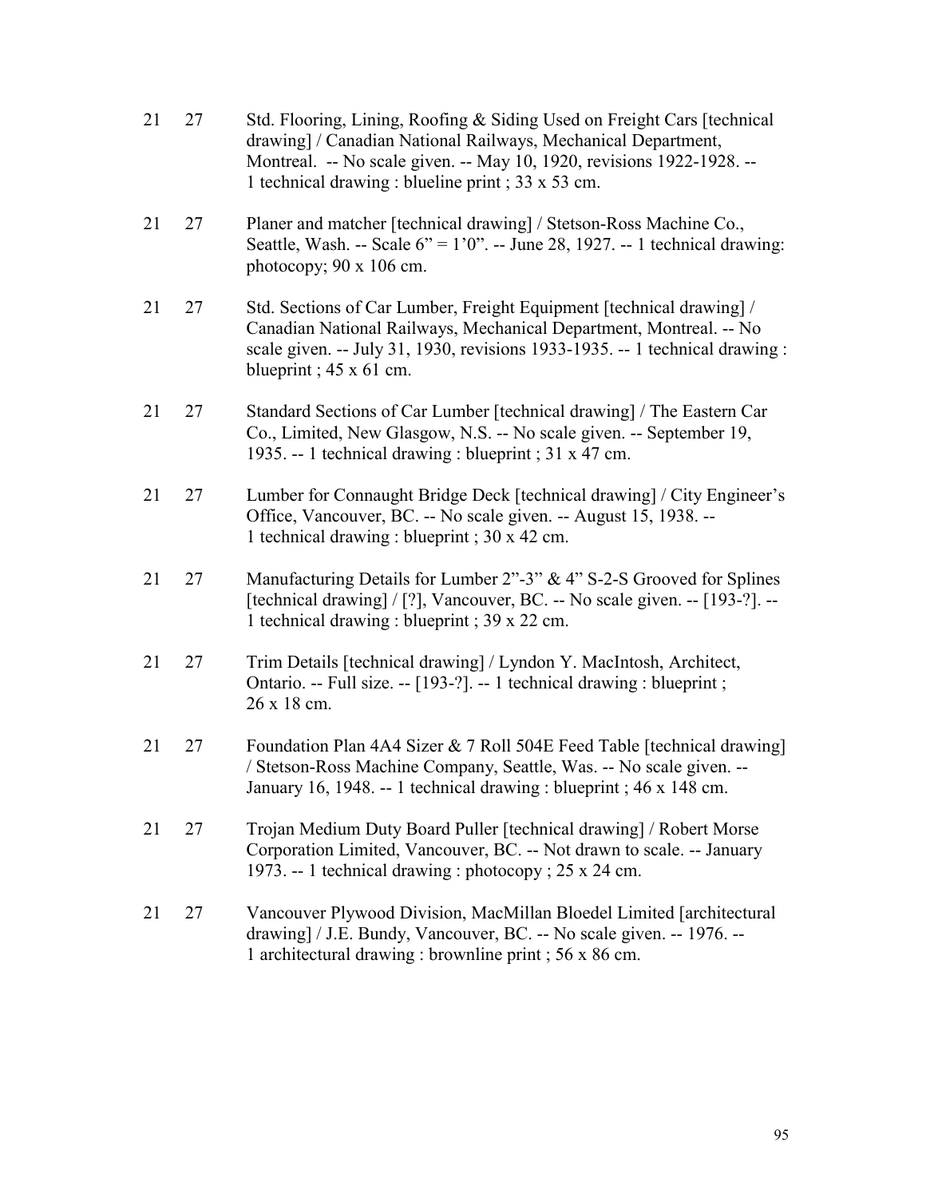21 27 Std. Flooring, Lining, Roofing & Siding Used on Freight Cars [technical drawing] / Canadian National Railways, Mechanical Department, Montreal. -- No scale given. -- May 10, 1920, revisions 1922-1928. -- 1 technical drawing : blueline print ; 33 x 53 cm.

21 27 Planer and matcher [technical drawing] / Stetson-Ross Machine Co., Seattle, Wash. -- Scale 6" = 1'0". -- June 28, 1927. -- 1 technical drawing: photocopy; 90 x 106 cm.

21 27 Std. Sections of Car Lumber, Freight Equipment [technical drawing] / Canadian National Railways, Mechanical Department, Montreal. -- No scale given. -- July 31, 1930, revisions 1933-1935. -- 1 technical drawing : blueprint ; 45 x 61 cm.

21 27 Standard Sections of Car Lumber [technical drawing] / The Eastern Car Co., Limited, New Glasgow, N.S. -- No scale given. -- September 19, 1935. -- 1 technical drawing : blueprint ; 31 x 47 cm.

21 27 Lumber for Connaught Bridge Deck [technical drawing] / City Engineer's Office, Vancouver, BC. -- No scale given. -- August 15, 1938. -- 1 technical drawing : blueprint ; 30 x 42 cm.

21 27 Manufacturing Details for Lumber 2"-3" & 4" S-2-S Grooved for Splines [technical drawing] / [?], Vancouver, BC. -- No scale given. -- [193-?]. -- 1 technical drawing : blueprint ; 39 x 22 cm.

21 27 Trim Details [technical drawing] / Lyndon Y. MacIntosh, Architect, Ontario. -- Full size. -- [193-?]. -- 1 technical drawing : blueprint ; 26 x 18 cm.

21 27 Foundation Plan 4A4 Sizer & 7 Roll 504E Feed Table [technical drawing] / Stetson-Ross Machine Company, Seattle, Was. -- No scale given. -- January 16, 1948. -- 1 technical drawing : blueprint ; 46 x 148 cm.

21 27 Trojan Medium Duty Board Puller [technical drawing] / Robert Morse Corporation Limited, Vancouver, BC. -- Not drawn to scale. -- January 1973. -- 1 technical drawing : photocopy ; 25 x 24 cm.

21 27 Vancouver Plywood Division, MacMillan Bloedel Limited [architectural drawing] / J.E. Bundy, Vancouver, BC. -- No scale given. -- 1976. -- 1 architectural drawing : brownline print ; 56 x 86 cm.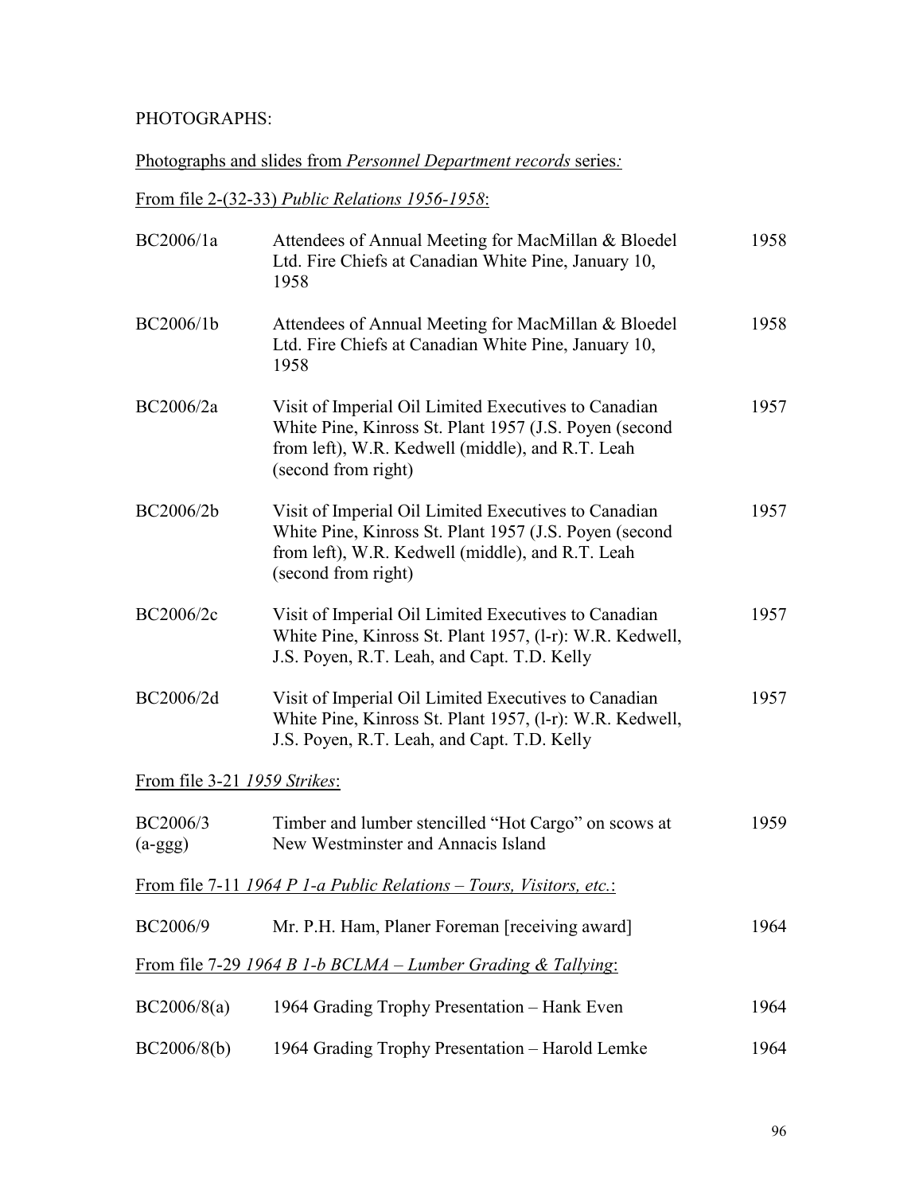PHOTOGRAPHS:

<u>Photographs and slides from *Personnel Department records* series*:*</u>

<u>From file 2-(32-33) *Public Relations 1956-1958*:</u>

| | | |
|---|---|---|
| BC2006/1a | Attendees of Annual Meeting for MacMillan & Bloedel Ltd. Fire Chiefs at Canadian White Pine, January 10, 1958 | 1958 |
| BC2006/1b | Attendees of Annual Meeting for MacMillan & Bloedel Ltd. Fire Chiefs at Canadian White Pine, January 10, 1958 | 1958 |
| BC2006/2a | Visit of Imperial Oil Limited Executives to Canadian White Pine, Kinross St. Plant 1957 (J.S. Poyen (second from left), W.R. Kedwell (middle), and R.T. Leah (second from right) | 1957 |
| BC2006/2b | Visit of Imperial Oil Limited Executives to Canadian White Pine, Kinross St. Plant 1957 (J.S. Poyen (second from left), W.R. Kedwell (middle), and R.T. Leah (second from right) | 1957 |
| BC2006/2c | Visit of Imperial Oil Limited Executives to Canadian White Pine, Kinross St. Plant 1957, (l-r): W.R. Kedwell, J.S. Poyen, R.T. Leah, and Capt. T.D. Kelly | 1957 |
| BC2006/2d | Visit of Imperial Oil Limited Executives to Canadian White Pine, Kinross St. Plant 1957, (l-r): W.R. Kedwell, J.S. Poyen, R.T. Leah, and Capt. T.D. Kelly | 1957 |

<u>From file 3-21 *1959 Strikes*:</u>

| | | |
|---|---|---|
| BC2006/3 (a-ggg) | Timber and lumber stencilled "Hot Cargo" on scows at New Westminster and Annacis Island | 1959 |

<u>From file 7-11 *1964 P 1-a Public Relations – Tours, Visitors, etc.*:</u>

| | | |
|---|---|---|
| BC2006/9 | Mr. P.H. Ham, Planer Foreman [receiving award] | 1964 |

<u>From file 7-29 *1964 B 1-b BCLMA – Lumber Grading & Tallying*:</u>

| | | |
|---|---|---|
| BC2006/8(a) | 1964 Grading Trophy Presentation – Hank Even | 1964 |
| BC2006/8(b) | 1964 Grading Trophy Presentation – Harold Lemke | 1964 |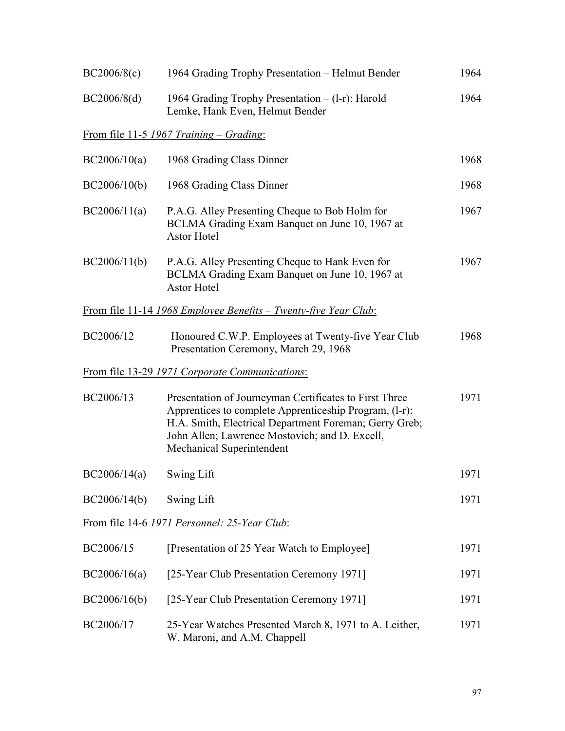| | | |
|---|---|---|
| BC2006/8(c) | 1964 Grading Trophy Presentation – Helmut Bender | 1964 |
| BC2006/8(d) | 1964 Grading Trophy Presentation – (l-r): Harold Lemke, Hank Even, Helmut Bender | 1964 |

<u>From file 11-5 *1967 Training – Grading*:</u>

| | | |
|---|---|---|
| BC2006/10(a) | 1968 Grading Class Dinner | 1968 |
| BC2006/10(b) | 1968 Grading Class Dinner | 1968 |
| BC2006/11(a) | P.A.G. Alley Presenting Cheque to Bob Holm for BCLMA Grading Exam Banquet on June 10, 1967 at Astor Hotel | 1967 |
| BC2006/11(b) | P.A.G. Alley Presenting Cheque to Hank Even for BCLMA Grading Exam Banquet on June 10, 1967 at Astor Hotel | 1967 |

<u>From file 11-14 *1968 Employee Benefits – Twenty-five Year Club*:</u>

| | | |
|---|---|---|
| BC2006/12 | Honoured C.W.P. Employees at Twenty-five Year Club Presentation Ceremony, March 29, 1968 | 1968 |

<u>From file 13-29 *1971 Corporate Communications*:</u>

| | | |
|---|---|---|
| BC2006/13 | Presentation of Journeyman Certificates to First Three Apprentices to complete Apprenticeship Program, (l-r): H.A. Smith, Electrical Department Foreman; Gerry Greb; John Allen; Lawrence Mostovich; and D. Excell, Mechanical Superintendent | 1971 |
| BC2006/14(a) | Swing Lift | 1971 |
| BC2006/14(b) | Swing Lift | 1971 |

<u>From file 14-6 *1971 Personnel: 25-Year Club*:</u>

| | | |
|---|---|---|
| BC2006/15 | [Presentation of 25 Year Watch to Employee] | 1971 |
| BC2006/16(a) | [25-Year Club Presentation Ceremony 1971] | 1971 |
| BC2006/16(b) | [25-Year Club Presentation Ceremony 1971] | 1971 |
| BC2006/17 | 25-Year Watches Presented March 8, 1971 to A. Leither, W. Maroni, and A.M. Chappell | 1971 |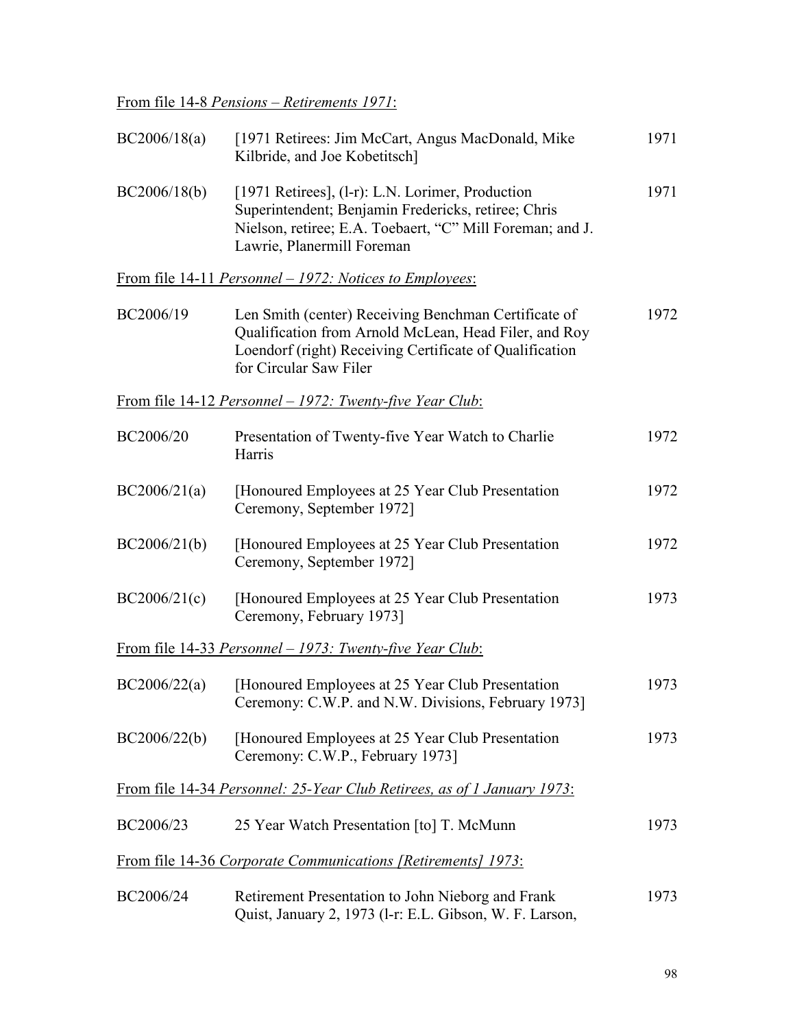From file 14-8 *Pensions – Retirements 1971*:

| | | |
|---|---|---|
| BC2006/18(a) | [1971 Retirees: Jim McCart, Angus MacDonald, Mike Kilbride, and Joe Kobetitsch] | 1971 |
| BC2006/18(b) | [1971 Retirees], (l-r): L.N. Lorimer, Production Superintendent; Benjamin Fredericks, retiree; Chris Nielson, retiree; E.A. Toebaert, "C" Mill Foreman; and J. Lawrie, Planermill Foreman | 1971 |

From file 14-11 *Personnel – 1972: Notices to Employees*:

| | | |
|---|---|---|
| BC2006/19 | Len Smith (center) Receiving Benchman Certificate of Qualification from Arnold McLean, Head Filer, and Roy Loendorf (right) Receiving Certificate of Qualification for Circular Saw Filer | 1972 |

From file 14-12 *Personnel – 1972: Twenty-five Year Club*:

| | | |
|---|---|---|
| BC2006/20 | Presentation of Twenty-five Year Watch to Charlie Harris | 1972 |
| BC2006/21(a) | [Honoured Employees at 25 Year Club Presentation Ceremony, September 1972] | 1972 |
| BC2006/21(b) | [Honoured Employees at 25 Year Club Presentation Ceremony, September 1972] | 1972 |
| BC2006/21(c) | [Honoured Employees at 25 Year Club Presentation Ceremony, February 1973] | 1973 |

From file 14-33 *Personnel – 1973: Twenty-five Year Club*:

| | | |
|---|---|---|
| BC2006/22(a) | [Honoured Employees at 25 Year Club Presentation Ceremony: C.W.P. and N.W. Divisions, February 1973] | 1973 |
| BC2006/22(b) | [Honoured Employees at 25 Year Club Presentation Ceremony: C.W.P., February 1973] | 1973 |

From file 14-34 *Personnel: 25-Year Club Retirees, as of 1 January 1973*:

| | | |
|---|---|---|
| BC2006/23 | 25 Year Watch Presentation [to] T. McMunn | 1973 |

From file 14-36 *Corporate Communications [Retirements] 1973*:

| | | |
|---|---|---|
| BC2006/24 | Retirement Presentation to John Nieborg and Frank Quist, January 2, 1973 (l-r: E.L. Gibson, W. F. Larson, | 1973 |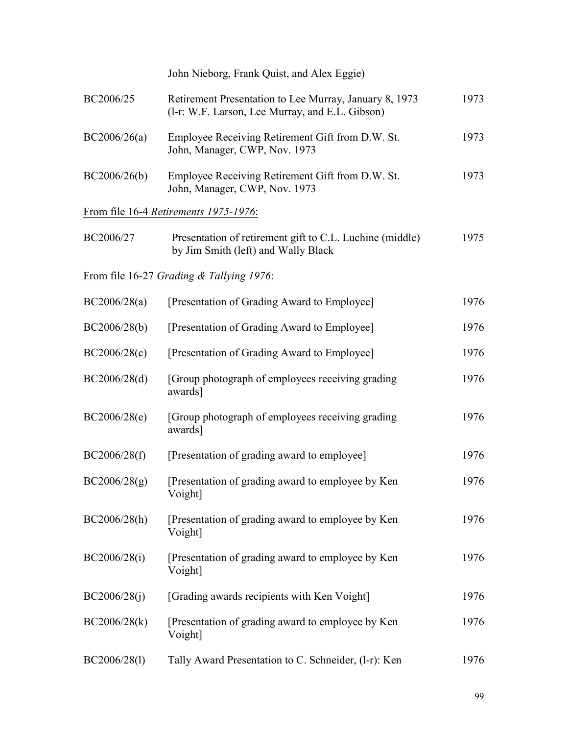| | | |
|---|---|---|
| | John Nieborg, Frank Quist, and Alex Eggie) | |
| BC2006/25 | Retirement Presentation to Lee Murray, January 8, 1973 (l-r: W.F. Larson, Lee Murray, and E.L. Gibson) | 1973 |
| BC2006/26(a) | Employee Receiving Retirement Gift from D.W. St. John, Manager, CWP, Nov. 1973 | 1973 |
| BC2006/26(b) | Employee Receiving Retirement Gift from D.W. St. John, Manager, CWP, Nov. 1973 | 1973 |

<u>From file 16-4 *Retirements 1975-1976*:</u>

| | | |
|---|---|---|
| BC2006/27 | Presentation of retirement gift to C.L. Luchine (middle) by Jim Smith (left) and Wally Black | 1975 |

<u>From file 16-27 *Grading & Tallying 1976*:</u>

| | | |
|---|---|---|
| BC2006/28(a) | [Presentation of Grading Award to Employee] | 1976 |
| BC2006/28(b) | [Presentation of Grading Award to Employee] | 1976 |
| BC2006/28(c) | [Presentation of Grading Award to Employee] | 1976 |
| BC2006/28(d) | [Group photograph of employees receiving grading awards] | 1976 |
| BC2006/28(e) | [Group photograph of employees receiving grading awards] | 1976 |
| BC2006/28(f) | [Presentation of grading award to employee] | 1976 |
| BC2006/28(g) | [Presentation of grading award to employee by Ken Voight] | 1976 |
| BC2006/28(h) | [Presentation of grading award to employee by Ken Voight] | 1976 |
| BC2006/28(i) | [Presentation of grading award to employee by Ken Voight] | 1976 |
| BC2006/28(j) | [Grading awards recipients with Ken Voight] | 1976 |
| BC2006/28(k) | [Presentation of grading award to employee by Ken Voight] | 1976 |
| BC2006/28(l) | Tally Award Presentation to C. Schneider, (l-r): Ken | 1976 |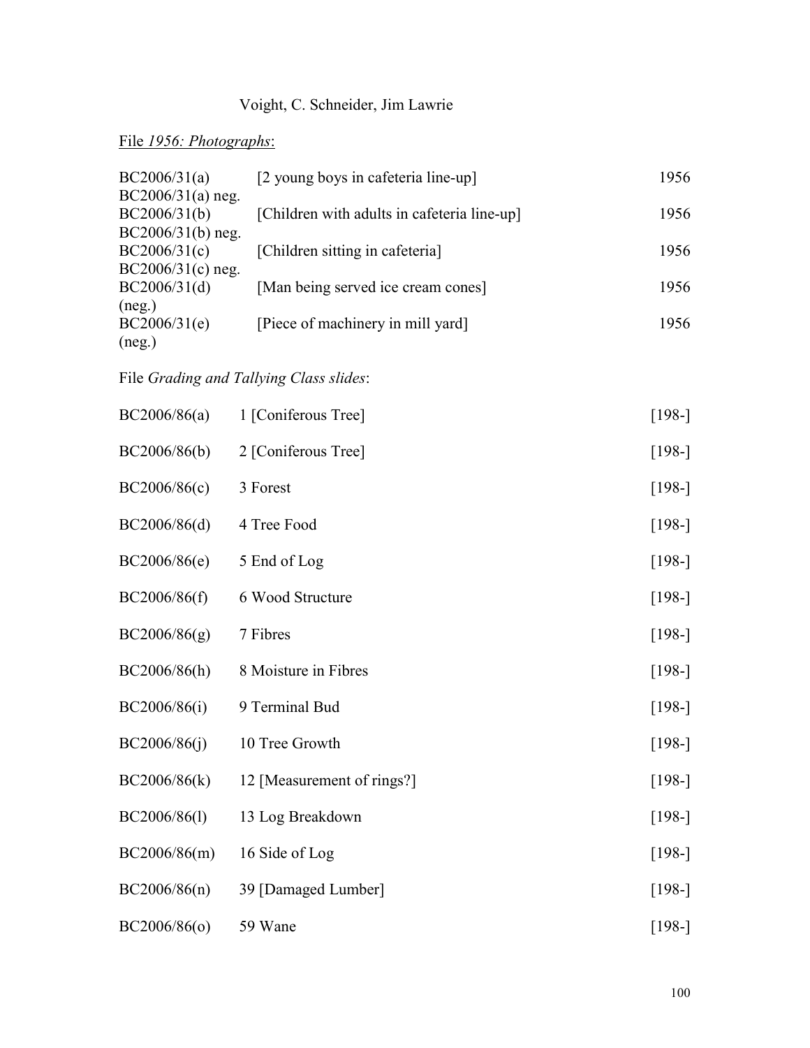Voight, C. Schneider, Jim Lawrie

File *1956: Photographs*:

| | | |
|---|---|---|
| BC2006/31(a)<br>BC2006/31(a) neg. | [2 young boys in cafeteria line-up] | 1956 |
| BC2006/31(b)<br>BC2006/31(b) neg. | [Children with adults in cafeteria line-up] | 1956 |
| BC2006/31(c)<br>BC2006/31(c) neg. | [Children sitting in cafeteria] | 1956 |
| BC2006/31(d)<br>(neg.) | [Man being served ice cream cones] | 1956 |
| BC2006/31(e)<br>(neg.) | [Piece of machinery in mill yard] | 1956 |

File *Grading and Tallying Class slides*:

| | | |
|---|---|---|
| BC2006/86(a) | 1 [Coniferous Tree] | [198-] |
| BC2006/86(b) | 2 [Coniferous Tree] | [198-] |
| BC2006/86(c) | 3 Forest | [198-] |
| BC2006/86(d) | 4 Tree Food | [198-] |
| BC2006/86(e) | 5 End of Log | [198-] |
| BC2006/86(f) | 6 Wood Structure | [198-] |
| BC2006/86(g) | 7 Fibres | [198-] |
| BC2006/86(h) | 8 Moisture in Fibres | [198-] |
| BC2006/86(i) | 9 Terminal Bud | [198-] |
| BC2006/86(j) | 10 Tree Growth | [198-] |
| BC2006/86(k) | 12 [Measurement of rings?] | [198-] |
| BC2006/86(l) | 13 Log Breakdown | [198-] |
| BC2006/86(m) | 16 Side of Log | [198-] |
| BC2006/86(n) | 39 [Damaged Lumber] | [198-] |
| BC2006/86(o) | 59 Wane | [198-] |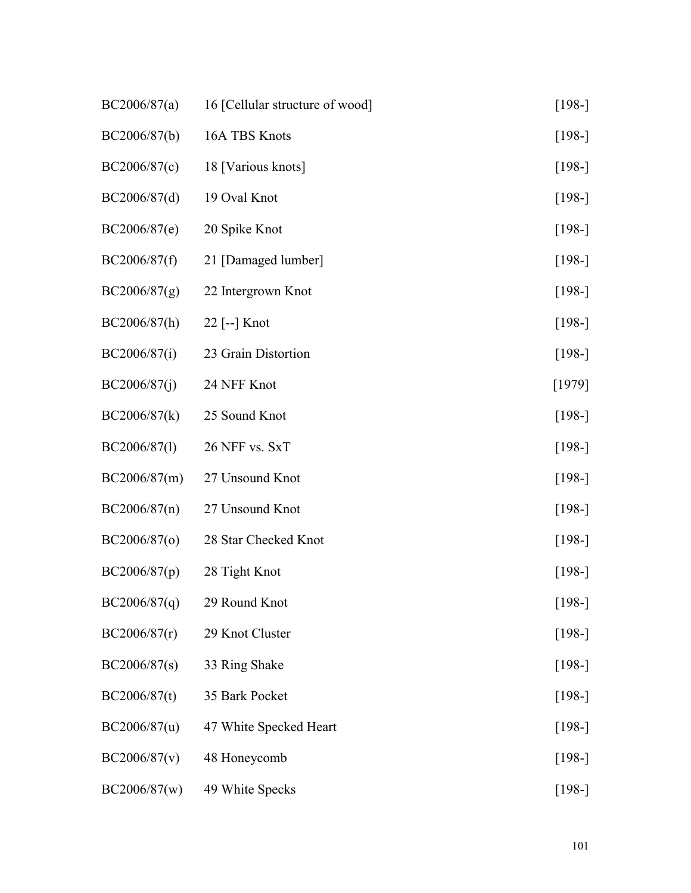| | | |
|---|---|---|
| BC2006/87(a) | 16 [Cellular structure of wood] | [198-] |
| BC2006/87(b) | 16A TBS Knots | [198-] |
| BC2006/87(c) | 18 [Various knots] | [198-] |
| BC2006/87(d) | 19 Oval Knot | [198-] |
| BC2006/87(e) | 20 Spike Knot | [198-] |
| BC2006/87(f) | 21 [Damaged lumber] | [198-] |
| BC2006/87(g) | 22 Intergrown Knot | [198-] |
| BC2006/87(h) | 22 [--] Knot | [198-] |
| BC2006/87(i) | 23 Grain Distortion | [198-] |
| BC2006/87(j) | 24 NFF Knot | [1979] |
| BC2006/87(k) | 25 Sound Knot | [198-] |
| BC2006/87(l) | 26 NFF vs. SxT | [198-] |
| BC2006/87(m) | 27 Unsound Knot | [198-] |
| BC2006/87(n) | 27 Unsound Knot | [198-] |
| BC2006/87(o) | 28 Star Checked Knot | [198-] |
| BC2006/87(p) | 28 Tight Knot | [198-] |
| BC2006/87(q) | 29 Round Knot | [198-] |
| BC2006/87(r) | 29 Knot Cluster | [198-] |
| BC2006/87(s) | 33 Ring Shake | [198-] |
| BC2006/87(t) | 35 Bark Pocket | [198-] |
| BC2006/87(u) | 47 White Specked Heart | [198-] |
| BC2006/87(v) | 48 Honeycomb | [198-] |
| BC2006/87(w) | 49 White Specks | [198-] |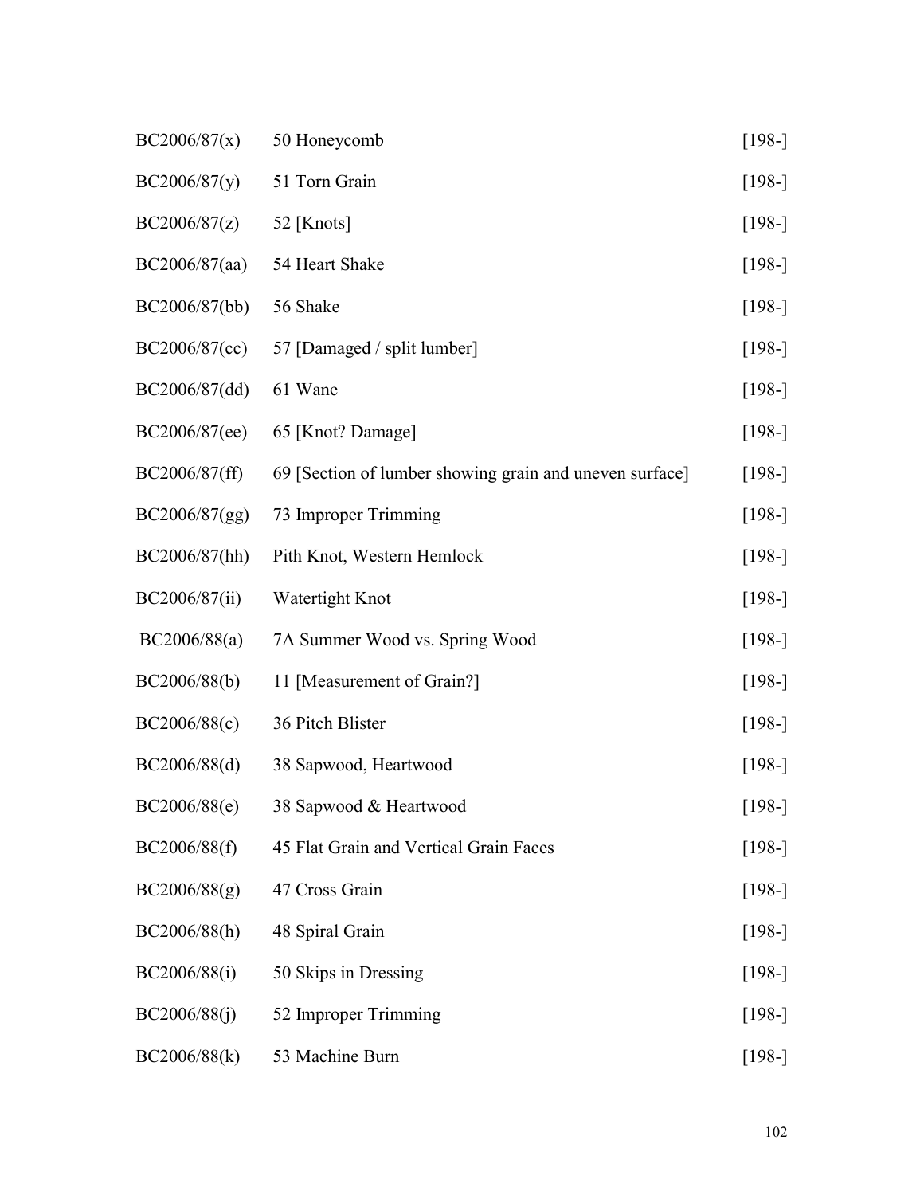| | | |
|---|---|---|
| BC2006/87(x) | 50 Honeycomb | [198-] |
| BC2006/87(y) | 51 Torn Grain | [198-] |
| BC2006/87(z) | 52 [Knots] | [198-] |
| BC2006/87(aa) | 54 Heart Shake | [198-] |
| BC2006/87(bb) | 56 Shake | [198-] |
| BC2006/87(cc) | 57 [Damaged / split lumber] | [198-] |
| BC2006/87(dd) | 61 Wane | [198-] |
| BC2006/87(ee) | 65 [Knot? Damage] | [198-] |
| BC2006/87(ff) | 69 [Section of lumber showing grain and uneven surface] | [198-] |
| BC2006/87(gg) | 73 Improper Trimming | [198-] |
| BC2006/87(hh) | Pith Knot, Western Hemlock | [198-] |
| BC2006/87(ii) | Watertight Knot | [198-] |
| BC2006/88(a) | 7A Summer Wood vs. Spring Wood | [198-] |
| BC2006/88(b) | 11 [Measurement of Grain?] | [198-] |
| BC2006/88(c) | 36 Pitch Blister | [198-] |
| BC2006/88(d) | 38 Sapwood, Heartwood | [198-] |
| BC2006/88(e) | 38 Sapwood & Heartwood | [198-] |
| BC2006/88(f) | 45 Flat Grain and Vertical Grain Faces | [198-] |
| BC2006/88(g) | 47 Cross Grain | [198-] |
| BC2006/88(h) | 48 Spiral Grain | [198-] |
| BC2006/88(i) | 50 Skips in Dressing | [198-] |
| BC2006/88(j) | 52 Improper Trimming | [198-] |
| BC2006/88(k) | 53 Machine Burn | [198-] |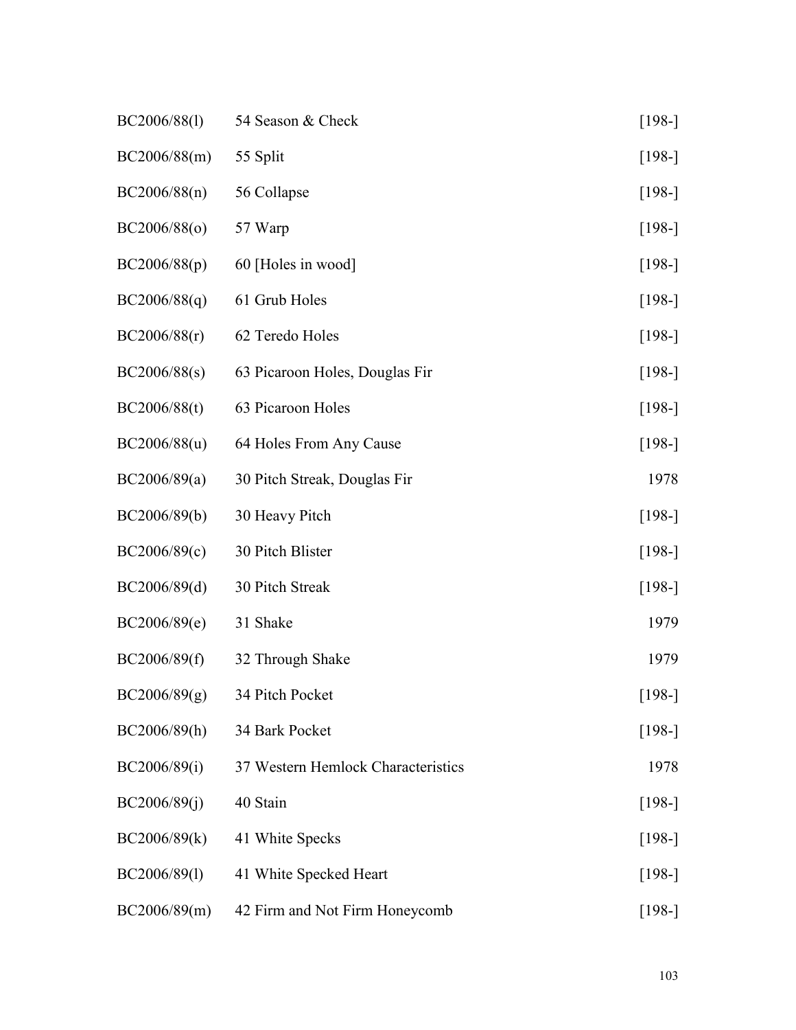| | | |
|---|---|---|
| BC2006/88(l) | 54 Season & Check | [198-] |
| BC2006/88(m) | 55 Split | [198-] |
| BC2006/88(n) | 56 Collapse | [198-] |
| BC2006/88(o) | 57 Warp | [198-] |
| BC2006/88(p) | 60 [Holes in wood] | [198-] |
| BC2006/88(q) | 61 Grub Holes | [198-] |
| BC2006/88(r) | 62 Teredo Holes | [198-] |
| BC2006/88(s) | 63 Picaroon Holes, Douglas Fir | [198-] |
| BC2006/88(t) | 63 Picaroon Holes | [198-] |
| BC2006/88(u) | 64 Holes From Any Cause | [198-] |
| BC2006/89(a) | 30 Pitch Streak, Douglas Fir | 1978 |
| BC2006/89(b) | 30 Heavy Pitch | [198-] |
| BC2006/89(c) | 30 Pitch Blister | [198-] |
| BC2006/89(d) | 30 Pitch Streak | [198-] |
| BC2006/89(e) | 31 Shake | 1979 |
| BC2006/89(f) | 32 Through Shake | 1979 |
| BC2006/89(g) | 34 Pitch Pocket | [198-] |
| BC2006/89(h) | 34 Bark Pocket | [198-] |
| BC2006/89(i) | 37 Western Hemlock Characteristics | 1978 |
| BC2006/89(j) | 40 Stain | [198-] |
| BC2006/89(k) | 41 White Specks | [198-] |
| BC2006/89(l) | 41 White Specked Heart | [198-] |
| BC2006/89(m) | 42 Firm and Not Firm Honeycomb | [198-] |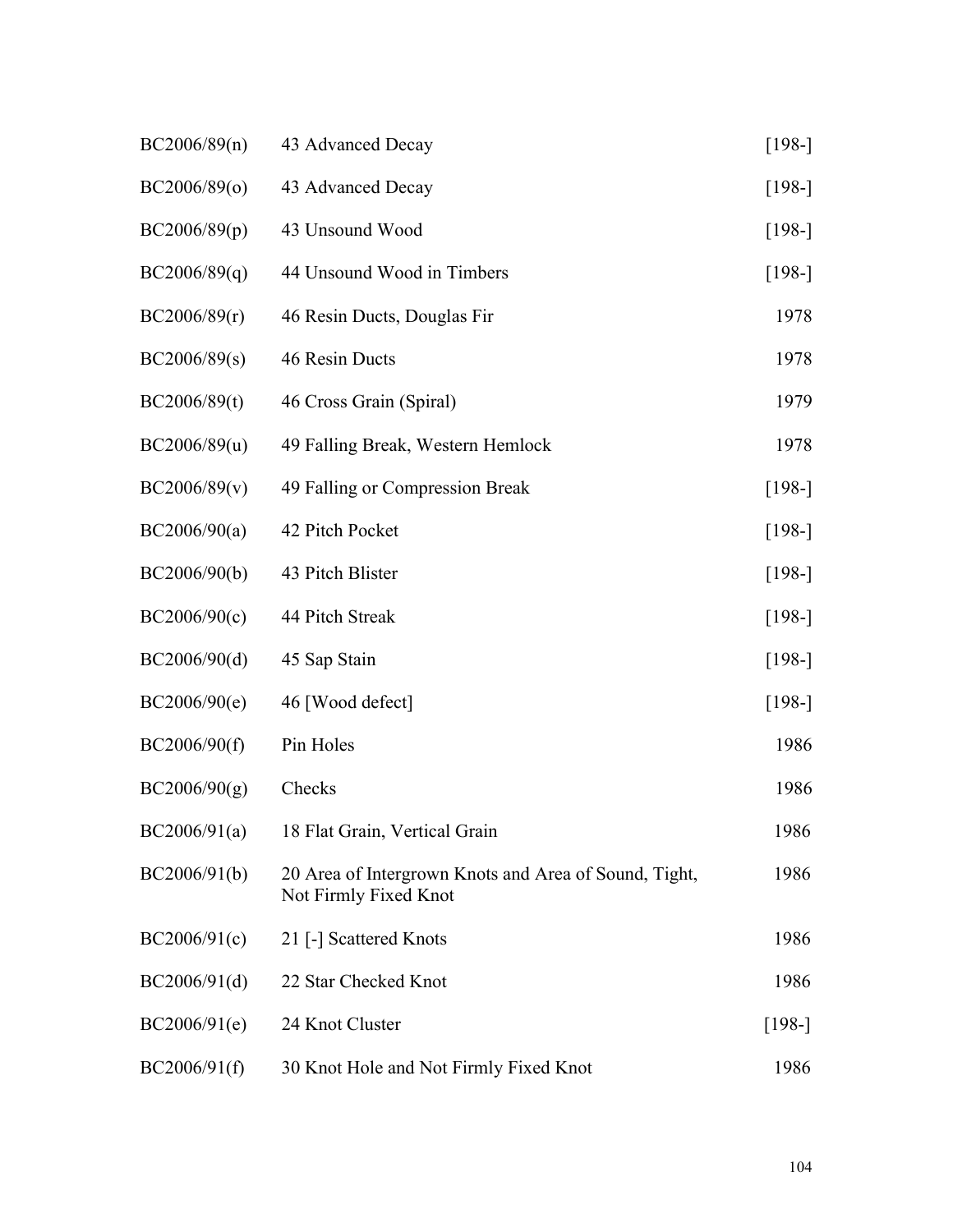| | | |
|---|---|---|
| BC2006/89(n) | 43 Advanced Decay | [198-] |
| BC2006/89(o) | 43 Advanced Decay | [198-] |
| BC2006/89(p) | 43 Unsound Wood | [198-] |
| BC2006/89(q) | 44 Unsound Wood in Timbers | [198-] |
| BC2006/89(r) | 46 Resin Ducts, Douglas Fir | 1978 |
| BC2006/89(s) | 46 Resin Ducts | 1978 |
| BC2006/89(t) | 46 Cross Grain (Spiral) | 1979 |
| BC2006/89(u) | 49 Falling Break, Western Hemlock | 1978 |
| BC2006/89(v) | 49 Falling or Compression Break | [198-] |
| BC2006/90(a) | 42 Pitch Pocket | [198-] |
| BC2006/90(b) | 43 Pitch Blister | [198-] |
| BC2006/90(c) | 44 Pitch Streak | [198-] |
| BC2006/90(d) | 45 Sap Stain | [198-] |
| BC2006/90(e) | 46 [Wood defect] | [198-] |
| BC2006/90(f) | Pin Holes | 1986 |
| BC2006/90(g) | Checks | 1986 |
| BC2006/91(a) | 18 Flat Grain, Vertical Grain | 1986 |
| BC2006/91(b) | 20 Area of Intergrown Knots and Area of Sound, Tight, Not Firmly Fixed Knot | 1986 |
| BC2006/91(c) | 21 [-] Scattered Knots | 1986 |
| BC2006/91(d) | 22 Star Checked Knot | 1986 |
| BC2006/91(e) | 24 Knot Cluster | [198-] |
| BC2006/91(f) | 30 Knot Hole and Not Firmly Fixed Knot | 1986 |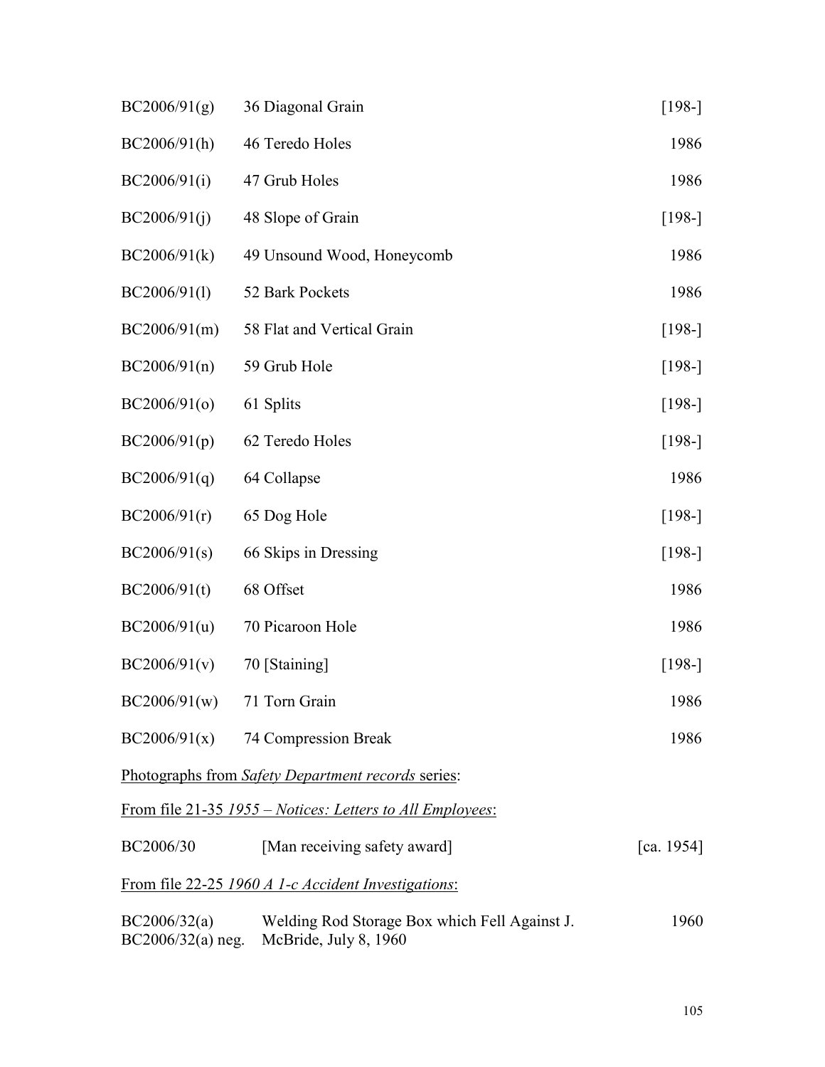| | | |
|---|---|---|
| BC2006/91(g) | 36 Diagonal Grain | [198-] |
| BC2006/91(h) | 46 Teredo Holes | 1986 |
| BC2006/91(i) | 47 Grub Holes | 1986 |
| BC2006/91(j) | 48 Slope of Grain | [198-] |
| BC2006/91(k) | 49 Unsound Wood, Honeycomb | 1986 |
| BC2006/91(l) | 52 Bark Pockets | 1986 |
| BC2006/91(m) | 58 Flat and Vertical Grain | [198-] |
| BC2006/91(n) | 59 Grub Hole | [198-] |
| BC2006/91(o) | 61 Splits | [198-] |
| BC2006/91(p) | 62 Teredo Holes | [198-] |
| BC2006/91(q) | 64 Collapse | 1986 |
| BC2006/91(r) | 65 Dog Hole | [198-] |
| BC2006/91(s) | 66 Skips in Dressing | [198-] |
| BC2006/91(t) | 68 Offset | 1986 |
| BC2006/91(u) | 70 Picaroon Hole | 1986 |
| BC2006/91(v) | 70 [Staining] | [198-] |
| BC2006/91(w) | 71 Torn Grain | 1986 |
| BC2006/91(x) | 74 Compression Break | 1986 |

Photographs from *Safety Department records* series:

From file 21-35 *1955 – Notices: Letters to All Employees*:

| | | |
|---|---|---|
| BC2006/30 | [Man receiving safety award] | [ca. 1954] |

From file 22-25 *1960 A 1-c Accident Investigations*:

| | | |
|---|---|---|
| BC2006/32(a)<br>BC2006/32(a) neg. | Welding Rod Storage Box which Fell Against J. McBride, July 8, 1960 | 1960 |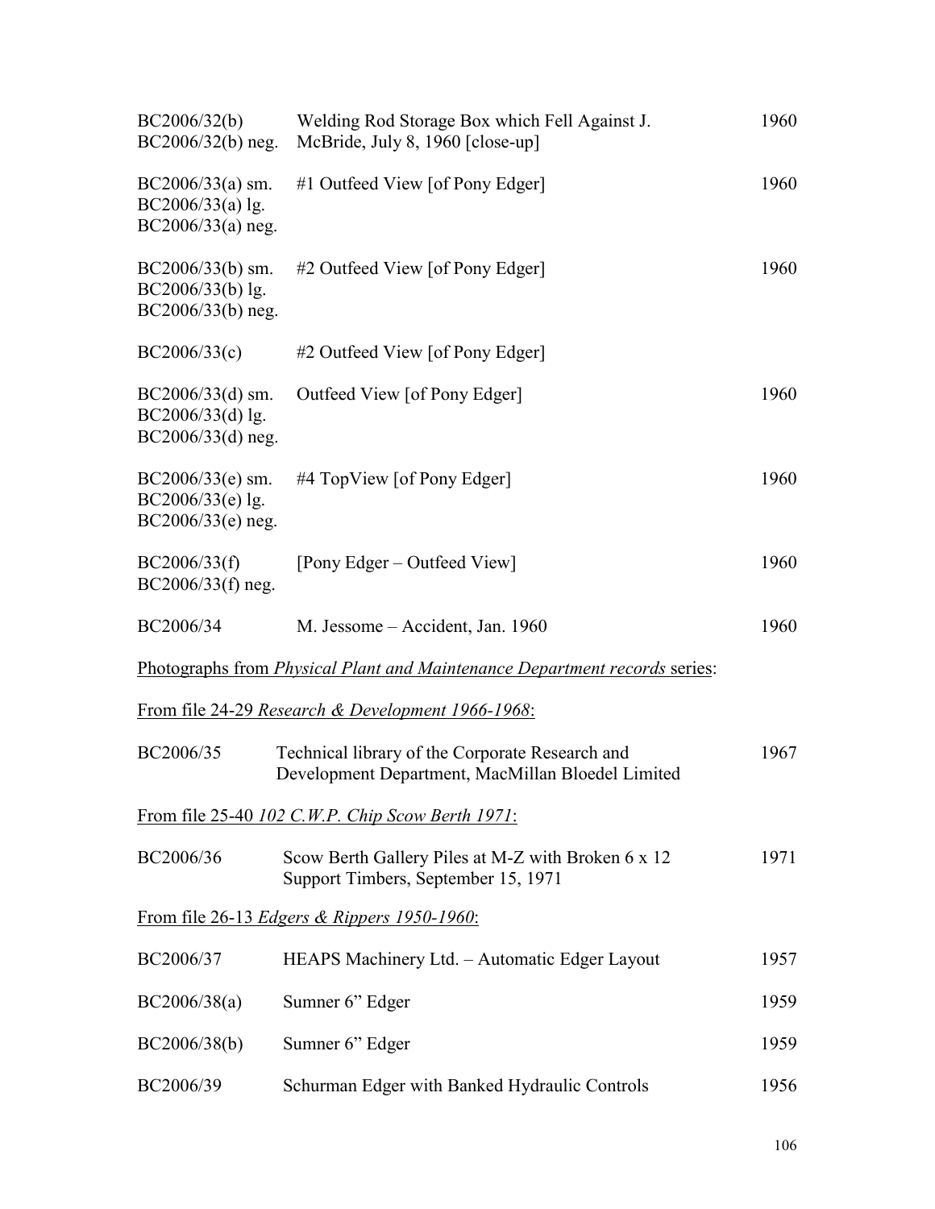| | | |
|---|---|---|
| BC2006/32(b)<br>BC2006/32(b) neg. | Welding Rod Storage Box which Fell Against J. McBride, July 8, 1960 [close-up] | 1960 |
| BC2006/33(a) sm.<br>BC2006/33(a) lg.<br>BC2006/33(a) neg. | #1 Outfeed View [of Pony Edger] | 1960 |
| BC2006/33(b) sm.<br>BC2006/33(b) lg.<br>BC2006/33(b) neg. | #2 Outfeed View [of Pony Edger] | 1960 |
| BC2006/33(c) | #2 Outfeed View [of Pony Edger] | |
| BC2006/33(d) sm.<br>BC2006/33(d) lg.<br>BC2006/33(d) neg. | Outfeed View [of Pony Edger] | 1960 |
| BC2006/33(e) sm.<br>BC2006/33(e) lg.<br>BC2006/33(e) neg. | #4 TopView [of Pony Edger] | 1960 |
| BC2006/33(f)<br>BC2006/33(f) neg. | [Pony Edger – Outfeed View] | 1960 |
| BC2006/34 | M. Jessome – Accident, Jan. 1960 | 1960 |

Photographs from *Physical Plant and Maintenance Department records* series:

From file 24-29 *Research & Development 1966-1968*:

| | | |
|---|---|---|
| BC2006/35 | Technical library of the Corporate Research and Development Department, MacMillan Bloedel Limited | 1967 |

From file 25-40 *102 C.W.P. Chip Scow Berth 1971*:

| | | |
|---|---|---|
| BC2006/36 | Scow Berth Gallery Piles at M-Z with Broken 6 x 12 Support Timbers, September 15, 1971 | 1971 |

From file 26-13 *Edgers & Rippers 1950-1960*:

| | | |
|---|---|---|
| BC2006/37 | HEAPS Machinery Ltd. – Automatic Edger Layout | 1957 |
| BC2006/38(a) | Sumner 6" Edger | 1959 |
| BC2006/38(b) | Sumner 6" Edger | 1959 |
| BC2006/39 | Schurman Edger with Banked Hydraulic Controls | 1956 |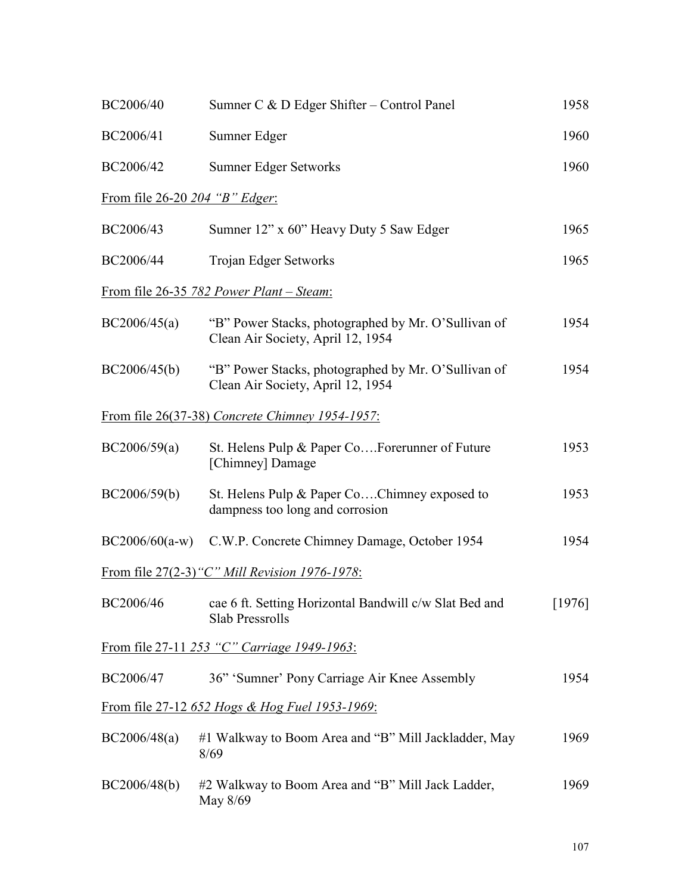| | | |
|---|---|---|
| BC2006/40 | Sumner C & D Edger Shifter – Control Panel | 1958 |
| BC2006/41 | Sumner Edger | 1960 |
| BC2006/42 | Sumner Edger Setworks | 1960 |

<u>From file 26-20 *204 "B" Edger*:</u>

| | | |
|---|---|---|
| BC2006/43 | Sumner 12" x 60" Heavy Duty 5 Saw Edger | 1965 |
| BC2006/44 | Trojan Edger Setworks | 1965 |

<u>From file 26-35 *782 Power Plant – Steam*:</u>

| | | |
|---|---|---|
| BC2006/45(a) | "B" Power Stacks, photographed by Mr. O'Sullivan of Clean Air Society, April 12, 1954 | 1954 |
| BC2006/45(b) | "B" Power Stacks, photographed by Mr. O'Sullivan of Clean Air Society, April 12, 1954 | 1954 |

<u>From file 26(37-38) *Concrete Chimney 1954-1957*:</u>

| | | |
|---|---|---|
| BC2006/59(a) | St. Helens Pulp & Paper Co….Forerunner of Future [Chimney] Damage | 1953 |
| BC2006/59(b) | St. Helens Pulp & Paper Co….Chimney exposed to dampness too long and corrosion | 1953 |
| BC2006/60(a-w) | C.W.P. Concrete Chimney Damage, October 1954 | 1954 |

<u>From file 27(2-3) *"C" Mill Revision 1976-1978*:</u>

| | | |
|---|---|---|
| BC2006/46 | cae 6 ft. Setting Horizontal Bandwill c/w Slat Bed and Slab Pressrolls | [1976] |

<u>From file 27-11 *253 "C" Carriage 1949-1963*:</u>

| | | |
|---|---|---|
| BC2006/47 | 36" 'Sumner' Pony Carriage Air Knee Assembly | 1954 |

<u>From file 27-12 *652 Hogs & Hog Fuel 1953-1969*:</u>

| | | |
|---|---|---|
| BC2006/48(a) | #1 Walkway to Boom Area and "B" Mill Jackladder, May 8/69 | 1969 |
| BC2006/48(b) | #2 Walkway to Boom Area and "B" Mill Jack Ladder, May 8/69 | 1969 |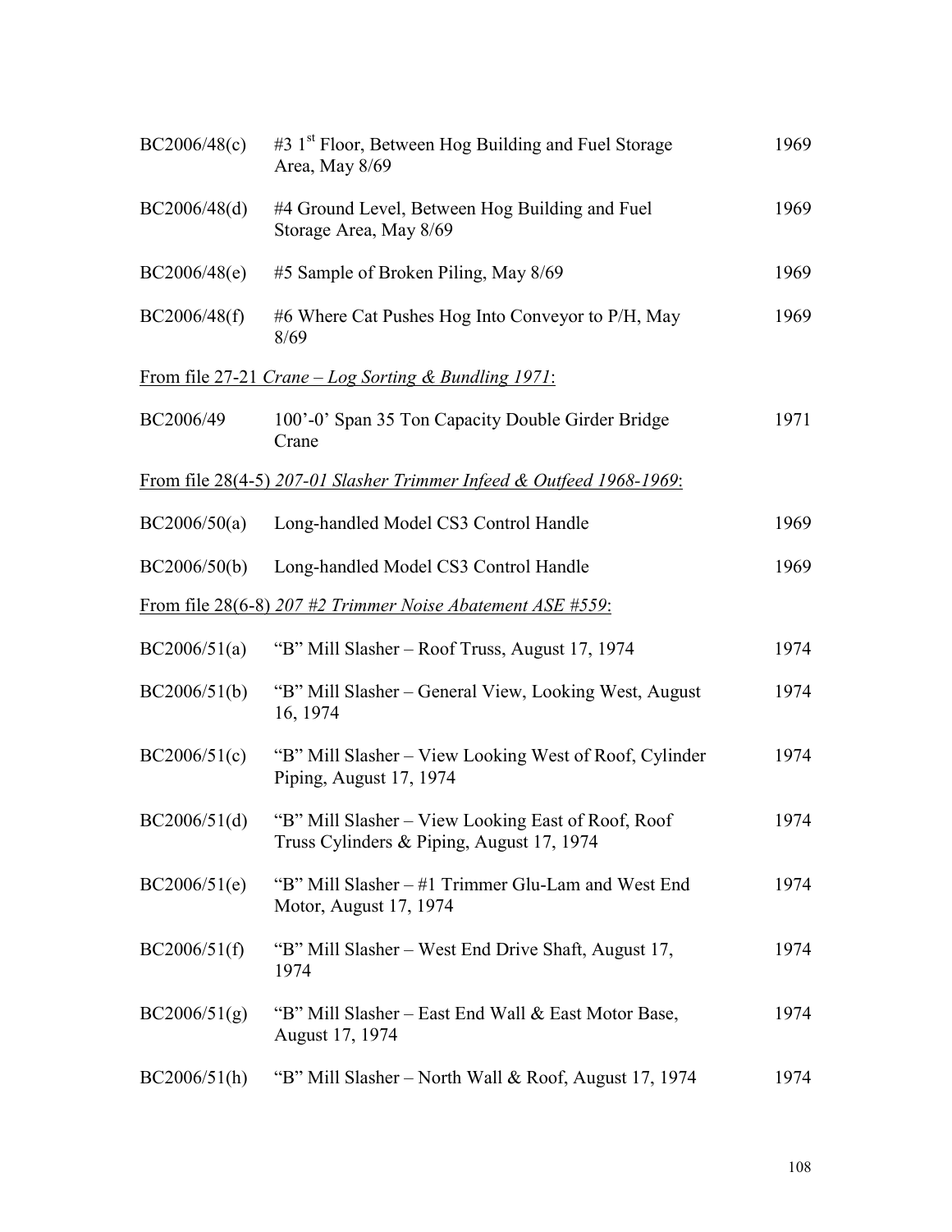| | | |
|---|---|---|
| BC2006/48(c) | #3 1st Floor, Between Hog Building and Fuel Storage Area, May 8/69 | 1969 |
| BC2006/48(d) | #4 Ground Level, Between Hog Building and Fuel Storage Area, May 8/69 | 1969 |
| BC2006/48(e) | #5 Sample of Broken Piling, May 8/69 | 1969 |
| BC2006/48(f) | #6 Where Cat Pushes Hog Into Conveyor to P/H, May 8/69 | 1969 |

From file 27-21 *Crane – Log Sorting & Bundling 1971*:

| | | |
|---|---|---|
| BC2006/49 | 100'-0' Span 35 Ton Capacity Double Girder Bridge Crane | 1971 |

From file 28(4-5) *207-01 Slasher Trimmer Infeed & Outfeed 1968-1969*:

| | | |
|---|---|---|
| BC2006/50(a) | Long-handled Model CS3 Control Handle | 1969 |
| BC2006/50(b) | Long-handled Model CS3 Control Handle | 1969 |

From file 28(6-8) *207 #2 Trimmer Noise Abatement ASE #559*:

| | | |
|---|---|---|
| BC2006/51(a) | "B" Mill Slasher – Roof Truss, August 17, 1974 | 1974 |
| BC2006/51(b) | "B" Mill Slasher – General View, Looking West, August 16, 1974 | 1974 |
| BC2006/51(c) | "B" Mill Slasher – View Looking West of Roof, Cylinder Piping, August 17, 1974 | 1974 |
| BC2006/51(d) | "B" Mill Slasher – View Looking East of Roof, Roof Truss Cylinders & Piping, August 17, 1974 | 1974 |
| BC2006/51(e) | "B" Mill Slasher – #1 Trimmer Glu-Lam and West End Motor, August 17, 1974 | 1974 |
| BC2006/51(f) | "B" Mill Slasher – West End Drive Shaft, August 17, 1974 | 1974 |
| BC2006/51(g) | "B" Mill Slasher – East End Wall & East Motor Base, August 17, 1974 | 1974 |
| BC2006/51(h) | "B" Mill Slasher – North Wall & Roof, August 17, 1974 | 1974 |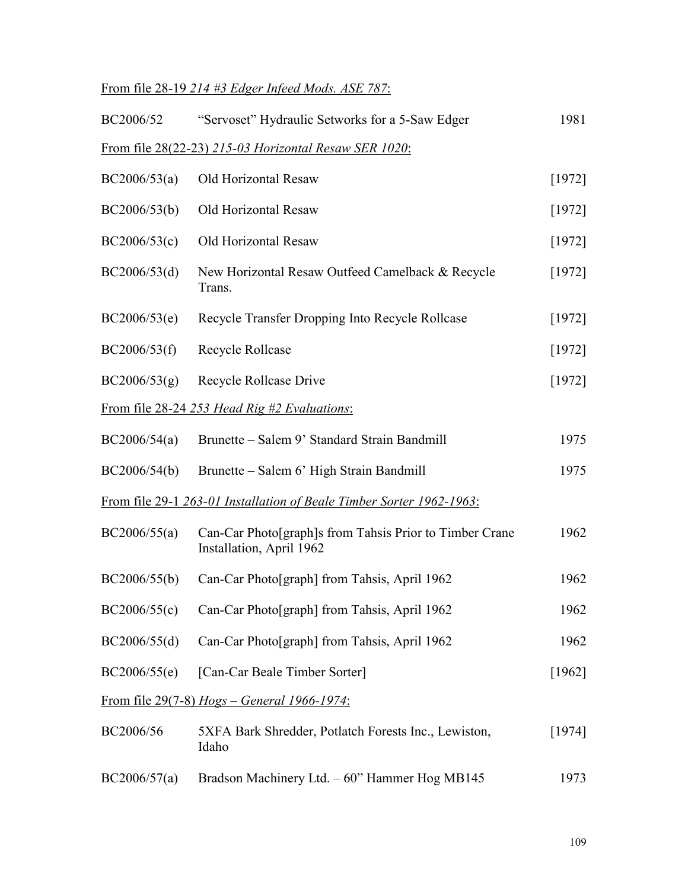From file 28-19 *214 #3 Edger Infeed Mods. ASE 787*:

| | | |
|---|---|---|
| BC2006/52 | "Servoset" Hydraulic Setworks for a 5-Saw Edger | 1981 |

From file 28(22-23) *215-03 Horizontal Resaw SER 1020*:

| | | |
|---|---|---|
| BC2006/53(a) | Old Horizontal Resaw | [1972] |
| BC2006/53(b) | Old Horizontal Resaw | [1972] |
| BC2006/53(c) | Old Horizontal Resaw | [1972] |
| BC2006/53(d) | New Horizontal Resaw Outfeed Camelback & Recycle Trans. | [1972] |
| BC2006/53(e) | Recycle Transfer Dropping Into Recycle Rollcase | [1972] |
| BC2006/53(f) | Recycle Rollcase | [1972] |
| BC2006/53(g) | Recycle Rollcase Drive | [1972] |

From file 28-24 *253 Head Rig #2 Evaluations*:

| | | |
|---|---|---|
| BC2006/54(a) | Brunette – Salem 9' Standard Strain Bandmill | 1975 |
| BC2006/54(b) | Brunette – Salem 6' High Strain Bandmill | 1975 |

From file 29-1 *263-01 Installation of Beale Timber Sorter 1962-1963*:

| | | |
|---|---|---|
| BC2006/55(a) | Can-Car Photo[graph]s from Tahsis Prior to Timber Crane Installation, April 1962 | 1962 |
| BC2006/55(b) | Can-Car Photo[graph] from Tahsis, April 1962 | 1962 |
| BC2006/55(c) | Can-Car Photo[graph] from Tahsis, April 1962 | 1962 |
| BC2006/55(d) | Can-Car Photo[graph] from Tahsis, April 1962 | 1962 |
| BC2006/55(e) | [Can-Car Beale Timber Sorter] | [1962] |

From file 29(7-8) *Hogs – General 1966-1974*:

| | | |
|---|---|---|
| BC2006/56 | 5XFA Bark Shredder, Potlatch Forests Inc., Lewiston, Idaho | [1974] |
| BC2006/57(a) | Bradson Machinery Ltd. – 60" Hammer Hog MB145 | 1973 |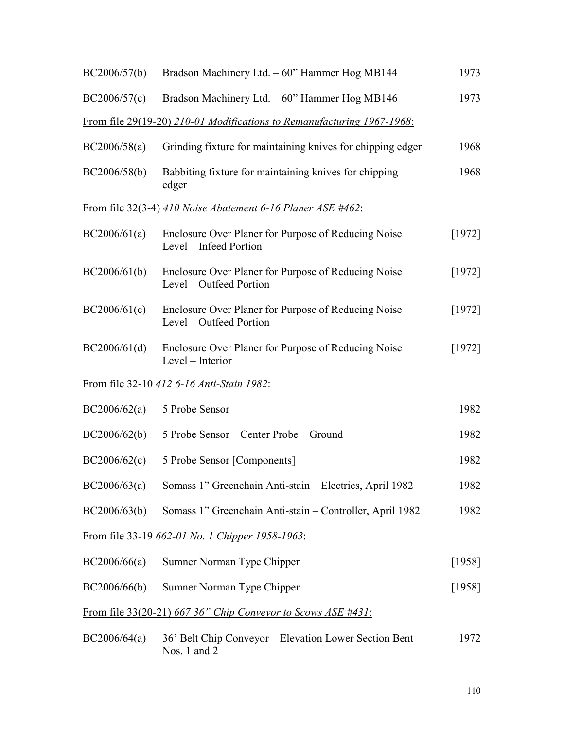| | | |
|---|---|---|
| BC2006/57(b) | Bradson Machinery Ltd. – 60" Hammer Hog MB144 | 1973 |
| BC2006/57(c) | Bradson Machinery Ltd. – 60" Hammer Hog MB146 | 1973 |

<u>From file 29(19-20) *210-01 Modifications to Remanufacturing 1967-1968*:</u>

| | | |
|---|---|---|
| BC2006/58(a) | Grinding fixture for maintaining knives for chipping edger | 1968 |
| BC2006/58(b) | Babbiting fixture for maintaining knives for chipping edger | 1968 |

<u>From file 32(3-4) *410 Noise Abatement 6-16 Planer ASE #462*:</u>

| | | |
|---|---|---|
| BC2006/61(a) | Enclosure Over Planer for Purpose of Reducing Noise Level – Infeed Portion | [1972] |
| BC2006/61(b) | Enclosure Over Planer for Purpose of Reducing Noise Level – Outfeed Portion | [1972] |
| BC2006/61(c) | Enclosure Over Planer for Purpose of Reducing Noise Level – Outfeed Portion | [1972] |
| BC2006/61(d) | Enclosure Over Planer for Purpose of Reducing Noise Level – Interior | [1972] |

<u>From file 32-10 *412 6-16 Anti-Stain 1982*:</u>

| | | |
|---|---|---|
| BC2006/62(a) | 5 Probe Sensor | 1982 |
| BC2006/62(b) | 5 Probe Sensor – Center Probe – Ground | 1982 |
| BC2006/62(c) | 5 Probe Sensor [Components] | 1982 |
| BC2006/63(a) | Somass 1" Greenchain Anti-stain – Electrics, April 1982 | 1982 |
| BC2006/63(b) | Somass 1" Greenchain Anti-stain – Controller, April 1982 | 1982 |

<u>From file 33-19 *662-01 No. 1 Chipper 1958-1963*:</u>

| | | |
|---|---|---|
| BC2006/66(a) | Sumner Norman Type Chipper | [1958] |
| BC2006/66(b) | Sumner Norman Type Chipper | [1958] |

<u>From file 33(20-21) *667 36" Chip Conveyor to Scows ASE #431*:</u>

| | | |
|---|---|---|
| BC2006/64(a) | 36' Belt Chip Conveyor – Elevation Lower Section Bent Nos. 1 and 2 | 1972 |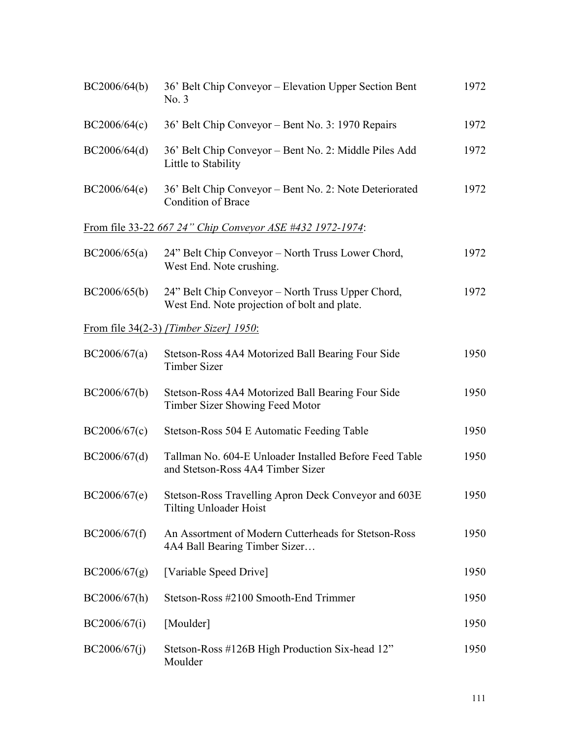| | | |
|---|---|---|
| BC2006/64(b) | 36' Belt Chip Conveyor – Elevation Upper Section Bent No. 3 | 1972 |
| BC2006/64(c) | 36' Belt Chip Conveyor – Bent No. 3: 1970 Repairs | 1972 |
| BC2006/64(d) | 36' Belt Chip Conveyor – Bent No. 2: Middle Piles Add Little to Stability | 1972 |
| BC2006/64(e) | 36' Belt Chip Conveyor – Bent No. 2: Note Deteriorated Condition of Brace | 1972 |

<u>From file 33-22 *667 24" Chip Conveyor ASE #432 1972-1974*</u>:

| | | |
|---|---|---|
| BC2006/65(a) | 24" Belt Chip Conveyor – North Truss Lower Chord, West End. Note crushing. | 1972 |
| BC2006/65(b) | 24" Belt Chip Conveyor – North Truss Upper Chord, West End. Note projection of bolt and plate. | 1972 |

<u>From file 34(2-3) *[Timber Sizer] 1950*</u>:

| | | |
|---|---|---|
| BC2006/67(a) | Stetson-Ross 4A4 Motorized Ball Bearing Four Side Timber Sizer | 1950 |
| BC2006/67(b) | Stetson-Ross 4A4 Motorized Ball Bearing Four Side Timber Sizer Showing Feed Motor | 1950 |
| BC2006/67(c) | Stetson-Ross 504 E Automatic Feeding Table | 1950 |
| BC2006/67(d) | Tallman No. 604-E Unloader Installed Before Feed Table and Stetson-Ross 4A4 Timber Sizer | 1950 |
| BC2006/67(e) | Stetson-Ross Travelling Apron Deck Conveyor and 603E Tilting Unloader Hoist | 1950 |
| BC2006/67(f) | An Assortment of Modern Cutterheads for Stetson-Ross 4A4 Ball Bearing Timber Sizer… | 1950 |
| BC2006/67(g) | [Variable Speed Drive] | 1950 |
| BC2006/67(h) | Stetson-Ross #2100 Smooth-End Trimmer | 1950 |
| BC2006/67(i) | [Moulder] | 1950 |
| BC2006/67(j) | Stetson-Ross #126B High Production Six-head 12" Moulder | 1950 |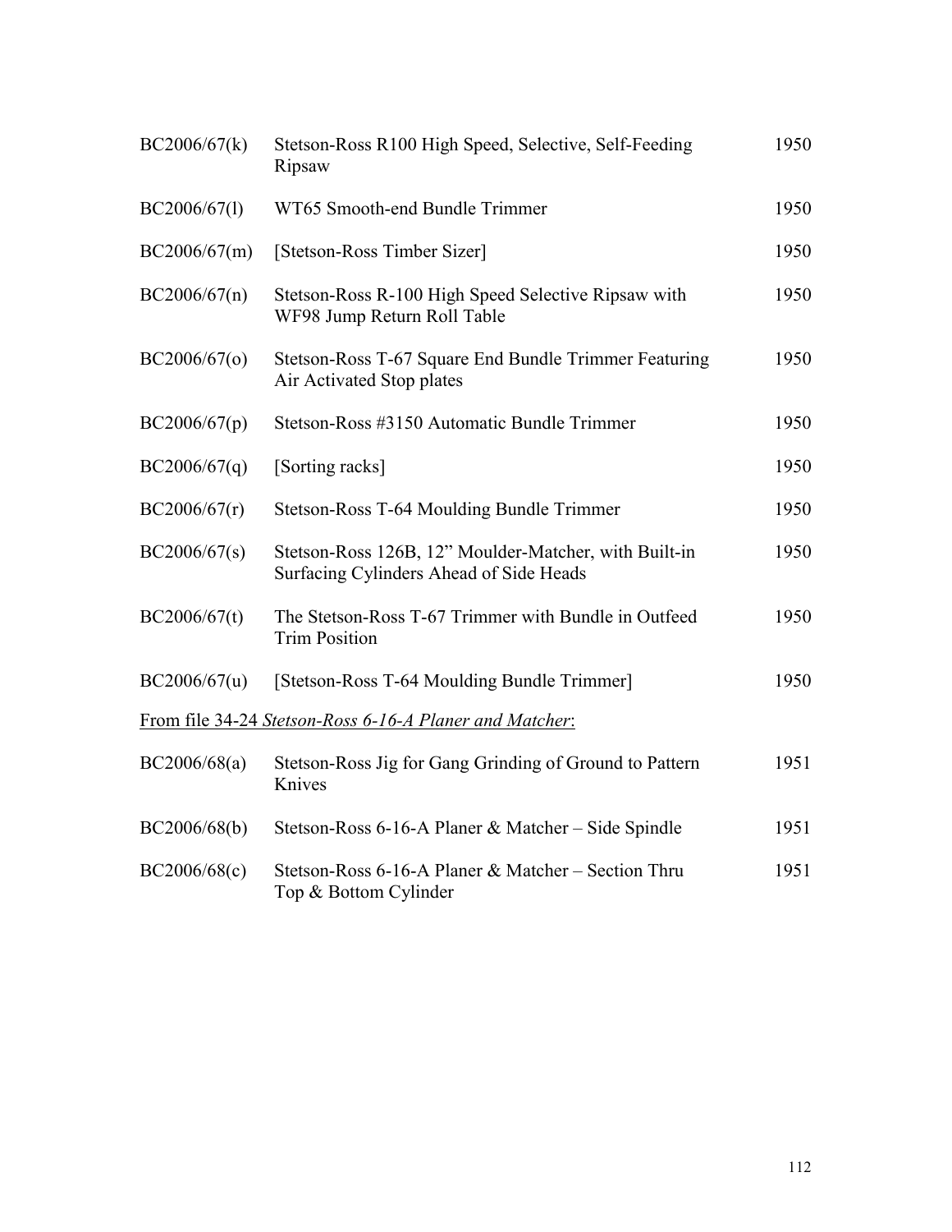| | | |
|---|---|---|
| BC2006/67(k) | Stetson-Ross R100 High Speed, Selective, Self-Feeding Ripsaw | 1950 |
| BC2006/67(l) | WT65 Smooth-end Bundle Trimmer | 1950 |
| BC2006/67(m) | [Stetson-Ross Timber Sizer] | 1950 |
| BC2006/67(n) | Stetson-Ross R-100 High Speed Selective Ripsaw with WF98 Jump Return Roll Table | 1950 |
| BC2006/67(o) | Stetson-Ross T-67 Square End Bundle Trimmer Featuring Air Activated Stop plates | 1950 |
| BC2006/67(p) | Stetson-Ross #3150 Automatic Bundle Trimmer | 1950 |
| BC2006/67(q) | [Sorting racks] | 1950 |
| BC2006/67(r) | Stetson-Ross T-64 Moulding Bundle Trimmer | 1950 |
| BC2006/67(s) | Stetson-Ross 126B, 12" Moulder-Matcher, with Built-in Surfacing Cylinders Ahead of Side Heads | 1950 |
| BC2006/67(t) | The Stetson-Ross T-67 Trimmer with Bundle in Outfeed Trim Position | 1950 |
| BC2006/67(u) | [Stetson-Ross T-64 Moulding Bundle Trimmer] | 1950 |

From file 34-24 *Stetson-Ross 6-16-A Planer and Matcher*:

| | | |
|---|---|---|
| BC2006/68(a) | Stetson-Ross Jig for Gang Grinding of Ground to Pattern Knives | 1951 |
| BC2006/68(b) | Stetson-Ross 6-16-A Planer & Matcher – Side Spindle | 1951 |
| BC2006/68(c) | Stetson-Ross 6-16-A Planer & Matcher – Section Thru Top & Bottom Cylinder | 1951 |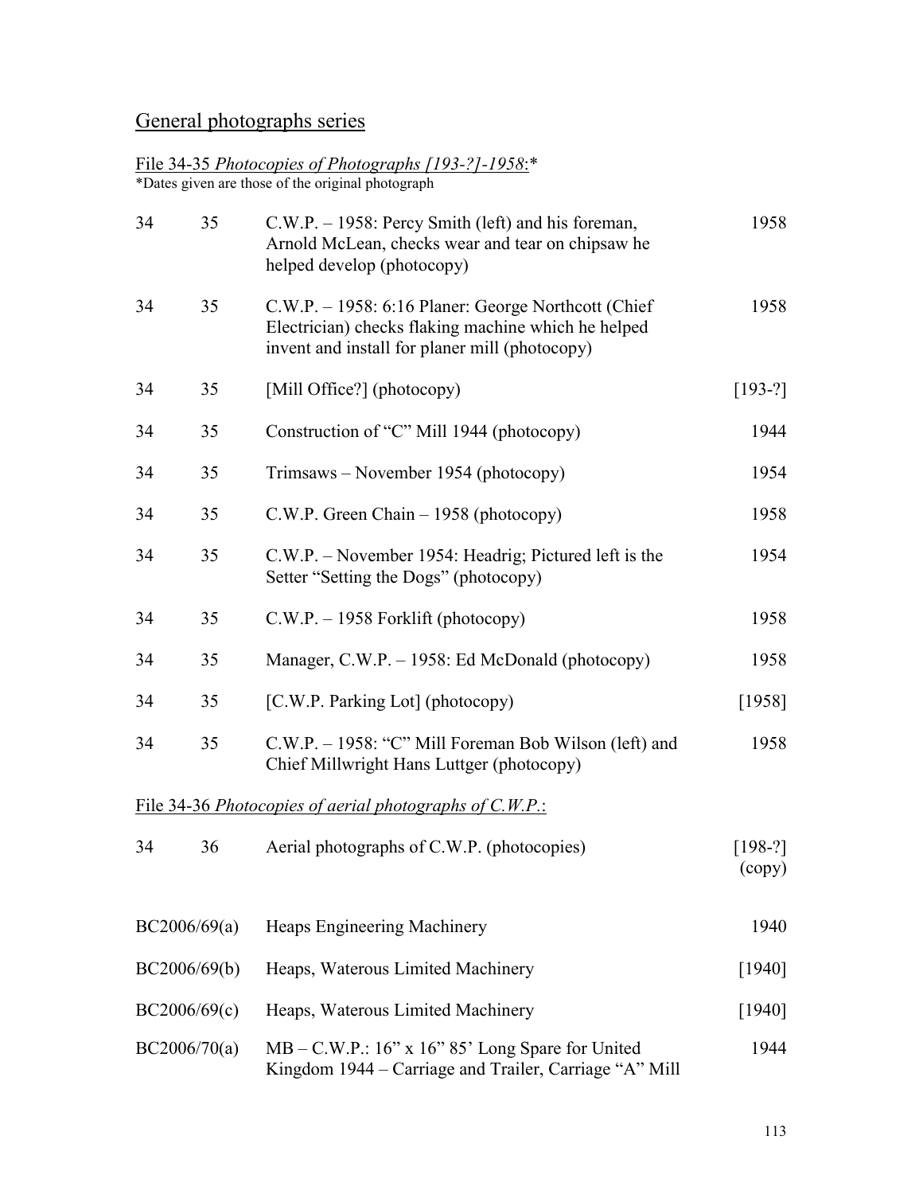## General photographs series

File 34-35 *Photocopies of Photographs [193-?]-1958*:*
*Dates given are those of the original photograph

| | | | |
|---|---|---|---|
| 34 | 35 | C.W.P. – 1958: Percy Smith (left) and his foreman, Arnold McLean, checks wear and tear on chipsaw he helped develop (photocopy) | 1958 |
| 34 | 35 | C.W.P. – 1958: 6:16 Planer: George Northcott (Chief Electrician) checks flaking machine which he helped invent and install for planer mill (photocopy) | 1958 |
| 34 | 35 | [Mill Office?] (photocopy) | [193-?] |
| 34 | 35 | Construction of "C" Mill 1944 (photocopy) | 1944 |
| 34 | 35 | Trimsaws – November 1954 (photocopy) | 1954 |
| 34 | 35 | C.W.P. Green Chain – 1958 (photocopy) | 1958 |
| 34 | 35 | C.W.P. – November 1954: Headrig; Pictured left is the Setter "Setting the Dogs" (photocopy) | 1954 |
| 34 | 35 | C.W.P. – 1958 Forklift (photocopy) | 1958 |
| 34 | 35 | Manager, C.W.P. – 1958: Ed McDonald (photocopy) | 1958 |
| 34 | 35 | [C.W.P. Parking Lot] (photocopy) | [1958] |
| 34 | 35 | C.W.P. – 1958: "C" Mill Foreman Bob Wilson (left) and Chief Millwright Hans Luttger (photocopy) | 1958 |

File 34-36 *Photocopies of aerial photographs of C.W.P.*:

| | | | |
|---|---|---|---|
| 34 | 36 | Aerial photographs of C.W.P. (photocopies) | [198-?] (copy) |

| | | |
|---|---|---|
| BC2006/69(a) | Heaps Engineering Machinery | 1940 |
| BC2006/69(b) | Heaps, Waterous Limited Machinery | [1940] |
| BC2006/69(c) | Heaps, Waterous Limited Machinery | [1940] |
| BC2006/70(a) | MB – C.W.P.: 16" x 16" 85' Long Spare for United Kingdom 1944 – Carriage and Trailer, Carriage "A" Mill | 1944 |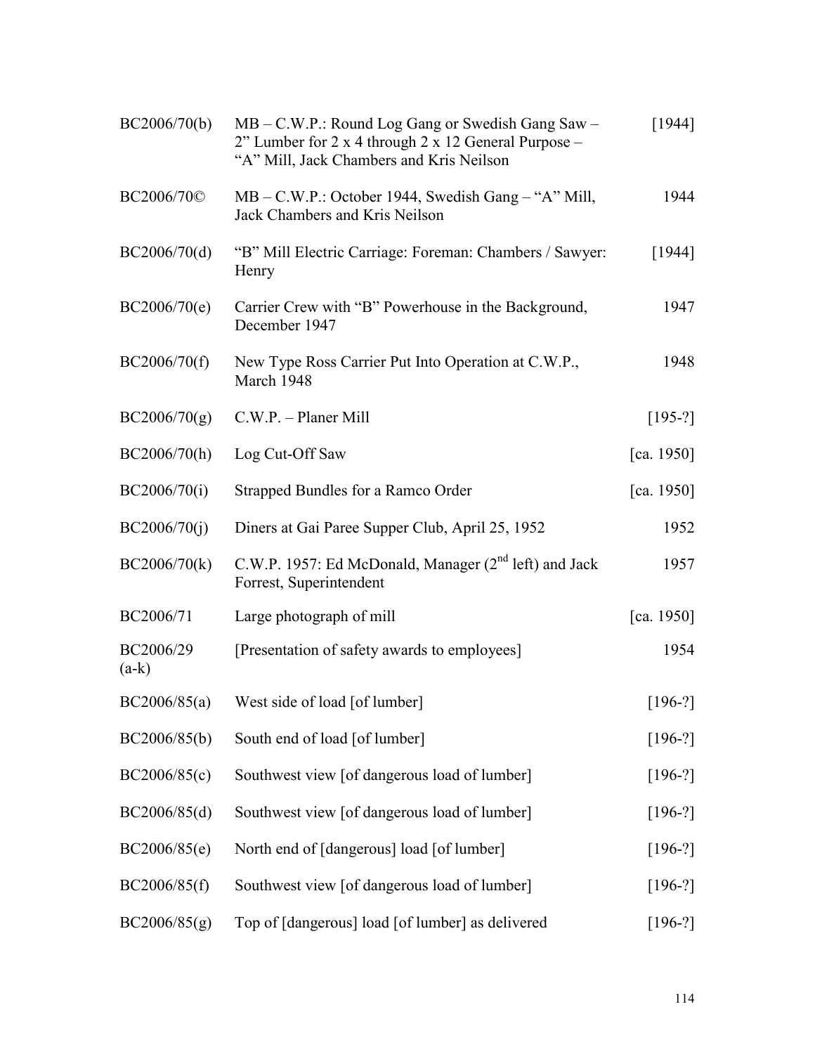| | | |
|---|---|---|
| BC2006/70(b) | MB – C.W.P.: Round Log Gang or Swedish Gang Saw – 2” Lumber for 2 x 4 through 2 x 12 General Purpose – “A” Mill, Jack Chambers and Kris Neilson | [1944] |
| BC2006/70© | MB – C.W.P.: October 1944, Swedish Gang – “A” Mill, Jack Chambers and Kris Neilson | 1944 |
| BC2006/70(d) | “B” Mill Electric Carriage: Foreman: Chambers / Sawyer: Henry | [1944] |
| BC2006/70(e) | Carrier Crew with “B” Powerhouse in the Background, December 1947 | 1947 |
| BC2006/70(f) | New Type Ross Carrier Put Into Operation at C.W.P., March 1948 | 1948 |
| BC2006/70(g) | C.W.P. – Planer Mill | [195-?] |
| BC2006/70(h) | Log Cut-Off Saw | [ca. 1950] |
| BC2006/70(i) | Strapped Bundles for a Ramco Order | [ca. 1950] |
| BC2006/70(j) | Diners at Gai Paree Supper Club, April 25, 1952 | 1952 |
| BC2006/70(k) | C.W.P. 1957: Ed McDonald, Manager (2nd left) and Jack Forrest, Superintendent | 1957 |
| BC2006/71 | Large photograph of mill | [ca. 1950] |
| BC2006/29 (a-k) | [Presentation of safety awards to employees] | 1954 |
| BC2006/85(a) | West side of load [of lumber] | [196-?] |
| BC2006/85(b) | South end of load [of lumber] | [196-?] |
| BC2006/85(c) | Southwest view [of dangerous load of lumber] | [196-?] |
| BC2006/85(d) | Southwest view [of dangerous load of lumber] | [196-?] |
| BC2006/85(e) | North end of [dangerous] load [of lumber] | [196-?] |
| BC2006/85(f) | Southwest view [of dangerous load of lumber] | [196-?] |
| BC2006/85(g) | Top of [dangerous] load [of lumber] as delivered | [196-?] |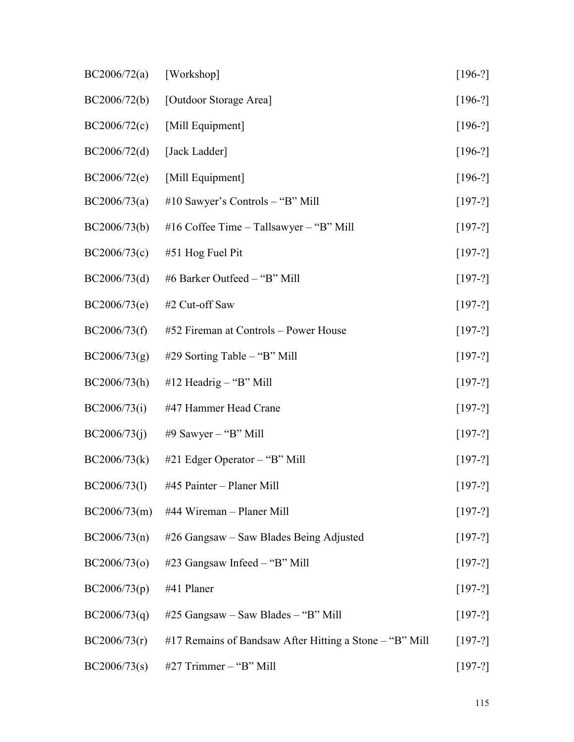| | | |
|---|---|---|
| BC2006/72(a) | [Workshop] | [196-?] |
| BC2006/72(b) | [Outdoor Storage Area] | [196-?] |
| BC2006/72(c) | [Mill Equipment] | [196-?] |
| BC2006/72(d) | [Jack Ladder] | [196-?] |
| BC2006/72(e) | [Mill Equipment] | [196-?] |
| BC2006/73(a) | #10 Sawyer's Controls – "B" Mill | [197-?] |
| BC2006/73(b) | #16 Coffee Time – Tallsawyer – "B" Mill | [197-?] |
| BC2006/73(c) | #51 Hog Fuel Pit | [197-?] |
| BC2006/73(d) | #6 Barker Outfeed – "B" Mill | [197-?] |
| BC2006/73(e) | #2 Cut-off Saw | [197-?] |
| BC2006/73(f) | #52 Fireman at Controls – Power House | [197-?] |
| BC2006/73(g) | #29 Sorting Table – "B" Mill | [197-?] |
| BC2006/73(h) | #12 Headrig – "B" Mill | [197-?] |
| BC2006/73(i) | #47 Hammer Head Crane | [197-?] |
| BC2006/73(j) | #9 Sawyer – "B" Mill | [197-?] |
| BC2006/73(k) | #21 Edger Operator – "B" Mill | [197-?] |
| BC2006/73(l) | #45 Painter – Planer Mill | [197-?] |
| BC2006/73(m) | #44 Wireman – Planer Mill | [197-?] |
| BC2006/73(n) | #26 Gangsaw – Saw Blades Being Adjusted | [197-?] |
| BC2006/73(o) | #23 Gangsaw Infeed – "B" Mill | [197-?] |
| BC2006/73(p) | #41 Planer | [197-?] |
| BC2006/73(q) | #25 Gangsaw – Saw Blades – "B" Mill | [197-?] |
| BC2006/73(r) | #17 Remains of Bandsaw After Hitting a Stone – "B" Mill | [197-?] |
| BC2006/73(s) | #27 Trimmer – "B" Mill | [197-?] |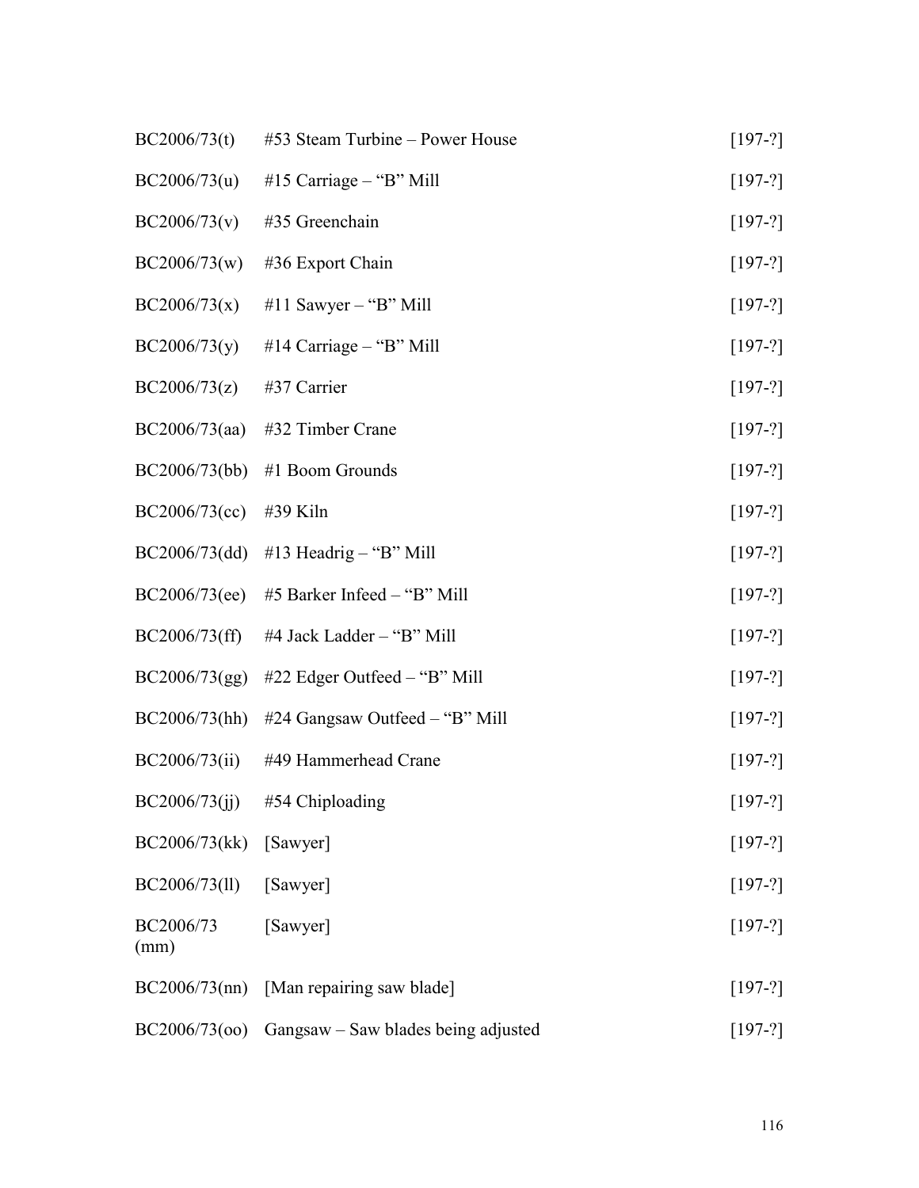| | | |
|---|---|---|
| BC2006/73(t) | #53 Steam Turbine – Power House | [197-?] |
| BC2006/73(u) | #15 Carriage – "B" Mill | [197-?] |
| BC2006/73(v) | #35 Greenchain | [197-?] |
| BC2006/73(w) | #36 Export Chain | [197-?] |
| BC2006/73(x) | #11 Sawyer – "B" Mill | [197-?] |
| BC2006/73(y) | #14 Carriage – "B" Mill | [197-?] |
| BC2006/73(z) | #37 Carrier | [197-?] |
| BC2006/73(aa) | #32 Timber Crane | [197-?] |
| BC2006/73(bb) | #1 Boom Grounds | [197-?] |
| BC2006/73(cc) | #39 Kiln | [197-?] |
| BC2006/73(dd) | #13 Headrig – "B" Mill | [197-?] |
| BC2006/73(ee) | #5 Barker Infeed – "B" Mill | [197-?] |
| BC2006/73(ff) | #4 Jack Ladder – "B" Mill | [197-?] |
| BC2006/73(gg) | #22 Edger Outfeed – "B" Mill | [197-?] |
| BC2006/73(hh) | #24 Gangsaw Outfeed – "B" Mill | [197-?] |
| BC2006/73(ii) | #49 Hammerhead Crane | [197-?] |
| BC2006/73(jj) | #54 Chiploading | [197-?] |
| BC2006/73(kk) | [Sawyer] | [197-?] |
| BC2006/73(ll) | [Sawyer] | [197-?] |
| BC2006/73 (mm) | [Sawyer] | [197-?] |
| BC2006/73(nn) | [Man repairing saw blade] | [197-?] |
| BC2006/73(oo) | Gangsaw – Saw blades being adjusted | [197-?] |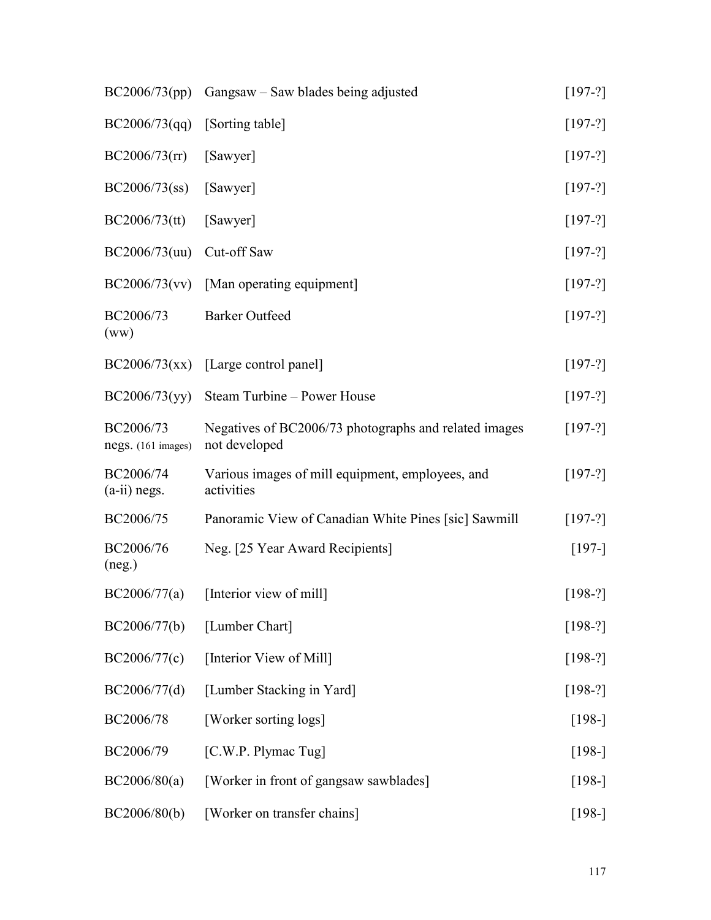| | | |
|---|---|---|
| BC2006/73(pp) | Gangsaw – Saw blades being adjusted | [197-?] |
| BC2006/73(qq) | [Sorting table] | [197-?] |
| BC2006/73(rr) | [Sawyer] | [197-?] |
| BC2006/73(ss) | [Sawyer] | [197-?] |
| BC2006/73(tt) | [Sawyer] | [197-?] |
| BC2006/73(uu) | Cut-off Saw | [197-?] |
| BC2006/73(vv) | [Man operating equipment] | [197-?] |
| BC2006/73 (ww) | Barker Outfeed | [197-?] |
| BC2006/73(xx) | [Large control panel] | [197-?] |
| BC2006/73(yy) | Steam Turbine – Power House | [197-?] |
| BC2006/73 negs. (161 images) | Negatives of BC2006/73 photographs and related images not developed | [197-?] |
| BC2006/74 (a-ii) negs. | Various images of mill equipment, employees, and activities | [197-?] |
| BC2006/75 | Panoramic View of Canadian White Pines [sic] Sawmill | [197-?] |
| BC2006/76 (neg.) | Neg. [25 Year Award Recipients] | [197-] |
| BC2006/77(a) | [Interior view of mill] | [198-?] |
| BC2006/77(b) | [Lumber Chart] | [198-?] |
| BC2006/77(c) | [Interior View of Mill] | [198-?] |
| BC2006/77(d) | [Lumber Stacking in Yard] | [198-?] |
| BC2006/78 | [Worker sorting logs] | [198-] |
| BC2006/79 | [C.W.P. Plymac Tug] | [198-] |
| BC2006/80(a) | [Worker in front of gangsaw sawblades] | [198-] |
| BC2006/80(b) | [Worker on transfer chains] | [198-] |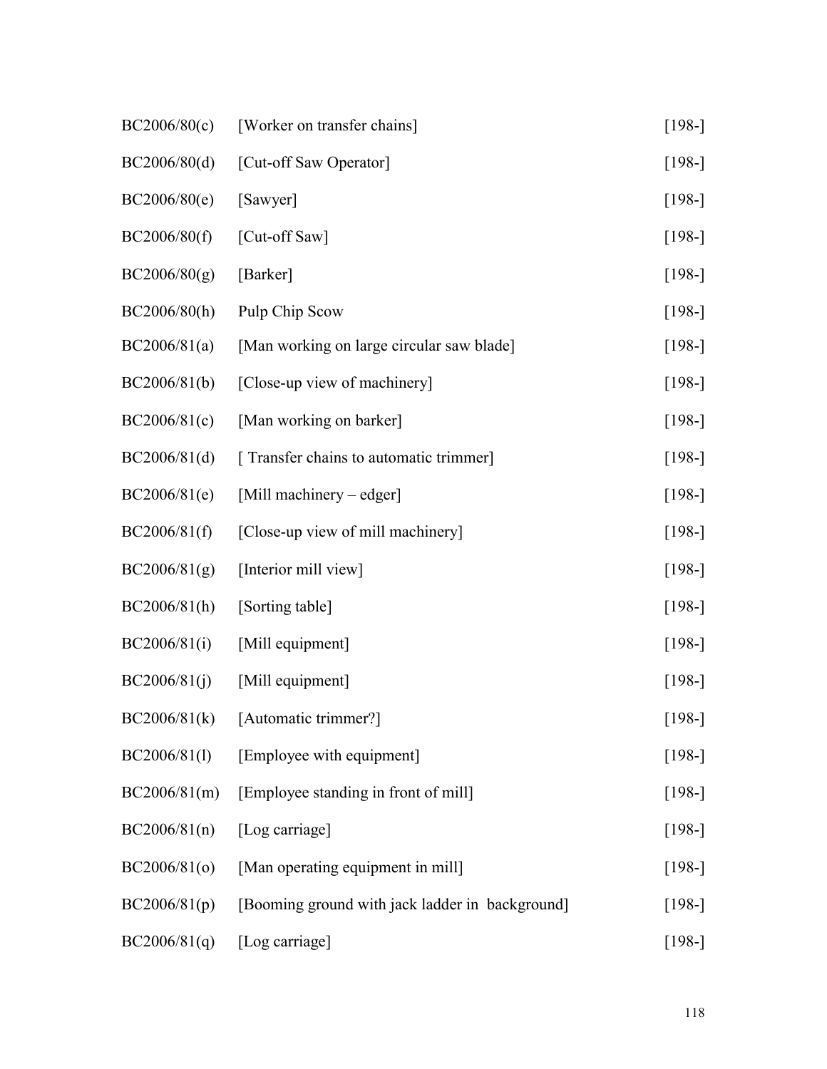| | | |
|---|---|---|
| BC2006/80(c) | [Worker on transfer chains] | [198-] |
| BC2006/80(d) | [Cut-off Saw Operator] | [198-] |
| BC2006/80(e) | [Sawyer] | [198-] |
| BC2006/80(f) | [Cut-off Saw] | [198-] |
| BC2006/80(g) | [Barker] | [198-] |
| BC2006/80(h) | Pulp Chip Scow | [198-] |
| BC2006/81(a) | [Man working on large circular saw blade] | [198-] |
| BC2006/81(b) | [Close-up view of machinery] | [198-] |
| BC2006/81(c) | [Man working on barker] | [198-] |
| BC2006/81(d) | [ Transfer chains to automatic trimmer] | [198-] |
| BC2006/81(e) | [Mill machinery – edger] | [198-] |
| BC2006/81(f) | [Close-up view of mill machinery] | [198-] |
| BC2006/81(g) | [Interior mill view] | [198-] |
| BC2006/81(h) | [Sorting table] | [198-] |
| BC2006/81(i) | [Mill equipment] | [198-] |
| BC2006/81(j) | [Mill equipment] | [198-] |
| BC2006/81(k) | [Automatic trimmer?] | [198-] |
| BC2006/81(l) | [Employee with equipment] | [198-] |
| BC2006/81(m) | [Employee standing in front of mill] | [198-] |
| BC2006/81(n) | [Log carriage] | [198-] |
| BC2006/81(o) | [Man operating equipment in mill] | [198-] |
| BC2006/81(p) | [Booming ground with jack ladder in background] | [198-] |
| BC2006/81(q) | [Log carriage] | [198-] |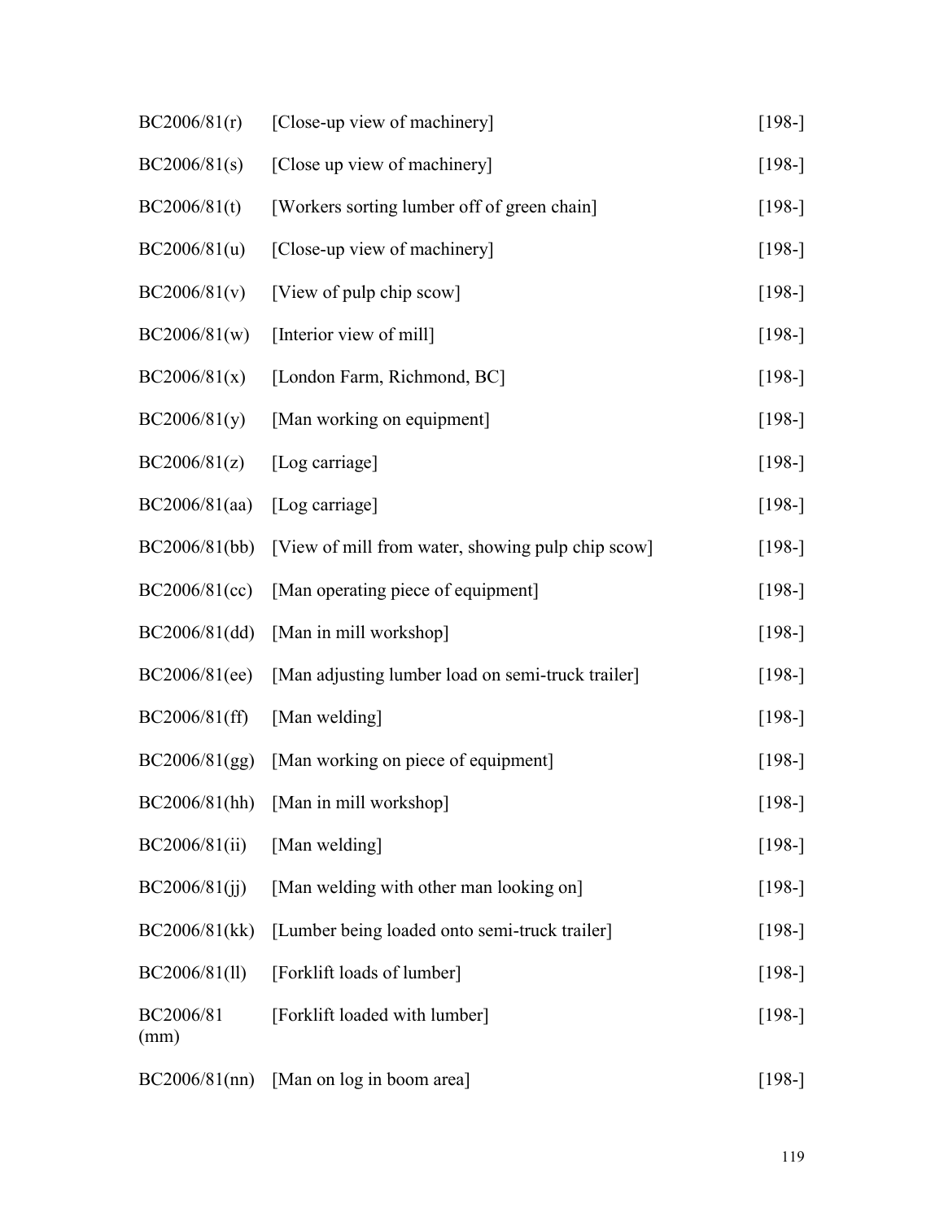| | | |
|---|---|---|
| BC2006/81(r) | [Close-up view of machinery] | [198-] |
| BC2006/81(s) | [Close up view of machinery] | [198-] |
| BC2006/81(t) | [Workers sorting lumber off of green chain] | [198-] |
| BC2006/81(u) | [Close-up view of machinery] | [198-] |
| BC2006/81(v) | [View of pulp chip scow] | [198-] |
| BC2006/81(w) | [Interior view of mill] | [198-] |
| BC2006/81(x) | [London Farm, Richmond, BC] | [198-] |
| BC2006/81(y) | [Man working on equipment] | [198-] |
| BC2006/81(z) | [Log carriage] | [198-] |
| BC2006/81(aa) | [Log carriage] | [198-] |
| BC2006/81(bb) | [View of mill from water, showing pulp chip scow] | [198-] |
| BC2006/81(cc) | [Man operating piece of equipment] | [198-] |
| BC2006/81(dd) | [Man in mill workshop] | [198-] |
| BC2006/81(ee) | [Man adjusting lumber load on semi-truck trailer] | [198-] |
| BC2006/81(ff) | [Man welding] | [198-] |
| BC2006/81(gg) | [Man working on piece of equipment] | [198-] |
| BC2006/81(hh) | [Man in mill workshop] | [198-] |
| BC2006/81(ii) | [Man welding] | [198-] |
| BC2006/81(jj) | [Man welding with other man looking on] | [198-] |
| BC2006/81(kk) | [Lumber being loaded onto semi-truck trailer] | [198-] |
| BC2006/81(ll) | [Forklift loads of lumber] | [198-] |
| BC2006/81 (mm) | [Forklift loaded with lumber] | [198-] |
| BC2006/81(nn) | [Man on log in boom area] | [198-] |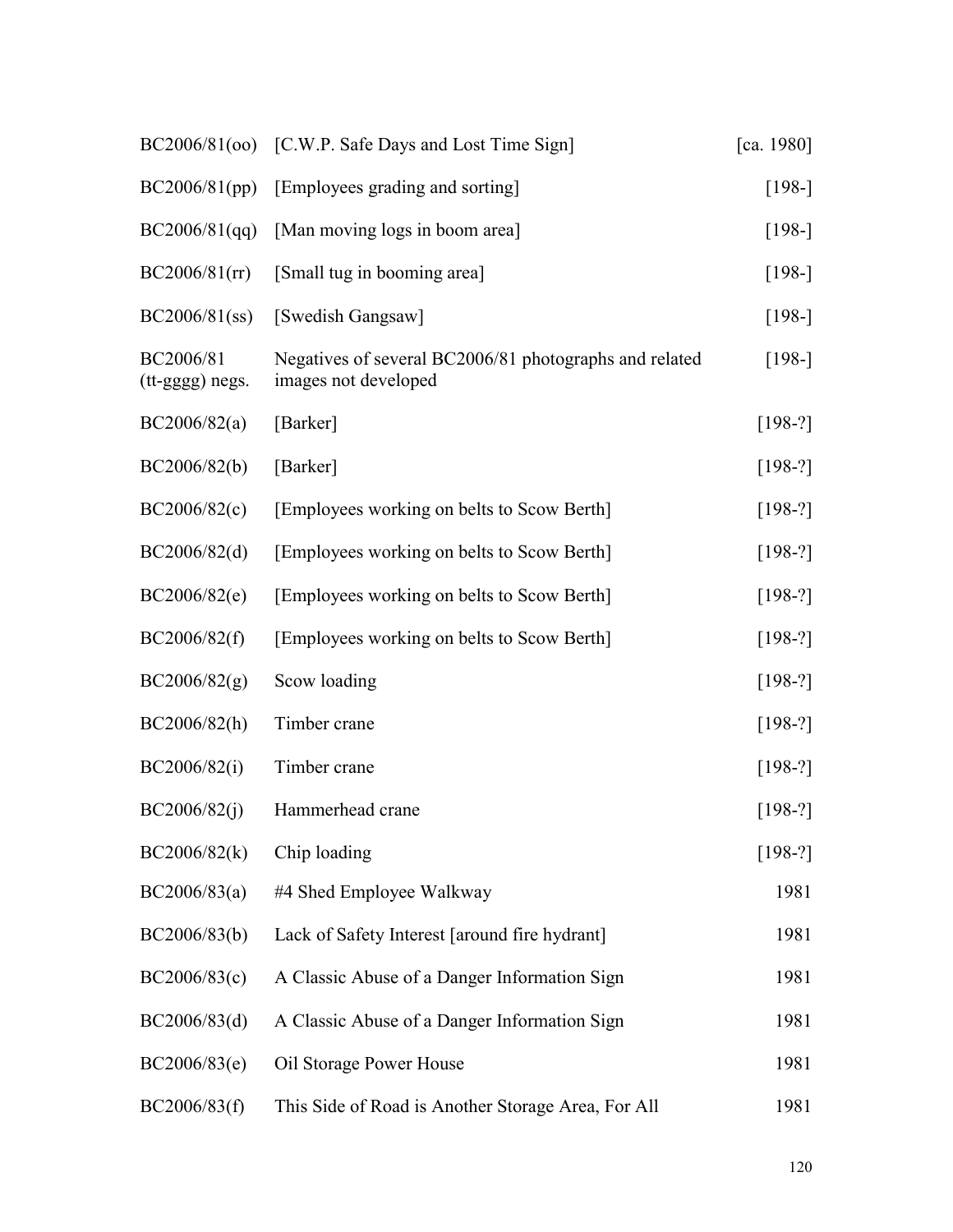| | | |
|---|---|---|
| BC2006/81(oo) | [C.W.P. Safe Days and Lost Time Sign] | [ca. 1980] |
| BC2006/81(pp) | [Employees grading and sorting] | [198-] |
| BC2006/81(qq) | [Man moving logs in boom area] | [198-] |
| BC2006/81(rr) | [Small tug in booming area] | [198-] |
| BC2006/81(ss) | [Swedish Gangsaw] | [198-] |
| BC2006/81 (tt-gggg) negs. | Negatives of several BC2006/81 photographs and related images not developed | [198-] |
| BC2006/82(a) | [Barker] | [198-?] |
| BC2006/82(b) | [Barker] | [198-?] |
| BC2006/82(c) | [Employees working on belts to Scow Berth] | [198-?] |
| BC2006/82(d) | [Employees working on belts to Scow Berth] | [198-?] |
| BC2006/82(e) | [Employees working on belts to Scow Berth] | [198-?] |
| BC2006/82(f) | [Employees working on belts to Scow Berth] | [198-?] |
| BC2006/82(g) | Scow loading | [198-?] |
| BC2006/82(h) | Timber crane | [198-?] |
| BC2006/82(i) | Timber crane | [198-?] |
| BC2006/82(j) | Hammerhead crane | [198-?] |
| BC2006/82(k) | Chip loading | [198-?] |
| BC2006/83(a) | #4 Shed Employee Walkway | 1981 |
| BC2006/83(b) | Lack of Safety Interest [around fire hydrant] | 1981 |
| BC2006/83(c) | A Classic Abuse of a Danger Information Sign | 1981 |
| BC2006/83(d) | A Classic Abuse of a Danger Information Sign | 1981 |
| BC2006/83(e) | Oil Storage Power House | 1981 |
| BC2006/83(f) | This Side of Road is Another Storage Area, For All | 1981 |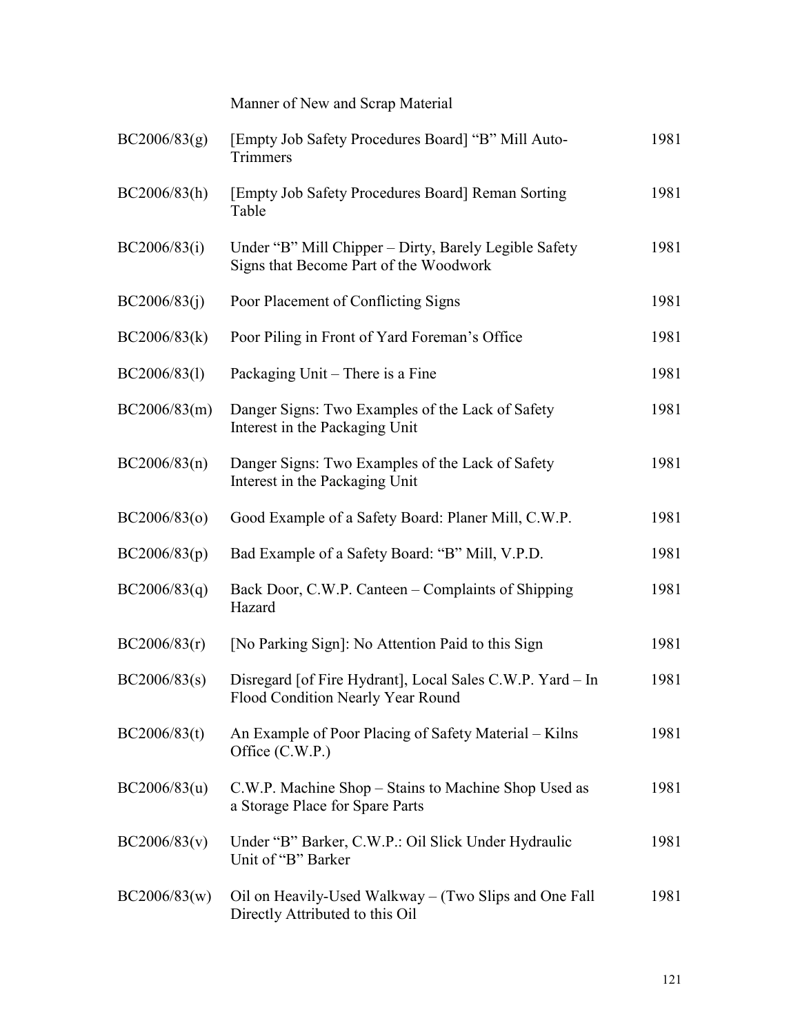| | Manner of New and Scrap Material | |
|---|---|---|
| BC2006/83(g) | [Empty Job Safety Procedures Board] "B" Mill Auto-Trimmers | 1981 |
| BC2006/83(h) | [Empty Job Safety Procedures Board] Reman Sorting Table | 1981 |
| BC2006/83(i) | Under "B" Mill Chipper – Dirty, Barely Legible Safety Signs that Become Part of the Woodwork | 1981 |
| BC2006/83(j) | Poor Placement of Conflicting Signs | 1981 |
| BC2006/83(k) | Poor Piling in Front of Yard Foreman's Office | 1981 |
| BC2006/83(l) | Packaging Unit – There is a Fine | 1981 |
| BC2006/83(m) | Danger Signs: Two Examples of the Lack of Safety Interest in the Packaging Unit | 1981 |
| BC2006/83(n) | Danger Signs: Two Examples of the Lack of Safety Interest in the Packaging Unit | 1981 |
| BC2006/83(o) | Good Example of a Safety Board: Planer Mill, C.W.P. | 1981 |
| BC2006/83(p) | Bad Example of a Safety Board: "B" Mill, V.P.D. | 1981 |
| BC2006/83(q) | Back Door, C.W.P. Canteen – Complaints of Shipping Hazard | 1981 |
| BC2006/83(r) | [No Parking Sign]: No Attention Paid to this Sign | 1981 |
| BC2006/83(s) | Disregard [of Fire Hydrant], Local Sales C.W.P. Yard – In Flood Condition Nearly Year Round | 1981 |
| BC2006/83(t) | An Example of Poor Placing of Safety Material – Kilns Office (C.W.P.) | 1981 |
| BC2006/83(u) | C.W.P. Machine Shop – Stains to Machine Shop Used as a Storage Place for Spare Parts | 1981 |
| BC2006/83(v) | Under "B" Barker, C.W.P.: Oil Slick Under Hydraulic Unit of "B" Barker | 1981 |
| BC2006/83(w) | Oil on Heavily-Used Walkway – (Two Slips and One Fall Directly Attributed to this Oil | 1981 |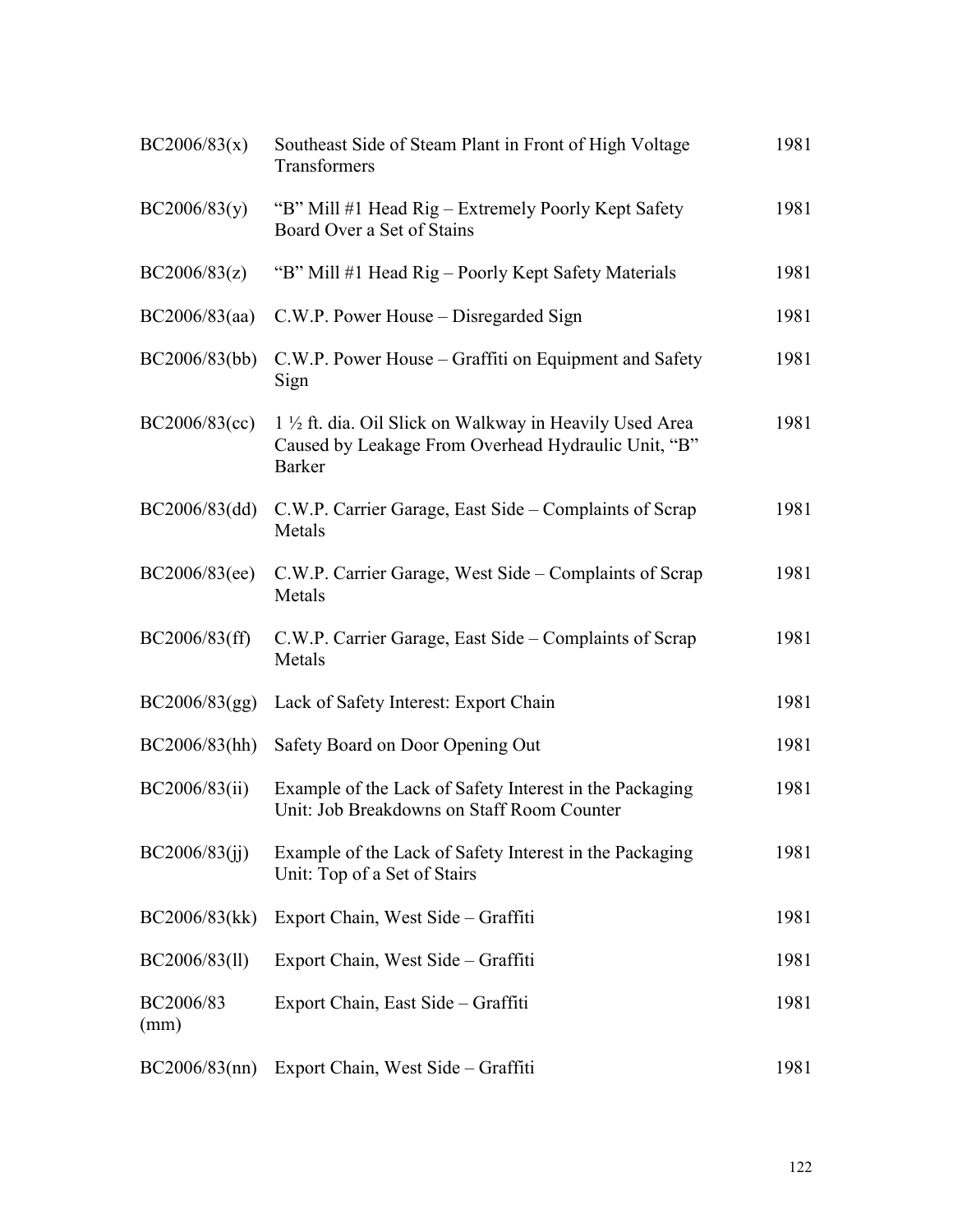| | | |
|---|---|---|
| BC2006/83(x) | Southeast Side of Steam Plant in Front of High Voltage Transformers | 1981 |
| BC2006/83(y) | "B" Mill #1 Head Rig – Extremely Poorly Kept Safety Board Over a Set of Stains | 1981 |
| BC2006/83(z) | "B" Mill #1 Head Rig – Poorly Kept Safety Materials | 1981 |
| BC2006/83(aa) | C.W.P. Power House – Disregarded Sign | 1981 |
| BC2006/83(bb) | C.W.P. Power House – Graffiti on Equipment and Safety Sign | 1981 |
| BC2006/83(cc) | 1 ½ ft. dia. Oil Slick on Walkway in Heavily Used Area Caused by Leakage From Overhead Hydraulic Unit, "B" Barker | 1981 |
| BC2006/83(dd) | C.W.P. Carrier Garage, East Side – Complaints of Scrap Metals | 1981 |
| BC2006/83(ee) | C.W.P. Carrier Garage, West Side – Complaints of Scrap Metals | 1981 |
| BC2006/83(ff) | C.W.P. Carrier Garage, East Side – Complaints of Scrap Metals | 1981 |
| BC2006/83(gg) | Lack of Safety Interest: Export Chain | 1981 |
| BC2006/83(hh) | Safety Board on Door Opening Out | 1981 |
| BC2006/83(ii) | Example of the Lack of Safety Interest in the Packaging Unit: Job Breakdowns on Staff Room Counter | 1981 |
| BC2006/83(jj) | Example of the Lack of Safety Interest in the Packaging Unit: Top of a Set of Stairs | 1981 |
| BC2006/83(kk) | Export Chain, West Side – Graffiti | 1981 |
| BC2006/83(ll) | Export Chain, West Side – Graffiti | 1981 |
| BC2006/83 (mm) | Export Chain, East Side – Graffiti | 1981 |
| BC2006/83(nn) | Export Chain, West Side – Graffiti | 1981 |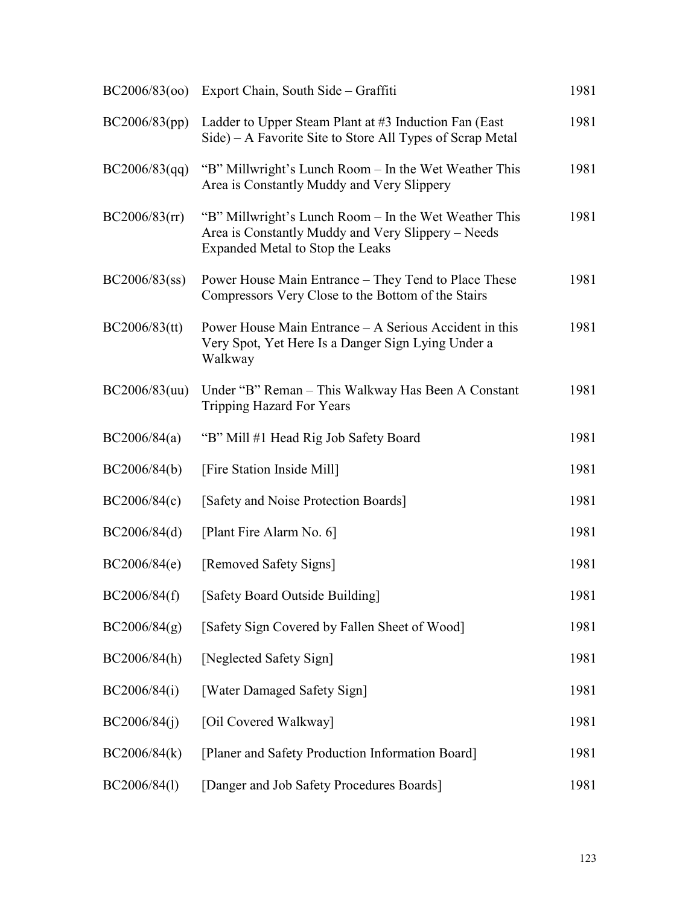| | | |
|---|---|---|
| BC2006/83(oo) | Export Chain, South Side – Graffiti | 1981 |
| BC2006/83(pp) | Ladder to Upper Steam Plant at #3 Induction Fan (East Side) – A Favorite Site to Store All Types of Scrap Metal | 1981 |
| BC2006/83(qq) | "B" Millwright's Lunch Room – In the Wet Weather This Area is Constantly Muddy and Very Slippery | 1981 |
| BC2006/83(rr) | "B" Millwright's Lunch Room – In the Wet Weather This Area is Constantly Muddy and Very Slippery – Needs Expanded Metal to Stop the Leaks | 1981 |
| BC2006/83(ss) | Power House Main Entrance – They Tend to Place These Compressors Very Close to the Bottom of the Stairs | 1981 |
| BC2006/83(tt) | Power House Main Entrance – A Serious Accident in this Very Spot, Yet Here Is a Danger Sign Lying Under a Walkway | 1981 |
| BC2006/83(uu) | Under "B" Reman – This Walkway Has Been A Constant Tripping Hazard For Years | 1981 |
| BC2006/84(a) | "B" Mill #1 Head Rig Job Safety Board | 1981 |
| BC2006/84(b) | [Fire Station Inside Mill] | 1981 |
| BC2006/84(c) | [Safety and Noise Protection Boards] | 1981 |
| BC2006/84(d) | [Plant Fire Alarm No. 6] | 1981 |
| BC2006/84(e) | [Removed Safety Signs] | 1981 |
| BC2006/84(f) | [Safety Board Outside Building] | 1981 |
| BC2006/84(g) | [Safety Sign Covered by Fallen Sheet of Wood] | 1981 |
| BC2006/84(h) | [Neglected Safety Sign] | 1981 |
| BC2006/84(i) | [Water Damaged Safety Sign] | 1981 |
| BC2006/84(j) | [Oil Covered Walkway] | 1981 |
| BC2006/84(k) | [Planer and Safety Production Information Board] | 1981 |
| BC2006/84(l) | [Danger and Job Safety Procedures Boards] | 1981 |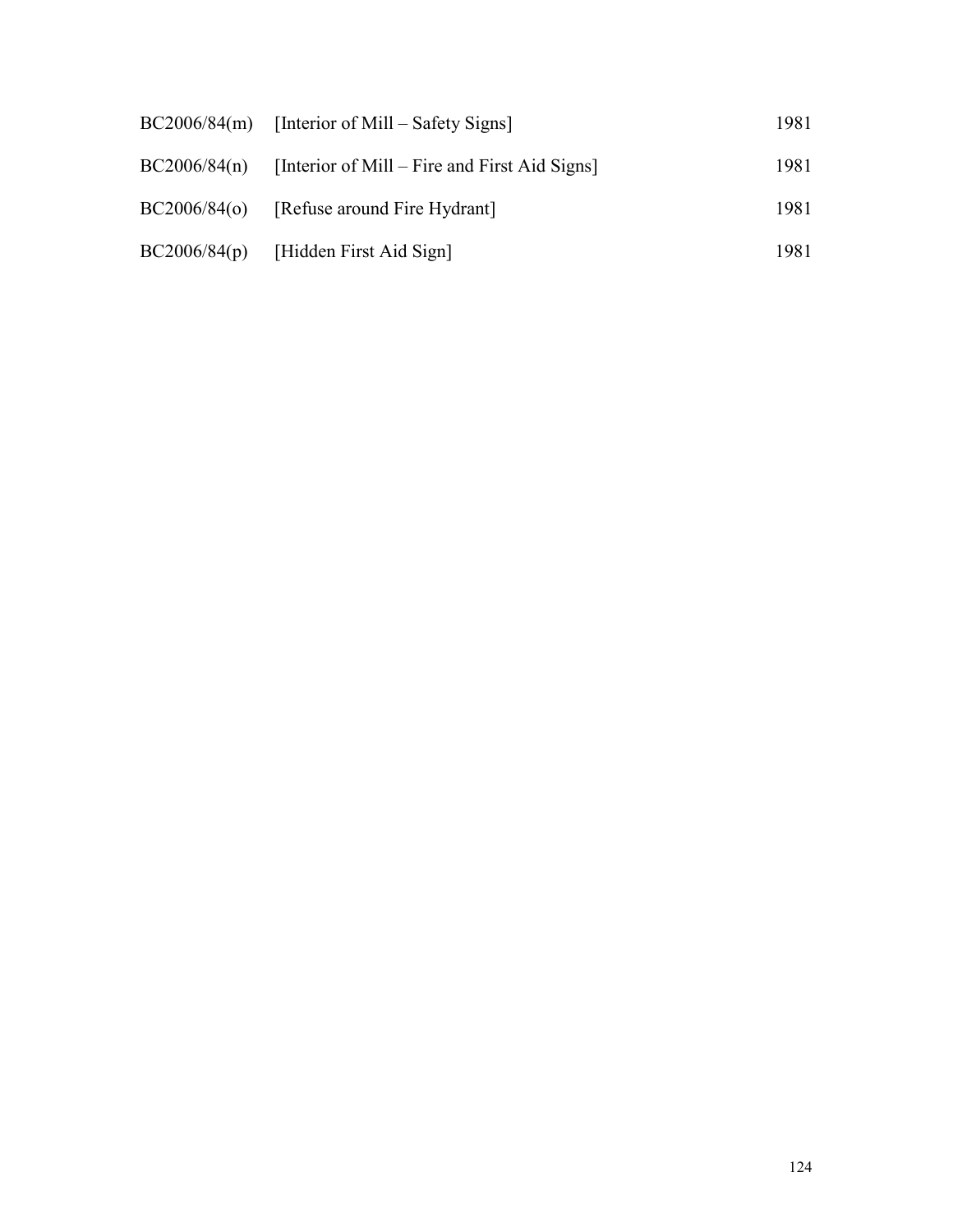| | | |
|---|---|---|
| BC2006/84(m) | [Interior of Mill – Safety Signs] | 1981 |
| BC2006/84(n) | [Interior of Mill – Fire and First Aid Signs] | 1981 |
| BC2006/84(o) | [Refuse around Fire Hydrant] | 1981 |
| BC2006/84(p) | [Hidden First Aid Sign] | 1981 |